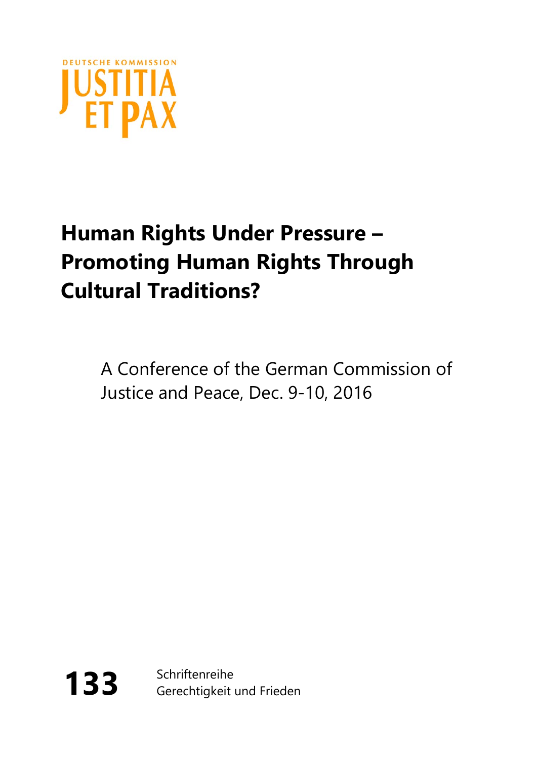DEUTSCHE KOMMISSION

JUSTITIA ET PAX

# Human Rights Under Pressure – Promoting Human Rights Through Cultural Traditions?

A Conference of the German Commission of Justice and Peace, Dec. 9-10, 2016

**133** Schriftenreihe Gerechtigkeit und Frieden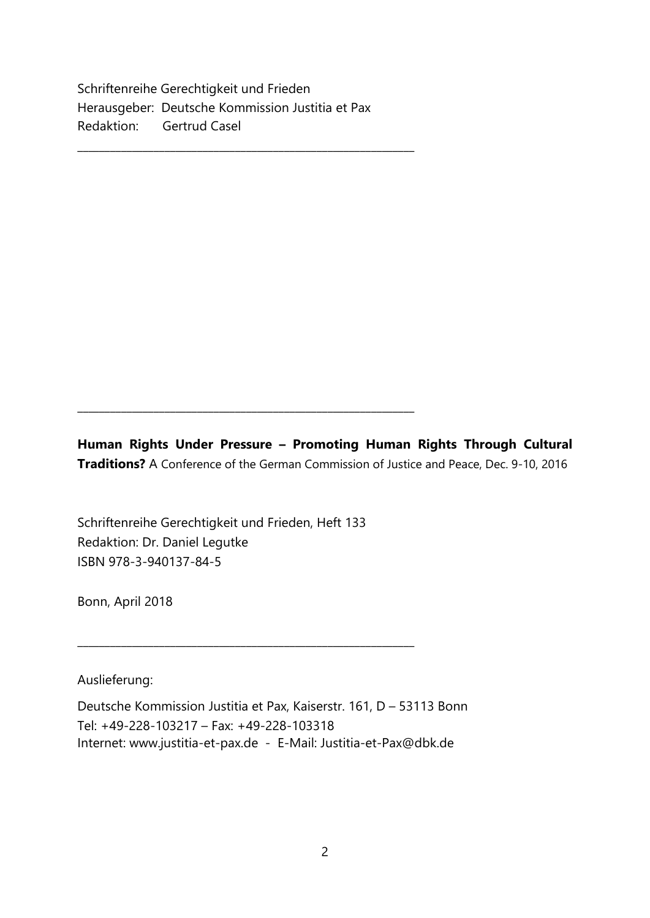Schriftenreihe Gerechtigkeit und Frieden
Herausgeber: Deutsche Kommission Justitia et Pax
Redaktion: Gertrud Casel

---

---

**Human Rights Under Pressure – Promoting Human Rights Through Cultural Traditions?** A Conference of the German Commission of Justice and Peace, Dec. 9-10, 2016

Schriftenreihe Gerechtigkeit und Frieden, Heft 133
Redaktion: Dr. Daniel Legutke
ISBN 978-3-940137-84-5

Bonn, April 2018

---

Auslieferung:

Deutsche Kommission Justitia et Pax, Kaiserstr. 161, D – 53113 Bonn
Tel: +49-228-103217 – Fax: +49-228-103318
Internet: www.justitia-et-pax.de - E-Mail: Justitia-et-Pax@dbk.de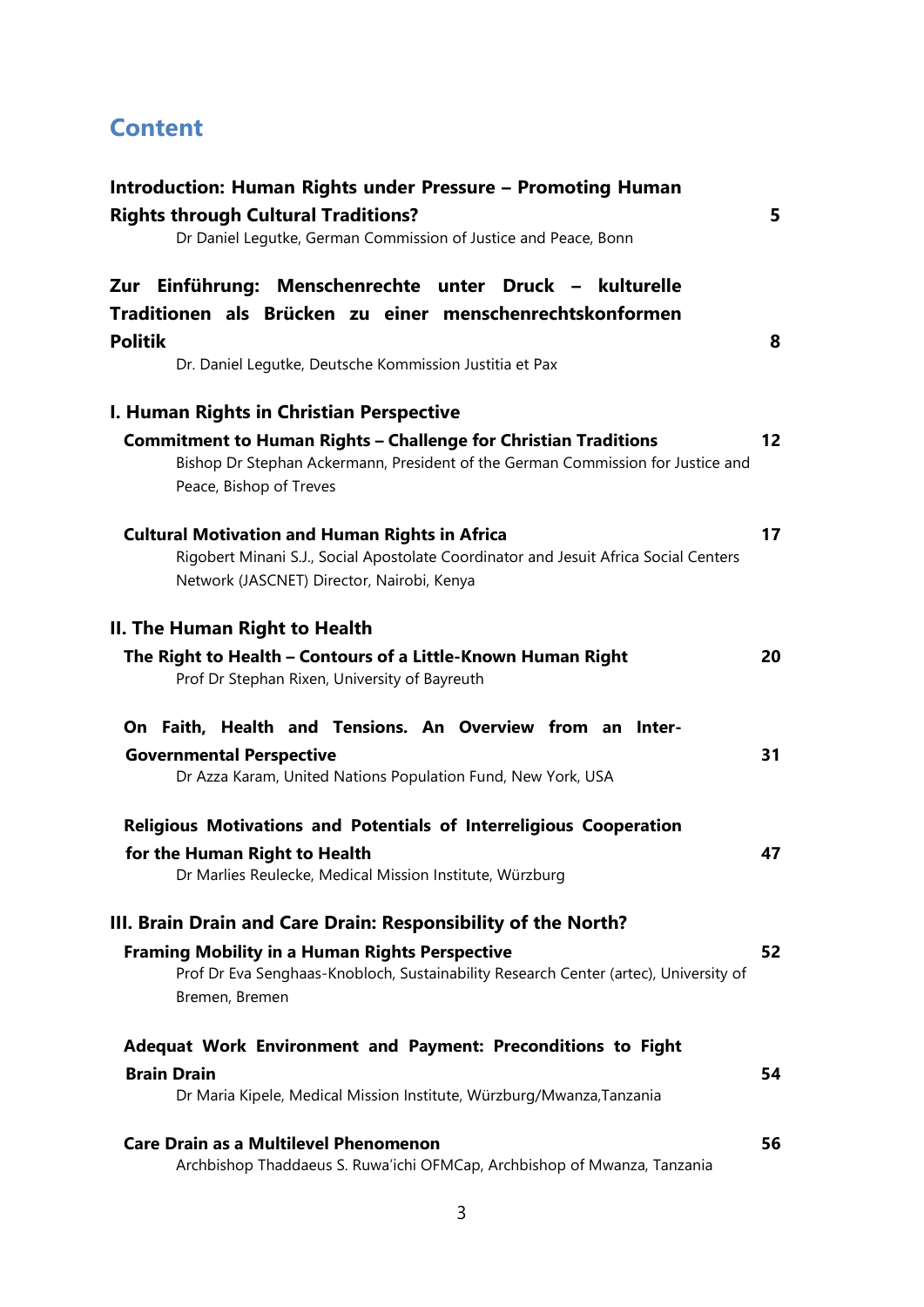# Content

| | |
|---|---|
| **Introduction: Human Rights under Pressure – Promoting Human Rights through Cultural Traditions?**<br>Dr Daniel Legutke, German Commission of Justice and Peace, Bonn | **5** |
| **Zur Einführung: Menschenrechte unter Druck – kulturelle Traditionen als Brücken zu einer menschenrechtskonformen Politik**<br>Dr. Daniel Legutke, Deutsche Kommission Justitia et Pax | **8** |
| **I. Human Rights in Christian Perspective** | |
| **Commitment to Human Rights – Challenge for Christian Traditions**<br>Bishop Dr Stephan Ackermann, President of the German Commission for Justice and Peace, Bishop of Treves | **12** |
| **Cultural Motivation and Human Rights in Africa**<br>Rigobert Minani S.J., Social Apostolate Coordinator and Jesuit Africa Social Centers Network (JASCNET) Director, Nairobi, Kenya | **17** |
| **II. The Human Right to Health** | |
| **The Right to Health – Contours of a Little-Known Human Right**<br>Prof Dr Stephan Rixen, University of Bayreuth | **20** |
| **On Faith, Health and Tensions. An Overview from an Inter-Governmental Perspective**<br>Dr Azza Karam, United Nations Population Fund, New York, USA | **31** |
| **Religious Motivations and Potentials of Interreligious Cooperation for the Human Right to Health**<br>Dr Marlies Reulecke, Medical Mission Institute, Würzburg | **47** |
| **III. Brain Drain and Care Drain: Responsibility of the North?** | |
| **Framing Mobility in a Human Rights Perspective**<br>Prof Dr Eva Senghaas-Knobloch, Sustainability Research Center (artec), University of Bremen, Bremen | **52** |
| **Adequat Work Environment and Payment: Preconditions to Fight Brain Drain**<br>Dr Maria Kipele, Medical Mission Institute, Würzburg/Mwanza,Tanzania | **54** |
| **Care Drain as a Multilevel Phenomenon**<br>Archbishop Thaddaeus S. Ruwa'ichi OFMCap, Archbishop of Mwanza, Tanzania | **56** |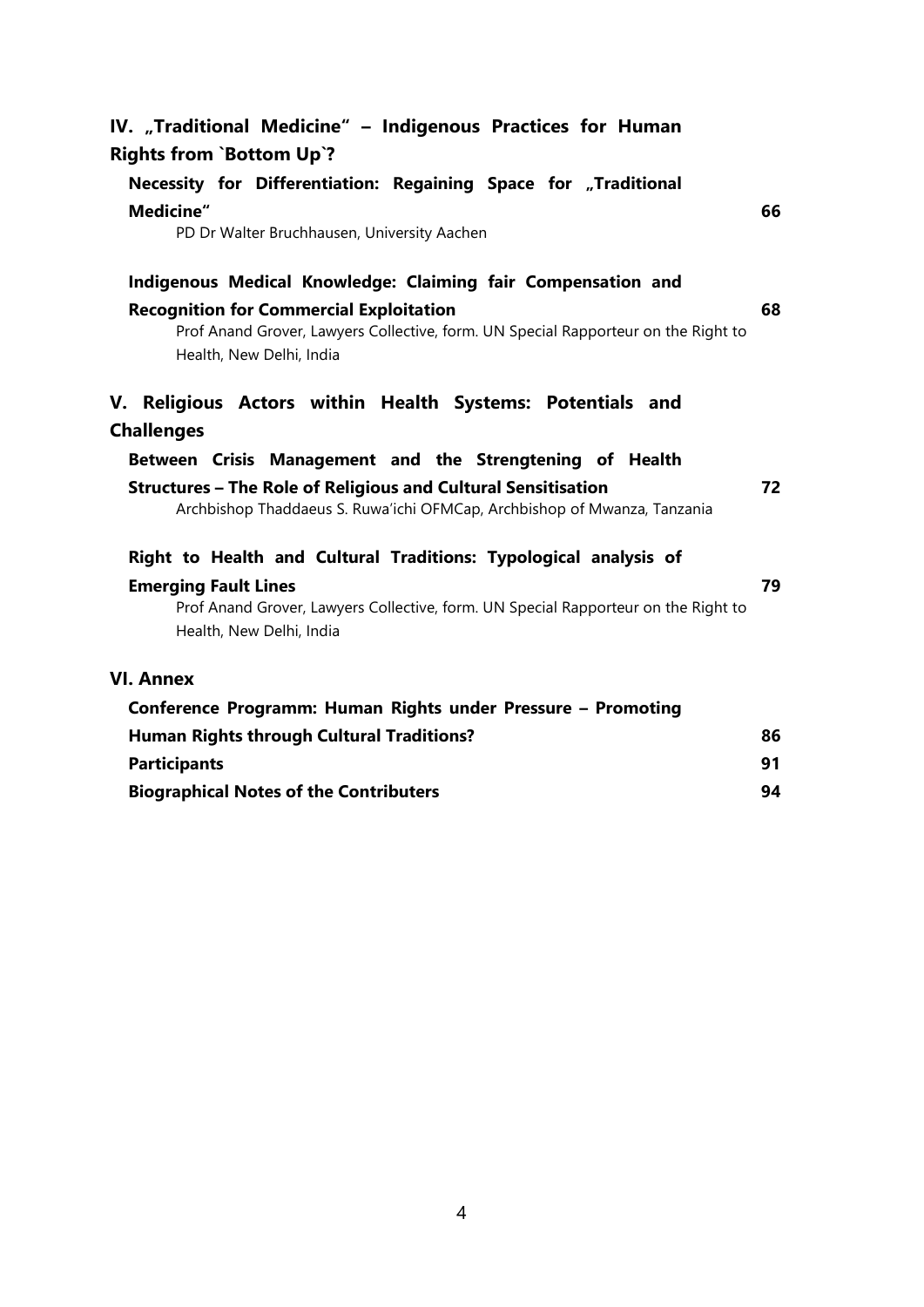## IV. „Traditional Medicine" – Indigenous Practices for Human Rights from `Bottom Up`?

**Necessity for Differentiation: Regaining Space for „Traditional Medicine"** **66**
PD Dr Walter Bruchhausen, University Aachen

**Indigenous Medical Knowledge: Claiming fair Compensation and Recognition for Commercial Exploitation** **68**
Prof Anand Grover, Lawyers Collective, form. UN Special Rapporteur on the Right to Health, New Delhi, India

## V. Religious Actors within Health Systems: Potentials and Challenges

**Between Crisis Management and the Strengtening of Health Structures – The Role of Religious and Cultural Sensitisation** **72**
Archbishop Thaddaeus S. Ruwa'ichi OFMCap, Archbishop of Mwanza, Tanzania

**Right to Health and Cultural Traditions: Typological analysis of Emerging Fault Lines** **79**
Prof Anand Grover, Lawyers Collective, form. UN Special Rapporteur on the Right to Health, New Delhi, India

## VI. Annex

**Conference Programm: Human Rights under Pressure – Promoting Human Rights through Cultural Traditions?** **86**

**Participants** **91**

**Biographical Notes of the Contributers** **94**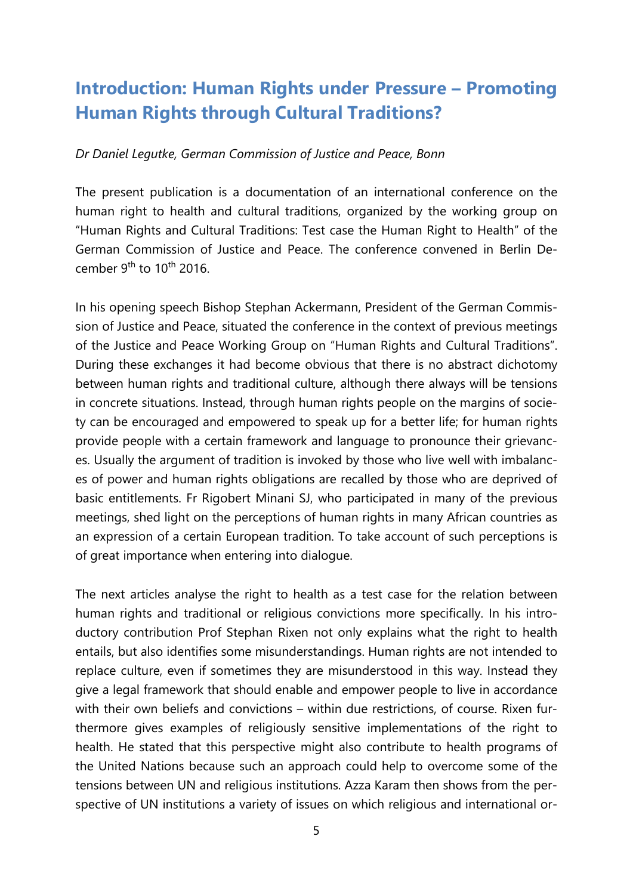# Introduction: Human Rights under Pressure – Promoting Human Rights through Cultural Traditions?

*Dr Daniel Legutke, German Commission of Justice and Peace, Bonn*

The present publication is a documentation of an international conference on the human right to health and cultural traditions, organized by the working group on "Human Rights and Cultural Traditions: Test case the Human Right to Health" of the German Commission of Justice and Peace. The conference convened in Berlin December 9th to 10th 2016.

In his opening speech Bishop Stephan Ackermann, President of the German Commission of Justice and Peace, situated the conference in the context of previous meetings of the Justice and Peace Working Group on "Human Rights and Cultural Traditions". During these exchanges it had become obvious that there is no abstract dichotomy between human rights and traditional culture, although there always will be tensions in concrete situations. Instead, through human rights people on the margins of society can be encouraged and empowered to speak up for a better life; for human rights provide people with a certain framework and language to pronounce their grievances. Usually the argument of tradition is invoked by those who live well with imbalances of power and human rights obligations are recalled by those who are deprived of basic entitlements. Fr Rigobert Minani SJ, who participated in many of the previous meetings, shed light on the perceptions of human rights in many African countries as an expression of a certain European tradition. To take account of such perceptions is of great importance when entering into dialogue.

The next articles analyse the right to health as a test case for the relation between human rights and traditional or religious convictions more specifically. In his introductory contribution Prof Stephan Rixen not only explains what the right to health entails, but also identifies some misunderstandings. Human rights are not intended to replace culture, even if sometimes they are misunderstood in this way. Instead they give a legal framework that should enable and empower people to live in accordance with their own beliefs and convictions – within due restrictions, of course. Rixen furthermore gives examples of religiously sensitive implementations of the right to health. He stated that this perspective might also contribute to health programs of the United Nations because such an approach could help to overcome some of the tensions between UN and religious institutions. Azza Karam then shows from the perspective of UN institutions a variety of issues on which religious and international or-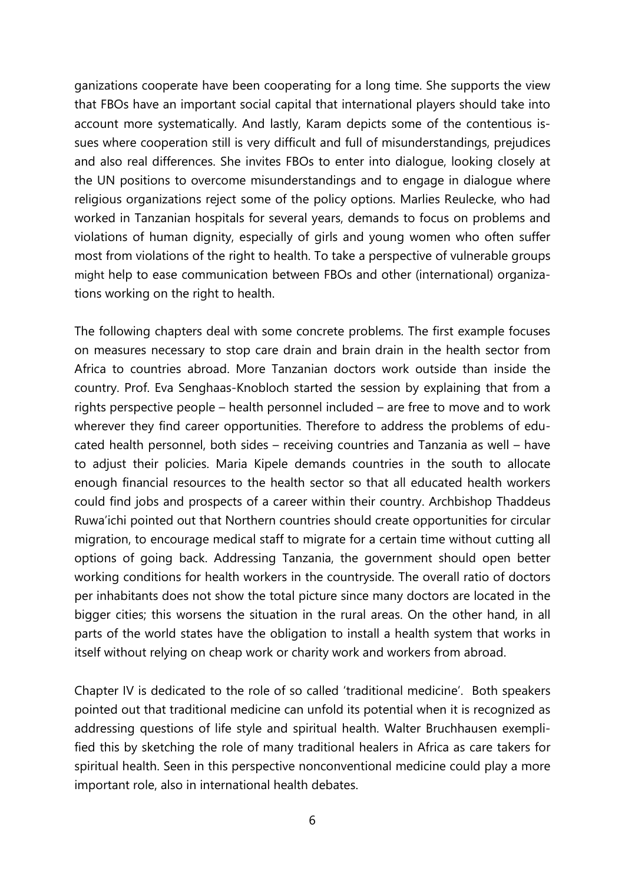ganizations cooperate have been cooperating for a long time. She supports the view that FBOs have an important social capital that international players should take into account more systematically. And lastly, Karam depicts some of the contentious issues where cooperation still is very difficult and full of misunderstandings, prejudices and also real differences. She invites FBOs to enter into dialogue, looking closely at the UN positions to overcome misunderstandings and to engage in dialogue where religious organizations reject some of the policy options. Marlies Reulecke, who had worked in Tanzanian hospitals for several years, demands to focus on problems and violations of human dignity, especially of girls and young women who often suffer most from violations of the right to health. To take a perspective of vulnerable groups might help to ease communication between FBOs and other (international) organizations working on the right to health.

The following chapters deal with some concrete problems. The first example focuses on measures necessary to stop care drain and brain drain in the health sector from Africa to countries abroad. More Tanzanian doctors work outside than inside the country. Prof. Eva Senghaas-Knobloch started the session by explaining that from a rights perspective people – health personnel included – are free to move and to work wherever they find career opportunities. Therefore to address the problems of educated health personnel, both sides – receiving countries and Tanzania as well – have to adjust their policies. Maria Kipele demands countries in the south to allocate enough financial resources to the health sector so that all educated health workers could find jobs and prospects of a career within their country. Archbishop Thaddeus Ruwa'ichi pointed out that Northern countries should create opportunities for circular migration, to encourage medical staff to migrate for a certain time without cutting all options of going back. Addressing Tanzania, the government should open better working conditions for health workers in the countryside. The overall ratio of doctors per inhabitants does not show the total picture since many doctors are located in the bigger cities; this worsens the situation in the rural areas. On the other hand, in all parts of the world states have the obligation to install a health system that works in itself without relying on cheap work or charity work and workers from abroad.

Chapter IV is dedicated to the role of so called 'traditional medicine'. Both speakers pointed out that traditional medicine can unfold its potential when it is recognized as addressing questions of life style and spiritual health. Walter Bruchhausen exemplified this by sketching the role of many traditional healers in Africa as care takers for spiritual health. Seen in this perspective nonconventional medicine could play a more important role, also in international health debates.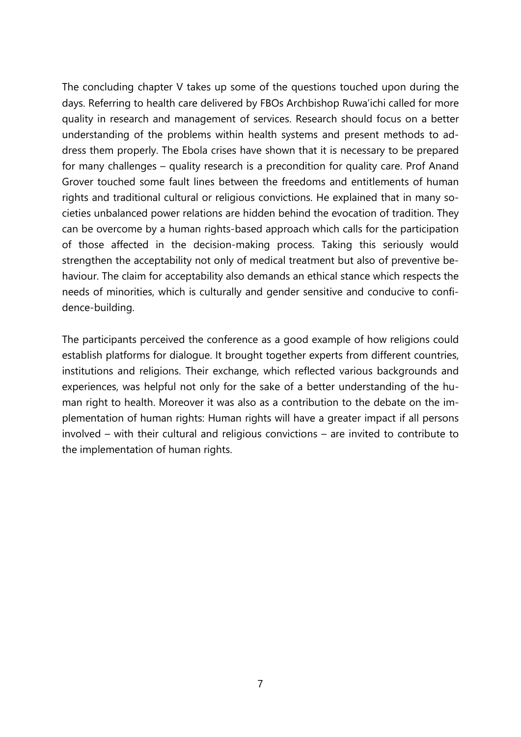The concluding chapter V takes up some of the questions touched upon during the days. Referring to health care delivered by FBOs Archbishop Ruwa'ichi called for more quality in research and management of services. Research should focus on a better understanding of the problems within health systems and present methods to address them properly. The Ebola crises have shown that it is necessary to be prepared for many challenges – quality research is a precondition for quality care. Prof Anand Grover touched some fault lines between the freedoms and entitlements of human rights and traditional cultural or religious convictions. He explained that in many societies unbalanced power relations are hidden behind the evocation of tradition. They can be overcome by a human rights-based approach which calls for the participation of those affected in the decision-making process. Taking this seriously would strengthen the acceptability not only of medical treatment but also of preventive behaviour. The claim for acceptability also demands an ethical stance which respects the needs of minorities, which is culturally and gender sensitive and conducive to confidence-building.

The participants perceived the conference as a good example of how religions could establish platforms for dialogue. It brought together experts from different countries, institutions and religions. Their exchange, which reflected various backgrounds and experiences, was helpful not only for the sake of a better understanding of the human right to health. Moreover it was also as a contribution to the debate on the implementation of human rights: Human rights will have a greater impact if all persons involved – with their cultural and religious convictions – are invited to contribute to the implementation of human rights.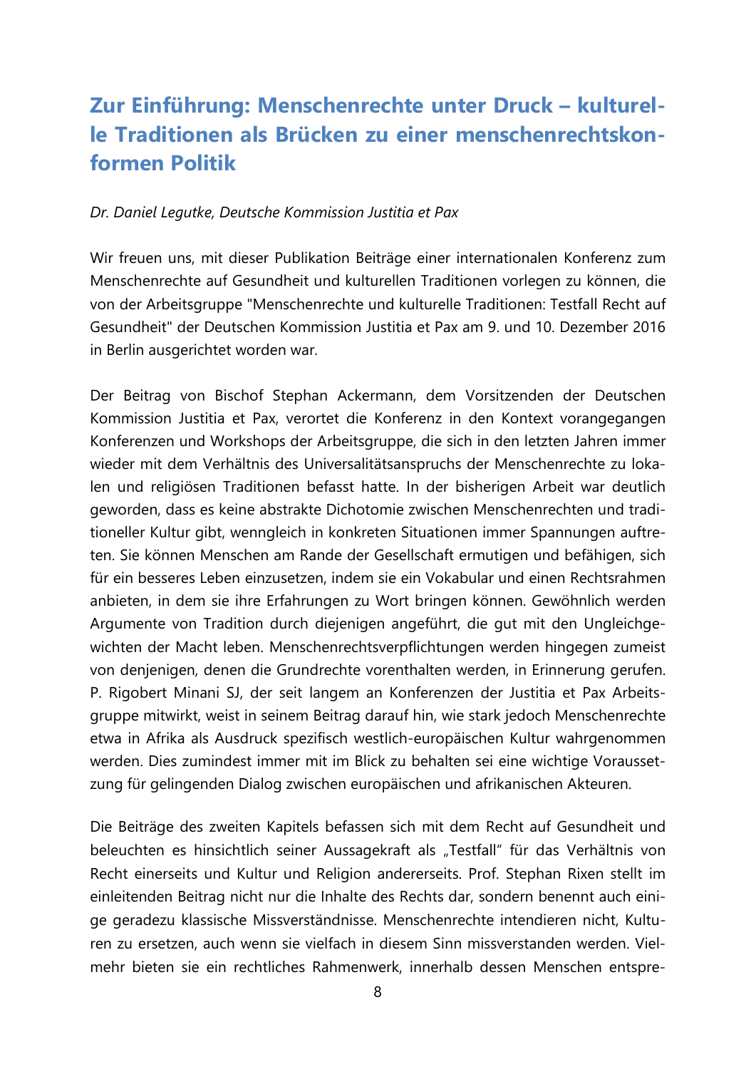# Zur Einführung: Menschenrechte unter Druck – kulturelle Traditionen als Brücken zu einer menschenrechtskonformen Politik

*Dr. Daniel Legutke, Deutsche Kommission Justitia et Pax*

Wir freuen uns, mit dieser Publikation Beiträge einer internationalen Konferenz zum Menschenrechte auf Gesundheit und kulturellen Traditionen vorlegen zu können, die von der Arbeitsgruppe "Menschenrechte und kulturelle Traditionen: Testfall Recht auf Gesundheit" der Deutschen Kommission Justitia et Pax am 9. und 10. Dezember 2016 in Berlin ausgerichtet worden war.

Der Beitrag von Bischof Stephan Ackermann, dem Vorsitzenden der Deutschen Kommission Justitia et Pax, verortet die Konferenz in den Kontext vorangegangen Konferenzen und Workshops der Arbeitsgruppe, die sich in den letzten Jahren immer wieder mit dem Verhältnis des Universalitätsanspruchs der Menschenrechte zu lokalen und religiösen Traditionen befasst hatte. In der bisherigen Arbeit war deutlich geworden, dass es keine abstrakte Dichotomie zwischen Menschenrechten und traditioneller Kultur gibt, wenngleich in konkreten Situationen immer Spannungen auftreten. Sie können Menschen am Rande der Gesellschaft ermutigen und befähigen, sich für ein besseres Leben einzusetzen, indem sie ein Vokabular und einen Rechtsrahmen anbieten, in dem sie ihre Erfahrungen zu Wort bringen können. Gewöhnlich werden Argumente von Tradition durch diejenigen angeführt, die gut mit den Ungleichgewichten der Macht leben. Menschenrechtsverpflichtungen werden hingegen zumeist von denjenigen, denen die Grundrechte vorenthalten werden, in Erinnerung gerufen. P. Rigobert Minani SJ, der seit langem an Konferenzen der Justitia et Pax Arbeitsgruppe mitwirkt, weist in seinem Beitrag darauf hin, wie stark jedoch Menschenrechte etwa in Afrika als Ausdruck spezifisch westlich-europäischen Kultur wahrgenommen werden. Dies zumindest immer mit im Blick zu behalten sei eine wichtige Voraussetzung für gelingenden Dialog zwischen europäischen und afrikanischen Akteuren.

Die Beiträge des zweiten Kapitels befassen sich mit dem Recht auf Gesundheit und beleuchten es hinsichtlich seiner Aussagekraft als „Testfall" für das Verhältnis von Recht einerseits und Kultur und Religion andererseits. Prof. Stephan Rixen stellt im einleitenden Beitrag nicht nur die Inhalte des Rechts dar, sondern benennt auch einige geradezu klassische Missverständnisse. Menschenrechte intendieren nicht, Kulturen zu ersetzen, auch wenn sie vielfach in diesem Sinn missverstanden werden. Vielmehr bieten sie ein rechtliches Rahmenwerk, innerhalb dessen Menschen entspre-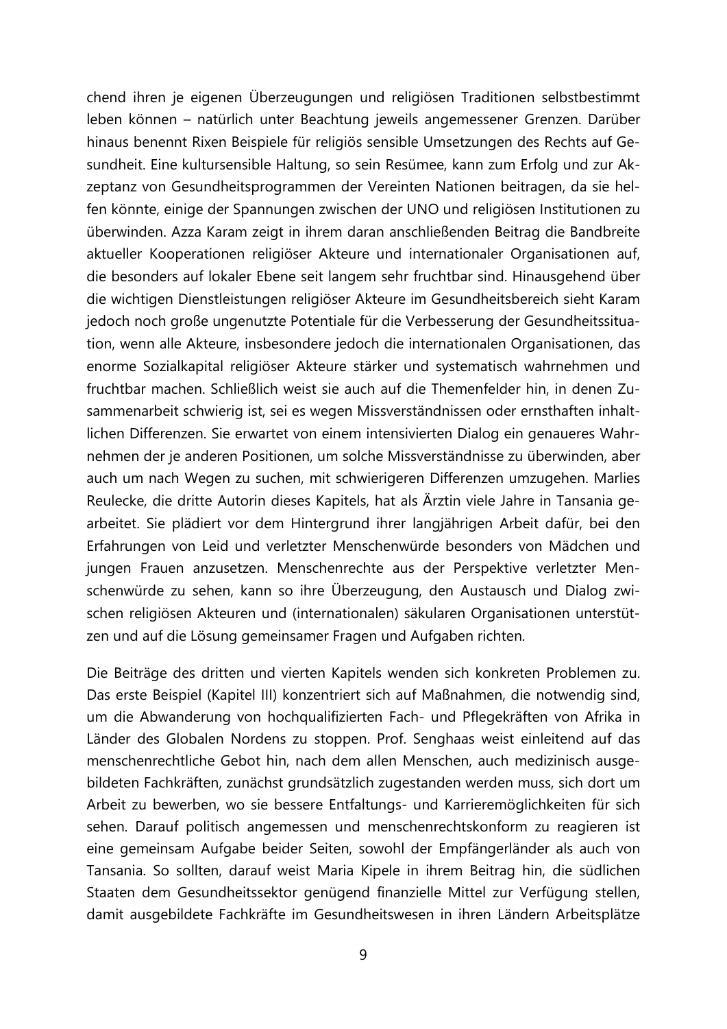chend ihren je eigenen Überzeugungen und religiösen Traditionen selbstbestimmt leben können – natürlich unter Beachtung jeweils angemessener Grenzen. Darüber hinaus benennt Rixen Beispiele für religiös sensible Umsetzungen des Rechts auf Gesundheit. Eine kultursensible Haltung, so sein Resümee, kann zum Erfolg und zur Akzeptanz von Gesundheitsprogrammen der Vereinten Nationen beitragen, da sie helfen könnte, einige der Spannungen zwischen der UNO und religiösen Institutionen zu überwinden. Azza Karam zeigt in ihrem daran anschließenden Beitrag die Bandbreite aktueller Kooperationen religiöser Akteure und internationaler Organisationen auf, die besonders auf lokaler Ebene seit langem sehr fruchtbar sind. Hinausgehend über die wichtigen Dienstleistungen religiöser Akteure im Gesundheitsbereich sieht Karam jedoch noch große ungenutzte Potentiale für die Verbesserung der Gesundheitssituation, wenn alle Akteure, insbesondere jedoch die internationalen Organisationen, das enorme Sozialkapital religiöser Akteure stärker und systematisch wahrnehmen und fruchtbar machen. Schließlich weist sie auch auf die Themenfelder hin, in denen Zusammenarbeit schwierig ist, sei es wegen Missverständnissen oder ernsthaften inhaltlichen Differenzen. Sie erwartet von einem intensivierten Dialog ein genaueres Wahrnehmen der je anderen Positionen, um solche Missverständnisse zu überwinden, aber auch um nach Wegen zu suchen, mit schwierigeren Differenzen umzugehen. Marlies Reulecke, die dritte Autorin dieses Kapitels, hat als Ärztin viele Jahre in Tansania gearbeitet. Sie plädiert vor dem Hintergrund ihrer langjährigen Arbeit dafür, bei den Erfahrungen von Leid und verletzter Menschenwürde besonders von Mädchen und jungen Frauen anzusetzen. Menschenrechte aus der Perspektive verletzter Menschenwürde zu sehen, kann so ihre Überzeugung, den Austausch und Dialog zwischen religiösen Akteuren und (internationalen) säkularen Organisationen unterstützen und auf die Lösung gemeinsamer Fragen und Aufgaben richten.

Die Beiträge des dritten und vierten Kapitels wenden sich konkreten Problemen zu. Das erste Beispiel (Kapitel III) konzentriert sich auf Maßnahmen, die notwendig sind, um die Abwanderung von hochqualifizierten Fach- und Pflegekräften von Afrika in Länder des Globalen Nordens zu stoppen. Prof. Senghaas weist einleitend auf das menschenrechtliche Gebot hin, nach dem allen Menschen, auch medizinisch ausgebildeten Fachkräften, zunächst grundsätzlich zugestanden werden muss, sich dort um Arbeit zu bewerben, wo sie bessere Entfaltungs- und Karrieremöglichkeiten für sich sehen. Darauf politisch angemessen und menschenrechtskonform zu reagieren ist eine gemeinsam Aufgabe beider Seiten, sowohl der Empfängerländer als auch von Tansania. So sollten, darauf weist Maria Kipele in ihrem Beitrag hin, die südlichen Staaten dem Gesundheitssektor genügend finanzielle Mittel zur Verfügung stellen, damit ausgebildete Fachkräfte im Gesundheitswesen in ihren Ländern Arbeitsplätze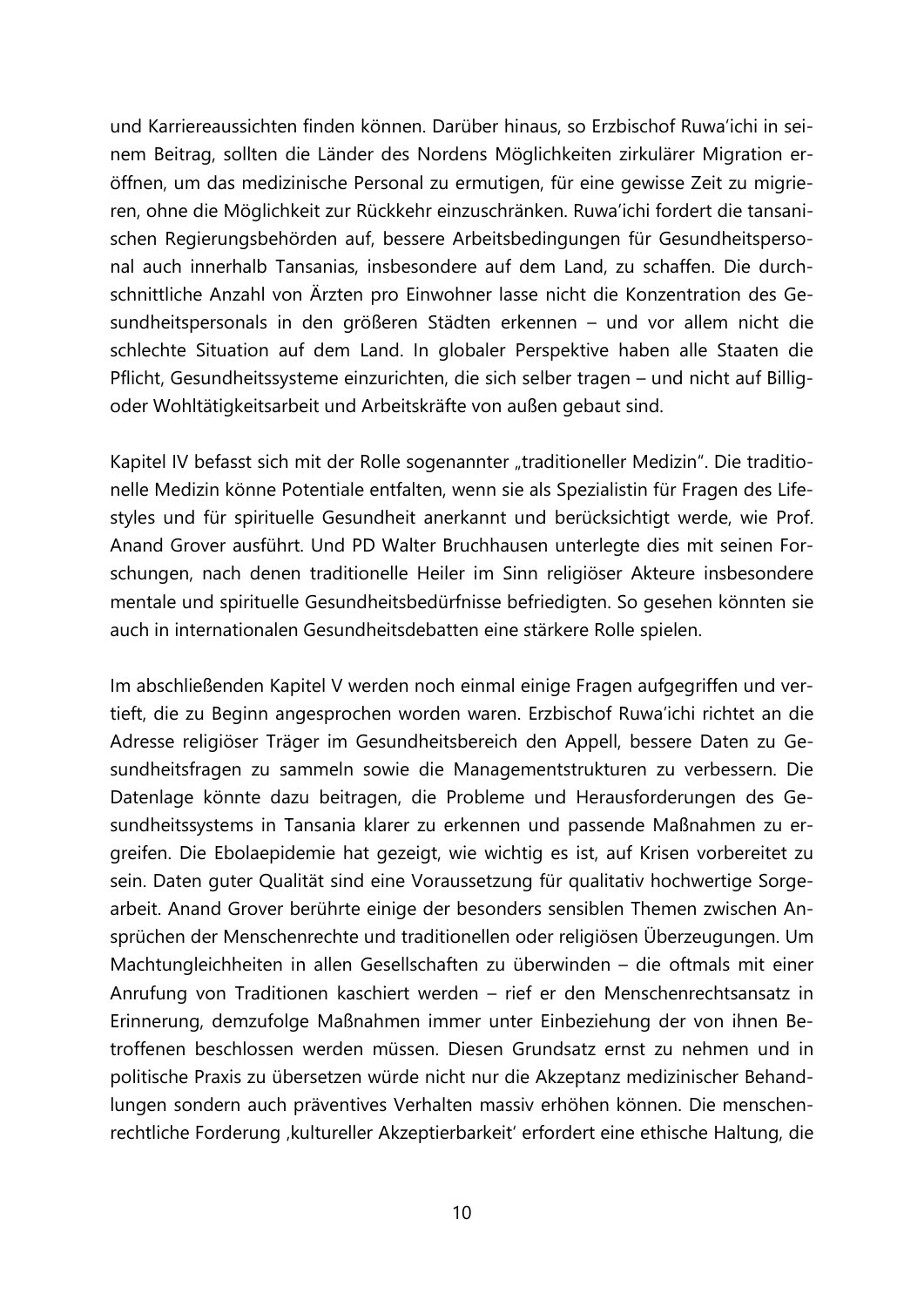und Karriereaussichten finden können. Darüber hinaus, so Erzbischof Ruwa'ichi in seinem Beitrag, sollten die Länder des Nordens Möglichkeiten zirkulärer Migration eröffnen, um das medizinische Personal zu ermutigen, für eine gewisse Zeit zu migrieren, ohne die Möglichkeit zur Rückkehr einzuschränken. Ruwa'ichi fordert die tansanischen Regierungsbehörden auf, bessere Arbeitsbedingungen für Gesundheitspersonal auch innerhalb Tansanias, insbesondere auf dem Land, zu schaffen. Die durchschnittliche Anzahl von Ärzten pro Einwohner lasse nicht die Konzentration des Gesundheitspersonals in den größeren Städten erkennen – und vor allem nicht die schlechte Situation auf dem Land. In globaler Perspektive haben alle Staaten die Pflicht, Gesundheitssysteme einzurichten, die sich selber tragen – und nicht auf Billig- oder Wohltätigkeitsarbeit und Arbeitskräfte von außen gebaut sind.

Kapitel IV befasst sich mit der Rolle sogenannter „traditioneller Medizin". Die traditionelle Medizin könne Potentiale entfalten, wenn sie als Spezialistin für Fragen des Lifestyles und für spirituelle Gesundheit anerkannt und berücksichtigt werde, wie Prof. Anand Grover ausführt. Und PD Walter Bruchhausen unterlegte dies mit seinen Forschungen, nach denen traditionelle Heiler im Sinn religiöser Akteure insbesondere mentale und spirituelle Gesundheitsbedürfnisse befriedigten. So gesehen könnten sie auch in internationalen Gesundheitsdebatten eine stärkere Rolle spielen.

Im abschließenden Kapitel V werden noch einmal einige Fragen aufgegriffen und vertieft, die zu Beginn angesprochen worden waren. Erzbischof Ruwa'ichi richtet an die Adresse religiöser Träger im Gesundheitsbereich den Appell, bessere Daten zu Gesundheitsfragen zu sammeln sowie die Managementstrukturen zu verbessern. Die Datenlage könnte dazu beitragen, die Probleme und Herausforderungen des Gesundheitssystems in Tansania klarer zu erkennen und passende Maßnahmen zu ergreifen. Die Ebolaepidemie hat gezeigt, wie wichtig es ist, auf Krisen vorbereitet zu sein. Daten guter Qualität sind eine Voraussetzung für qualitativ hochwertige Sorgearbeit. Anand Grover berührte einige der besonders sensiblen Themen zwischen Ansprüchen der Menschenrechte und traditionellen oder religiösen Überzeugungen. Um Machtungleichheiten in allen Gesellschaften zu überwinden – die oftmals mit einer Anrufung von Traditionen kaschiert werden – rief er den Menschenrechtsansatz in Erinnerung, demzufolge Maßnahmen immer unter Einbeziehung der von ihnen Betroffenen beschlossen werden müssen. Diesen Grundsatz ernst zu nehmen und in politische Praxis zu übersetzen würde nicht nur die Akzeptanz medizinischer Behandlungen sondern auch präventives Verhalten massiv erhöhen können. Die menschenrechtliche Forderung ‚kultureller Akzeptierbarkeit' erfordert eine ethische Haltung, die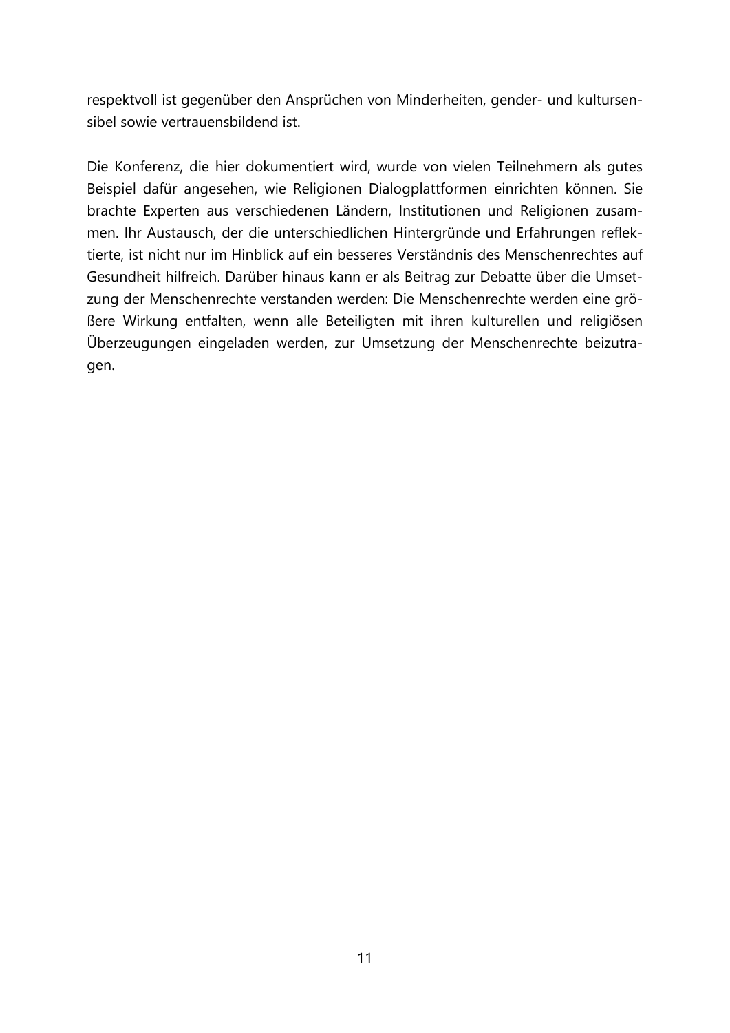respektvoll ist gegenüber den Ansprüchen von Minderheiten, gender- und kultursensibel sowie vertrauensbildend ist.

Die Konferenz, die hier dokumentiert wird, wurde von vielen Teilnehmern als gutes Beispiel dafür angesehen, wie Religionen Dialogplattformen einrichten können. Sie brachte Experten aus verschiedenen Ländern, Institutionen und Religionen zusammen. Ihr Austausch, der die unterschiedlichen Hintergründe und Erfahrungen reflektierte, ist nicht nur im Hinblick auf ein besseres Verständnis des Menschenrechtes auf Gesundheit hilfreich. Darüber hinaus kann er als Beitrag zur Debatte über die Umsetzung der Menschenrechte verstanden werden: Die Menschenrechte werden eine größere Wirkung entfalten, wenn alle Beteiligten mit ihren kulturellen und religiösen Überzeugungen eingeladen werden, zur Umsetzung der Menschenrechte beizutragen.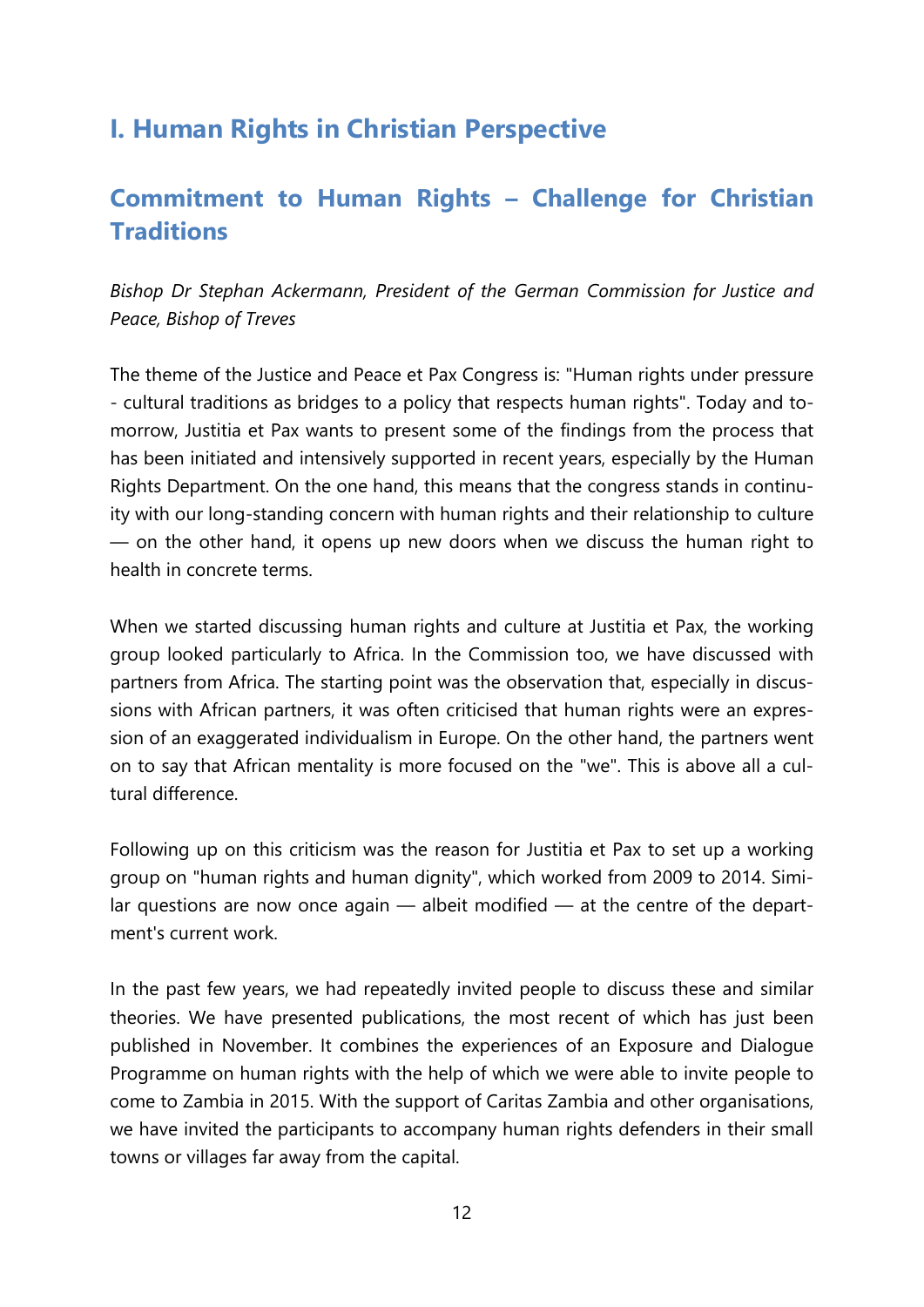## I. Human Rights in Christian Perspective

## Commitment to Human Rights – Challenge for Christian Traditions

*Bishop Dr Stephan Ackermann, President of the German Commission for Justice and Peace, Bishop of Treves*

The theme of the Justice and Peace et Pax Congress is: "Human rights under pressure - cultural traditions as bridges to a policy that respects human rights". Today and tomorrow, Justitia et Pax wants to present some of the findings from the process that has been initiated and intensively supported in recent years, especially by the Human Rights Department. On the one hand, this means that the congress stands in continuity with our long-standing concern with human rights and their relationship to culture — on the other hand, it opens up new doors when we discuss the human right to health in concrete terms.

When we started discussing human rights and culture at Justitia et Pax, the working group looked particularly to Africa. In the Commission too, we have discussed with partners from Africa. The starting point was the observation that, especially in discussions with African partners, it was often criticised that human rights were an expression of an exaggerated individualism in Europe. On the other hand, the partners went on to say that African mentality is more focused on the "we". This is above all a cultural difference.

Following up on this criticism was the reason for Justitia et Pax to set up a working group on "human rights and human dignity", which worked from 2009 to 2014. Similar questions are now once again — albeit modified — at the centre of the department's current work.

In the past few years, we had repeatedly invited people to discuss these and similar theories. We have presented publications, the most recent of which has just been published in November. It combines the experiences of an Exposure and Dialogue Programme on human rights with the help of which we were able to invite people to come to Zambia in 2015. With the support of Caritas Zambia and other organisations, we have invited the participants to accompany human rights defenders in their small towns or villages far away from the capital.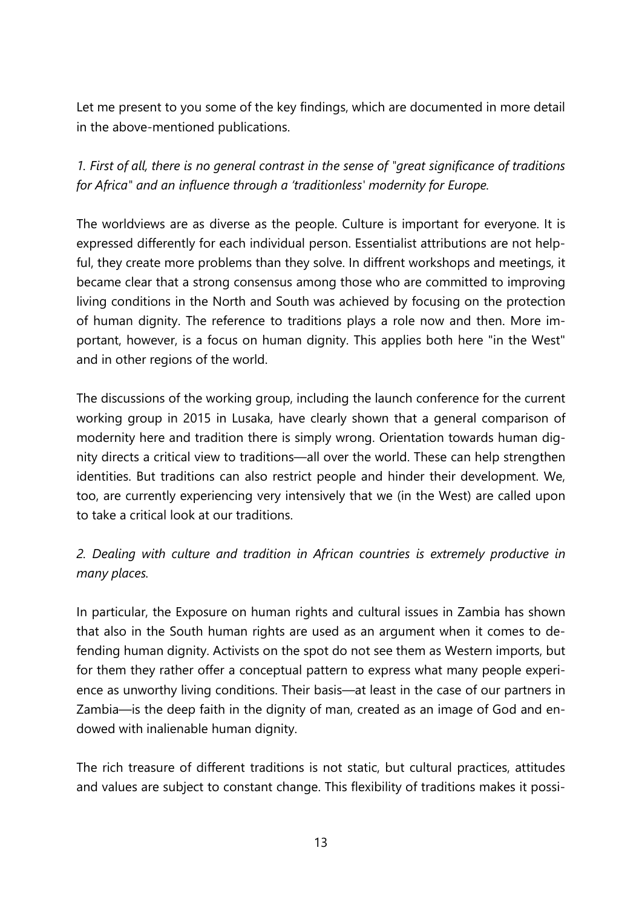Let me present to you some of the key findings, which are documented in more detail in the above-mentioned publications.

*1. First of all, there is no general contrast in the sense of "great significance of traditions for Africa" and an influence through a 'traditionless' modernity for Europe.*

The worldviews are as diverse as the people. Culture is important for everyone. It is expressed differently for each individual person. Essentialist attributions are not helpful, they create more problems than they solve. In diffrent workshops and meetings, it became clear that a strong consensus among those who are committed to improving living conditions in the North and South was achieved by focusing on the protection of human dignity. The reference to traditions plays a role now and then. More important, however, is a focus on human dignity. This applies both here "in the West" and in other regions of the world.

The discussions of the working group, including the launch conference for the current working group in 2015 in Lusaka, have clearly shown that a general comparison of modernity here and tradition there is simply wrong. Orientation towards human dignity directs a critical view to traditions—all over the world. These can help strengthen identities. But traditions can also restrict people and hinder their development. We, too, are currently experiencing very intensively that we (in the West) are called upon to take a critical look at our traditions.

*2. Dealing with culture and tradition in African countries is extremely productive in many places.*

In particular, the Exposure on human rights and cultural issues in Zambia has shown that also in the South human rights are used as an argument when it comes to defending human dignity. Activists on the spot do not see them as Western imports, but for them they rather offer a conceptual pattern to express what many people experience as unworthy living conditions. Their basis—at least in the case of our partners in Zambia—is the deep faith in the dignity of man, created as an image of God and endowed with inalienable human dignity.

The rich treasure of different traditions is not static, but cultural practices, attitudes and values are subject to constant change. This flexibility of traditions makes it possi-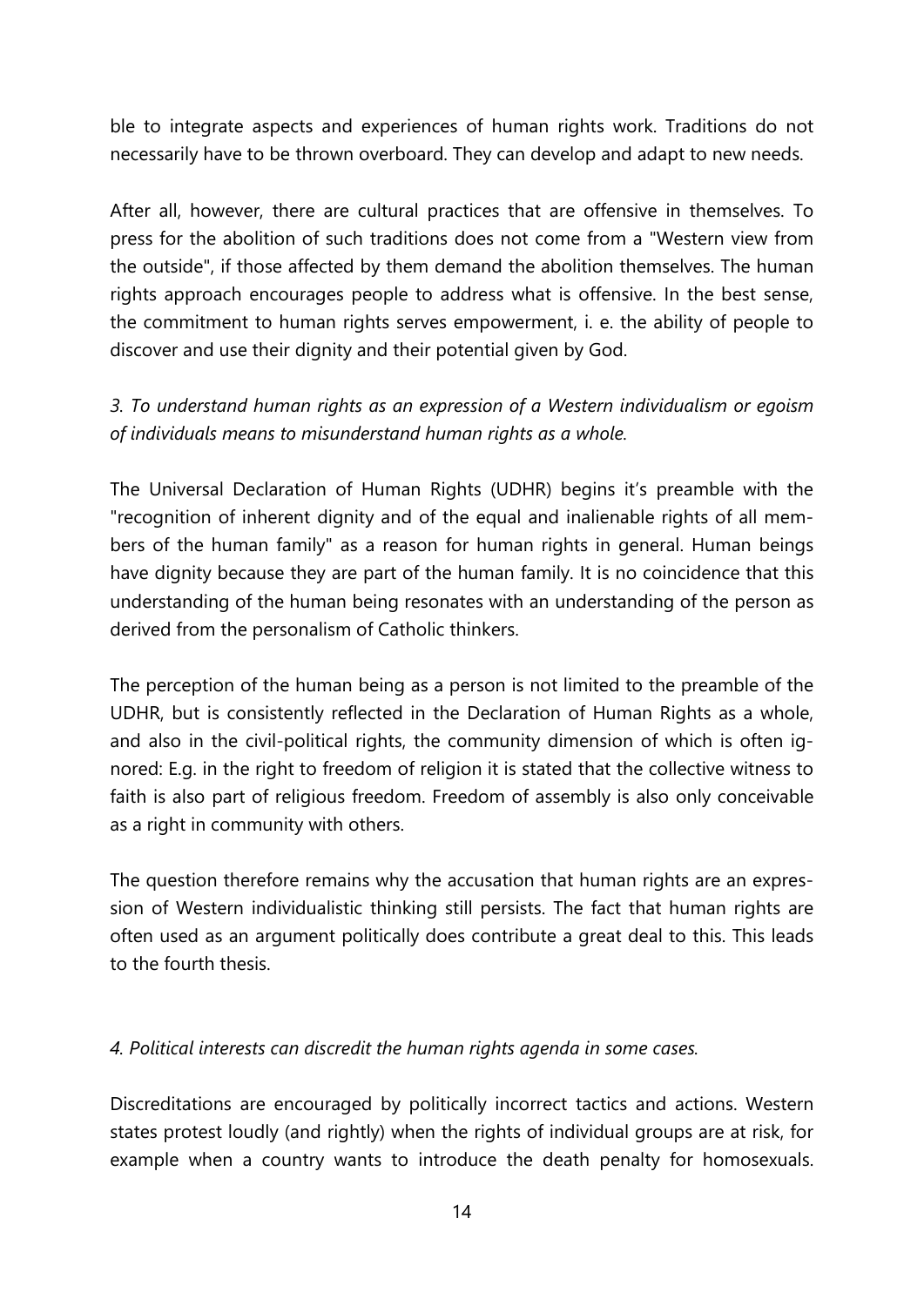ble to integrate aspects and experiences of human rights work. Traditions do not necessarily have to be thrown overboard. They can develop and adapt to new needs.

After all, however, there are cultural practices that are offensive in themselves. To press for the abolition of such traditions does not come from a "Western view from the outside", if those affected by them demand the abolition themselves. The human rights approach encourages people to address what is offensive. In the best sense, the commitment to human rights serves empowerment, i. e. the ability of people to discover and use their dignity and their potential given by God.

*3. To understand human rights as an expression of a Western individualism or egoism of individuals means to misunderstand human rights as a whole.*

The Universal Declaration of Human Rights (UDHR) begins it's preamble with the "recognition of inherent dignity and of the equal and inalienable rights of all members of the human family" as a reason for human rights in general. Human beings have dignity because they are part of the human family. It is no coincidence that this understanding of the human being resonates with an understanding of the person as derived from the personalism of Catholic thinkers.

The perception of the human being as a person is not limited to the preamble of the UDHR, but is consistently reflected in the Declaration of Human Rights as a whole, and also in the civil-political rights, the community dimension of which is often ignored: E.g. in the right to freedom of religion it is stated that the collective witness to faith is also part of religious freedom. Freedom of assembly is also only conceivable as a right in community with others.

The question therefore remains why the accusation that human rights are an expression of Western individualistic thinking still persists. The fact that human rights are often used as an argument politically does contribute a great deal to this. This leads to the fourth thesis.

*4. Political interests can discredit the human rights agenda in some cases.*

Discreditations are encouraged by politically incorrect tactics and actions. Western states protest loudly (and rightly) when the rights of individual groups are at risk, for example when a country wants to introduce the death penalty for homosexuals.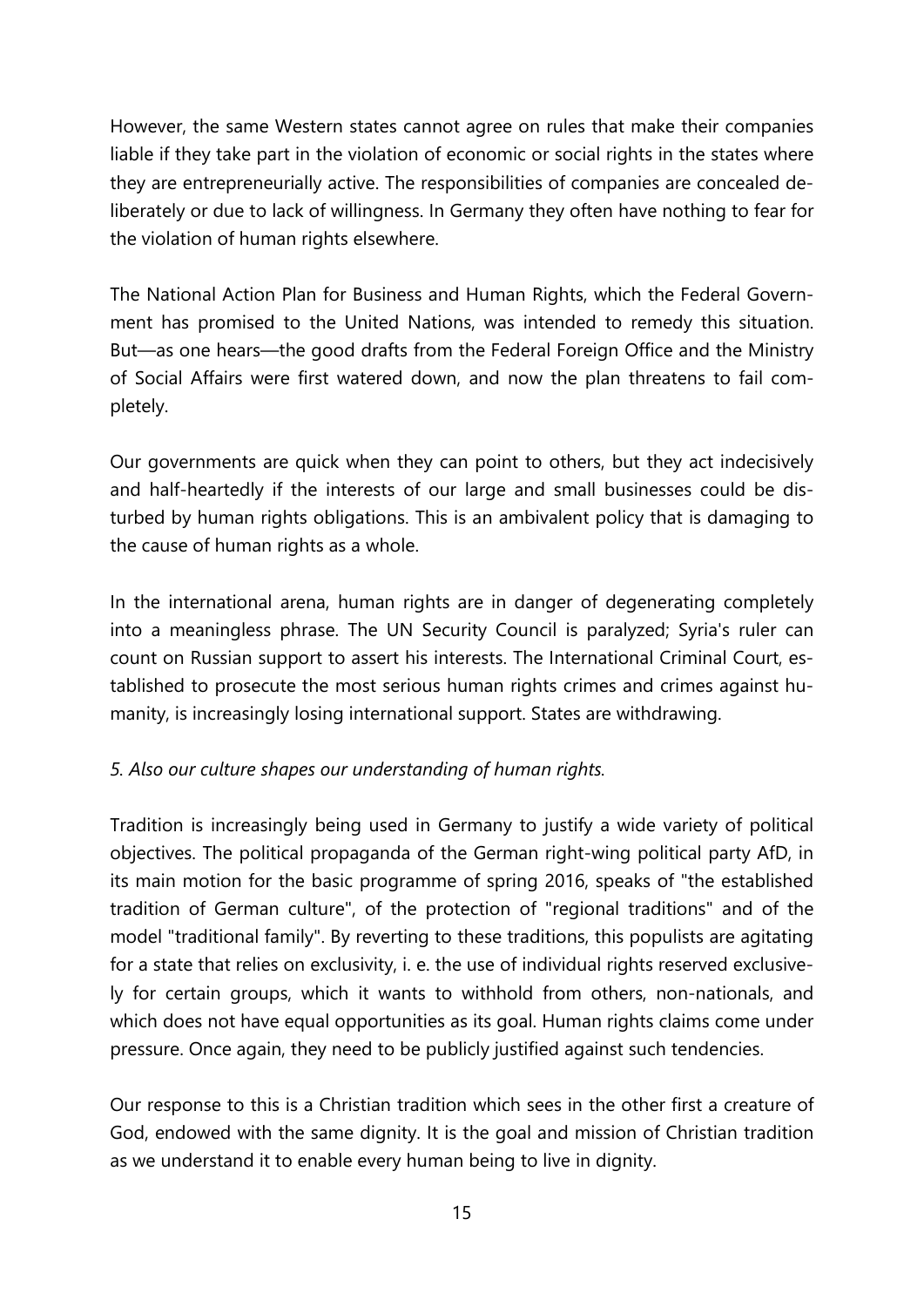However, the same Western states cannot agree on rules that make their companies liable if they take part in the violation of economic or social rights in the states where they are entrepreneurially active. The responsibilities of companies are concealed deliberately or due to lack of willingness. In Germany they often have nothing to fear for the violation of human rights elsewhere.

The National Action Plan for Business and Human Rights, which the Federal Government has promised to the United Nations, was intended to remedy this situation. But—as one hears—the good drafts from the Federal Foreign Office and the Ministry of Social Affairs were first watered down, and now the plan threatens to fail completely.

Our governments are quick when they can point to others, but they act indecisively and half-heartedly if the interests of our large and small businesses could be disturbed by human rights obligations. This is an ambivalent policy that is damaging to the cause of human rights as a whole.

In the international arena, human rights are in danger of degenerating completely into a meaningless phrase. The UN Security Council is paralyzed; Syria's ruler can count on Russian support to assert his interests. The International Criminal Court, established to prosecute the most serious human rights crimes and crimes against humanity, is increasingly losing international support. States are withdrawing.

*5. Also our culture shapes our understanding of human rights.*

Tradition is increasingly being used in Germany to justify a wide variety of political objectives. The political propaganda of the German right-wing political party AfD, in its main motion for the basic programme of spring 2016, speaks of "the established tradition of German culture", of the protection of "regional traditions" and of the model "traditional family". By reverting to these traditions, this populists are agitating for a state that relies on exclusivity, i. e. the use of individual rights reserved exclusively for certain groups, which it wants to withhold from others, non-nationals, and which does not have equal opportunities as its goal. Human rights claims come under pressure. Once again, they need to be publicly justified against such tendencies.

Our response to this is a Christian tradition which sees in the other first a creature of God, endowed with the same dignity. It is the goal and mission of Christian tradition as we understand it to enable every human being to live in dignity.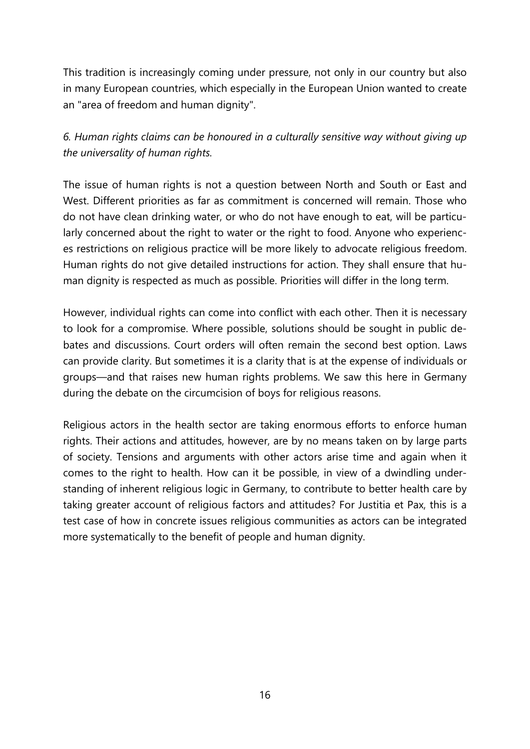This tradition is increasingly coming under pressure, not only in our country but also in many European countries, which especially in the European Union wanted to create an "area of freedom and human dignity".

*6. Human rights claims can be honoured in a culturally sensitive way without giving up the universality of human rights.*

The issue of human rights is not a question between North and South or East and West. Different priorities as far as commitment is concerned will remain. Those who do not have clean drinking water, or who do not have enough to eat, will be particularly concerned about the right to water or the right to food. Anyone who experiences restrictions on religious practice will be more likely to advocate religious freedom. Human rights do not give detailed instructions for action. They shall ensure that human dignity is respected as much as possible. Priorities will differ in the long term.

However, individual rights can come into conflict with each other. Then it is necessary to look for a compromise. Where possible, solutions should be sought in public debates and discussions. Court orders will often remain the second best option. Laws can provide clarity. But sometimes it is a clarity that is at the expense of individuals or groups—and that raises new human rights problems. We saw this here in Germany during the debate on the circumcision of boys for religious reasons.

Religious actors in the health sector are taking enormous efforts to enforce human rights. Their actions and attitudes, however, are by no means taken on by large parts of society. Tensions and arguments with other actors arise time and again when it comes to the right to health. How can it be possible, in view of a dwindling understanding of inherent religious logic in Germany, to contribute to better health care by taking greater account of religious factors and attitudes? For Justitia et Pax, this is a test case of how in concrete issues religious communities as actors can be integrated more systematically to the benefit of people and human dignity.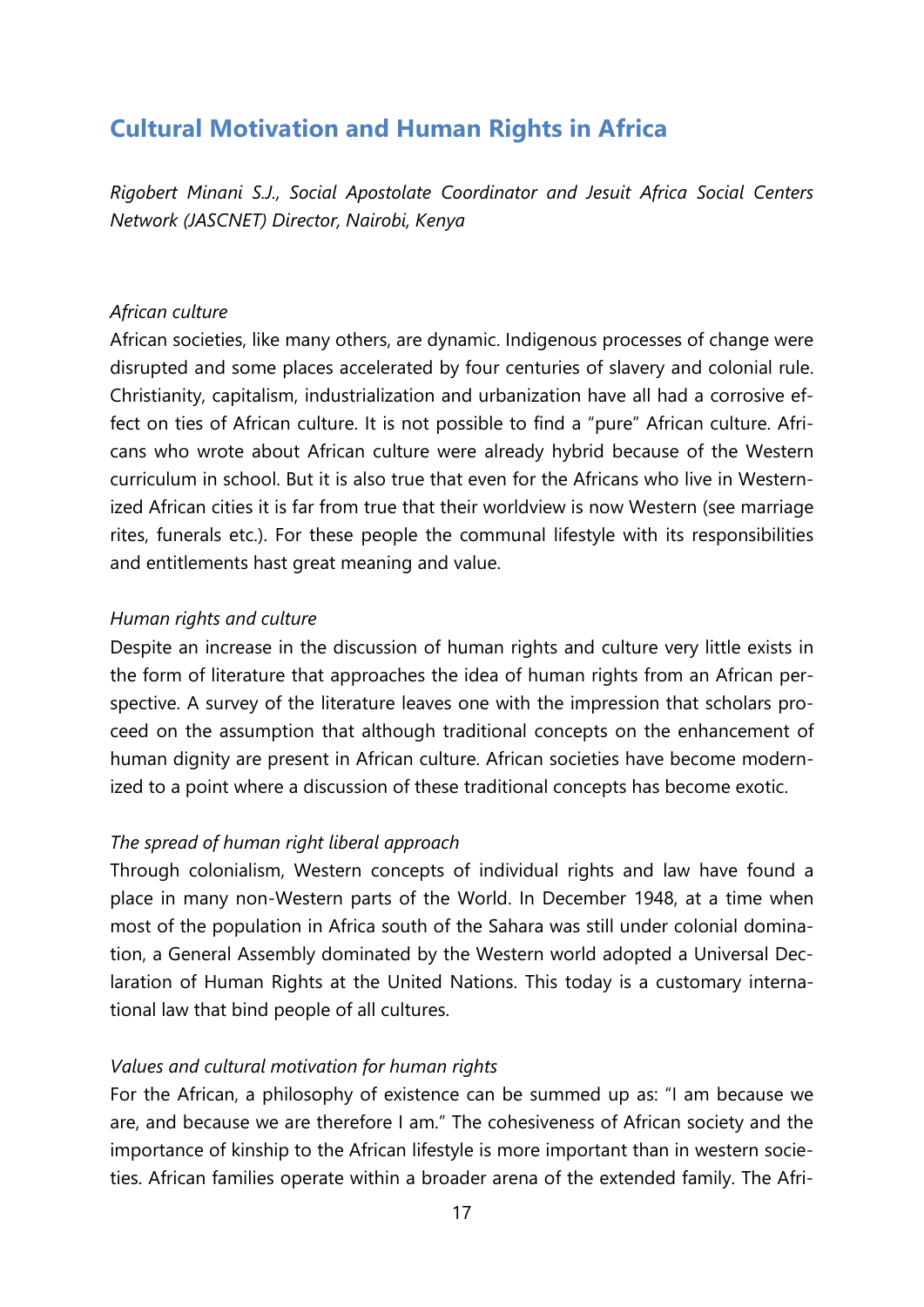# Cultural Motivation and Human Rights in Africa

*Rigobert Minani S.J., Social Apostolate Coordinator and Jesuit Africa Social Centers Network (JASCNET) Director, Nairobi, Kenya*

*African culture*

African societies, like many others, are dynamic. Indigenous processes of change were disrupted and some places accelerated by four centuries of slavery and colonial rule. Christianity, capitalism, industrialization and urbanization have all had a corrosive effect on ties of African culture. It is not possible to find a "pure" African culture. Africans who wrote about African culture were already hybrid because of the Western curriculum in school. But it is also true that even for the Africans who live in Westernized African cities it is far from true that their worldview is now Western (see marriage rites, funerals etc.). For these people the communal lifestyle with its responsibilities and entitlements hast great meaning and value.

*Human rights and culture*

Despite an increase in the discussion of human rights and culture very little exists in the form of literature that approaches the idea of human rights from an African perspective. A survey of the literature leaves one with the impression that scholars proceed on the assumption that although traditional concepts on the enhancement of human dignity are present in African culture. African societies have become modernized to a point where a discussion of these traditional concepts has become exotic.

*The spread of human right liberal approach*

Through colonialism, Western concepts of individual rights and law have found a place in many non-Western parts of the World. In December 1948, at a time when most of the population in Africa south of the Sahara was still under colonial domination, a General Assembly dominated by the Western world adopted a Universal Declaration of Human Rights at the United Nations. This today is a customary international law that bind people of all cultures.

*Values and cultural motivation for human rights*

For the African, a philosophy of existence can be summed up as: "I am because we are, and because we are therefore I am." The cohesiveness of African society and the importance of kinship to the African lifestyle is more important than in western societies. African families operate within a broader arena of the extended family. The Afri-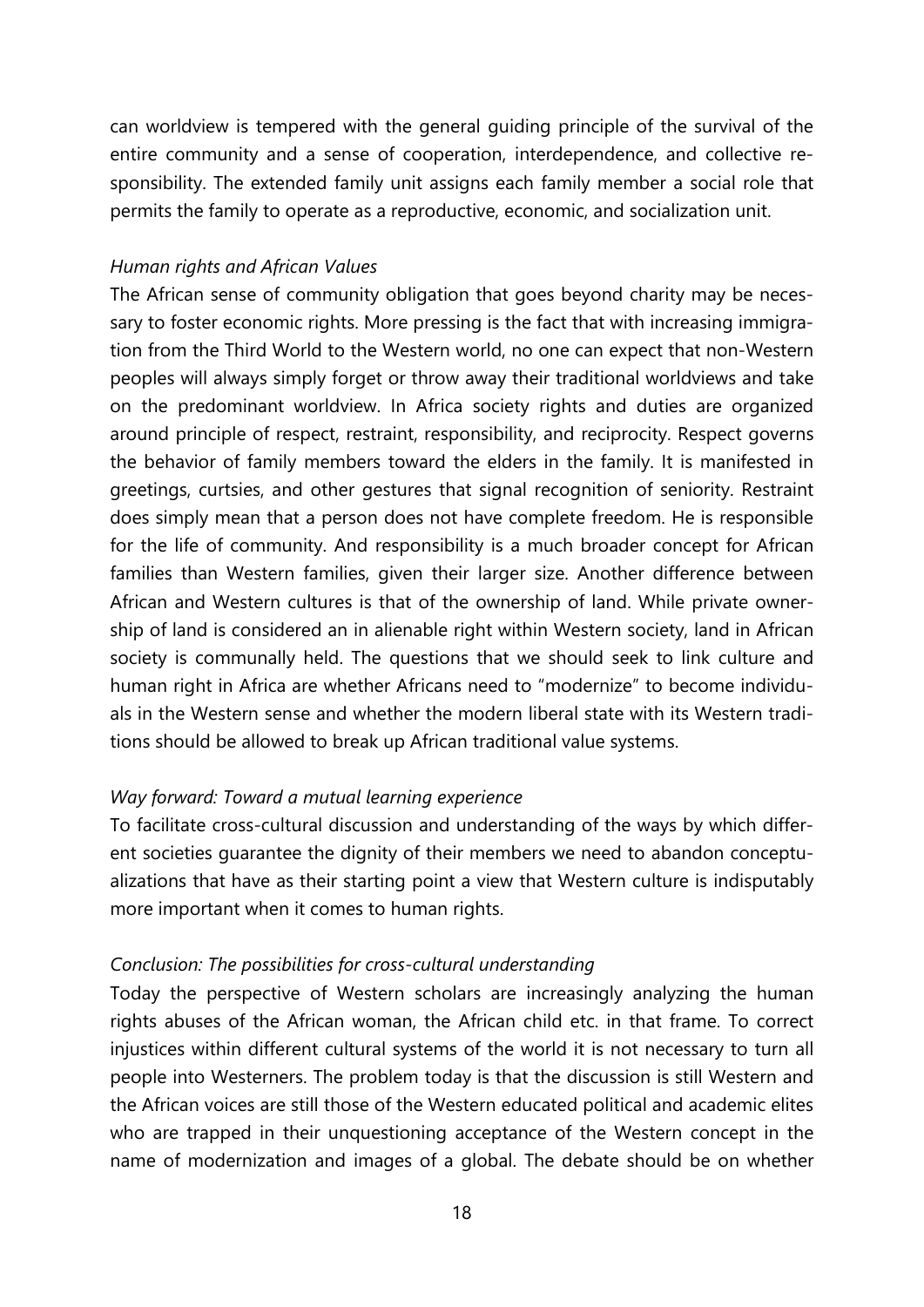can worldview is tempered with the general guiding principle of the survival of the entire community and a sense of cooperation, interdependence, and collective responsibility. The extended family unit assigns each family member a social role that permits the family to operate as a reproductive, economic, and socialization unit.

*Human rights and African Values*

The African sense of community obligation that goes beyond charity may be necessary to foster economic rights. More pressing is the fact that with increasing immigration from the Third World to the Western world, no one can expect that non-Western peoples will always simply forget or throw away their traditional worldviews and take on the predominant worldview. In Africa society rights and duties are organized around principle of respect, restraint, responsibility, and reciprocity. Respect governs the behavior of family members toward the elders in the family. It is manifested in greetings, curtsies, and other gestures that signal recognition of seniority. Restraint does simply mean that a person does not have complete freedom. He is responsible for the life of community. And responsibility is a much broader concept for African families than Western families, given their larger size. Another difference between African and Western cultures is that of the ownership of land. While private ownership of land is considered an in alienable right within Western society, land in African society is communally held. The questions that we should seek to link culture and human right in Africa are whether Africans need to "modernize" to become individuals in the Western sense and whether the modern liberal state with its Western traditions should be allowed to break up African traditional value systems.

*Way forward: Toward a mutual learning experience*

To facilitate cross-cultural discussion and understanding of the ways by which different societies guarantee the dignity of their members we need to abandon conceptualizations that have as their starting point a view that Western culture is indisputably more important when it comes to human rights.

*Conclusion: The possibilities for cross-cultural understanding*

Today the perspective of Western scholars are increasingly analyzing the human rights abuses of the African woman, the African child etc. in that frame. To correct injustices within different cultural systems of the world it is not necessary to turn all people into Westerners. The problem today is that the discussion is still Western and the African voices are still those of the Western educated political and academic elites who are trapped in their unquestioning acceptance of the Western concept in the name of modernization and images of a global. The debate should be on whether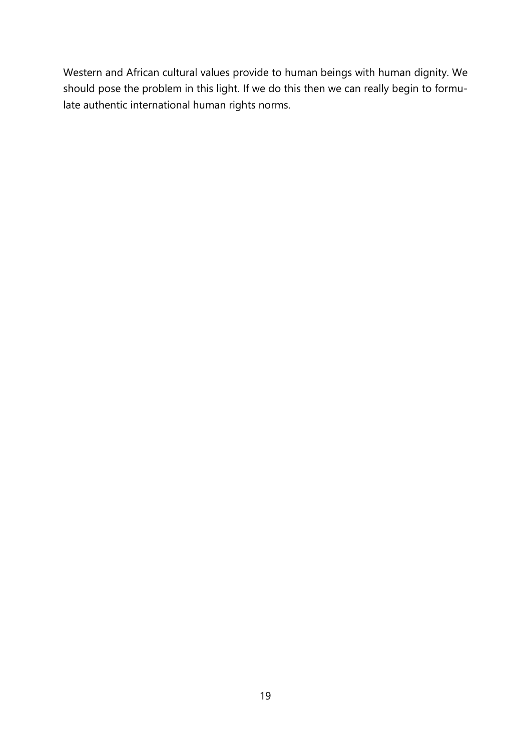Western and African cultural values provide to human beings with human dignity. We should pose the problem in this light. If we do this then we can really begin to formulate authentic international human rights norms.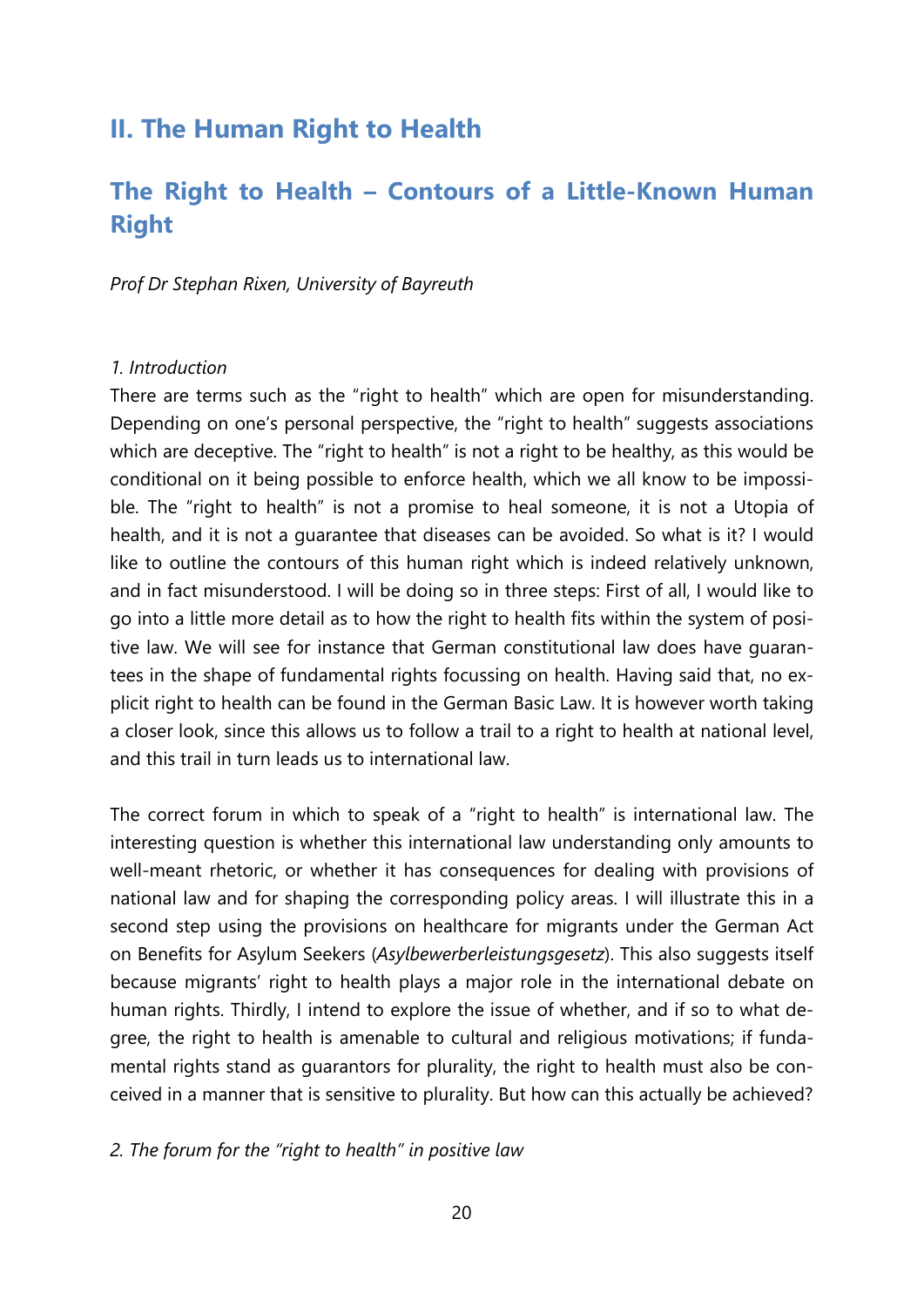# II. The Human Right to Health

## The Right to Health – Contours of a Little-Known Human Right

*Prof Dr Stephan Rixen, University of Bayreuth*

*1. Introduction*

There are terms such as the "right to health" which are open for misunderstanding. Depending on one's personal perspective, the "right to health" suggests associations which are deceptive. The "right to health" is not a right to be healthy, as this would be conditional on it being possible to enforce health, which we all know to be impossible. The "right to health" is not a promise to heal someone, it is not a Utopia of health, and it is not a guarantee that diseases can be avoided. So what is it? I would like to outline the contours of this human right which is indeed relatively unknown, and in fact misunderstood. I will be doing so in three steps: First of all, I would like to go into a little more detail as to how the right to health fits within the system of positive law. We will see for instance that German constitutional law does have guarantees in the shape of fundamental rights focussing on health. Having said that, no explicit right to health can be found in the German Basic Law. It is however worth taking a closer look, since this allows us to follow a trail to a right to health at national level, and this trail in turn leads us to international law.

The correct forum in which to speak of a "right to health" is international law. The interesting question is whether this international law understanding only amounts to well-meant rhetoric, or whether it has consequences for dealing with provisions of national law and for shaping the corresponding policy areas. I will illustrate this in a second step using the provisions on healthcare for migrants under the German Act on Benefits for Asylum Seekers (*Asylbewerberleistungsgesetz*). This also suggests itself because migrants' right to health plays a major role in the international debate on human rights. Thirdly, I intend to explore the issue of whether, and if so to what degree, the right to health is amenable to cultural and religious motivations; if fundamental rights stand as guarantors for plurality, the right to health must also be conceived in a manner that is sensitive to plurality. But how can this actually be achieved?

*2. The forum for the "right to health" in positive law*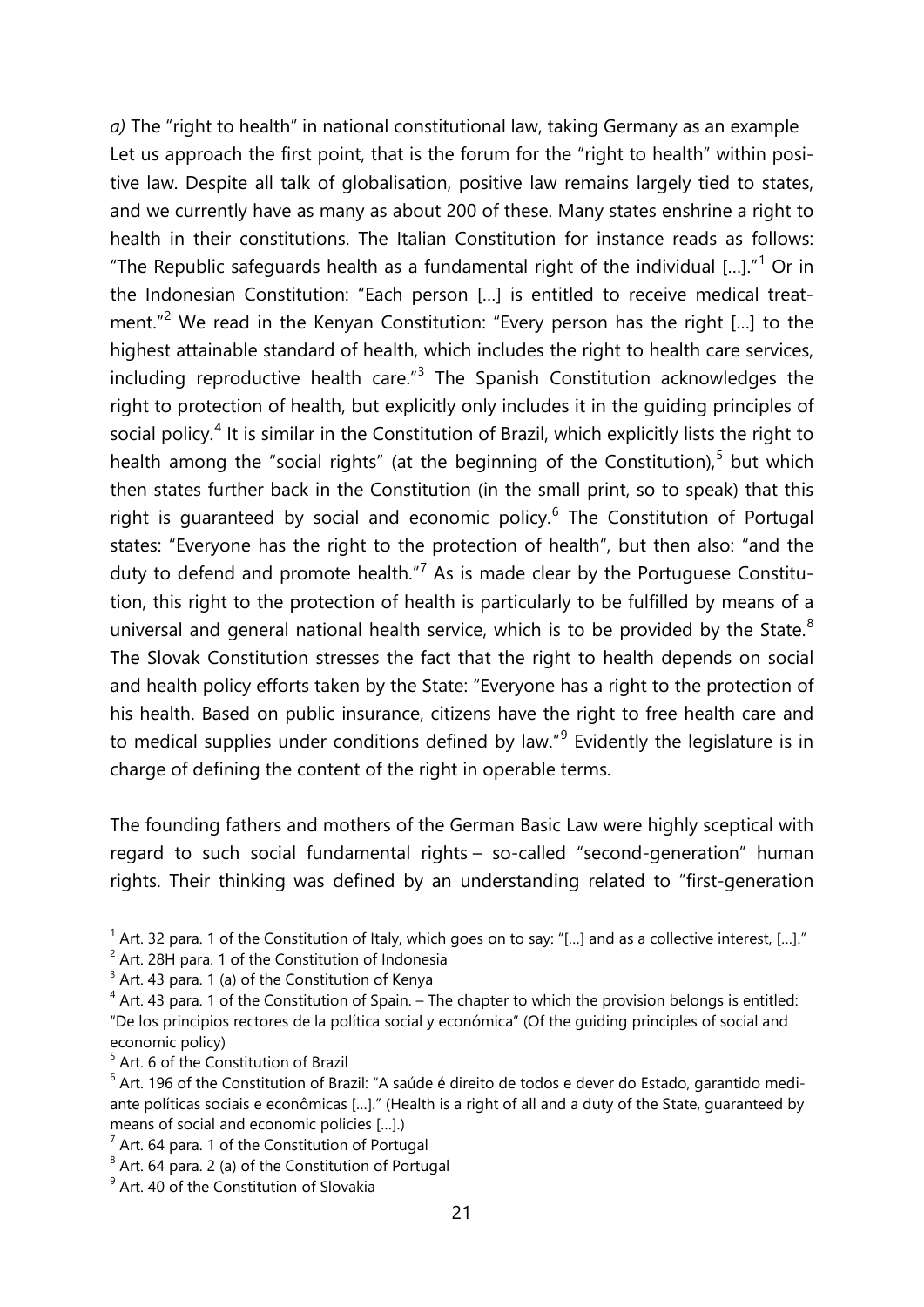*a)* The "right to health" in national constitutional law, taking Germany as an example

Let us approach the first point, that is the forum for the "right to health" within positive law. Despite all talk of globalisation, positive law remains largely tied to states, and we currently have as many as about 200 of these. Many states enshrine a right to health in their constitutions. The Italian Constitution for instance reads as follows: "The Republic safeguards health as a fundamental right of the individual […]."[1] Or in the Indonesian Constitution: "Each person […] is entitled to receive medical treatment."[2] We read in the Kenyan Constitution: "Every person has the right […] to the highest attainable standard of health, which includes the right to health care services, including reproductive health care."[3] The Spanish Constitution acknowledges the right to protection of health, but explicitly only includes it in the guiding principles of social policy.[4] It is similar in the Constitution of Brazil, which explicitly lists the right to health among the "social rights" (at the beginning of the Constitution),[5] but which then states further back in the Constitution (in the small print, so to speak) that this right is guaranteed by social and economic policy.[6] The Constitution of Portugal states: "Everyone has the right to the protection of health", but then also: "and the duty to defend and promote health."[7] As is made clear by the Portuguese Constitution, this right to the protection of health is particularly to be fulfilled by means of a universal and general national health service, which is to be provided by the State.[8] The Slovak Constitution stresses the fact that the right to health depends on social and health policy efforts taken by the State: "Everyone has a right to the protection of his health. Based on public insurance, citizens have the right to free health care and to medical supplies under conditions defined by law."[9] Evidently the legislature is in charge of defining the content of the right in operable terms.

The founding fathers and mothers of the German Basic Law were highly sceptical with regard to such social fundamental rights – so-called "second-generation" human rights. Their thinking was defined by an understanding related to "first-generation

---

[1] Art. 32 para. 1 of the Constitution of Italy, which goes on to say: "[…] and as a collective interest, […]."

[2] Art. 28H para. 1 of the Constitution of Indonesia

[3] Art. 43 para. 1 (a) of the Constitution of Kenya

[4] Art. 43 para. 1 of the Constitution of Spain. – The chapter to which the provision belongs is entitled: "De los principios rectores de la política social y económica" (Of the guiding principles of social and economic policy)

[5] Art. 6 of the Constitution of Brazil

[6] Art. 196 of the Constitution of Brazil: "A saúde é direito de todos e dever do Estado, garantido mediante políticas sociais e econômicas […]." (Health is a right of all and a duty of the State, guaranteed by means of social and economic policies […].)

[7] Art. 64 para. 1 of the Constitution of Portugal

[8] Art. 64 para. 2 (a) of the Constitution of Portugal

[9] Art. 40 of the Constitution of Slovakia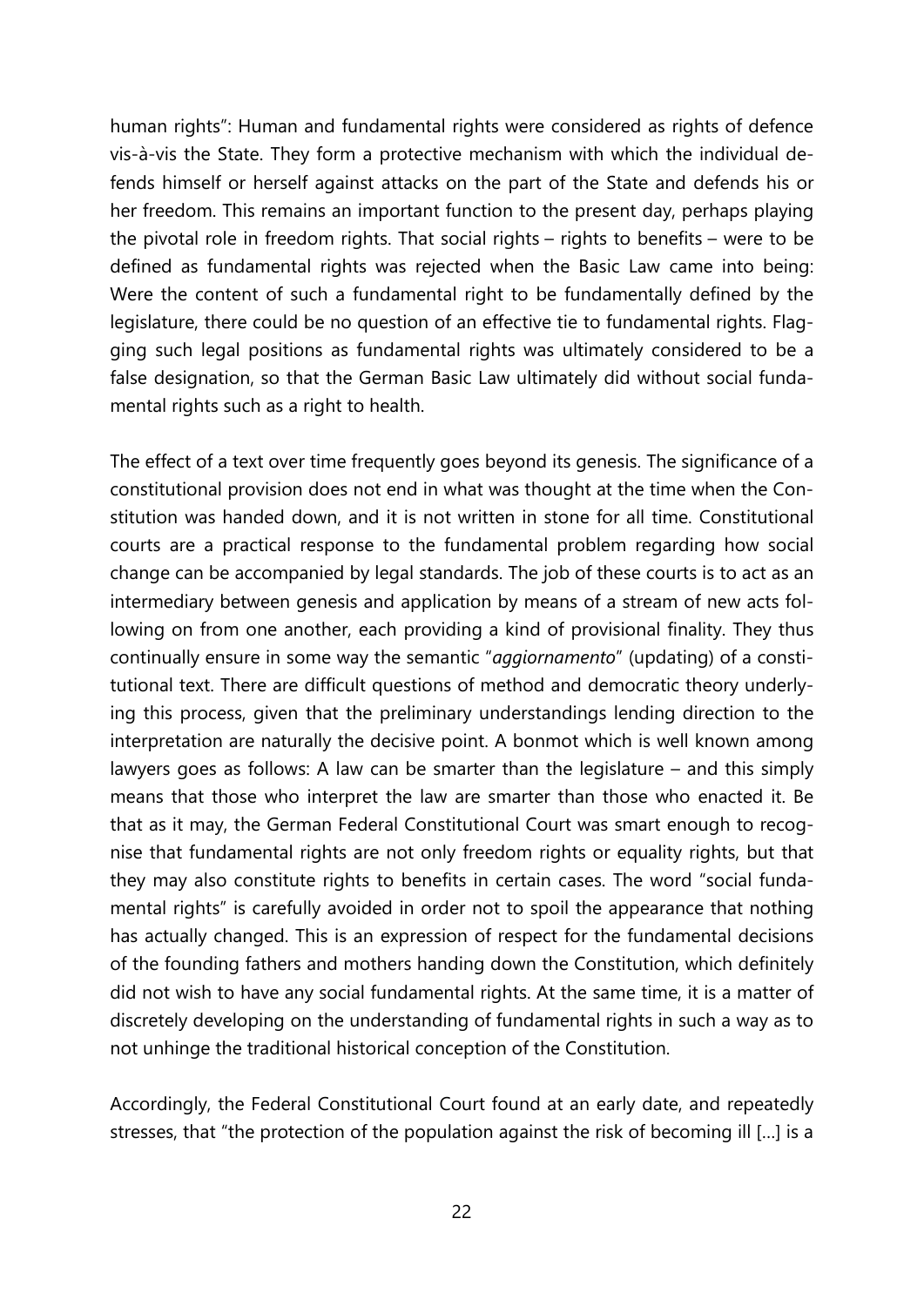human rights": Human and fundamental rights were considered as rights of defence vis-à-vis the State. They form a protective mechanism with which the individual defends himself or herself against attacks on the part of the State and defends his or her freedom. This remains an important function to the present day, perhaps playing the pivotal role in freedom rights. That social rights – rights to benefits – were to be defined as fundamental rights was rejected when the Basic Law came into being: Were the content of such a fundamental right to be fundamentally defined by the legislature, there could be no question of an effective tie to fundamental rights. Flagging such legal positions as fundamental rights was ultimately considered to be a false designation, so that the German Basic Law ultimately did without social fundamental rights such as a right to health.

The effect of a text over time frequently goes beyond its genesis. The significance of a constitutional provision does not end in what was thought at the time when the Constitution was handed down, and it is not written in stone for all time. Constitutional courts are a practical response to the fundamental problem regarding how social change can be accompanied by legal standards. The job of these courts is to act as an intermediary between genesis and application by means of a stream of new acts following on from one another, each providing a kind of provisional finality. They thus continually ensure in some way the semantic "*aggiornamento*" (updating) of a constitutional text. There are difficult questions of method and democratic theory underlying this process, given that the preliminary understandings lending direction to the interpretation are naturally the decisive point. A bonmot which is well known among lawyers goes as follows: A law can be smarter than the legislature – and this simply means that those who interpret the law are smarter than those who enacted it. Be that as it may, the German Federal Constitutional Court was smart enough to recognise that fundamental rights are not only freedom rights or equality rights, but that they may also constitute rights to benefits in certain cases. The word "social fundamental rights" is carefully avoided in order not to spoil the appearance that nothing has actually changed. This is an expression of respect for the fundamental decisions of the founding fathers and mothers handing down the Constitution, which definitely did not wish to have any social fundamental rights. At the same time, it is a matter of discretely developing on the understanding of fundamental rights in such a way as to not unhinge the traditional historical conception of the Constitution.

Accordingly, the Federal Constitutional Court found at an early date, and repeatedly stresses, that "the protection of the population against the risk of becoming ill [...] is a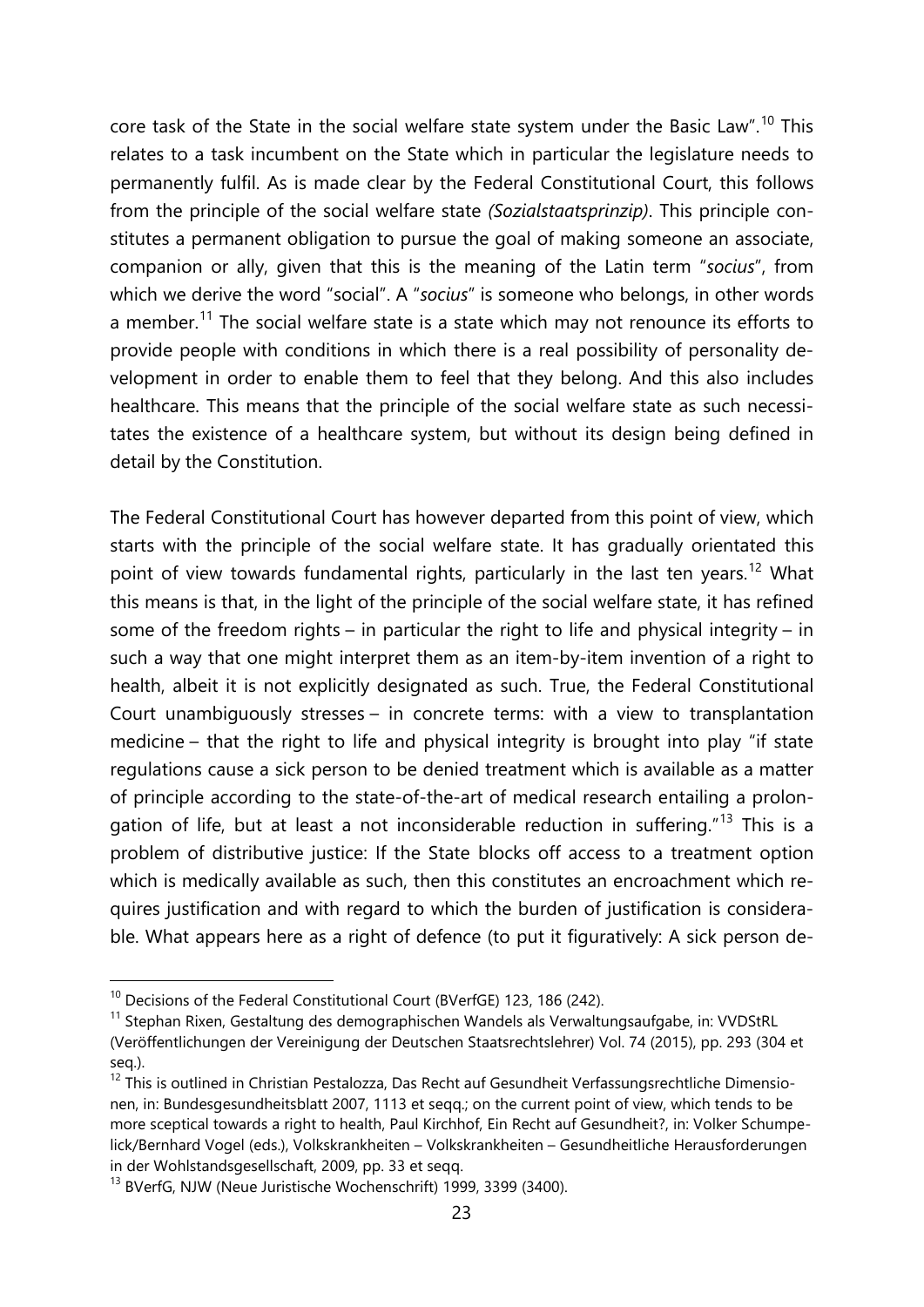core task of the State in the social welfare state system under the Basic Law".[10] This relates to a task incumbent on the State which in particular the legislature needs to permanently fulfil. As is made clear by the Federal Constitutional Court, this follows from the principle of the social welfare state *(Sozialstaatsprinzip)*. This principle constitutes a permanent obligation to pursue the goal of making someone an associate, companion or ally, given that this is the meaning of the Latin term "*socius*", from which we derive the word "social". A "*socius*" is someone who belongs, in other words a member.[11] The social welfare state is a state which may not renounce its efforts to provide people with conditions in which there is a real possibility of personality development in order to enable them to feel that they belong. And this also includes healthcare. This means that the principle of the social welfare state as such necessitates the existence of a healthcare system, but without its design being defined in detail by the Constitution.

The Federal Constitutional Court has however departed from this point of view, which starts with the principle of the social welfare state. It has gradually orientated this point of view towards fundamental rights, particularly in the last ten years.[12] What this means is that, in the light of the principle of the social welfare state, it has refined some of the freedom rights – in particular the right to life and physical integrity – in such a way that one might interpret them as an item-by-item invention of a right to health, albeit it is not explicitly designated as such. True, the Federal Constitutional Court unambiguously stresses – in concrete terms: with a view to transplantation medicine – that the right to life and physical integrity is brought into play "if state regulations cause a sick person to be denied treatment which is available as a matter of principle according to the state-of-the-art of medical research entailing a prolongation of life, but at least a not inconsiderable reduction in suffering."[13] This is a problem of distributive justice: If the State blocks off access to a treatment option which is medically available as such, then this constitutes an encroachment which requires justification and with regard to which the burden of justification is considerable. What appears here as a right of defence (to put it figuratively: A sick person de-

---

[10] Decisions of the Federal Constitutional Court (BVerfGE) 123, 186 (242).

[11] Stephan Rixen, Gestaltung des demographischen Wandels als Verwaltungsaufgabe, in: VVDStRL (Veröffentlichungen der Vereinigung der Deutschen Staatsrechtslehrer) Vol. 74 (2015), pp. 293 (304 et seq.).

[12] This is outlined in Christian Pestalozza, Das Recht auf Gesundheit Verfassungsrechtliche Dimensionen, in: Bundesgesundheitsblatt 2007, 1113 et seqq.; on the current point of view, which tends to be more sceptical towards a right to health, Paul Kirchhof, Ein Recht auf Gesundheit?, in: Volker Schumpelick/Bernhard Vogel (eds.), Volkskrankheiten – Volkskrankheiten – Gesundheitliche Herausforderungen in der Wohlstandsgesellschaft, 2009, pp. 33 et seqq.

[13] BVerfG, NJW (Neue Juristische Wochenschrift) 1999, 3399 (3400).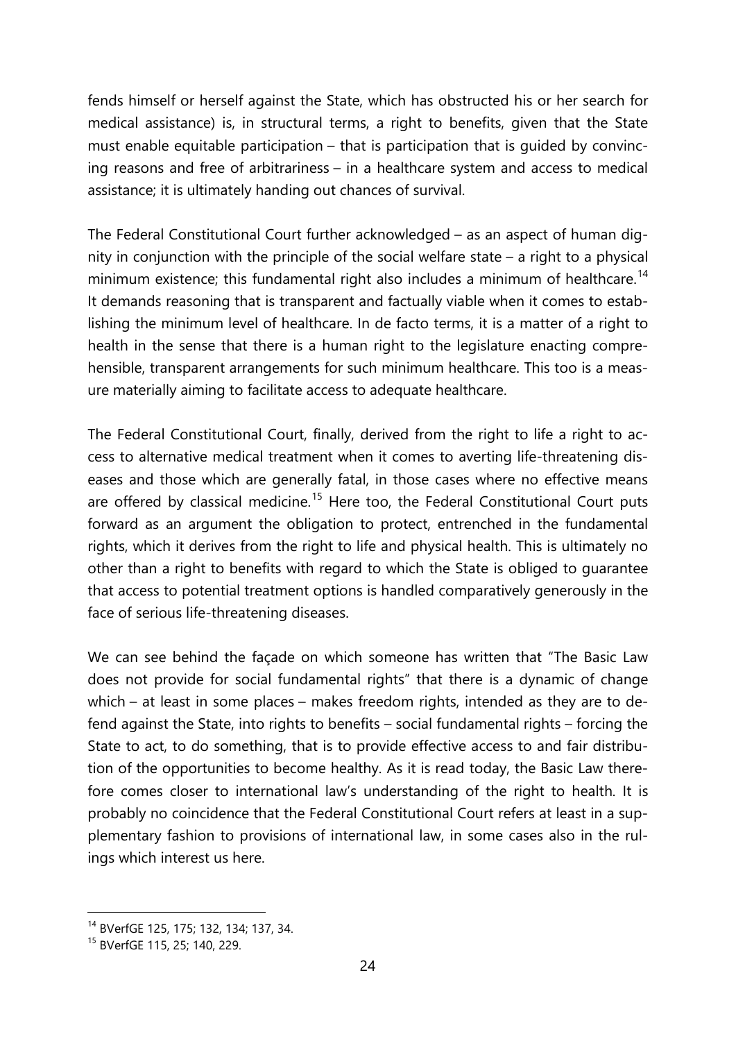fends himself or herself against the State, which has obstructed his or her search for medical assistance) is, in structural terms, a right to benefits, given that the State must enable equitable participation – that is participation that is guided by convincing reasons and free of arbitrariness – in a healthcare system and access to medical assistance; it is ultimately handing out chances of survival.

The Federal Constitutional Court further acknowledged – as an aspect of human dignity in conjunction with the principle of the social welfare state – a right to a physical minimum existence; this fundamental right also includes a minimum of healthcare.[14] It demands reasoning that is transparent and factually viable when it comes to establishing the minimum level of healthcare. In de facto terms, it is a matter of a right to health in the sense that there is a human right to the legislature enacting comprehensible, transparent arrangements for such minimum healthcare. This too is a measure materially aiming to facilitate access to adequate healthcare.

The Federal Constitutional Court, finally, derived from the right to life a right to access to alternative medical treatment when it comes to averting life-threatening diseases and those which are generally fatal, in those cases where no effective means are offered by classical medicine.[15] Here too, the Federal Constitutional Court puts forward as an argument the obligation to protect, entrenched in the fundamental rights, which it derives from the right to life and physical health. This is ultimately no other than a right to benefits with regard to which the State is obliged to guarantee that access to potential treatment options is handled comparatively generously in the face of serious life-threatening diseases.

We can see behind the façade on which someone has written that "The Basic Law does not provide for social fundamental rights" that there is a dynamic of change which – at least in some places – makes freedom rights, intended as they are to defend against the State, into rights to benefits – social fundamental rights – forcing the State to act, to do something, that is to provide effective access to and fair distribution of the opportunities to become healthy. As it is read today, the Basic Law therefore comes closer to international law's understanding of the right to health. It is probably no coincidence that the Federal Constitutional Court refers at least in a supplementary fashion to provisions of international law, in some cases also in the rulings which interest us here.

---

[14] BVerfGE 125, 175; 132, 134; 137, 34.

[15] BVerfGE 115, 25; 140, 229.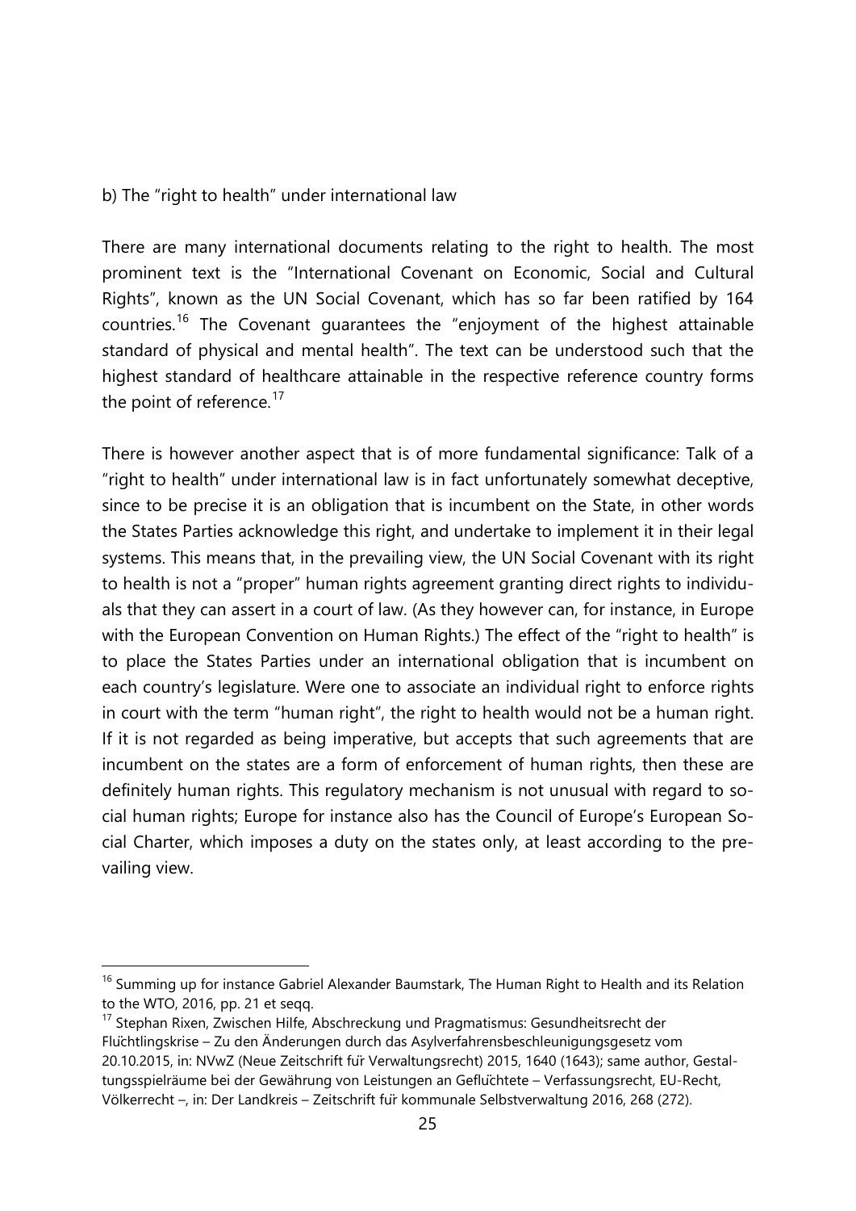b) The "right to health" under international law

There are many international documents relating to the right to health. The most prominent text is the "International Covenant on Economic, Social and Cultural Rights", known as the UN Social Covenant, which has so far been ratified by 164 countries.[16] The Covenant guarantees the "enjoyment of the highest attainable standard of physical and mental health". The text can be understood such that the highest standard of healthcare attainable in the respective reference country forms the point of reference.[17]

There is however another aspect that is of more fundamental significance: Talk of a "right to health" under international law is in fact unfortunately somewhat deceptive, since to be precise it is an obligation that is incumbent on the State, in other words the States Parties acknowledge this right, and undertake to implement it in their legal systems. This means that, in the prevailing view, the UN Social Covenant with its right to health is not a "proper" human rights agreement granting direct rights to individuals that they can assert in a court of law. (As they however can, for instance, in Europe with the European Convention on Human Rights.) The effect of the "right to health" is to place the States Parties under an international obligation that is incumbent on each country's legislature. Were one to associate an individual right to enforce rights in court with the term "human right", the right to health would not be a human right. If it is not regarded as being imperative, but accepts that such agreements that are incumbent on the states are a form of enforcement of human rights, then these are definitely human rights. This regulatory mechanism is not unusual with regard to social human rights; Europe for instance also has the Council of Europe's European Social Charter, which imposes a duty on the states only, at least according to the prevailing view.

---

[16] Summing up for instance Gabriel Alexander Baumstark, The Human Right to Health and its Relation to the WTO, 2016, pp. 21 et seqq.

[17] Stephan Rixen, Zwischen Hilfe, Abschreckung und Pragmatismus: Gesundheitsrecht der Flüchtlingskrise – Zu den Änderungen durch das Asylverfahrensbeschleunigungsgesetz vom 20.10.2015, in: NVwZ (Neue Zeitschrift für Verwaltungsrecht) 2015, 1640 (1643); same author, Gestaltungsspielräume bei der Gewährung von Leistungen an Geflüchtete – Verfassungsrecht, EU-Recht, Völkerrecht –, in: Der Landkreis – Zeitschrift für kommunale Selbstverwaltung 2016, 268 (272).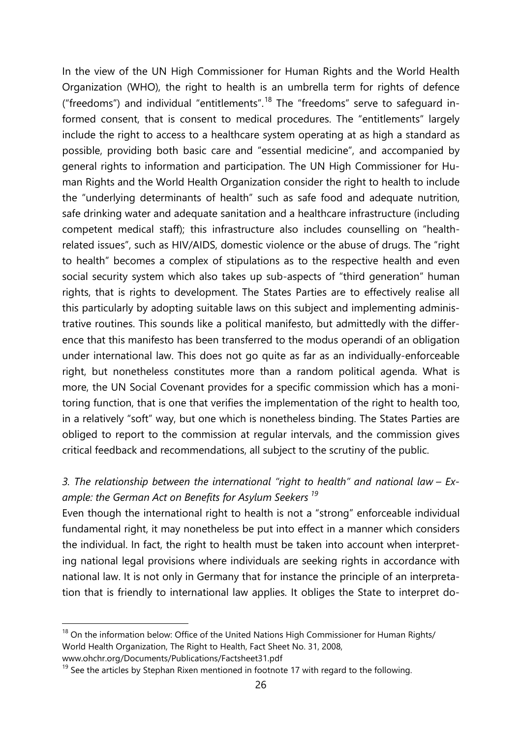In the view of the UN High Commissioner for Human Rights and the World Health Organization (WHO), the right to health is an umbrella term for rights of defence ("freedoms") and individual "entitlements".[18] The "freedoms" serve to safeguard informed consent, that is consent to medical procedures. The "entitlements" largely include the right to access to a healthcare system operating at as high a standard as possible, providing both basic care and "essential medicine", and accompanied by general rights to information and participation. The UN High Commissioner for Human Rights and the World Health Organization consider the right to health to include the "underlying determinants of health" such as safe food and adequate nutrition, safe drinking water and adequate sanitation and a healthcare infrastructure (including competent medical staff); this infrastructure also includes counselling on "health-related issues", such as HIV/AIDS, domestic violence or the abuse of drugs. The "right to health" becomes a complex of stipulations as to the respective health and even social security system which also takes up sub-aspects of "third generation" human rights, that is rights to development. The States Parties are to effectively realise all this particularly by adopting suitable laws on this subject and implementing administrative routines. This sounds like a political manifesto, but admittedly with the difference that this manifesto has been transferred to the modus operandi of an obligation under international law. This does not go quite as far as an individually-enforceable right, but nonetheless constitutes more than a random political agenda. What is more, the UN Social Covenant provides for a specific commission which has a monitoring function, that is one that verifies the implementation of the right to health too, in a relatively "soft" way, but one which is nonetheless binding. The States Parties are obliged to report to the commission at regular intervals, and the commission gives critical feedback and recommendations, all subject to the scrutiny of the public.

### *3. The relationship between the international "right to health" and national law – Example: the German Act on Benefits for Asylum Seekers* [19]

Even though the international right to health is not a "strong" enforceable individual fundamental right, it may nonetheless be put into effect in a manner which considers the individual. In fact, the right to health must be taken into account when interpreting national legal provisions where individuals are seeking rights in accordance with national law. It is not only in Germany that for instance the principle of an interpretation that is friendly to international law applies. It obliges the State to interpret do-

[18] On the information below: Office of the United Nations High Commissioner for Human Rights/ World Health Organization, The Right to Health, Fact Sheet No. 31, 2008, www.ohchr.org/Documents/Publications/Factsheet31.pdf

[19] See the articles by Stephan Rixen mentioned in footnote 17 with regard to the following.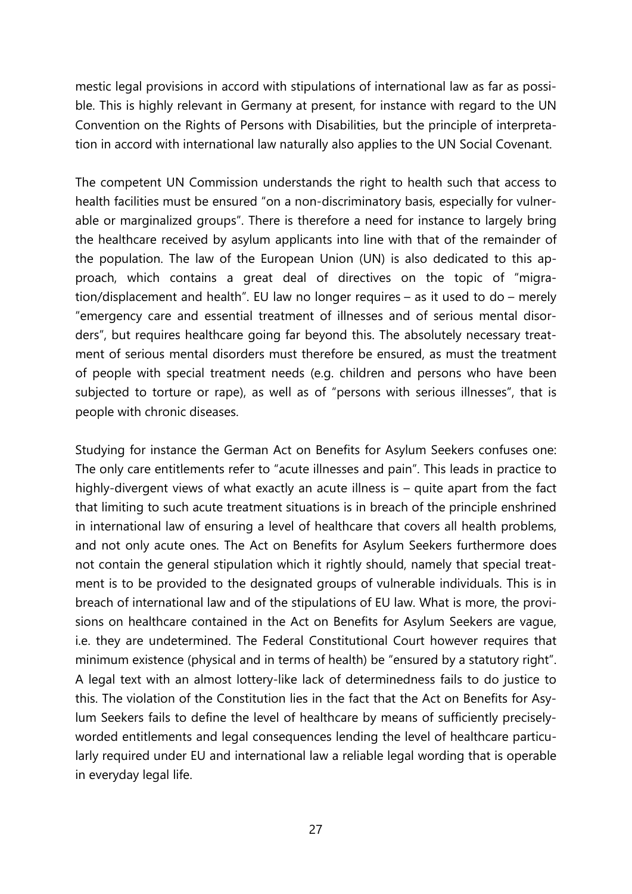mestic legal provisions in accord with stipulations of international law as far as possible. This is highly relevant in Germany at present, for instance with regard to the UN Convention on the Rights of Persons with Disabilities, but the principle of interpretation in accord with international law naturally also applies to the UN Social Covenant.

The competent UN Commission understands the right to health such that access to health facilities must be ensured "on a non-discriminatory basis, especially for vulnerable or marginalized groups". There is therefore a need for instance to largely bring the healthcare received by asylum applicants into line with that of the remainder of the population. The law of the European Union (UN) is also dedicated to this approach, which contains a great deal of directives on the topic of "migration/displacement and health". EU law no longer requires – as it used to do – merely "emergency care and essential treatment of illnesses and of serious mental disorders", but requires healthcare going far beyond this. The absolutely necessary treatment of serious mental disorders must therefore be ensured, as must the treatment of people with special treatment needs (e.g. children and persons who have been subjected to torture or rape), as well as of "persons with serious illnesses", that is people with chronic diseases.

Studying for instance the German Act on Benefits for Asylum Seekers confuses one: The only care entitlements refer to "acute illnesses and pain". This leads in practice to highly-divergent views of what exactly an acute illness is – quite apart from the fact that limiting to such acute treatment situations is in breach of the principle enshrined in international law of ensuring a level of healthcare that covers all health problems, and not only acute ones. The Act on Benefits for Asylum Seekers furthermore does not contain the general stipulation which it rightly should, namely that special treatment is to be provided to the designated groups of vulnerable individuals. This is in breach of international law and of the stipulations of EU law. What is more, the provisions on healthcare contained in the Act on Benefits for Asylum Seekers are vague, i.e. they are undetermined. The Federal Constitutional Court however requires that minimum existence (physical and in terms of health) be "ensured by a statutory right". A legal text with an almost lottery-like lack of determinedness fails to do justice to this. The violation of the Constitution lies in the fact that the Act on Benefits for Asylum Seekers fails to define the level of healthcare by means of sufficiently precisely-worded entitlements and legal consequences lending the level of healthcare particularly required under EU and international law a reliable legal wording that is operable in everyday legal life.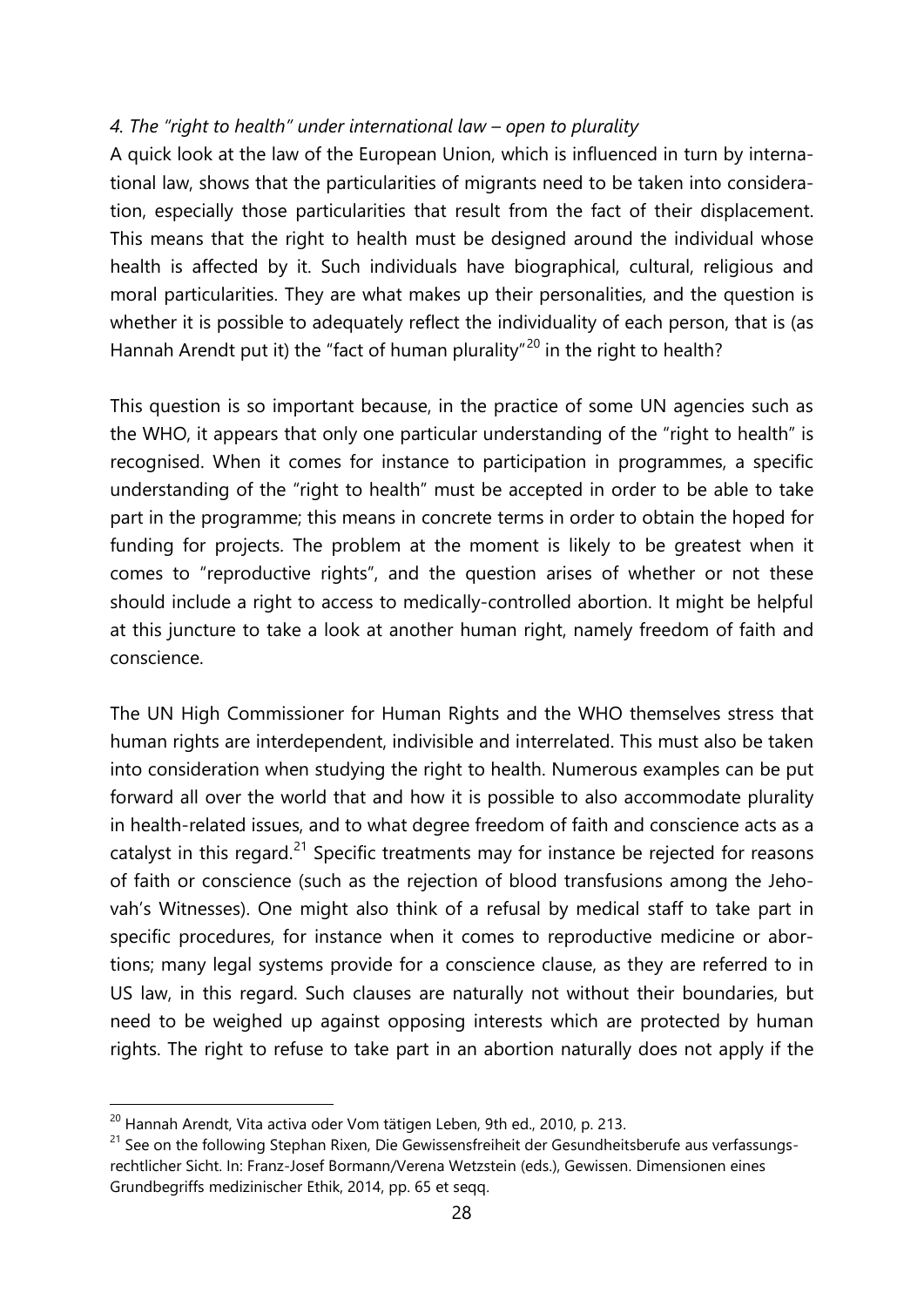*4. The "right to health" under international law – open to plurality*

A quick look at the law of the European Union, which is influenced in turn by international law, shows that the particularities of migrants need to be taken into consideration, especially those particularities that result from the fact of their displacement. This means that the right to health must be designed around the individual whose health is affected by it. Such individuals have biographical, cultural, religious and moral particularities. They are what makes up their personalities, and the question is whether it is possible to adequately reflect the individuality of each person, that is (as Hannah Arendt put it) the "fact of human plurality"[20] in the right to health?

This question is so important because, in the practice of some UN agencies such as the WHO, it appears that only one particular understanding of the "right to health" is recognised. When it comes for instance to participation in programmes, a specific understanding of the "right to health" must be accepted in order to be able to take part in the programme; this means in concrete terms in order to obtain the hoped for funding for projects. The problem at the moment is likely to be greatest when it comes to "reproductive rights", and the question arises of whether or not these should include a right to access to medically-controlled abortion. It might be helpful at this juncture to take a look at another human right, namely freedom of faith and conscience.

The UN High Commissioner for Human Rights and the WHO themselves stress that human rights are interdependent, indivisible and interrelated. This must also be taken into consideration when studying the right to health. Numerous examples can be put forward all over the world that and how it is possible to also accommodate plurality in health-related issues, and to what degree freedom of faith and conscience acts as a catalyst in this regard.[21] Specific treatments may for instance be rejected for reasons of faith or conscience (such as the rejection of blood transfusions among the Jehovah's Witnesses). One might also think of a refusal by medical staff to take part in specific procedures, for instance when it comes to reproductive medicine or abortions; many legal systems provide for a conscience clause, as they are referred to in US law, in this regard. Such clauses are naturally not without their boundaries, but need to be weighed up against opposing interests which are protected by human rights. The right to refuse to take part in an abortion naturally does not apply if the

[20] Hannah Arendt, Vita activa oder Vom tätigen Leben, 9th ed., 2010, p. 213.

[21] See on the following Stephan Rixen, Die Gewissensfreiheit der Gesundheitsberufe aus verfassungsrechtlicher Sicht. In: Franz-Josef Bormann/Verena Wetzstein (eds.), Gewissen. Dimensionen eines Grundbegriffs medizinischer Ethik, 2014, pp. 65 et seqq.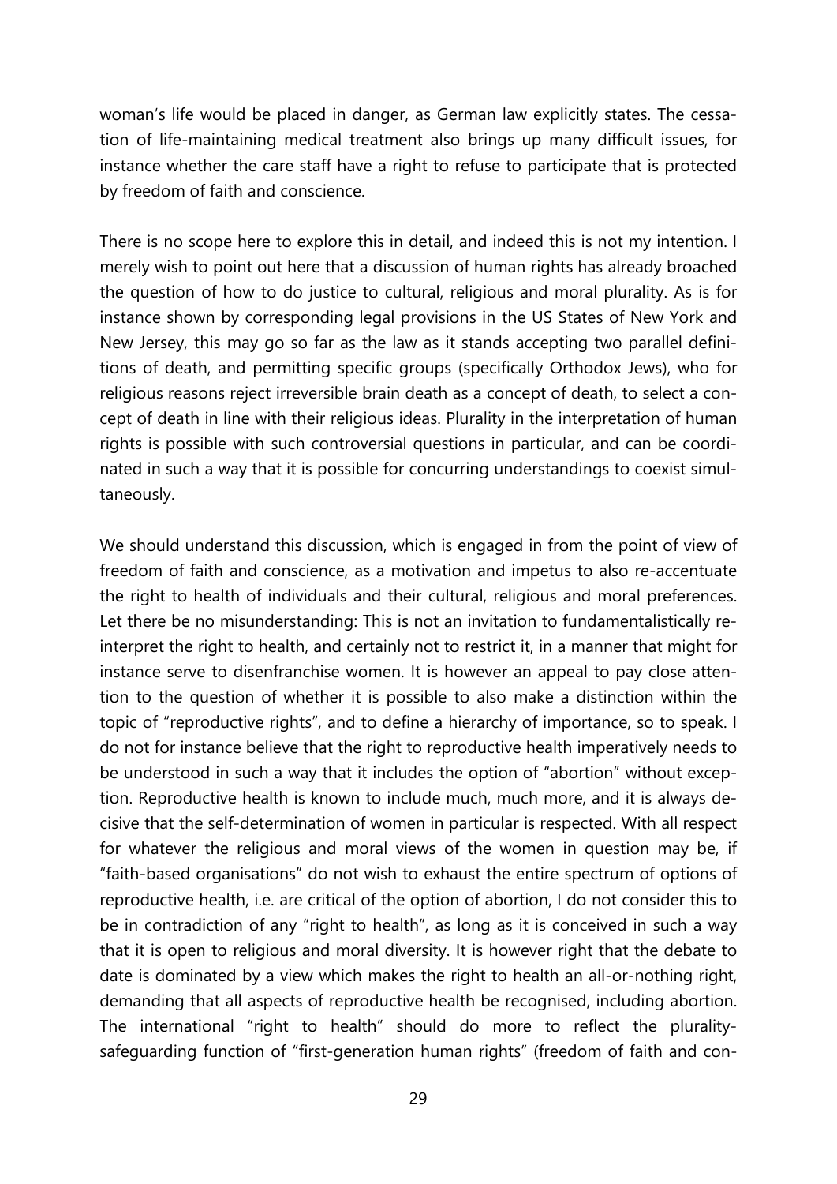woman's life would be placed in danger, as German law explicitly states. The cessation of life-maintaining medical treatment also brings up many difficult issues, for instance whether the care staff have a right to refuse to participate that is protected by freedom of faith and conscience.

There is no scope here to explore this in detail, and indeed this is not my intention. I merely wish to point out here that a discussion of human rights has already broached the question of how to do justice to cultural, religious and moral plurality. As is for instance shown by corresponding legal provisions in the US States of New York and New Jersey, this may go so far as the law as it stands accepting two parallel definitions of death, and permitting specific groups (specifically Orthodox Jews), who for religious reasons reject irreversible brain death as a concept of death, to select a concept of death in line with their religious ideas. Plurality in the interpretation of human rights is possible with such controversial questions in particular, and can be coordinated in such a way that it is possible for concurring understandings to coexist simultaneously.

We should understand this discussion, which is engaged in from the point of view of freedom of faith and conscience, as a motivation and impetus to also re-accentuate the right to health of individuals and their cultural, religious and moral preferences. Let there be no misunderstanding: This is not an invitation to fundamentalistically reinterpret the right to health, and certainly not to restrict it, in a manner that might for instance serve to disenfranchise women. It is however an appeal to pay close attention to the question of whether it is possible to also make a distinction within the topic of "reproductive rights", and to define a hierarchy of importance, so to speak. I do not for instance believe that the right to reproductive health imperatively needs to be understood in such a way that it includes the option of "abortion" without exception. Reproductive health is known to include much, much more, and it is always decisive that the self-determination of women in particular is respected. With all respect for whatever the religious and moral views of the women in question may be, if "faith-based organisations" do not wish to exhaust the entire spectrum of options of reproductive health, i.e. are critical of the option of abortion, I do not consider this to be in contradiction of any "right to health", as long as it is conceived in such a way that it is open to religious and moral diversity. It is however right that the debate to date is dominated by a view which makes the right to health an all-or-nothing right, demanding that all aspects of reproductive health be recognised, including abortion. The international "right to health" should do more to reflect the plurality-safeguarding function of "first-generation human rights" (freedom of faith and con-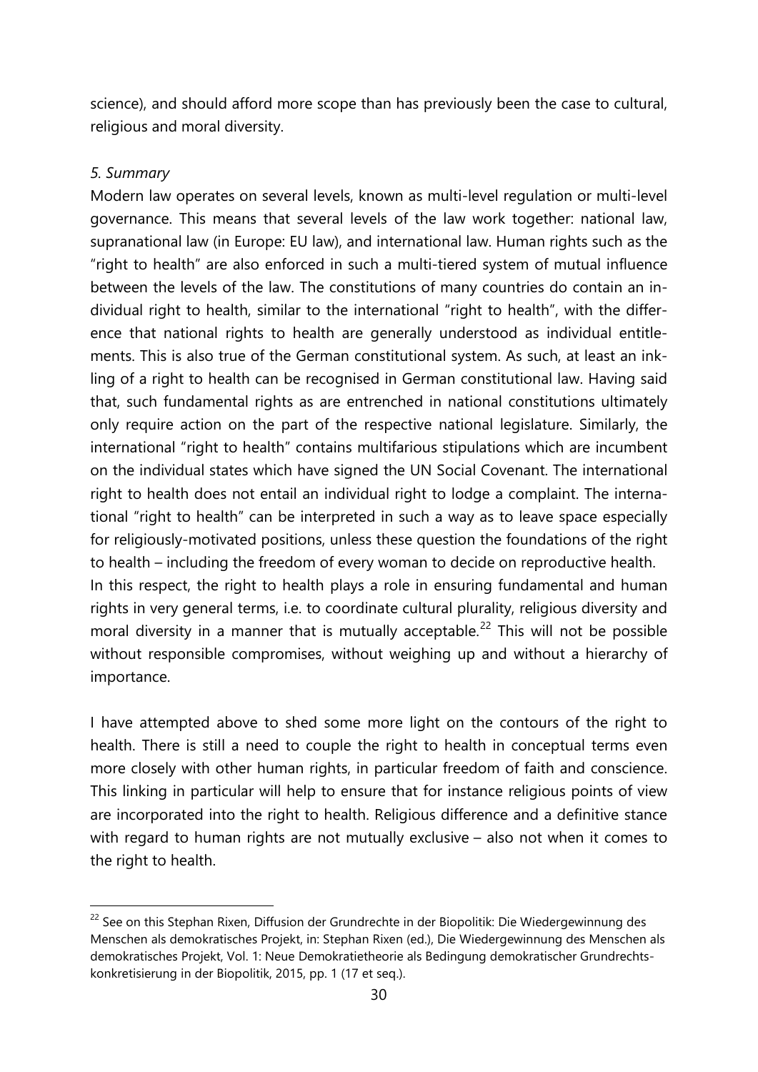science), and should afford more scope than has previously been the case to cultural, religious and moral diversity.

*5. Summary*

Modern law operates on several levels, known as multi-level regulation or multi-level governance. This means that several levels of the law work together: national law, supranational law (in Europe: EU law), and international law. Human rights such as the "right to health" are also enforced in such a multi-tiered system of mutual influence between the levels of the law. The constitutions of many countries do contain an individual right to health, similar to the international "right to health", with the difference that national rights to health are generally understood as individual entitlements. This is also true of the German constitutional system. As such, at least an inkling of a right to health can be recognised in German constitutional law. Having said that, such fundamental rights as are entrenched in national constitutions ultimately only require action on the part of the respective national legislature. Similarly, the international "right to health" contains multifarious stipulations which are incumbent on the individual states which have signed the UN Social Covenant. The international right to health does not entail an individual right to lodge a complaint. The international "right to health" can be interpreted in such a way as to leave space especially for religiously-motivated positions, unless these question the foundations of the right to health – including the freedom of every woman to decide on reproductive health.

In this respect, the right to health plays a role in ensuring fundamental and human rights in very general terms, i.e. to coordinate cultural plurality, religious diversity and moral diversity in a manner that is mutually acceptable.[22] This will not be possible without responsible compromises, without weighing up and without a hierarchy of importance.

I have attempted above to shed some more light on the contours of the right to health. There is still a need to couple the right to health in conceptual terms even more closely with other human rights, in particular freedom of faith and conscience. This linking in particular will help to ensure that for instance religious points of view are incorporated into the right to health. Religious difference and a definitive stance with regard to human rights are not mutually exclusive – also not when it comes to the right to health.

---

[22] See on this Stephan Rixen, Diffusion der Grundrechte in der Biopolitik: Die Wiedergewinnung des Menschen als demokratisches Projekt, in: Stephan Rixen (ed.), Die Wiedergewinnung des Menschen als demokratisches Projekt, Vol. 1: Neue Demokratietheorie als Bedingung demokratischer Grundrechtskonkretisierung in der Biopolitik, 2015, pp. 1 (17 et seq.).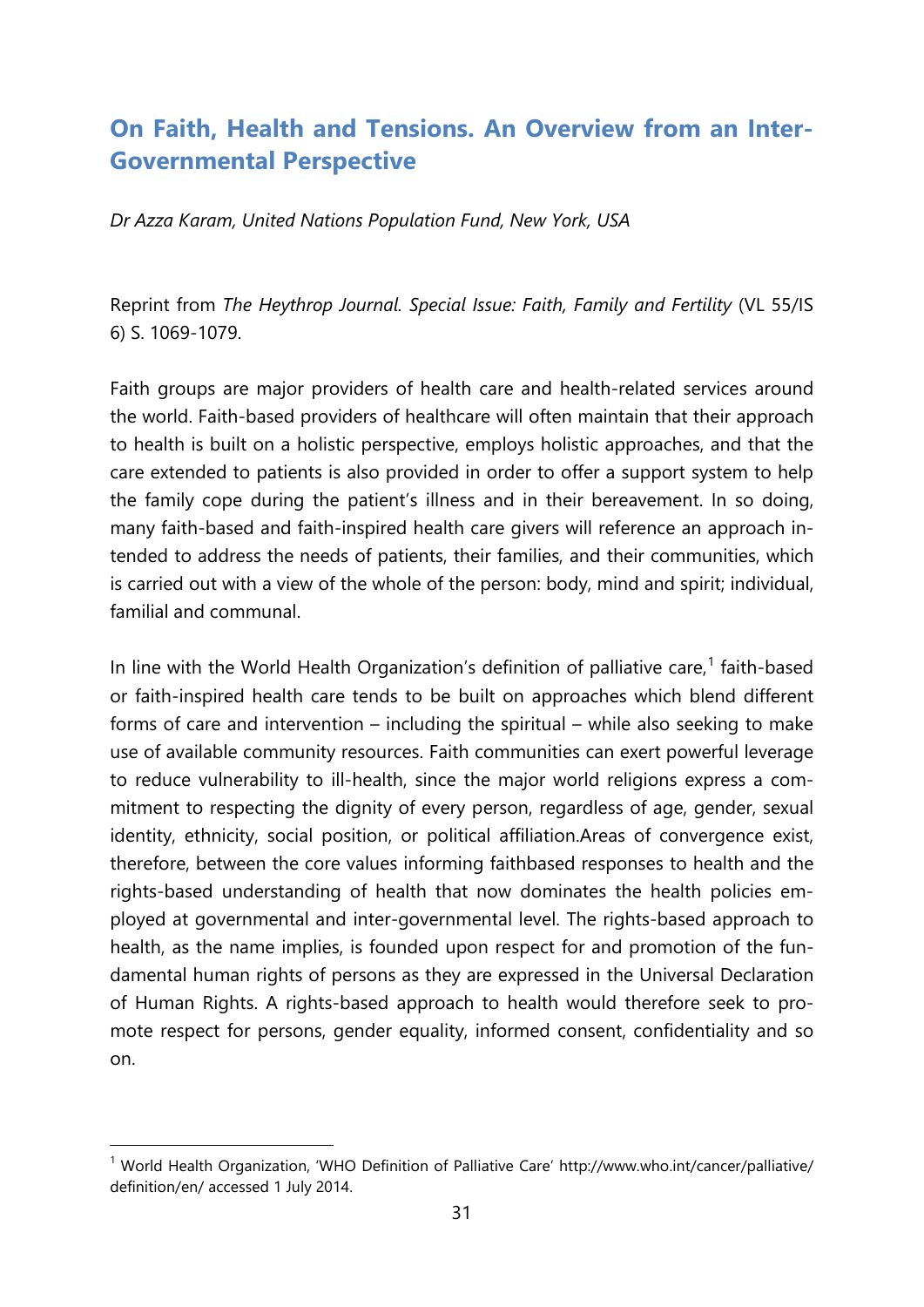## On Faith, Health and Tensions. An Overview from an Inter-Governmental Perspective

*Dr Azza Karam, United Nations Population Fund, New York, USA*

Reprint from *The Heythrop Journal. Special Issue: Faith, Family and Fertility* (VL 55/IS 6) S. 1069-1079.

Faith groups are major providers of health care and health-related services around the world. Faith-based providers of healthcare will often maintain that their approach to health is built on a holistic perspective, employs holistic approaches, and that the care extended to patients is also provided in order to offer a support system to help the family cope during the patient's illness and in their bereavement. In so doing, many faith-based and faith-inspired health care givers will reference an approach intended to address the needs of patients, their families, and their communities, which is carried out with a view of the whole of the person: body, mind and spirit; individual, familial and communal.

In line with the World Health Organization's definition of palliative care,[1] faith-based or faith-inspired health care tends to be built on approaches which blend different forms of care and intervention – including the spiritual – while also seeking to make use of available community resources. Faith communities can exert powerful leverage to reduce vulnerability to ill-health, since the major world religions express a commitment to respecting the dignity of every person, regardless of age, gender, sexual identity, ethnicity, social position, or political affiliation.Areas of convergence exist, therefore, between the core values informing faithbased responses to health and the rights-based understanding of health that now dominates the health policies employed at governmental and inter-governmental level. The rights-based approach to health, as the name implies, is founded upon respect for and promotion of the fundamental human rights of persons as they are expressed in the Universal Declaration of Human Rights. A rights-based approach to health would therefore seek to promote respect for persons, gender equality, informed consent, confidentiality and so on.

[1] World Health Organization, 'WHO Definition of Palliative Care' http://www.who.int/cancer/palliative/definition/en/ accessed 1 July 2014.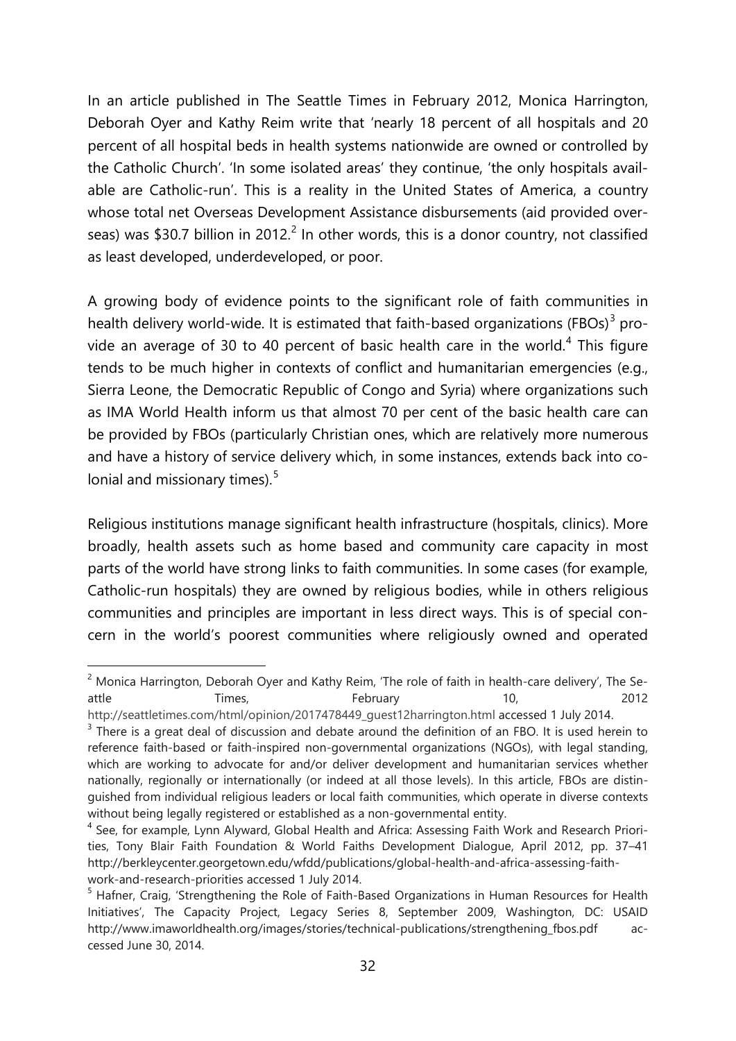In an article published in The Seattle Times in February 2012, Monica Harrington, Deborah Oyer and Kathy Reim write that 'nearly 18 percent of all hospitals and 20 percent of all hospital beds in health systems nationwide are owned or controlled by the Catholic Church'. 'In some isolated areas' they continue, 'the only hospitals available are Catholic-run'. This is a reality in the United States of America, a country whose total net Overseas Development Assistance disbursements (aid provided overseas) was $30.7 billion in 2012.[2] In other words, this is a donor country, not classified as least developed, underdeveloped, or poor.

A growing body of evidence points to the significant role of faith communities in health delivery world-wide. It is estimated that faith-based organizations (FBOs)[3] provide an average of 30 to 40 percent of basic health care in the world.[4] This figure tends to be much higher in contexts of conflict and humanitarian emergencies (e.g., Sierra Leone, the Democratic Republic of Congo and Syria) where organizations such as IMA World Health inform us that almost 70 per cent of the basic health care can be provided by FBOs (particularly Christian ones, which are relatively more numerous and have a history of service delivery which, in some instances, extends back into colonial and missionary times).[5]

Religious institutions manage significant health infrastructure (hospitals, clinics). More broadly, health assets such as home based and community care capacity in most parts of the world have strong links to faith communities. In some cases (for example, Catholic-run hospitals) they are owned by religious bodies, while in others religious communities and principles are important in less direct ways. This is of special concern in the world's poorest communities where religiously owned and operated

---

[2] Monica Harrington, Deborah Oyer and Kathy Reim, 'The role of faith in health-care delivery', The Seattle Times, February 10, 2012 http://seattletimes.com/html/opinion/2017478449_guest12harrington.html accessed 1 July 2014.

[3] There is a great deal of discussion and debate around the definition of an FBO. It is used herein to reference faith-based or faith-inspired non-governmental organizations (NGOs), with legal standing, which are working to advocate for and/or deliver development and humanitarian services whether nationally, regionally or internationally (or indeed at all those levels). In this article, FBOs are distinguished from individual religious leaders or local faith communities, which operate in diverse contexts without being legally registered or established as a non-governmental entity.

[4] See, for example, Lynn Alyward, Global Health and Africa: Assessing Faith Work and Research Priorities, Tony Blair Faith Foundation & World Faiths Development Dialogue, April 2012, pp. 37–41 http://berkleycenter.georgetown.edu/wfdd/publications/global-health-and-africa-assessing-faith-work-and-research-priorities accessed 1 July 2014.

[5] Hafner, Craig, 'Strengthening the Role of Faith-Based Organizations in Human Resources for Health Initiatives', The Capacity Project, Legacy Series 8, September 2009, Washington, DC: USAID http://www.imaworldhealth.org/images/stories/technical-publications/strengthening_fbos.pdf accessed June 30, 2014.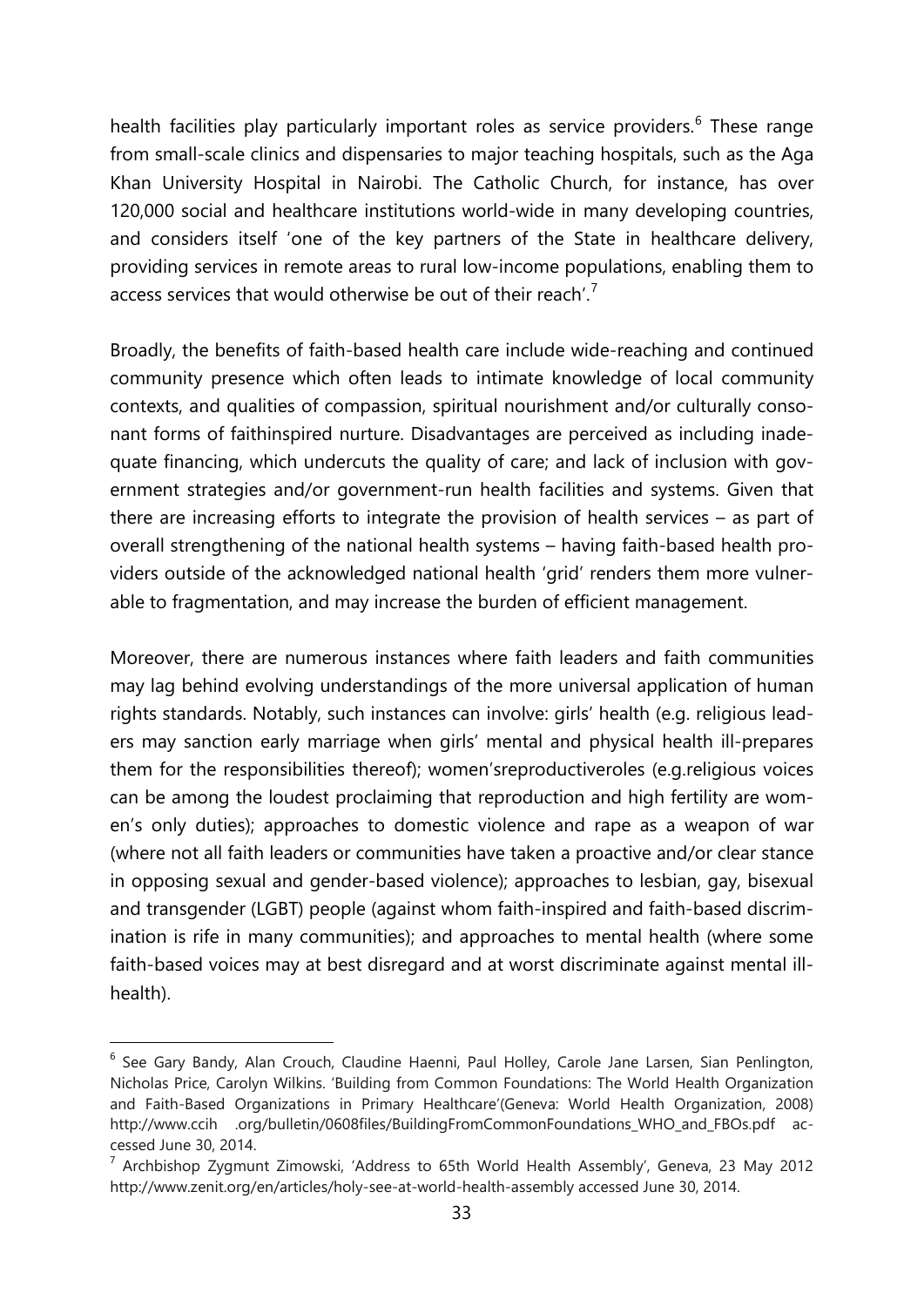health facilities play particularly important roles as service providers.[6] These range from small-scale clinics and dispensaries to major teaching hospitals, such as the Aga Khan University Hospital in Nairobi. The Catholic Church, for instance, has over 120,000 social and healthcare institutions world-wide in many developing countries, and considers itself 'one of the key partners of the State in healthcare delivery, providing services in remote areas to rural low-income populations, enabling them to access services that would otherwise be out of their reach'.[7]

Broadly, the benefits of faith-based health care include wide-reaching and continued community presence which often leads to intimate knowledge of local community contexts, and qualities of compassion, spiritual nourishment and/or culturally consonant forms of faithinspired nurture. Disadvantages are perceived as including inadequate financing, which undercuts the quality of care; and lack of inclusion with government strategies and/or government-run health facilities and systems. Given that there are increasing efforts to integrate the provision of health services – as part of overall strengthening of the national health systems – having faith-based health providers outside of the acknowledged national health 'grid' renders them more vulnerable to fragmentation, and may increase the burden of efficient management.

Moreover, there are numerous instances where faith leaders and faith communities may lag behind evolving understandings of the more universal application of human rights standards. Notably, such instances can involve: girls' health (e.g. religious leaders may sanction early marriage when girls' mental and physical health ill-prepares them for the responsibilities thereof); women'sreproductiveroles (e.g.religious voices can be among the loudest proclaiming that reproduction and high fertility are women's only duties); approaches to domestic violence and rape as a weapon of war (where not all faith leaders or communities have taken a proactive and/or clear stance in opposing sexual and gender-based violence); approaches to lesbian, gay, bisexual and transgender (LGBT) people (against whom faith-inspired and faith-based discrimination is rife in many communities); and approaches to mental health (where some faith-based voices may at best disregard and at worst discriminate against mental ill-health).

---

[6] See Gary Bandy, Alan Crouch, Claudine Haenni, Paul Holley, Carole Jane Larsen, Sian Penlington, Nicholas Price, Carolyn Wilkins. 'Building from Common Foundations: The World Health Organization and Faith-Based Organizations in Primary Healthcare'(Geneva: World Health Organization, 2008) http://www.ccih .org/bulletin/0608files/BuildingFromCommonFoundations_WHO_and_FBOs.pdf accessed June 30, 2014.

[7] Archbishop Zygmunt Zimowski, 'Address to 65th World Health Assembly', Geneva, 23 May 2012 http://www.zenit.org/en/articles/holy-see-at-world-health-assembly accessed June 30, 2014.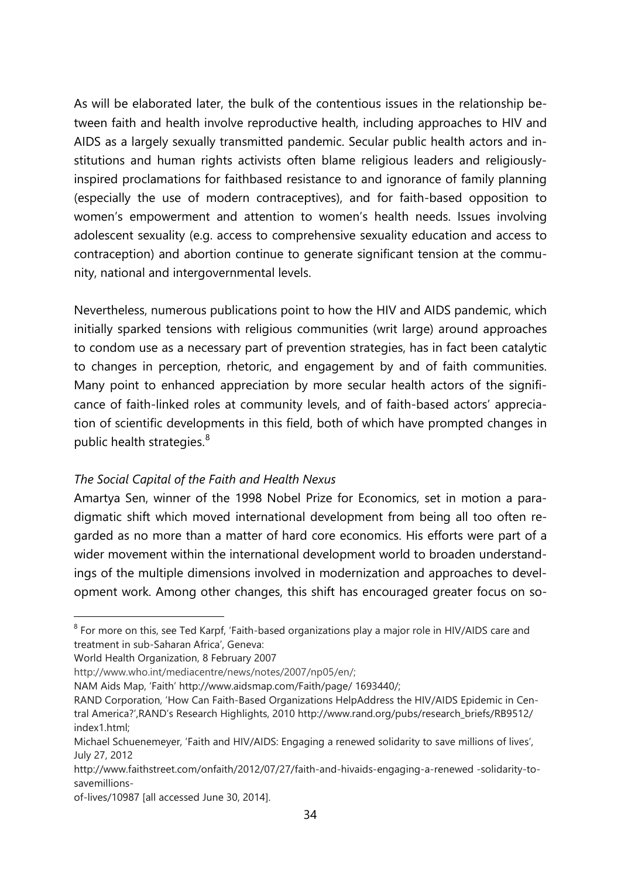As will be elaborated later, the bulk of the contentious issues in the relationship between faith and health involve reproductive health, including approaches to HIV and AIDS as a largely sexually transmitted pandemic. Secular public health actors and institutions and human rights activists often blame religious leaders and religiously-inspired proclamations for faithbased resistance to and ignorance of family planning (especially the use of modern contraceptives), and for faith-based opposition to women's empowerment and attention to women's health needs. Issues involving adolescent sexuality (e.g. access to comprehensive sexuality education and access to contraception) and abortion continue to generate significant tension at the community, national and intergovernmental levels.

Nevertheless, numerous publications point to how the HIV and AIDS pandemic, which initially sparked tensions with religious communities (writ large) around approaches to condom use as a necessary part of prevention strategies, has in fact been catalytic to changes in perception, rhetoric, and engagement by and of faith communities. Many point to enhanced appreciation by more secular health actors of the significance of faith-linked roles at community levels, and of faith-based actors' appreciation of scientific developments in this field, both of which have prompted changes in public health strategies.[8]

*The Social Capital of the Faith and Health Nexus*

Amartya Sen, winner of the 1998 Nobel Prize for Economics, set in motion a paradigmatic shift which moved international development from being all too often regarded as no more than a matter of hard core economics. His efforts were part of a wider movement within the international development world to broaden understandings of the multiple dimensions involved in modernization and approaches to development work. Among other changes, this shift has encouraged greater focus on so-

---

[8] For more on this, see Ted Karpf, 'Faith-based organizations play a major role in HIV/AIDS care and treatment in sub-Saharan Africa', Geneva:
World Health Organization, 8 February 2007
http://www.who.int/mediacentre/news/notes/2007/np05/en/;
NAM Aids Map, 'Faith' http://www.aidsmap.com/Faith/page/ 1693440/;
RAND Corporation, 'How Can Faith-Based Organizations HelpAddress the HIV/AIDS Epidemic in Central America?',RAND's Research Highlights, 2010 http://www.rand.org/pubs/research_briefs/RB9512/index1.html;
Michael Schuenemeyer, 'Faith and HIV/AIDS: Engaging a renewed solidarity to save millions of lives', July 27, 2012
http://www.faithstreet.com/onfaith/2012/07/27/faith-and-hivaids-engaging-a-renewed -solidarity-to-savemillions-
of-lives/10987 [all accessed June 30, 2014].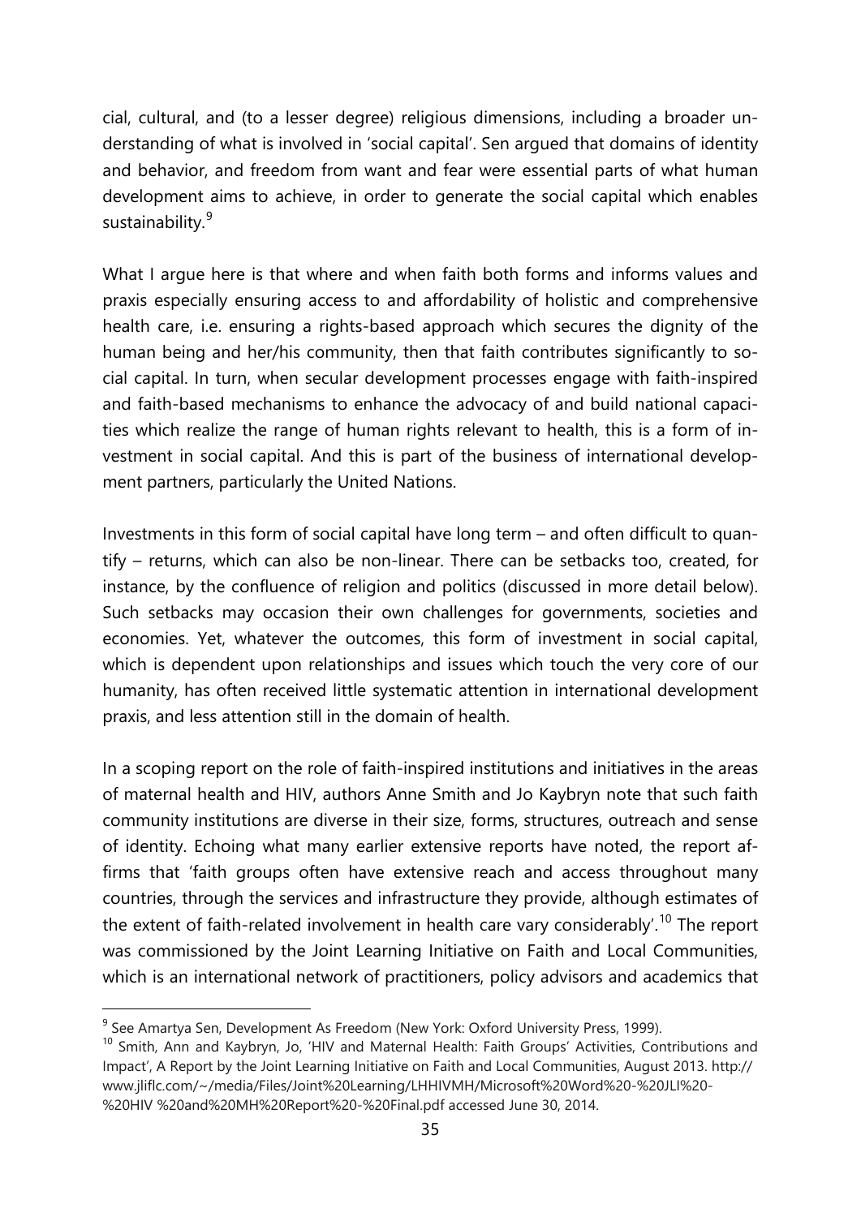cial, cultural, and (to a lesser degree) religious dimensions, including a broader understanding of what is involved in 'social capital'. Sen argued that domains of identity and behavior, and freedom from want and fear were essential parts of what human development aims to achieve, in order to generate the social capital which enables sustainability.[9]

What I argue here is that where and when faith both forms and informs values and praxis especially ensuring access to and affordability of holistic and comprehensive health care, i.e. ensuring a rights-based approach which secures the dignity of the human being and her/his community, then that faith contributes significantly to social capital. In turn, when secular development processes engage with faith-inspired and faith-based mechanisms to enhance the advocacy of and build national capacities which realize the range of human rights relevant to health, this is a form of investment in social capital. And this is part of the business of international development partners, particularly the United Nations.

Investments in this form of social capital have long term – and often difficult to quantify – returns, which can also be non-linear. There can be setbacks too, created, for instance, by the confluence of religion and politics (discussed in more detail below). Such setbacks may occasion their own challenges for governments, societies and economies. Yet, whatever the outcomes, this form of investment in social capital, which is dependent upon relationships and issues which touch the very core of our humanity, has often received little systematic attention in international development praxis, and less attention still in the domain of health.

In a scoping report on the role of faith-inspired institutions and initiatives in the areas of maternal health and HIV, authors Anne Smith and Jo Kaybryn note that such faith community institutions are diverse in their size, forms, structures, outreach and sense of identity. Echoing what many earlier extensive reports have noted, the report affirms that 'faith groups often have extensive reach and access throughout many countries, through the services and infrastructure they provide, although estimates of the extent of faith-related involvement in health care vary considerably'.[10] The report was commissioned by the Joint Learning Initiative on Faith and Local Communities, which is an international network of practitioners, policy advisors and academics that

---

[9] See Amartya Sen, Development As Freedom (New York: Oxford University Press, 1999).

[10] Smith, Ann and Kaybryn, Jo, 'HIV and Maternal Health: Faith Groups' Activities, Contributions and Impact', A Report by the Joint Learning Initiative on Faith and Local Communities, August 2013. http://www.jliflc.com/~/media/Files/Joint%20Learning/LHHIVMH/Microsoft%20Word%20-%20JLI%20-%20HIV %20and%20MH%20Report%20-%20Final.pdf accessed June 30, 2014.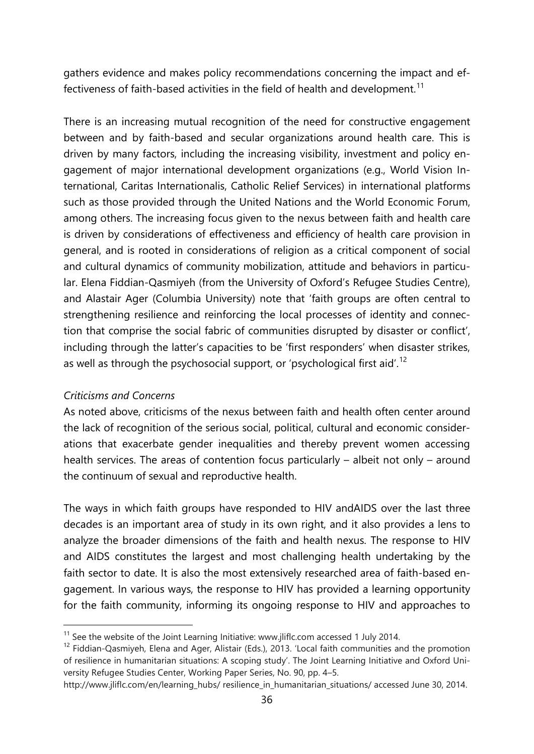gathers evidence and makes policy recommendations concerning the impact and effectiveness of faith-based activities in the field of health and development.[11]

There is an increasing mutual recognition of the need for constructive engagement between and by faith-based and secular organizations around health care. This is driven by many factors, including the increasing visibility, investment and policy engagement of major international development organizations (e.g., World Vision International, Caritas Internationalis, Catholic Relief Services) in international platforms such as those provided through the United Nations and the World Economic Forum, among others. The increasing focus given to the nexus between faith and health care is driven by considerations of effectiveness and efficiency of health care provision in general, and is rooted in considerations of religion as a critical component of social and cultural dynamics of community mobilization, attitude and behaviors in particular. Elena Fiddian-Qasmiyeh (from the University of Oxford's Refugee Studies Centre), and Alastair Ager (Columbia University) note that 'faith groups are often central to strengthening resilience and reinforcing the local processes of identity and connection that comprise the social fabric of communities disrupted by disaster or conflict', including through the latter's capacities to be 'first responders' when disaster strikes, as well as through the psychosocial support, or 'psychological first aid'.[12]

*Criticisms and Concerns*

As noted above, criticisms of the nexus between faith and health often center around the lack of recognition of the serious social, political, cultural and economic considerations that exacerbate gender inequalities and thereby prevent women accessing health services. The areas of contention focus particularly – albeit not only – around the continuum of sexual and reproductive health.

The ways in which faith groups have responded to HIV andAIDS over the last three decades is an important area of study in its own right, and it also provides a lens to analyze the broader dimensions of the faith and health nexus. The response to HIV and AIDS constitutes the largest and most challenging health undertaking by the faith sector to date. It is also the most extensively researched area of faith-based engagement. In various ways, the response to HIV has provided a learning opportunity for the faith community, informing its ongoing response to HIV and approaches to

---

[11] See the website of the Joint Learning Initiative: www.jliflc.com accessed 1 July 2014.

[12] Fiddian-Qasmiyeh, Elena and Ager, Alistair (Eds.), 2013. 'Local faith communities and the promotion of resilience in humanitarian situations: A scoping study'. The Joint Learning Initiative and Oxford University Refugee Studies Center, Working Paper Series, No. 90, pp. 4–5. http://www.jliflc.com/en/learning_hubs/ resilience_in_humanitarian_situations/ accessed June 30, 2014.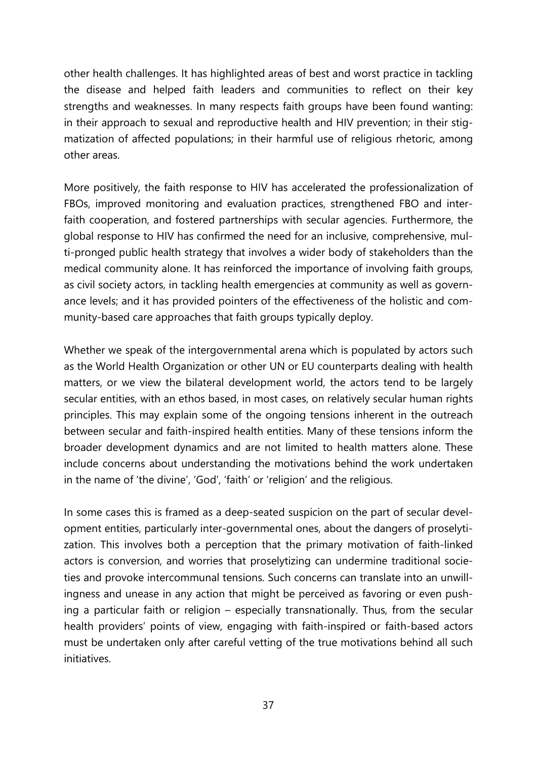other health challenges. It has highlighted areas of best and worst practice in tackling the disease and helped faith leaders and communities to reflect on their key strengths and weaknesses. In many respects faith groups have been found wanting: in their approach to sexual and reproductive health and HIV prevention; in their stigmatization of affected populations; in their harmful use of religious rhetoric, among other areas.

More positively, the faith response to HIV has accelerated the professionalization of FBOs, improved monitoring and evaluation practices, strengthened FBO and interfaith cooperation, and fostered partnerships with secular agencies. Furthermore, the global response to HIV has confirmed the need for an inclusive, comprehensive, multi-pronged public health strategy that involves a wider body of stakeholders than the medical community alone. It has reinforced the importance of involving faith groups, as civil society actors, in tackling health emergencies at community as well as governance levels; and it has provided pointers of the effectiveness of the holistic and community-based care approaches that faith groups typically deploy.

Whether we speak of the intergovernmental arena which is populated by actors such as the World Health Organization or other UN or EU counterparts dealing with health matters, or we view the bilateral development world, the actors tend to be largely secular entities, with an ethos based, in most cases, on relatively secular human rights principles. This may explain some of the ongoing tensions inherent in the outreach between secular and faith-inspired health entities. Many of these tensions inform the broader development dynamics and are not limited to health matters alone. These include concerns about understanding the motivations behind the work undertaken in the name of 'the divine', 'God', 'faith' or 'religion' and the religious.

In some cases this is framed as a deep-seated suspicion on the part of secular development entities, particularly inter-governmental ones, about the dangers of proselytization. This involves both a perception that the primary motivation of faith-linked actors is conversion, and worries that proselytizing can undermine traditional societies and provoke intercommunal tensions. Such concerns can translate into an unwillingness and unease in any action that might be perceived as favoring or even pushing a particular faith or religion – especially transnationally. Thus, from the secular health providers' points of view, engaging with faith-inspired or faith-based actors must be undertaken only after careful vetting of the true motivations behind all such initiatives.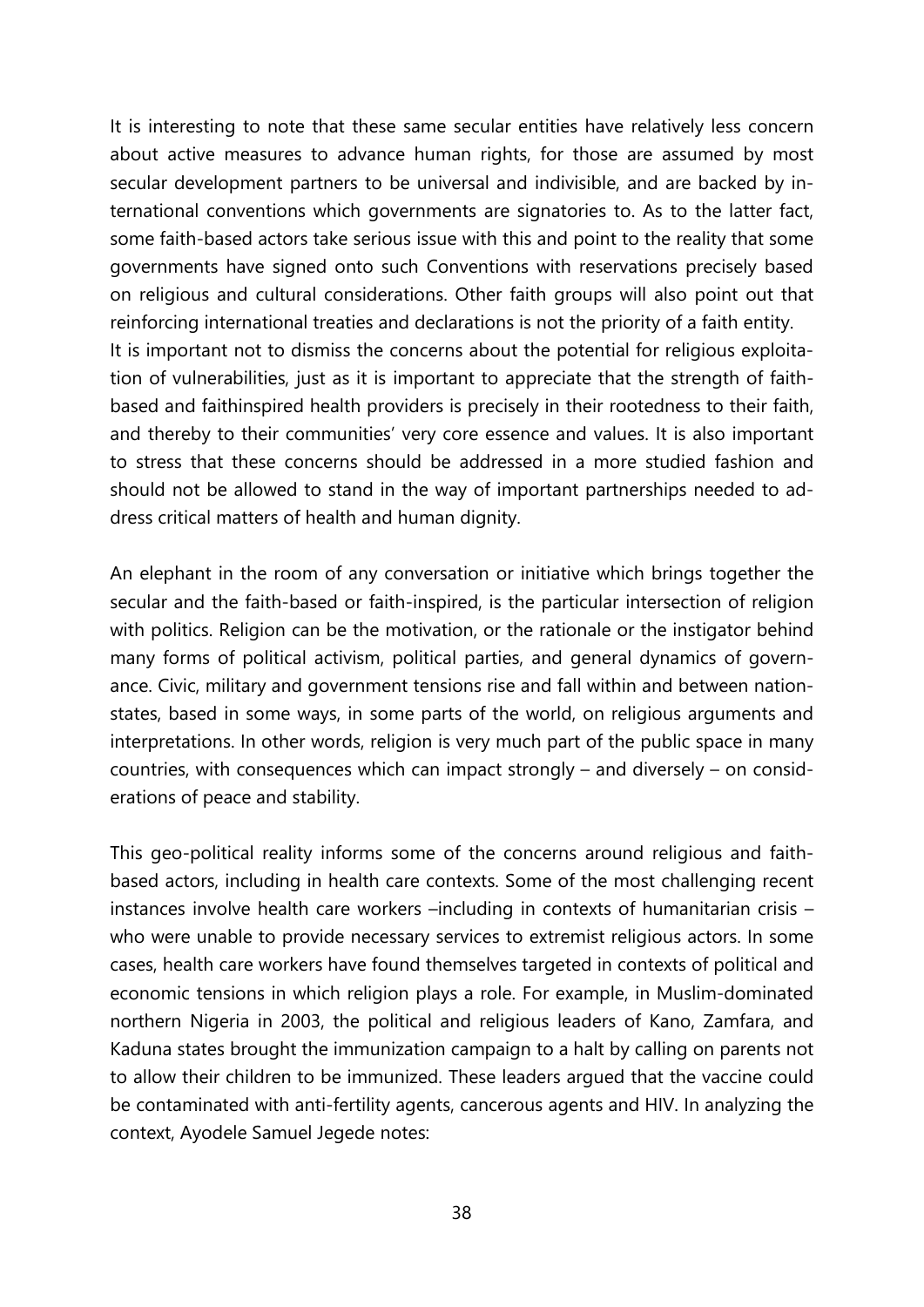It is interesting to note that these same secular entities have relatively less concern about active measures to advance human rights, for those are assumed by most secular development partners to be universal and indivisible, and are backed by international conventions which governments are signatories to. As to the latter fact, some faith-based actors take serious issue with this and point to the reality that some governments have signed onto such Conventions with reservations precisely based on religious and cultural considerations. Other faith groups will also point out that reinforcing international treaties and declarations is not the priority of a faith entity.
It is important not to dismiss the concerns about the potential for religious exploitation of vulnerabilities, just as it is important to appreciate that the strength of faith-based and faithinspired health providers is precisely in their rootedness to their faith, and thereby to their communities' very core essence and values. It is also important to stress that these concerns should be addressed in a more studied fashion and should not be allowed to stand in the way of important partnerships needed to address critical matters of health and human dignity.

An elephant in the room of any conversation or initiative which brings together the secular and the faith-based or faith-inspired, is the particular intersection of religion with politics. Religion can be the motivation, or the rationale or the instigator behind many forms of political activism, political parties, and general dynamics of governance. Civic, military and government tensions rise and fall within and between nation-states, based in some ways, in some parts of the world, on religious arguments and interpretations. In other words, religion is very much part of the public space in many countries, with consequences which can impact strongly – and diversely – on considerations of peace and stability.

This geo-political reality informs some of the concerns around religious and faith-based actors, including in health care contexts. Some of the most challenging recent instances involve health care workers –including in contexts of humanitarian crisis – who were unable to provide necessary services to extremist religious actors. In some cases, health care workers have found themselves targeted in contexts of political and economic tensions in which religion plays a role. For example, in Muslim-dominated northern Nigeria in 2003, the political and religious leaders of Kano, Zamfara, and Kaduna states brought the immunization campaign to a halt by calling on parents not to allow their children to be immunized. These leaders argued that the vaccine could be contaminated with anti-fertility agents, cancerous agents and HIV. In analyzing the context, Ayodele Samuel Jegede notes: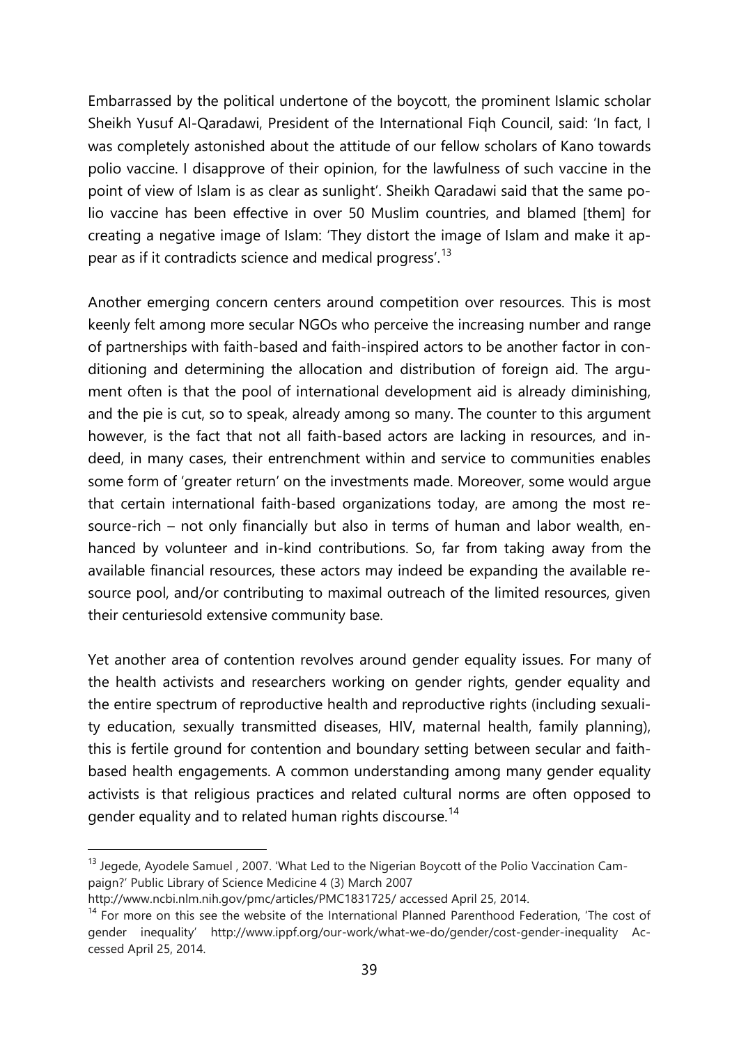Embarrassed by the political undertone of the boycott, the prominent Islamic scholar Sheikh Yusuf Al-Qaradawi, President of the International Fiqh Council, said: 'In fact, I was completely astonished about the attitude of our fellow scholars of Kano towards polio vaccine. I disapprove of their opinion, for the lawfulness of such vaccine in the point of view of Islam is as clear as sunlight'. Sheikh Qaradawi said that the same polio vaccine has been effective in over 50 Muslim countries, and blamed [them] for creating a negative image of Islam: 'They distort the image of Islam and make it appear as if it contradicts science and medical progress'.[13]

Another emerging concern centers around competition over resources. This is most keenly felt among more secular NGOs who perceive the increasing number and range of partnerships with faith-based and faith-inspired actors to be another factor in conditioning and determining the allocation and distribution of foreign aid. The argument often is that the pool of international development aid is already diminishing, and the pie is cut, so to speak, already among so many. The counter to this argument however, is the fact that not all faith-based actors are lacking in resources, and indeed, in many cases, their entrenchment within and service to communities enables some form of 'greater return' on the investments made. Moreover, some would argue that certain international faith-based organizations today, are among the most resource-rich – not only financially but also in terms of human and labor wealth, enhanced by volunteer and in-kind contributions. So, far from taking away from the available financial resources, these actors may indeed be expanding the available resource pool, and/or contributing to maximal outreach of the limited resources, given their centuriesold extensive community base.

Yet another area of contention revolves around gender equality issues. For many of the health activists and researchers working on gender rights, gender equality and the entire spectrum of reproductive health and reproductive rights (including sexuality education, sexually transmitted diseases, HIV, maternal health, family planning), this is fertile ground for contention and boundary setting between secular and faith-based health engagements. A common understanding among many gender equality activists is that religious practices and related cultural norms are often opposed to gender equality and to related human rights discourse.[14]

---

[13] Jegede, Ayodele Samuel , 2007. 'What Led to the Nigerian Boycott of the Polio Vaccination Campaign?' Public Library of Science Medicine 4 (3) March 2007 http://www.ncbi.nlm.nih.gov/pmc/articles/PMC1831725/ accessed April 25, 2014.

[14] For more on this see the website of the International Planned Parenthood Federation, 'The cost of gender inequality' http://www.ippf.org/our-work/what-we-do/gender/cost-gender-inequality Accessed April 25, 2014.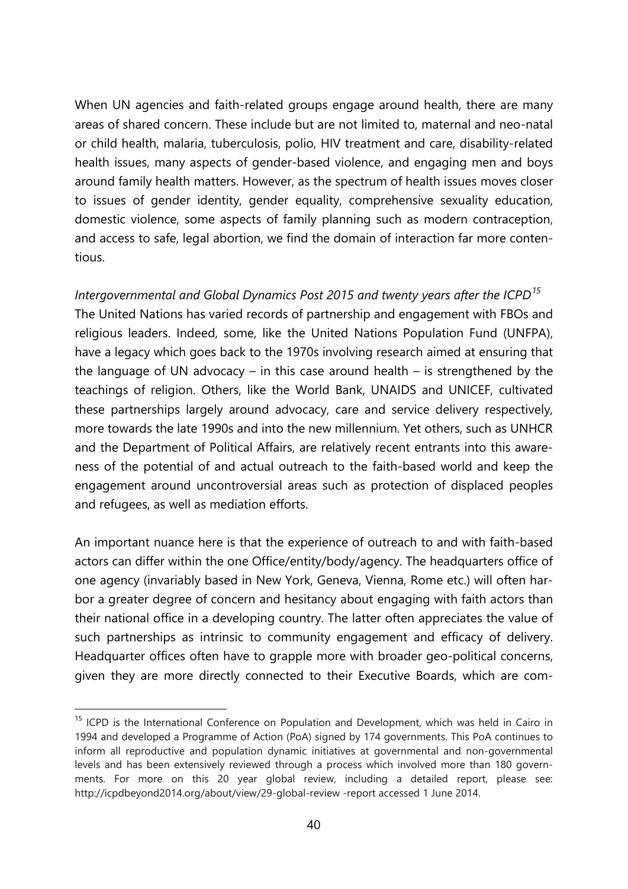When UN agencies and faith-related groups engage around health, there are many areas of shared concern. These include but are not limited to, maternal and neo-natal or child health, malaria, tuberculosis, polio, HIV treatment and care, disability-related health issues, many aspects of gender-based violence, and engaging men and boys around family health matters. However, as the spectrum of health issues moves closer to issues of gender identity, gender equality, comprehensive sexuality education, domestic violence, some aspects of family planning such as modern contraception, and access to safe, legal abortion, we find the domain of interaction far more contentious.

*Intergovernmental and Global Dynamics Post 2015 and twenty years after the ICPD*[15]

The United Nations has varied records of partnership and engagement with FBOs and religious leaders. Indeed, some, like the United Nations Population Fund (UNFPA), have a legacy which goes back to the 1970s involving research aimed at ensuring that the language of UN advocacy – in this case around health – is strengthened by the teachings of religion. Others, like the World Bank, UNAIDS and UNICEF, cultivated these partnerships largely around advocacy, care and service delivery respectively, more towards the late 1990s and into the new millennium. Yet others, such as UNHCR and the Department of Political Affairs, are relatively recent entrants into this awareness of the potential of and actual outreach to the faith-based world and keep the engagement around uncontroversial areas such as protection of displaced peoples and refugees, as well as mediation efforts.

An important nuance here is that the experience of outreach to and with faith-based actors can differ within the one Office/entity/body/agency. The headquarters office of one agency (invariably based in New York, Geneva, Vienna, Rome etc.) will often harbor a greater degree of concern and hesitancy about engaging with faith actors than their national office in a developing country. The latter often appreciates the value of such partnerships as intrinsic to community engagement and efficacy of delivery. Headquarter offices often have to grapple more with broader geo-political concerns, given they are more directly connected to their Executive Boards, which are com-

[15] ICPD is the International Conference on Population and Development, which was held in Cairo in 1994 and developed a Programme of Action (PoA) signed by 174 governments. This PoA continues to inform all reproductive and population dynamic initiatives at governmental and non-governmental levels and has been extensively reviewed through a process which involved more than 180 governments. For more on this 20 year global review, including a detailed report, please see: http://icpdbeyond2014.org/about/view/29-global-review -report accessed 1 June 2014.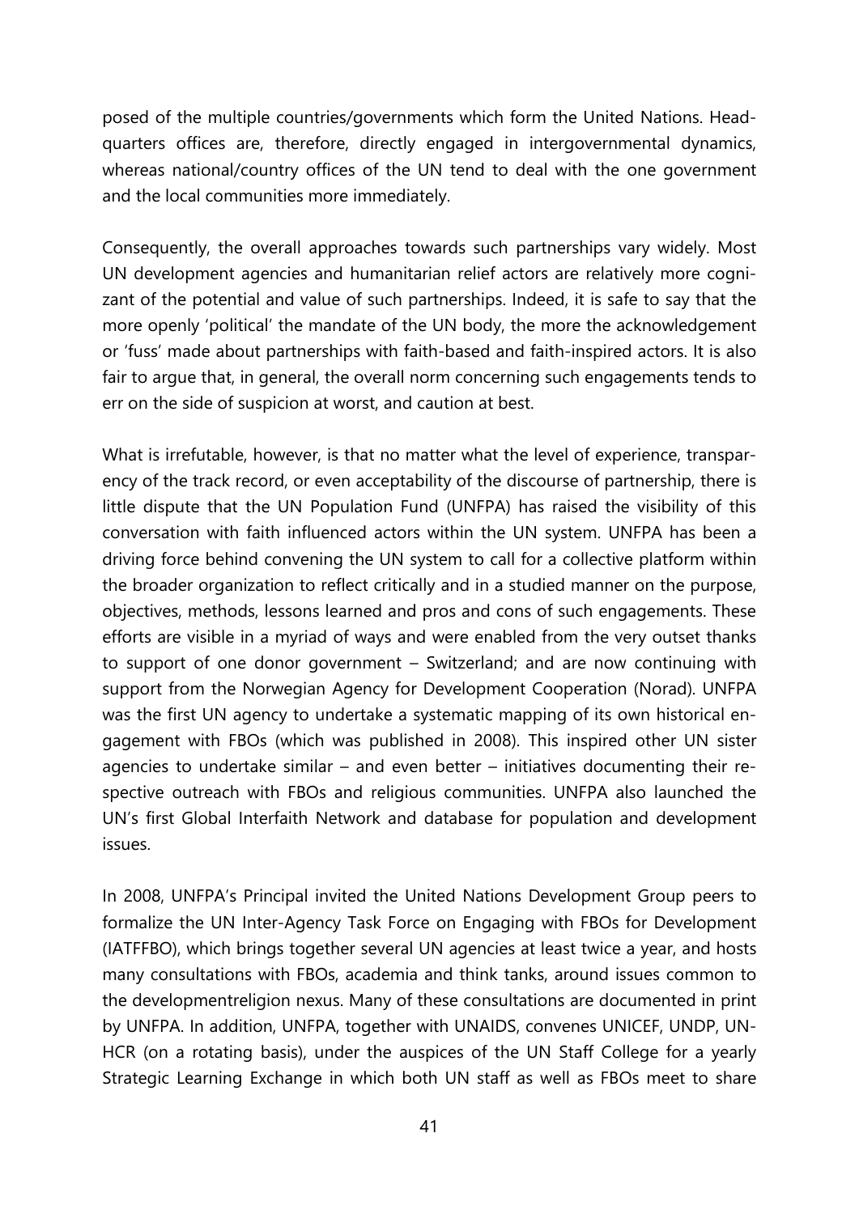posed of the multiple countries/governments which form the United Nations. Headquarters offices are, therefore, directly engaged in intergovernmental dynamics, whereas national/country offices of the UN tend to deal with the one government and the local communities more immediately.

Consequently, the overall approaches towards such partnerships vary widely. Most UN development agencies and humanitarian relief actors are relatively more cognizant of the potential and value of such partnerships. Indeed, it is safe to say that the more openly 'political' the mandate of the UN body, the more the acknowledgement or 'fuss' made about partnerships with faith-based and faith-inspired actors. It is also fair to argue that, in general, the overall norm concerning such engagements tends to err on the side of suspicion at worst, and caution at best.

What is irrefutable, however, is that no matter what the level of experience, transparency of the track record, or even acceptability of the discourse of partnership, there is little dispute that the UN Population Fund (UNFPA) has raised the visibility of this conversation with faith influenced actors within the UN system. UNFPA has been a driving force behind convening the UN system to call for a collective platform within the broader organization to reflect critically and in a studied manner on the purpose, objectives, methods, lessons learned and pros and cons of such engagements. These efforts are visible in a myriad of ways and were enabled from the very outset thanks to support of one donor government – Switzerland; and are now continuing with support from the Norwegian Agency for Development Cooperation (Norad). UNFPA was the first UN agency to undertake a systematic mapping of its own historical engagement with FBOs (which was published in 2008). This inspired other UN sister agencies to undertake similar – and even better – initiatives documenting their respective outreach with FBOs and religious communities. UNFPA also launched the UN's first Global Interfaith Network and database for population and development issues.

In 2008, UNFPA's Principal invited the United Nations Development Group peers to formalize the UN Inter-Agency Task Force on Engaging with FBOs for Development (IATFFBO), which brings together several UN agencies at least twice a year, and hosts many consultations with FBOs, academia and think tanks, around issues common to the developmentreligion nexus. Many of these consultations are documented in print by UNFPA. In addition, UNFPA, together with UNAIDS, convenes UNICEF, UNDP, UNHCR (on a rotating basis), under the auspices of the UN Staff College for a yearly Strategic Learning Exchange in which both UN staff as well as FBOs meet to share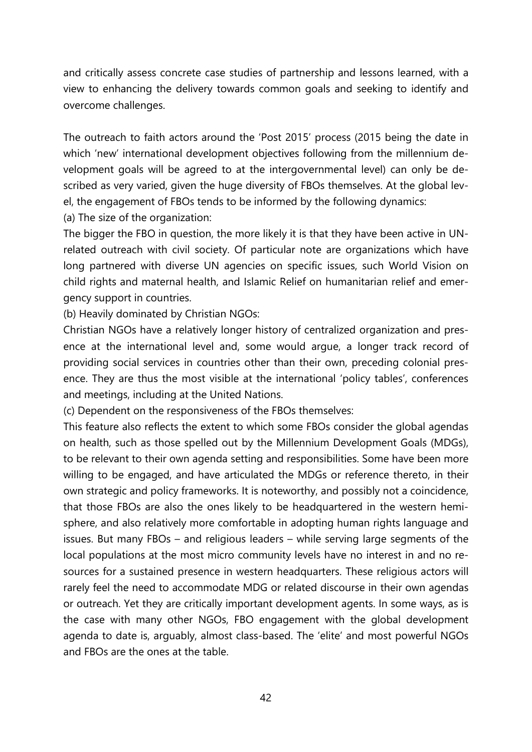and critically assess concrete case studies of partnership and lessons learned, with a view to enhancing the delivery towards common goals and seeking to identify and overcome challenges.

The outreach to faith actors around the 'Post 2015' process (2015 being the date in which 'new' international development objectives following from the millennium development goals will be agreed to at the intergovernmental level) can only be described as very varied, given the huge diversity of FBOs themselves. At the global level, the engagement of FBOs tends to be informed by the following dynamics:

(a) The size of the organization:

The bigger the FBO in question, the more likely it is that they have been active in UN-related outreach with civil society. Of particular note are organizations which have long partnered with diverse UN agencies on specific issues, such World Vision on child rights and maternal health, and Islamic Relief on humanitarian relief and emergency support in countries.

(b) Heavily dominated by Christian NGOs:

Christian NGOs have a relatively longer history of centralized organization and presence at the international level and, some would argue, a longer track record of providing social services in countries other than their own, preceding colonial presence. They are thus the most visible at the international 'policy tables', conferences and meetings, including at the United Nations.

(c) Dependent on the responsiveness of the FBOs themselves:

This feature also reflects the extent to which some FBOs consider the global agendas on health, such as those spelled out by the Millennium Development Goals (MDGs), to be relevant to their own agenda setting and responsibilities. Some have been more willing to be engaged, and have articulated the MDGs or reference thereto, in their own strategic and policy frameworks. It is noteworthy, and possibly not a coincidence, that those FBOs are also the ones likely to be headquartered in the western hemisphere, and also relatively more comfortable in adopting human rights language and issues. But many FBOs – and religious leaders – while serving large segments of the local populations at the most micro community levels have no interest in and no resources for a sustained presence in western headquarters. These religious actors will rarely feel the need to accommodate MDG or related discourse in their own agendas or outreach. Yet they are critically important development agents. In some ways, as is the case with many other NGOs, FBO engagement with the global development agenda to date is, arguably, almost class-based. The 'elite' and most powerful NGOs and FBOs are the ones at the table.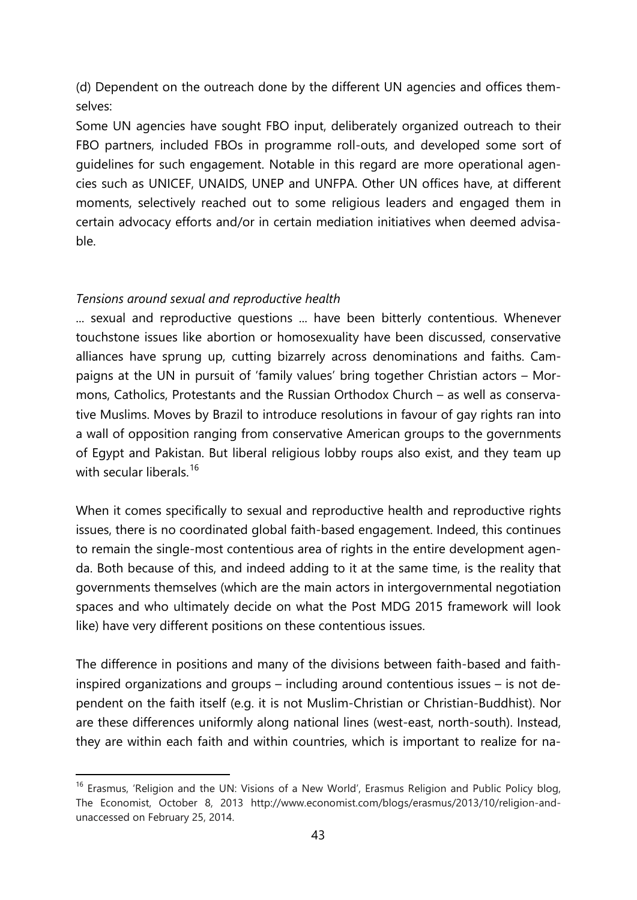(d) Dependent on the outreach done by the different UN agencies and offices themselves:

Some UN agencies have sought FBO input, deliberately organized outreach to their FBO partners, included FBOs in programme roll-outs, and developed some sort of guidelines for such engagement. Notable in this regard are more operational agencies such as UNICEF, UNAIDS, UNEP and UNFPA. Other UN offices have, at different moments, selectively reached out to some religious leaders and engaged them in certain advocacy efforts and/or in certain mediation initiatives when deemed advisable.

*Tensions around sexual and reproductive health*

... sexual and reproductive questions ... have been bitterly contentious. Whenever touchstone issues like abortion or homosexuality have been discussed, conservative alliances have sprung up, cutting bizarrely across denominations and faiths. Campaigns at the UN in pursuit of 'family values' bring together Christian actors – Mormons, Catholics, Protestants and the Russian Orthodox Church – as well as conservative Muslims. Moves by Brazil to introduce resolutions in favour of gay rights ran into a wall of opposition ranging from conservative American groups to the governments of Egypt and Pakistan. But liberal religious lobby roups also exist, and they team up with secular liberals.[16]

When it comes specifically to sexual and reproductive health and reproductive rights issues, there is no coordinated global faith-based engagement. Indeed, this continues to remain the single-most contentious area of rights in the entire development agenda. Both because of this, and indeed adding to it at the same time, is the reality that governments themselves (which are the main actors in intergovernmental negotiation spaces and who ultimately decide on what the Post MDG 2015 framework will look like) have very different positions on these contentious issues.

The difference in positions and many of the divisions between faith-based and faith-inspired organizations and groups – including around contentious issues – is not dependent on the faith itself (e.g. it is not Muslim-Christian or Christian-Buddhist). Nor are these differences uniformly along national lines (west-east, north-south). Instead, they are within each faith and within countries, which is important to realize for na-

[16] Erasmus, 'Religion and the UN: Visions of a New World', Erasmus Religion and Public Policy blog, The Economist, October 8, 2013 http://www.economist.com/blogs/erasmus/2013/10/religion-and-unaccessed on February 25, 2014.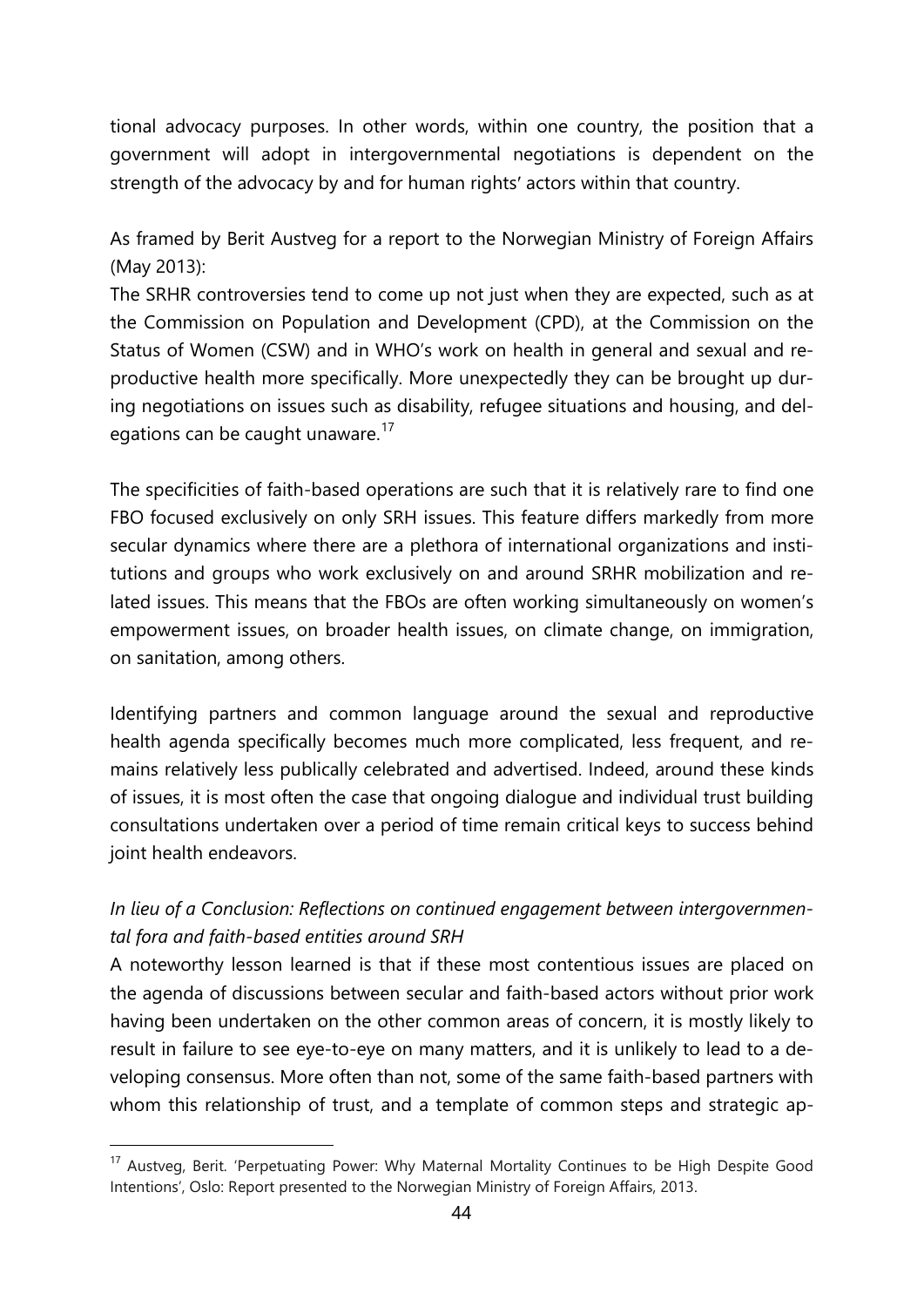tional advocacy purposes. In other words, within one country, the position that a government will adopt in intergovernmental negotiations is dependent on the strength of the advocacy by and for human rights' actors within that country.

As framed by Berit Austveg for a report to the Norwegian Ministry of Foreign Affairs (May 2013):

The SRHR controversies tend to come up not just when they are expected, such as at the Commission on Population and Development (CPD), at the Commission on the Status of Women (CSW) and in WHO's work on health in general and sexual and reproductive health more specifically. More unexpectedly they can be brought up during negotiations on issues such as disability, refugee situations and housing, and delegations can be caught unaware.[17]

The specificities of faith-based operations are such that it is relatively rare to find one FBO focused exclusively on only SRH issues. This feature differs markedly from more secular dynamics where there are a plethora of international organizations and institutions and groups who work exclusively on and around SRHR mobilization and related issues. This means that the FBOs are often working simultaneously on women's empowerment issues, on broader health issues, on climate change, on immigration, on sanitation, among others.

Identifying partners and common language around the sexual and reproductive health agenda specifically becomes much more complicated, less frequent, and remains relatively less publically celebrated and advertised. Indeed, around these kinds of issues, it is most often the case that ongoing dialogue and individual trust building consultations undertaken over a period of time remain critical keys to success behind joint health endeavors.

*In lieu of a Conclusion: Reflections on continued engagement between intergovernmental fora and faith-based entities around SRH*

A noteworthy lesson learned is that if these most contentious issues are placed on the agenda of discussions between secular and faith-based actors without prior work having been undertaken on the other common areas of concern, it is mostly likely to result in failure to see eye-to-eye on many matters, and it is unlikely to lead to a developing consensus. More often than not, some of the same faith-based partners with whom this relationship of trust, and a template of common steps and strategic ap-

---

[17] Austveg, Berit. 'Perpetuating Power: Why Maternal Mortality Continues to be High Despite Good Intentions', Oslo: Report presented to the Norwegian Ministry of Foreign Affairs, 2013.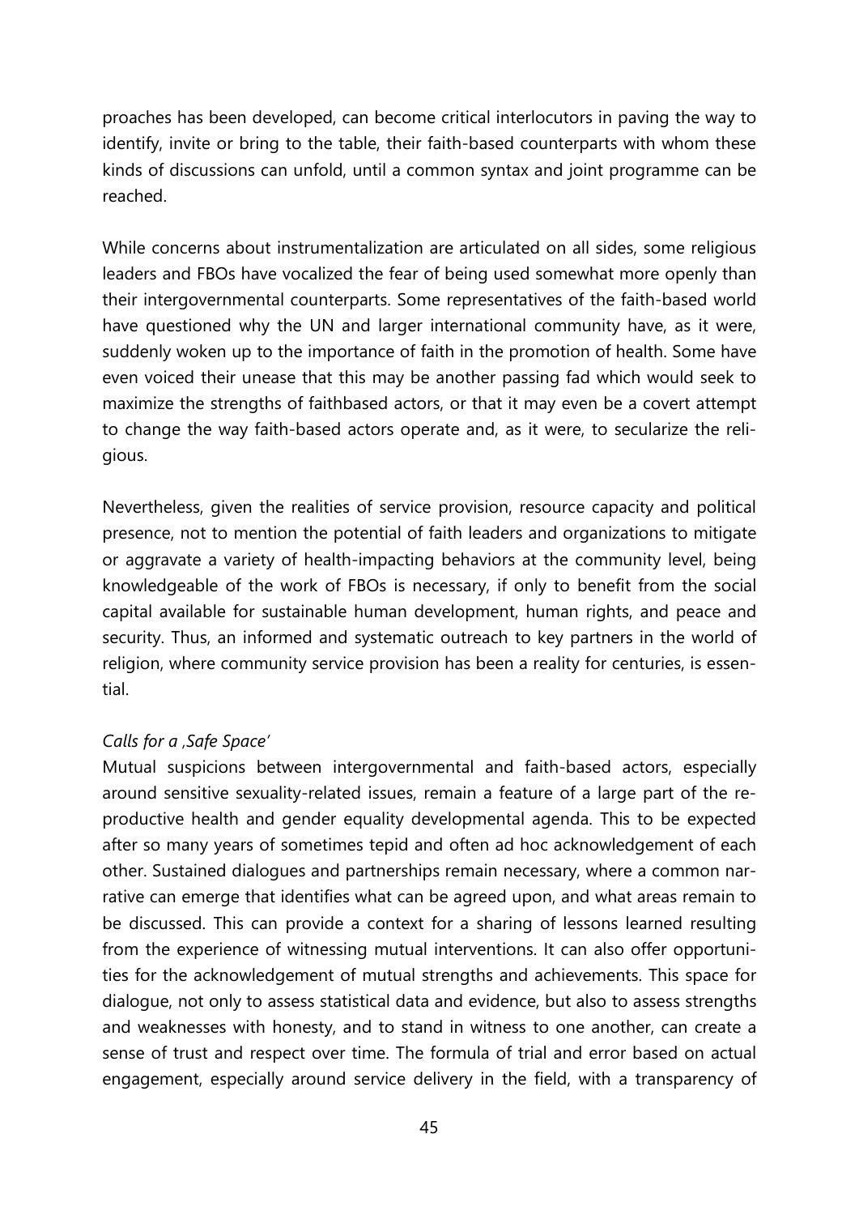proaches has been developed, can become critical interlocutors in paving the way to identify, invite or bring to the table, their faith-based counterparts with whom these kinds of discussions can unfold, until a common syntax and joint programme can be reached.

While concerns about instrumentalization are articulated on all sides, some religious leaders and FBOs have vocalized the fear of being used somewhat more openly than their intergovernmental counterparts. Some representatives of the faith-based world have questioned why the UN and larger international community have, as it were, suddenly woken up to the importance of faith in the promotion of health. Some have even voiced their unease that this may be another passing fad which would seek to maximize the strengths of faithbased actors, or that it may even be a covert attempt to change the way faith-based actors operate and, as it were, to secularize the religious.

Nevertheless, given the realities of service provision, resource capacity and political presence, not to mention the potential of faith leaders and organizations to mitigate or aggravate a variety of health-impacting behaviors at the community level, being knowledgeable of the work of FBOs is necessary, if only to benefit from the social capital available for sustainable human development, human rights, and peace and security. Thus, an informed and systematic outreach to key partners in the world of religion, where community service provision has been a reality for centuries, is essential.

*Calls for a ‚Safe Space'*

Mutual suspicions between intergovernmental and faith-based actors, especially around sensitive sexuality-related issues, remain a feature of a large part of the reproductive health and gender equality developmental agenda. This to be expected after so many years of sometimes tepid and often ad hoc acknowledgement of each other. Sustained dialogues and partnerships remain necessary, where a common narrative can emerge that identifies what can be agreed upon, and what areas remain to be discussed. This can provide a context for a sharing of lessons learned resulting from the experience of witnessing mutual interventions. It can also offer opportunities for the acknowledgement of mutual strengths and achievements. This space for dialogue, not only to assess statistical data and evidence, but also to assess strengths and weaknesses with honesty, and to stand in witness to one another, can create a sense of trust and respect over time. The formula of trial and error based on actual engagement, especially around service delivery in the field, with a transparency of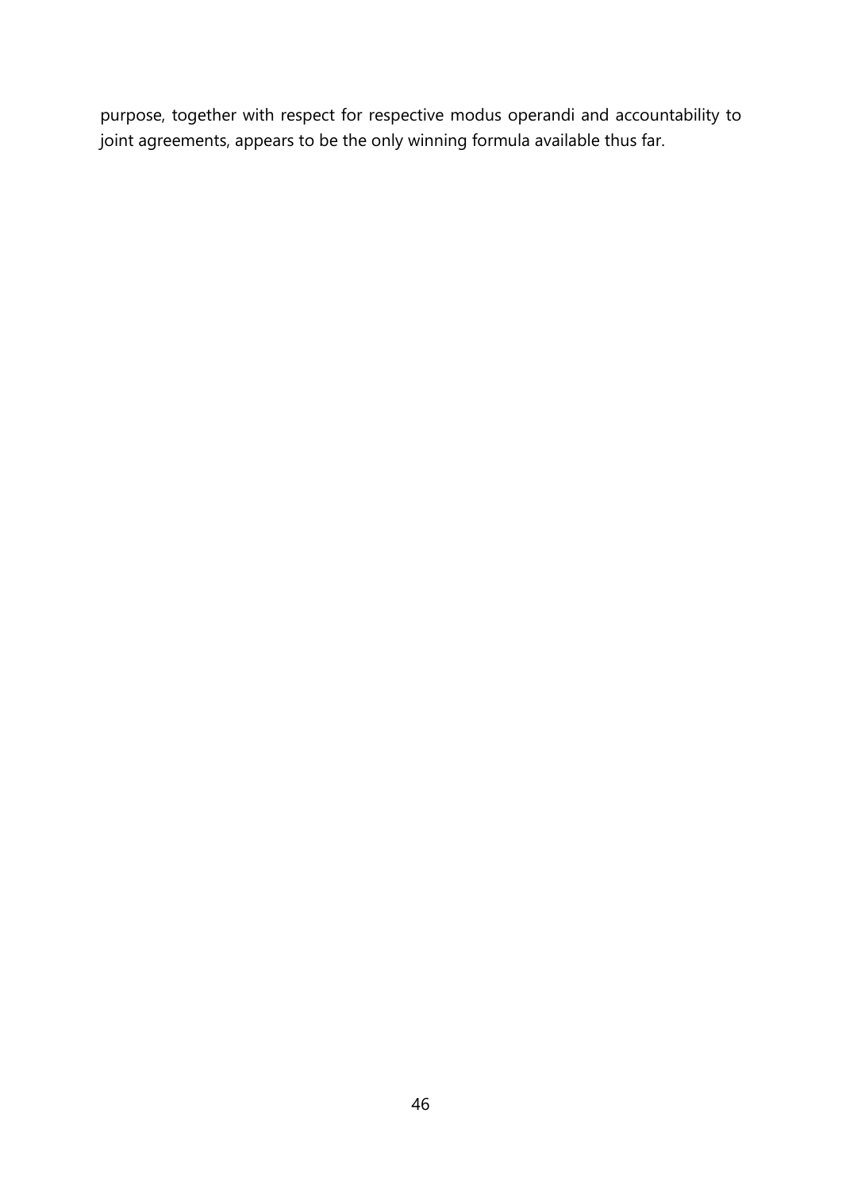purpose, together with respect for respective modus operandi and accountability to joint agreements, appears to be the only winning formula available thus far.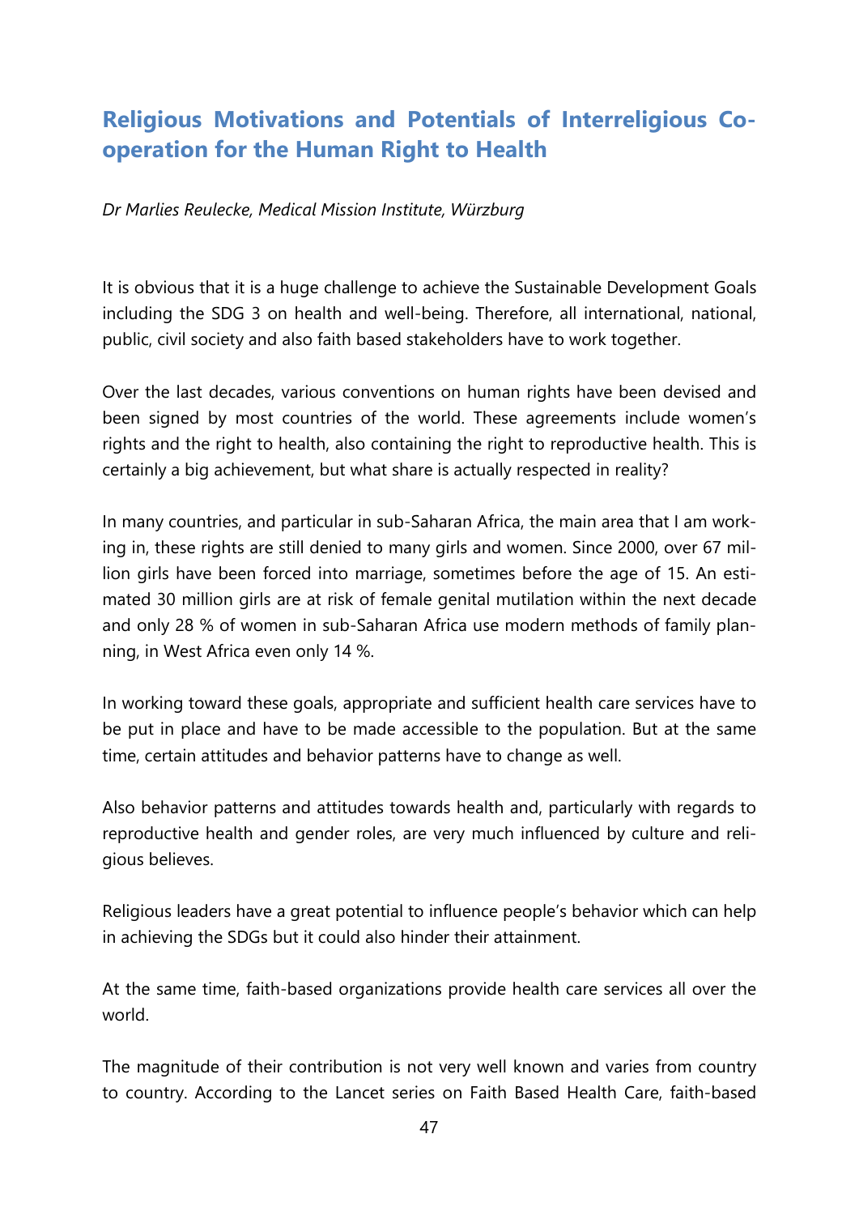## Religious Motivations and Potentials of Interreligious Co-operation for the Human Right to Health

*Dr Marlies Reulecke, Medical Mission Institute, Würzburg*

It is obvious that it is a huge challenge to achieve the Sustainable Development Goals including the SDG 3 on health and well-being. Therefore, all international, national, public, civil society and also faith based stakeholders have to work together.

Over the last decades, various conventions on human rights have been devised and been signed by most countries of the world. These agreements include women's rights and the right to health, also containing the right to reproductive health. This is certainly a big achievement, but what share is actually respected in reality?

In many countries, and particular in sub-Saharan Africa, the main area that I am working in, these rights are still denied to many girls and women. Since 2000, over 67 million girls have been forced into marriage, sometimes before the age of 15. An estimated 30 million girls are at risk of female genital mutilation within the next decade and only 28 % of women in sub-Saharan Africa use modern methods of family planning, in West Africa even only 14 %.

In working toward these goals, appropriate and sufficient health care services have to be put in place and have to be made accessible to the population. But at the same time, certain attitudes and behavior patterns have to change as well.

Also behavior patterns and attitudes towards health and, particularly with regards to reproductive health and gender roles, are very much influenced by culture and religious believes.

Religious leaders have a great potential to influence people's behavior which can help in achieving the SDGs but it could also hinder their attainment.

At the same time, faith-based organizations provide health care services all over the world.

The magnitude of their contribution is not very well known and varies from country to country. According to the Lancet series on Faith Based Health Care, faith-based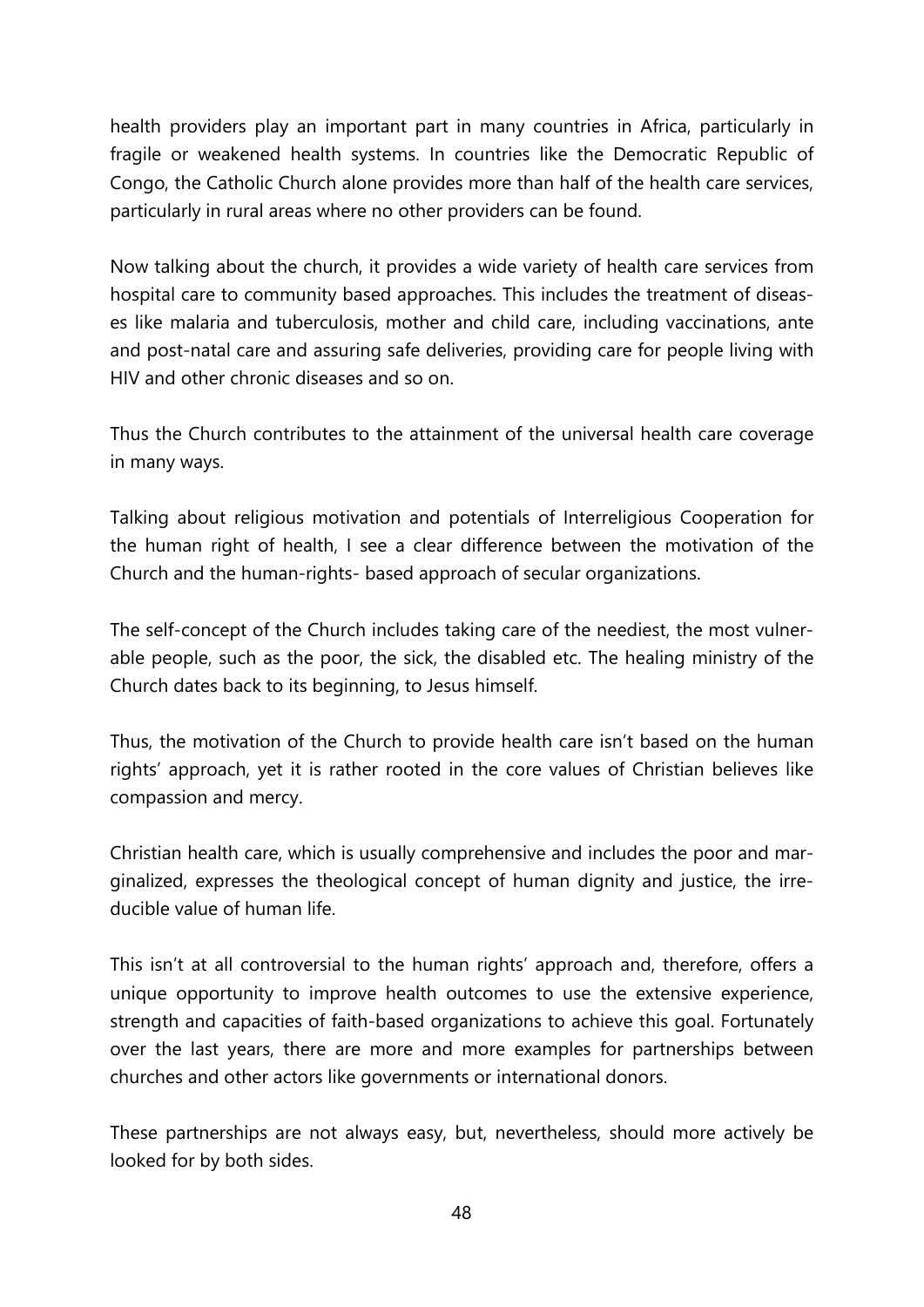health providers play an important part in many countries in Africa, particularly in fragile or weakened health systems. In countries like the Democratic Republic of Congo, the Catholic Church alone provides more than half of the health care services, particularly in rural areas where no other providers can be found.

Now talking about the church, it provides a wide variety of health care services from hospital care to community based approaches. This includes the treatment of diseases like malaria and tuberculosis, mother and child care, including vaccinations, ante and post-natal care and assuring safe deliveries, providing care for people living with HIV and other chronic diseases and so on.

Thus the Church contributes to the attainment of the universal health care coverage in many ways.

Talking about religious motivation and potentials of Interreligious Cooperation for the human right of health, I see a clear difference between the motivation of the Church and the human-rights- based approach of secular organizations.

The self-concept of the Church includes taking care of the neediest, the most vulnerable people, such as the poor, the sick, the disabled etc. The healing ministry of the Church dates back to its beginning, to Jesus himself.

Thus, the motivation of the Church to provide health care isn't based on the human rights' approach, yet it is rather rooted in the core values of Christian believes like compassion and mercy.

Christian health care, which is usually comprehensive and includes the poor and marginalized, expresses the theological concept of human dignity and justice, the irreducible value of human life.

This isn't at all controversial to the human rights' approach and, therefore, offers a unique opportunity to improve health outcomes to use the extensive experience, strength and capacities of faith-based organizations to achieve this goal. Fortunately over the last years, there are more and more examples for partnerships between churches and other actors like governments or international donors.

These partnerships are not always easy, but, nevertheless, should more actively be looked for by both sides.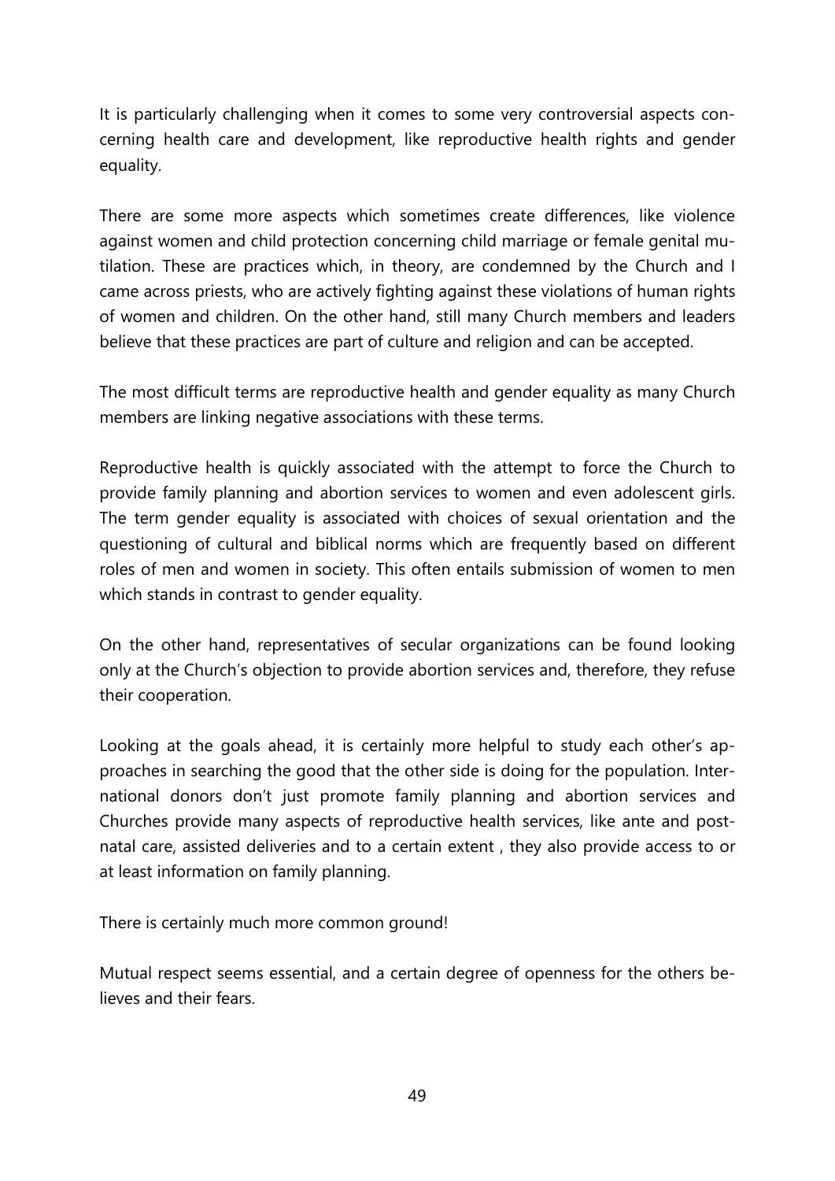It is particularly challenging when it comes to some very controversial aspects concerning health care and development, like reproductive health rights and gender equality.

There are some more aspects which sometimes create differences, like violence against women and child protection concerning child marriage or female genital mutilation. These are practices which, in theory, are condemned by the Church and I came across priests, who are actively fighting against these violations of human rights of women and children. On the other hand, still many Church members and leaders believe that these practices are part of culture and religion and can be accepted.

The most difficult terms are reproductive health and gender equality as many Church members are linking negative associations with these terms.

Reproductive health is quickly associated with the attempt to force the Church to provide family planning and abortion services to women and even adolescent girls. The term gender equality is associated with choices of sexual orientation and the questioning of cultural and biblical norms which are frequently based on different roles of men and women in society. This often entails submission of women to men which stands in contrast to gender equality.

On the other hand, representatives of secular organizations can be found looking only at the Church's objection to provide abortion services and, therefore, they refuse their cooperation.

Looking at the goals ahead, it is certainly more helpful to study each other's approaches in searching the good that the other side is doing for the population. International donors don't just promote family planning and abortion services and Churches provide many aspects of reproductive health services, like ante and postnatal care, assisted deliveries and to a certain extent , they also provide access to or at least information on family planning.

There is certainly much more common ground!

Mutual respect seems essential, and a certain degree of openness for the others believes and their fears.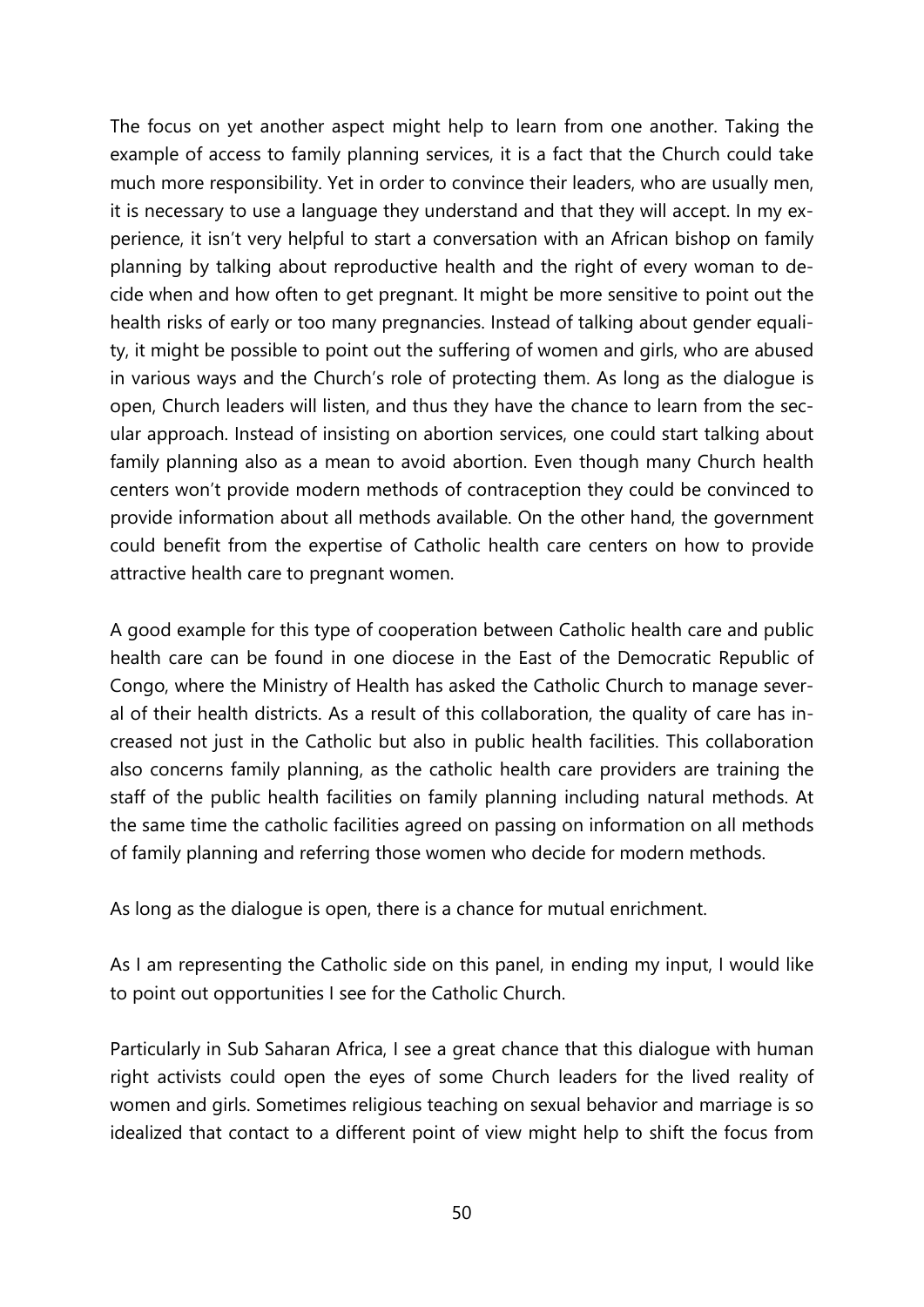The focus on yet another aspect might help to learn from one another. Taking the example of access to family planning services, it is a fact that the Church could take much more responsibility. Yet in order to convince their leaders, who are usually men, it is necessary to use a language they understand and that they will accept. In my experience, it isn't very helpful to start a conversation with an African bishop on family planning by talking about reproductive health and the right of every woman to decide when and how often to get pregnant. It might be more sensitive to point out the health risks of early or too many pregnancies. Instead of talking about gender equality, it might be possible to point out the suffering of women and girls, who are abused in various ways and the Church's role of protecting them. As long as the dialogue is open, Church leaders will listen, and thus they have the chance to learn from the secular approach. Instead of insisting on abortion services, one could start talking about family planning also as a mean to avoid abortion. Even though many Church health centers won't provide modern methods of contraception they could be convinced to provide information about all methods available. On the other hand, the government could benefit from the expertise of Catholic health care centers on how to provide attractive health care to pregnant women.

A good example for this type of cooperation between Catholic health care and public health care can be found in one diocese in the East of the Democratic Republic of Congo, where the Ministry of Health has asked the Catholic Church to manage several of their health districts. As a result of this collaboration, the quality of care has increased not just in the Catholic but also in public health facilities. This collaboration also concerns family planning, as the catholic health care providers are training the staff of the public health facilities on family planning including natural methods. At the same time the catholic facilities agreed on passing on information on all methods of family planning and referring those women who decide for modern methods.

As long as the dialogue is open, there is a chance for mutual enrichment.

As I am representing the Catholic side on this panel, in ending my input, I would like to point out opportunities I see for the Catholic Church.

Particularly in Sub Saharan Africa, I see a great chance that this dialogue with human right activists could open the eyes of some Church leaders for the lived reality of women and girls. Sometimes religious teaching on sexual behavior and marriage is so idealized that contact to a different point of view might help to shift the focus from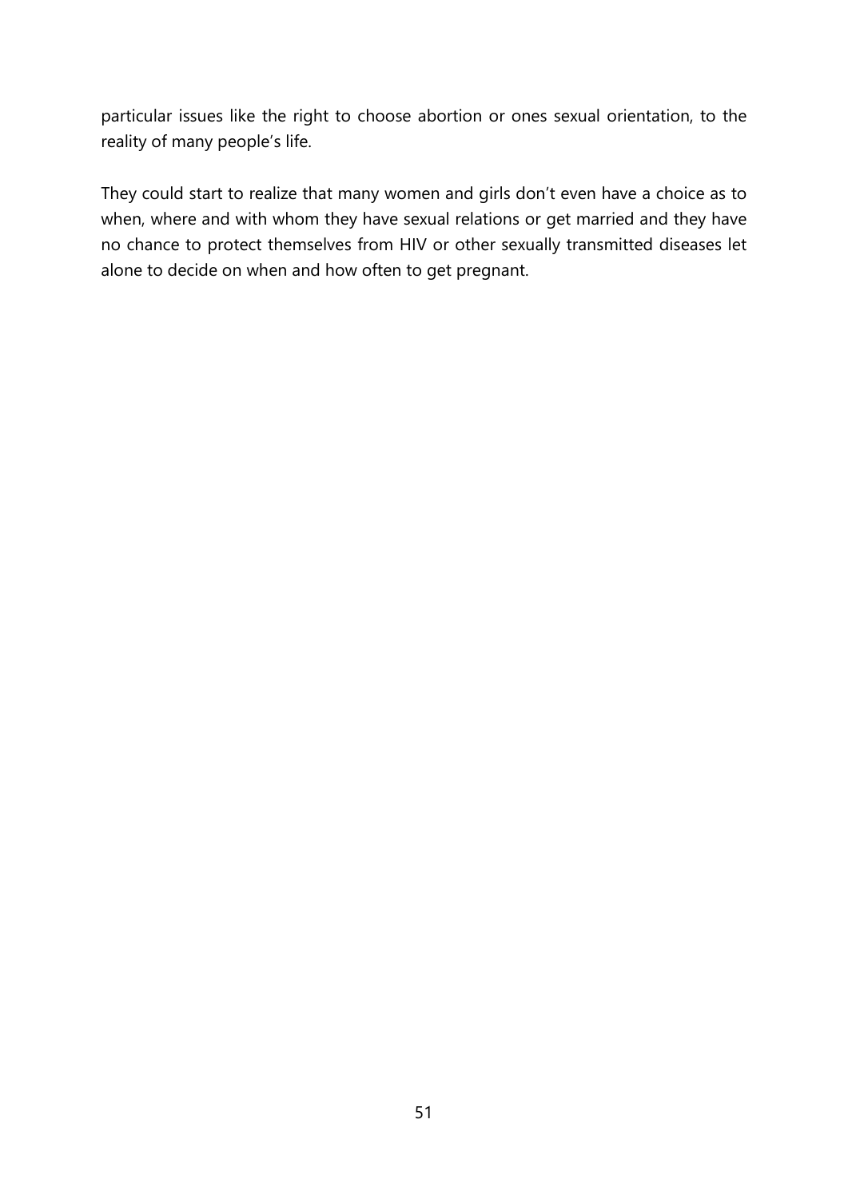particular issues like the right to choose abortion or ones sexual orientation, to the reality of many people's life.

They could start to realize that many women and girls don't even have a choice as to when, where and with whom they have sexual relations or get married and they have no chance to protect themselves from HIV or other sexually transmitted diseases let alone to decide on when and how often to get pregnant.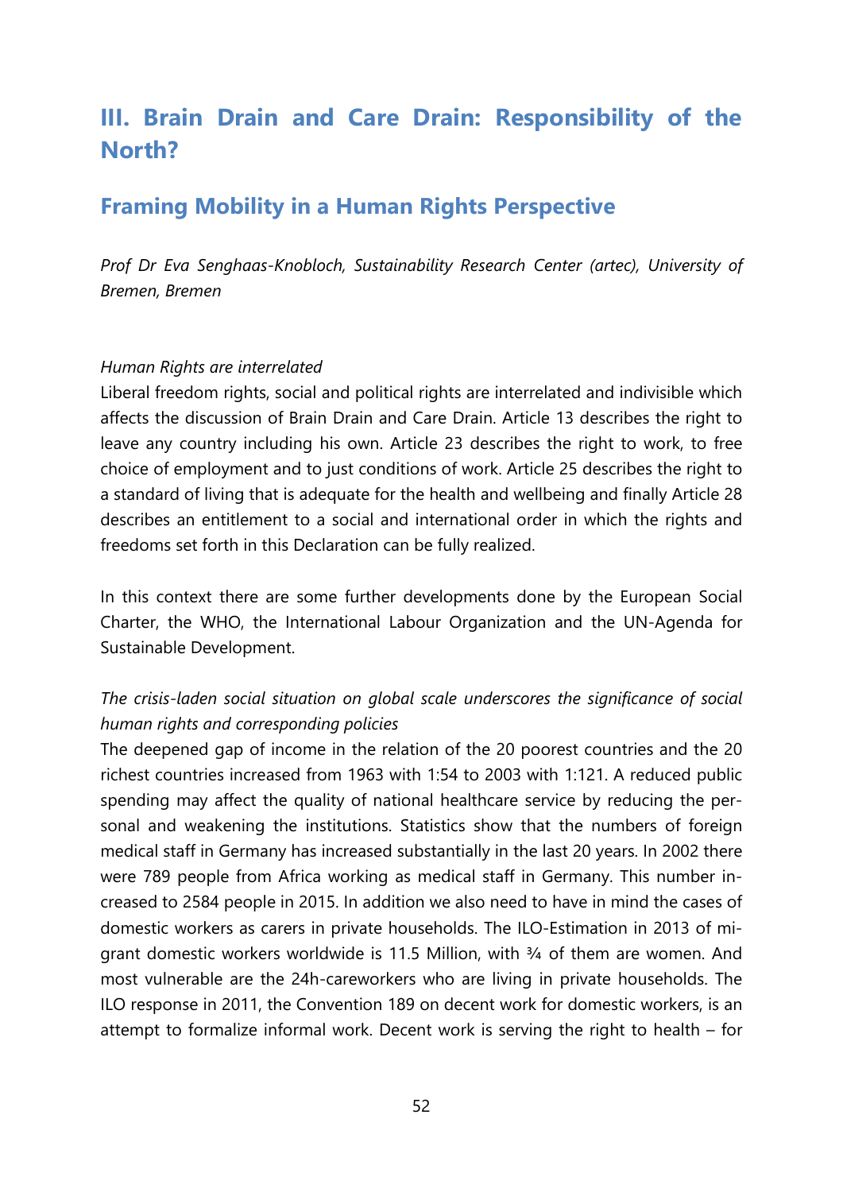# III. Brain Drain and Care Drain: Responsibility of the North?

## Framing Mobility in a Human Rights Perspective

*Prof Dr Eva Senghaas-Knobloch, Sustainability Research Center (artec), University of Bremen, Bremen*

*Human Rights are interrelated*

Liberal freedom rights, social and political rights are interrelated and indivisible which affects the discussion of Brain Drain and Care Drain. Article 13 describes the right to leave any country including his own. Article 23 describes the right to work, to free choice of employment and to just conditions of work. Article 25 describes the right to a standard of living that is adequate for the health and wellbeing and finally Article 28 describes an entitlement to a social and international order in which the rights and freedoms set forth in this Declaration can be fully realized.

In this context there are some further developments done by the European Social Charter, the WHO, the International Labour Organization and the UN-Agenda for Sustainable Development.

*The crisis-laden social situation on global scale underscores the significance of social human rights and corresponding policies*

The deepened gap of income in the relation of the 20 poorest countries and the 20 richest countries increased from 1963 with 1:54 to 2003 with 1:121. A reduced public spending may affect the quality of national healthcare service by reducing the personal and weakening the institutions. Statistics show that the numbers of foreign medical staff in Germany has increased substantially in the last 20 years. In 2002 there were 789 people from Africa working as medical staff in Germany. This number increased to 2584 people in 2015. In addition we also need to have in mind the cases of domestic workers as carers in private households. The ILO-Estimation in 2013 of migrant domestic workers worldwide is 11.5 Million, with ¾ of them are women. And most vulnerable are the 24h-careworkers who are living in private households. The ILO response in 2011, the Convention 189 on decent work for domestic workers, is an attempt to formalize informal work. Decent work is serving the right to health – for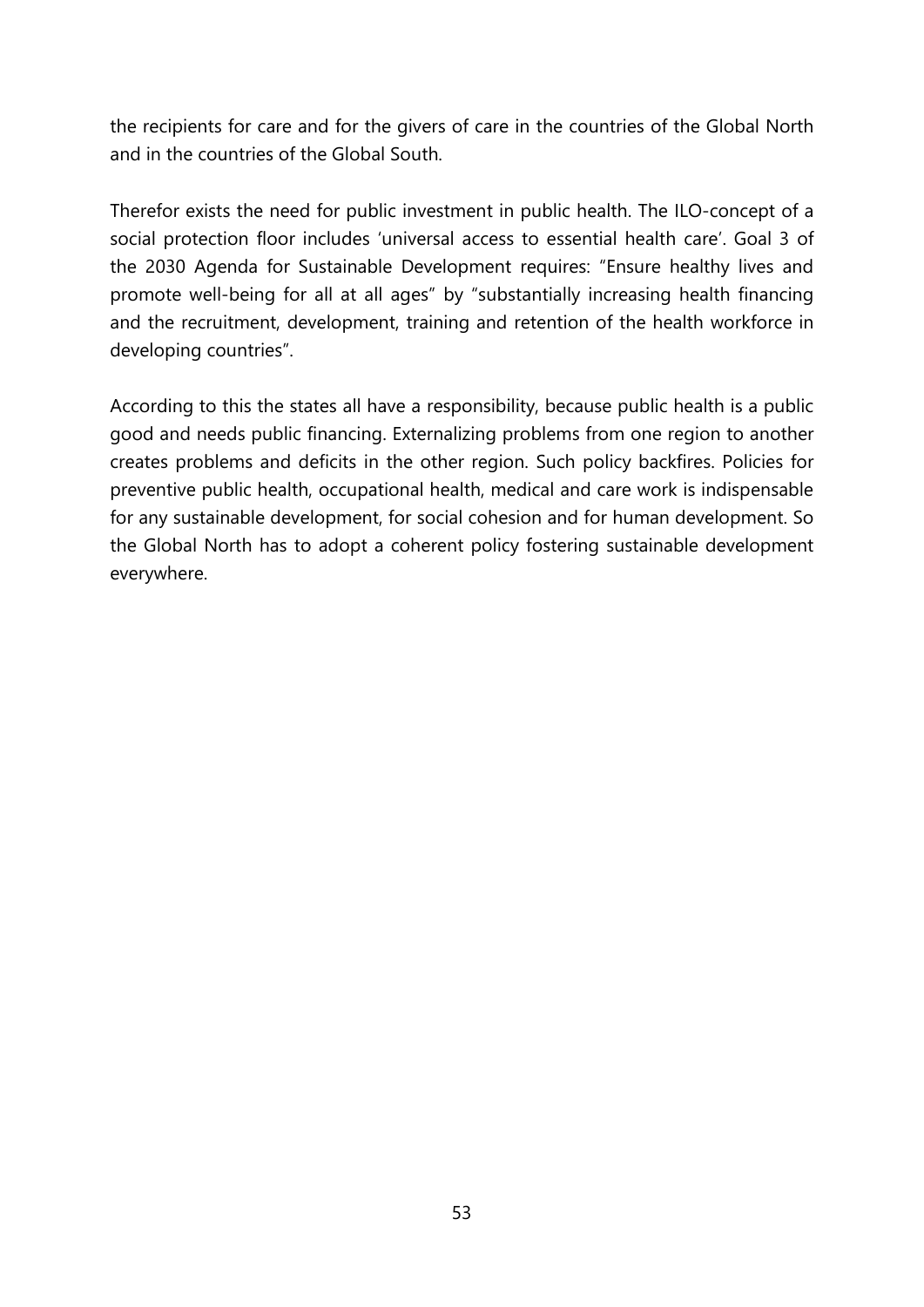the recipients for care and for the givers of care in the countries of the Global North and in the countries of the Global South.

Therefor exists the need for public investment in public health. The ILO-concept of a social protection floor includes ‘universal access to essential health care’. Goal 3 of the 2030 Agenda for Sustainable Development requires: “Ensure healthy lives and promote well-being for all at all ages” by “substantially increasing health financing and the recruitment, development, training and retention of the health workforce in developing countries”.

According to this the states all have a responsibility, because public health is a public good and needs public financing. Externalizing problems from one region to another creates problems and deficits in the other region. Such policy backfires. Policies for preventive public health, occupational health, medical and care work is indispensable for any sustainable development, for social cohesion and for human development. So the Global North has to adopt a coherent policy fostering sustainable development everywhere.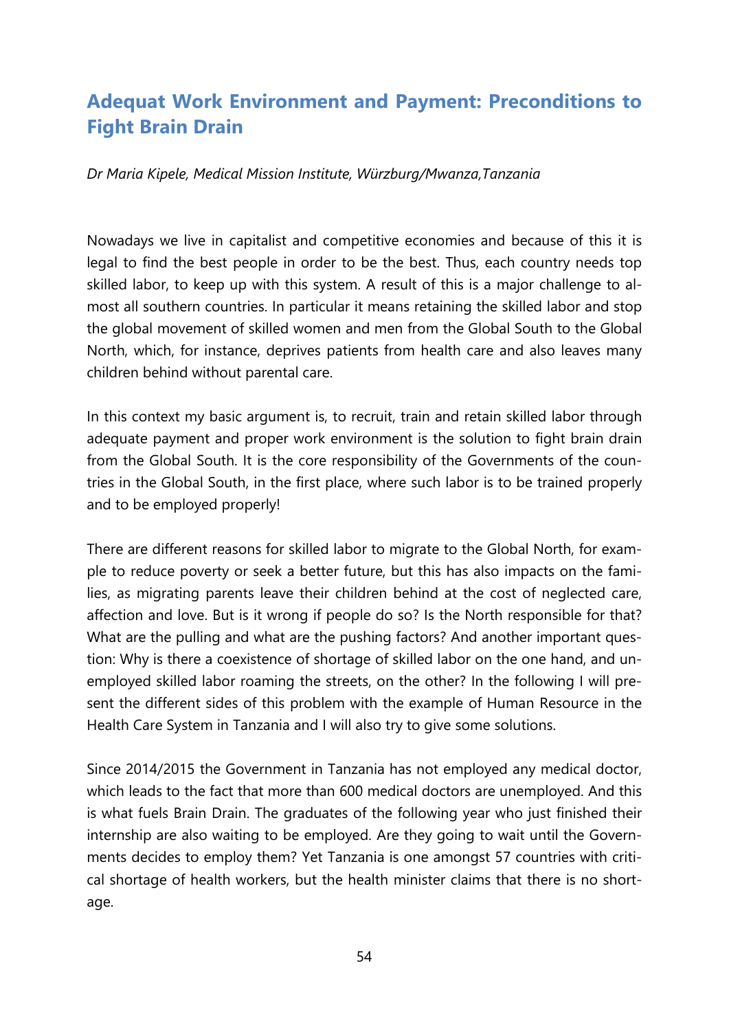## Adequat Work Environment and Payment: Preconditions to Fight Brain Drain

*Dr Maria Kipele, Medical Mission Institute, Würzburg/Mwanza,Tanzania*

Nowadays we live in capitalist and competitive economies and because of this it is legal to find the best people in order to be the best. Thus, each country needs top skilled labor, to keep up with this system. A result of this is a major challenge to almost all southern countries. In particular it means retaining the skilled labor and stop the global movement of skilled women and men from the Global South to the Global North, which, for instance, deprives patients from health care and also leaves many children behind without parental care.

In this context my basic argument is, to recruit, train and retain skilled labor through adequate payment and proper work environment is the solution to fight brain drain from the Global South. It is the core responsibility of the Governments of the countries in the Global South, in the first place, where such labor is to be trained properly and to be employed properly!

There are different reasons for skilled labor to migrate to the Global North, for example to reduce poverty or seek a better future, but this has also impacts on the families, as migrating parents leave their children behind at the cost of neglected care, affection and love. But is it wrong if people do so? Is the North responsible for that? What are the pulling and what are the pushing factors? And another important question: Why is there a coexistence of shortage of skilled labor on the one hand, and unemployed skilled labor roaming the streets, on the other? In the following I will present the different sides of this problem with the example of Human Resource in the Health Care System in Tanzania and I will also try to give some solutions.

Since 2014/2015 the Government in Tanzania has not employed any medical doctor, which leads to the fact that more than 600 medical doctors are unemployed. And this is what fuels Brain Drain. The graduates of the following year who just finished their internship are also waiting to be employed. Are they going to wait until the Governments decides to employ them? Yet Tanzania is one amongst 57 countries with critical shortage of health workers, but the health minister claims that there is no shortage.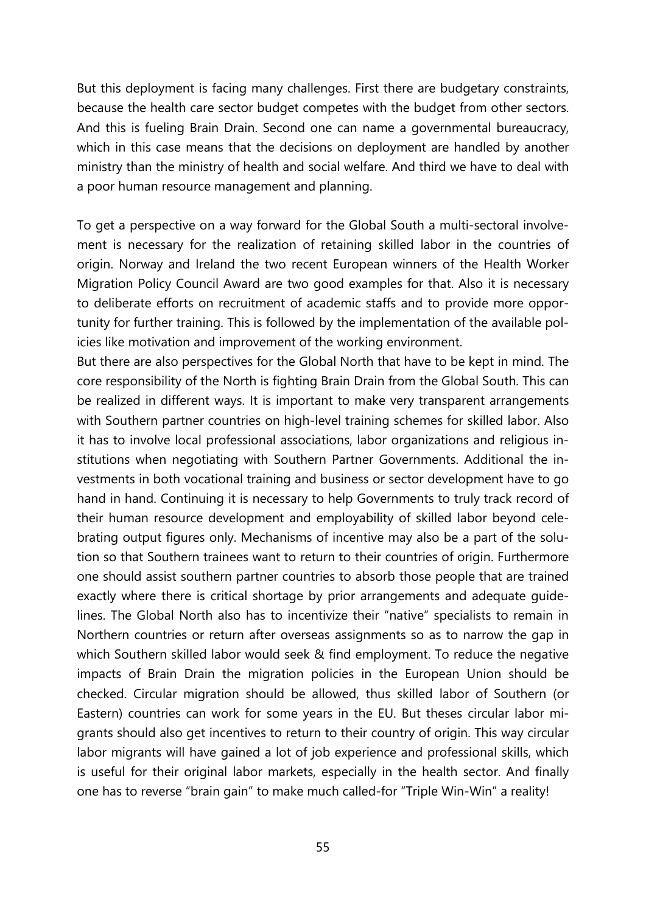But this deployment is facing many challenges. First there are budgetary constraints, because the health care sector budget competes with the budget from other sectors. And this is fueling Brain Drain. Second one can name a governmental bureaucracy, which in this case means that the decisions on deployment are handled by another ministry than the ministry of health and social welfare. And third we have to deal with a poor human resource management and planning.

To get a perspective on a way forward for the Global South a multi-sectoral involvement is necessary for the realization of retaining skilled labor in the countries of origin. Norway and Ireland the two recent European winners of the Health Worker Migration Policy Council Award are two good examples for that. Also it is necessary to deliberate efforts on recruitment of academic staffs and to provide more opportunity for further training. This is followed by the implementation of the available policies like motivation and improvement of the working environment.

But there are also perspectives for the Global North that have to be kept in mind. The core responsibility of the North is fighting Brain Drain from the Global South. This can be realized in different ways. It is important to make very transparent arrangements with Southern partner countries on high-level training schemes for skilled labor. Also it has to involve local professional associations, labor organizations and religious institutions when negotiating with Southern Partner Governments. Additional the investments in both vocational training and business or sector development have to go hand in hand. Continuing it is necessary to help Governments to truly track record of their human resource development and employability of skilled labor beyond celebrating output figures only. Mechanisms of incentive may also be a part of the solution so that Southern trainees want to return to their countries of origin. Furthermore one should assist southern partner countries to absorb those people that are trained exactly where there is critical shortage by prior arrangements and adequate guidelines. The Global North also has to incentivize their "native" specialists to remain in Northern countries or return after overseas assignments so as to narrow the gap in which Southern skilled labor would seek & find employment. To reduce the negative impacts of Brain Drain the migration policies in the European Union should be checked. Circular migration should be allowed, thus skilled labor of Southern (or Eastern) countries can work for some years in the EU. But theses circular labor migrants should also get incentives to return to their country of origin. This way circular labor migrants will have gained a lot of job experience and professional skills, which is useful for their original labor markets, especially in the health sector. And finally one has to reverse "brain gain" to make much called-for "Triple Win-Win" a reality!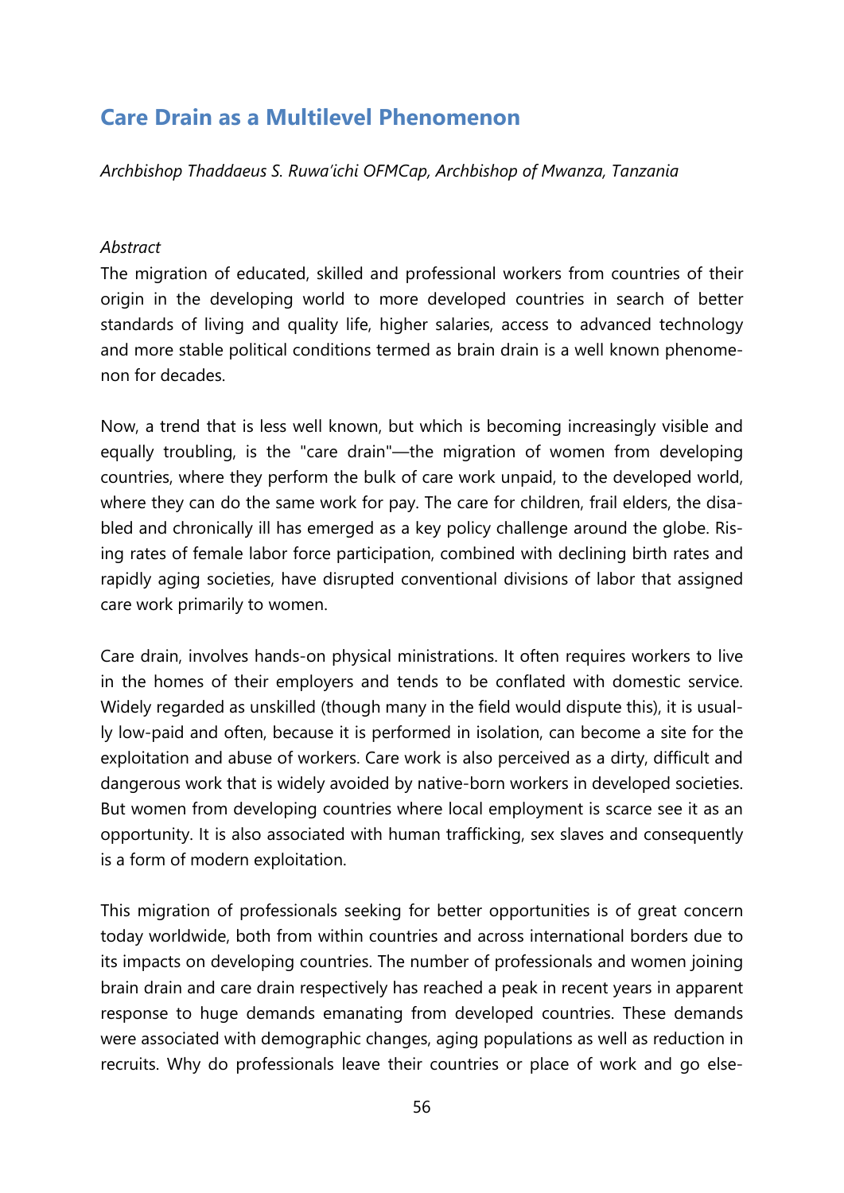## Care Drain as a Multilevel Phenomenon

*Archbishop Thaddaeus S. Ruwa'ichi OFMCap, Archbishop of Mwanza, Tanzania*

*Abstract*

The migration of educated, skilled and professional workers from countries of their origin in the developing world to more developed countries in search of better standards of living and quality life, higher salaries, access to advanced technology and more stable political conditions termed as brain drain is a well known phenomenon for decades.

Now, a trend that is less well known, but which is becoming increasingly visible and equally troubling, is the "care drain"—the migration of women from developing countries, where they perform the bulk of care work unpaid, to the developed world, where they can do the same work for pay. The care for children, frail elders, the disabled and chronically ill has emerged as a key policy challenge around the globe. Rising rates of female labor force participation, combined with declining birth rates and rapidly aging societies, have disrupted conventional divisions of labor that assigned care work primarily to women.

Care drain, involves hands-on physical ministrations. It often requires workers to live in the homes of their employers and tends to be conflated with domestic service. Widely regarded as unskilled (though many in the field would dispute this), it is usually low-paid and often, because it is performed in isolation, can become a site for the exploitation and abuse of workers. Care work is also perceived as a dirty, difficult and dangerous work that is widely avoided by native-born workers in developed societies. But women from developing countries where local employment is scarce see it as an opportunity. It is also associated with human trafficking, sex slaves and consequently is a form of modern exploitation.

This migration of professionals seeking for better opportunities is of great concern today worldwide, both from within countries and across international borders due to its impacts on developing countries. The number of professionals and women joining brain drain and care drain respectively has reached a peak in recent years in apparent response to huge demands emanating from developed countries. These demands were associated with demographic changes, aging populations as well as reduction in recruits. Why do professionals leave their countries or place of work and go else-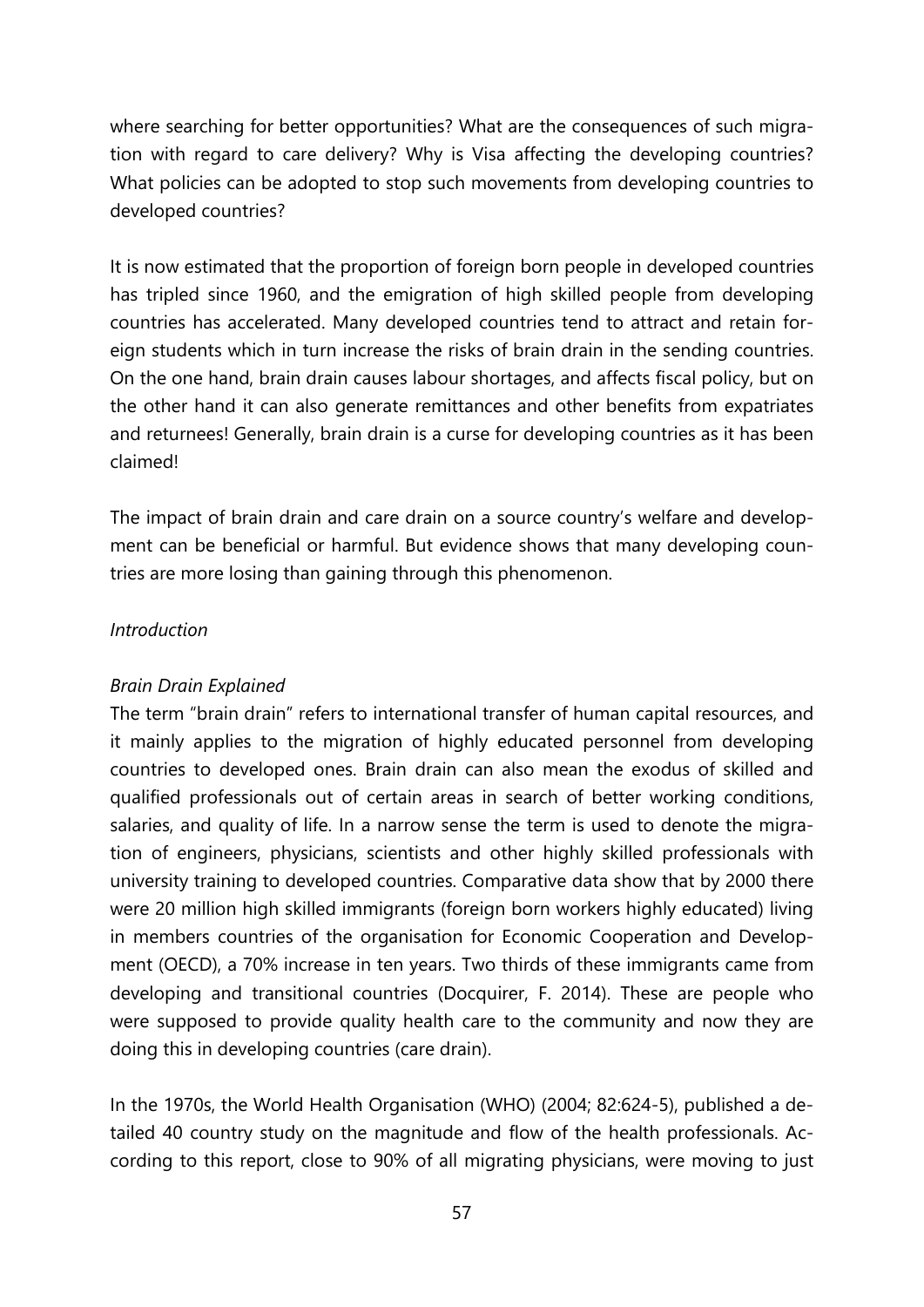where searching for better opportunities? What are the consequences of such migration with regard to care delivery? Why is Visa affecting the developing countries? What policies can be adopted to stop such movements from developing countries to developed countries?

It is now estimated that the proportion of foreign born people in developed countries has tripled since 1960, and the emigration of high skilled people from developing countries has accelerated. Many developed countries tend to attract and retain foreign students which in turn increase the risks of brain drain in the sending countries. On the one hand, brain drain causes labour shortages, and affects fiscal policy, but on the other hand it can also generate remittances and other benefits from expatriates and returnees! Generally, brain drain is a curse for developing countries as it has been claimed!

The impact of brain drain and care drain on a source country's welfare and development can be beneficial or harmful. But evidence shows that many developing countries are more losing than gaining through this phenomenon.

*Introduction*

*Brain Drain Explained*

The term "brain drain" refers to international transfer of human capital resources, and it mainly applies to the migration of highly educated personnel from developing countries to developed ones. Brain drain can also mean the exodus of skilled and qualified professionals out of certain areas in search of better working conditions, salaries, and quality of life. In a narrow sense the term is used to denote the migration of engineers, physicians, scientists and other highly skilled professionals with university training to developed countries. Comparative data show that by 2000 there were 20 million high skilled immigrants (foreign born workers highly educated) living in members countries of the organisation for Economic Cooperation and Development (OECD), a 70% increase in ten years. Two thirds of these immigrants came from developing and transitional countries (Docquirer, F. 2014). These are people who were supposed to provide quality health care to the community and now they are doing this in developing countries (care drain).

In the 1970s, the World Health Organisation (WHO) (2004; 82:624-5), published a detailed 40 country study on the magnitude and flow of the health professionals. According to this report, close to 90% of all migrating physicians, were moving to just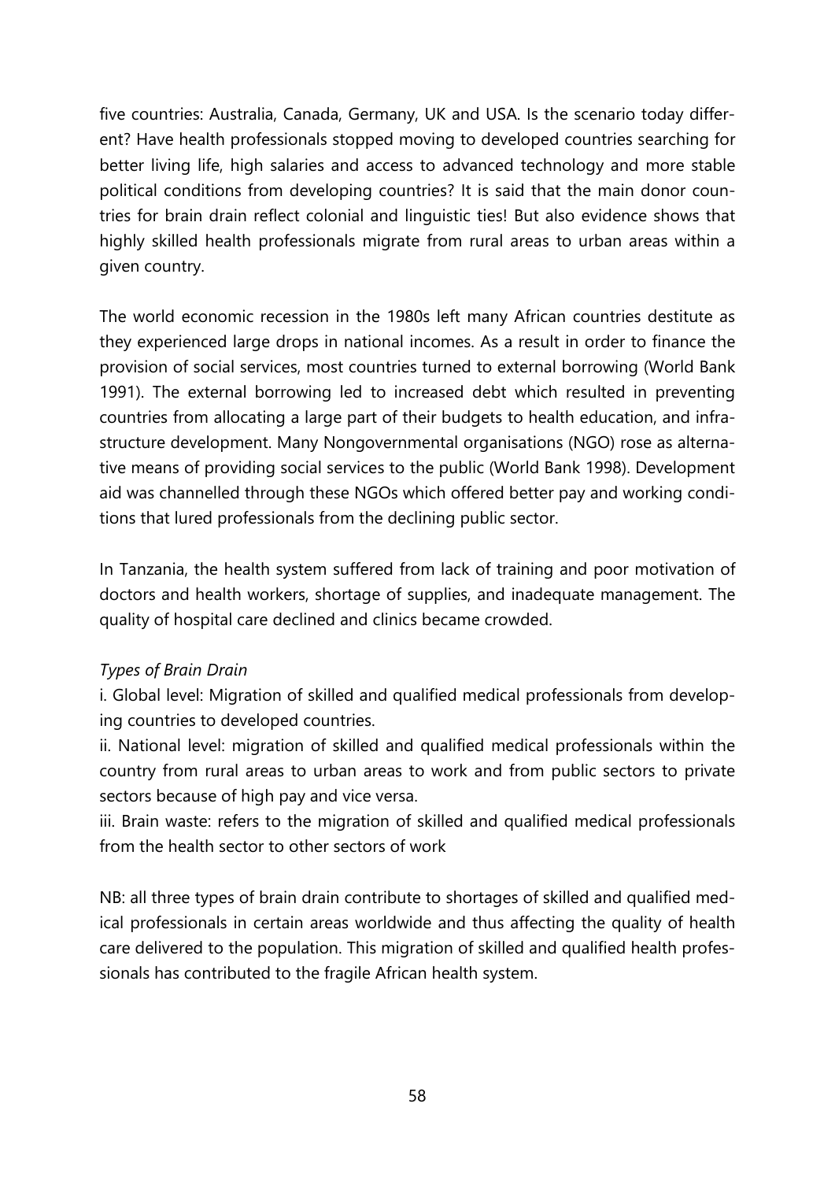five countries: Australia, Canada, Germany, UK and USA. Is the scenario today different? Have health professionals stopped moving to developed countries searching for better living life, high salaries and access to advanced technology and more stable political conditions from developing countries? It is said that the main donor countries for brain drain reflect colonial and linguistic ties! But also evidence shows that highly skilled health professionals migrate from rural areas to urban areas within a given country.

The world economic recession in the 1980s left many African countries destitute as they experienced large drops in national incomes. As a result in order to finance the provision of social services, most countries turned to external borrowing (World Bank 1991). The external borrowing led to increased debt which resulted in preventing countries from allocating a large part of their budgets to health education, and infrastructure development. Many Nongovernmental organisations (NGO) rose as alternative means of providing social services to the public (World Bank 1998). Development aid was channelled through these NGOs which offered better pay and working conditions that lured professionals from the declining public sector.

In Tanzania, the health system suffered from lack of training and poor motivation of doctors and health workers, shortage of supplies, and inadequate management. The quality of hospital care declined and clinics became crowded.

*Types of Brain Drain*

i. Global level: Migration of skilled and qualified medical professionals from developing countries to developed countries.

ii. National level: migration of skilled and qualified medical professionals within the country from rural areas to urban areas to work and from public sectors to private sectors because of high pay and vice versa.

iii. Brain waste: refers to the migration of skilled and qualified medical professionals from the health sector to other sectors of work

NB: all three types of brain drain contribute to shortages of skilled and qualified medical professionals in certain areas worldwide and thus affecting the quality of health care delivered to the population. This migration of skilled and qualified health professionals has contributed to the fragile African health system.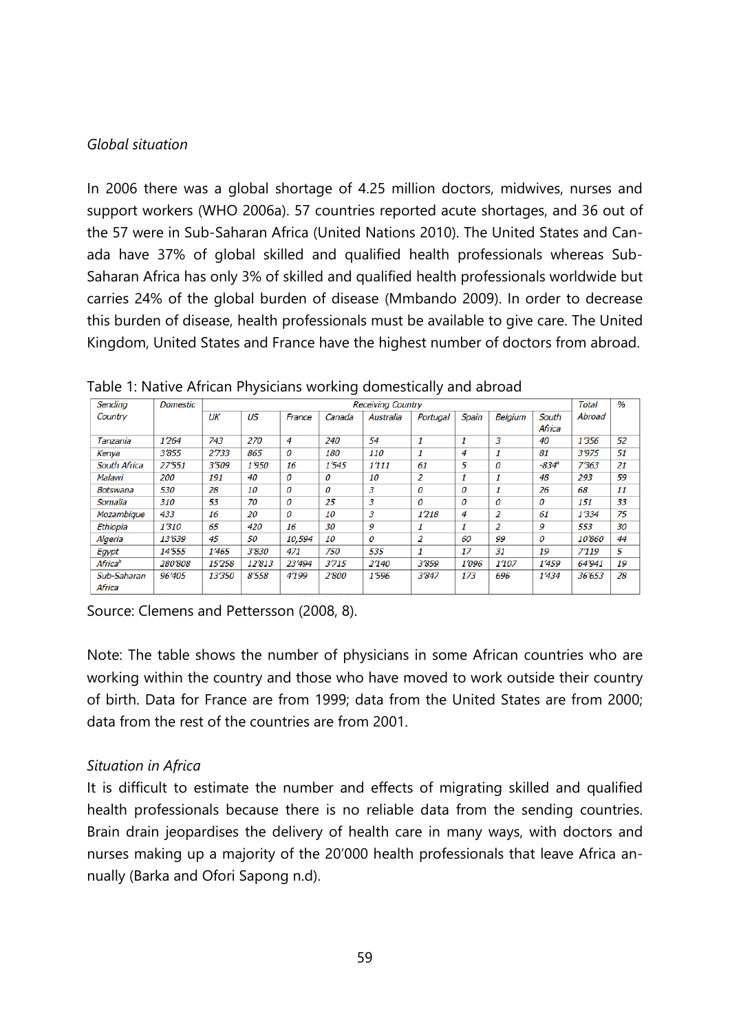*Global situation*

In 2006 there was a global shortage of 4.25 million doctors, midwives, nurses and support workers (WHO 2006a). 57 countries reported acute shortages, and 36 out of the 57 were in Sub-Saharan Africa (United Nations 2010). The United States and Canada have 37% of global skilled and qualified health professionals whereas Sub-Saharan Africa has only 3% of skilled and qualified health professionals worldwide but carries 24% of the global burden of disease (Mmbando 2009). In order to decrease this burden of disease, health professionals must be available to give care. The United Kingdom, United States and France have the highest number of doctors from abroad.

Table 1: Native African Physicians working domestically and abroad

| Sending Country | Domestic | Receiving Country | | | | | | | | | Total Abroad | % |
|---|---|---|---|---|---|---|---|---|---|---|---|---|
| | | UK | US | France | Canada | Australia | Portugal | Spain | Belgium | South Africa | | |
| Tanzania | 1'264 | 743 | 270 | 4 | 240 | 54 | 1 | 1 | 3 | 40 | 1'356 | 52 |
| Kenya | 3'855 | 2'733 | 865 | 0 | 180 | 110 | 1 | 4 | 1 | 81 | 3'975 | 51 |
| South Africa | 27'551 | 3'509 | 1'950 | 16 | 1'545 | 1'111 | 61 | 5 | 0 | -834[a] | 7'363 | 21 |
| Malawi | 200 | 191 | 40 | 0 | 0 | 10 | 2 | 1 | 1 | 48 | 293 | 59 |
| Botswana | 530 | 28 | 10 | 0 | 0 | 3 | 0 | 0 | 1 | 26 | 68 | 11 |
| Somalia | 310 | 53 | 70 | 0 | 25 | 3 | 0 | 0 | 0 | 0 | 151 | 33 |
| Mozambique | 433 | 16 | 20 | 0 | 10 | 3 | 1'218 | 4 | 2 | 61 | 1'334 | 75 |
| Ethiopia | 1'310 | 65 | 420 | 16 | 30 | 9 | 1 | 1 | 2 | 9 | 553 | 30 |
| Algeria | 13'639 | 45 | 50 | 10,594 | 10 | 0 | 2 | 60 | 99 | 0 | 10'860 | 44 |
| Egypt | 14'555 | 1'465 | 3'830 | 471 | 750 | 535 | 1 | 17 | 31 | 19 | 7'119 | 5 |
| Africa[b] | 280'808 | 15'258 | 12'813 | 23'494 | 3'715 | 2'140 | 3'859 | 1'096 | 1'107 | 1'459 | 64'941 | 19 |
| Sub-Saharan Africa | 96'405 | 13'350 | 8'558 | 4'199 | 2'800 | 1'596 | 3'847 | 173 | 696 | 1'434 | 36'653 | 28 |

Source: Clemens and Pettersson (2008, 8).

Note: The table shows the number of physicians in some African countries who are working within the country and those who have moved to work outside their country of birth. Data for France are from 1999; data from the United States are from 2000; data from the rest of the countries are from 2001.

*Situation in Africa*

It is difficult to estimate the number and effects of migrating skilled and qualified health professionals because there is no reliable data from the sending countries. Brain drain jeopardises the delivery of health care in many ways, with doctors and nurses making up a majority of the 20'000 health professionals that leave Africa annually (Barka and Ofori Sapong n.d).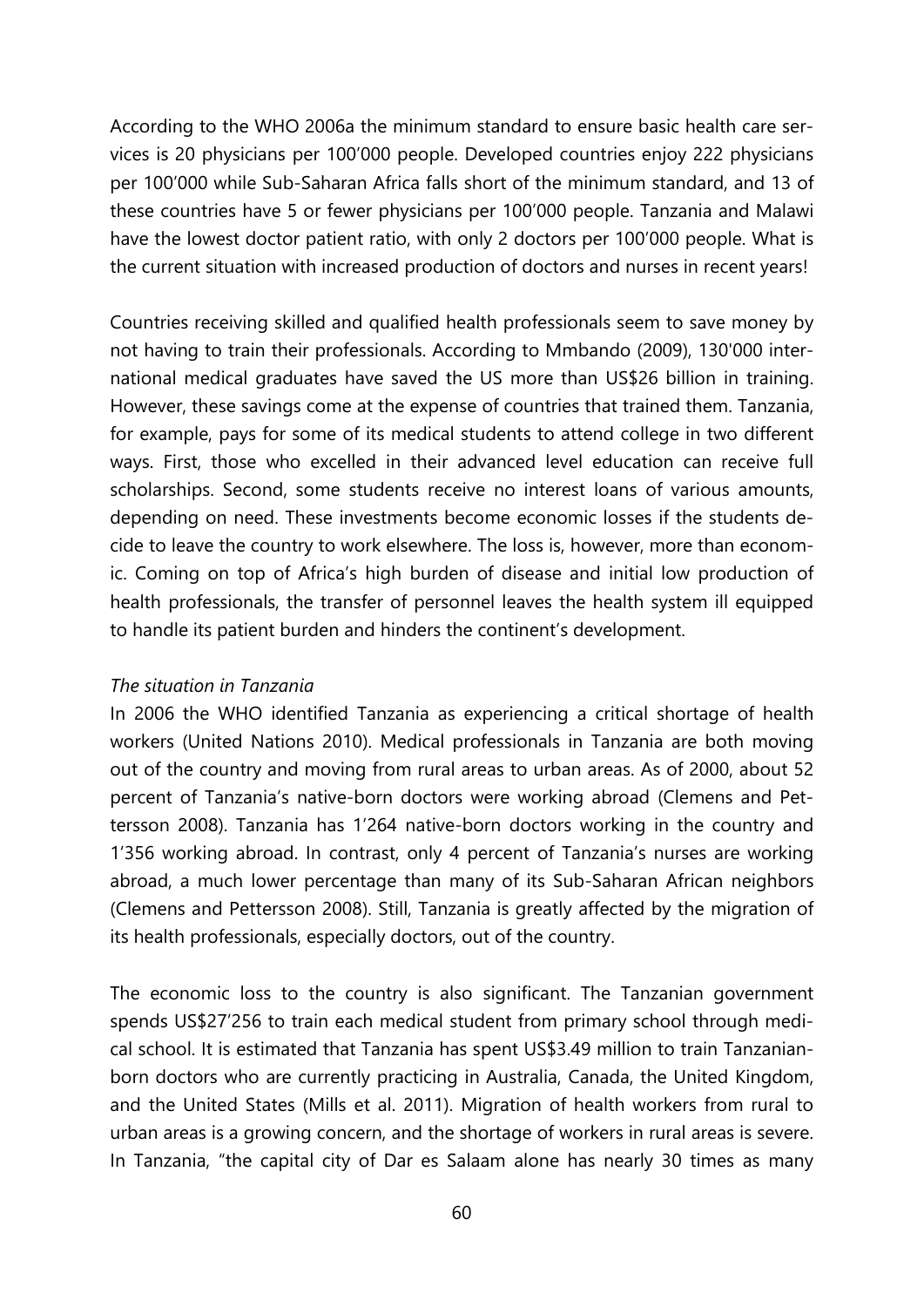According to the WHO 2006a the minimum standard to ensure basic health care services is 20 physicians per 100’000 people. Developed countries enjoy 222 physicians per 100’000 while Sub-Saharan Africa falls short of the minimum standard, and 13 of these countries have 5 or fewer physicians per 100’000 people. Tanzania and Malawi have the lowest doctor patient ratio, with only 2 doctors per 100’000 people. What is the current situation with increased production of doctors and nurses in recent years!

Countries receiving skilled and qualified health professionals seem to save money by not having to train their professionals. According to Mmbando (2009), 130'000 international medical graduates have saved the US more than US$26 billion in training. However, these savings come at the expense of countries that trained them. Tanzania, for example, pays for some of its medical students to attend college in two different ways. First, those who excelled in their advanced level education can receive full scholarships. Second, some students receive no interest loans of various amounts, depending on need. These investments become economic losses if the students decide to leave the country to work elsewhere. The loss is, however, more than economic. Coming on top of Africa’s high burden of disease and initial low production of health professionals, the transfer of personnel leaves the health system ill equipped to handle its patient burden and hinders the continent’s development.

*The situation in Tanzania*

In 2006 the WHO identified Tanzania as experiencing a critical shortage of health workers (United Nations 2010). Medical professionals in Tanzania are both moving out of the country and moving from rural areas to urban areas. As of 2000, about 52 percent of Tanzania’s native-born doctors were working abroad (Clemens and Pettersson 2008). Tanzania has 1’264 native-born doctors working in the country and 1’356 working abroad. In contrast, only 4 percent of Tanzania’s nurses are working abroad, a much lower percentage than many of its Sub-Saharan African neighbors (Clemens and Pettersson 2008). Still, Tanzania is greatly affected by the migration of its health professionals, especially doctors, out of the country.

The economic loss to the country is also significant. The Tanzanian government spends US$27’256 to train each medical student from primary school through medical school. It is estimated that Tanzania has spent US$3.49 million to train Tanzanian-born doctors who are currently practicing in Australia, Canada, the United Kingdom, and the United States (Mills et al. 2011). Migration of health workers from rural to urban areas is a growing concern, and the shortage of workers in rural areas is severe. In Tanzania, “the capital city of Dar es Salaam alone has nearly 30 times as many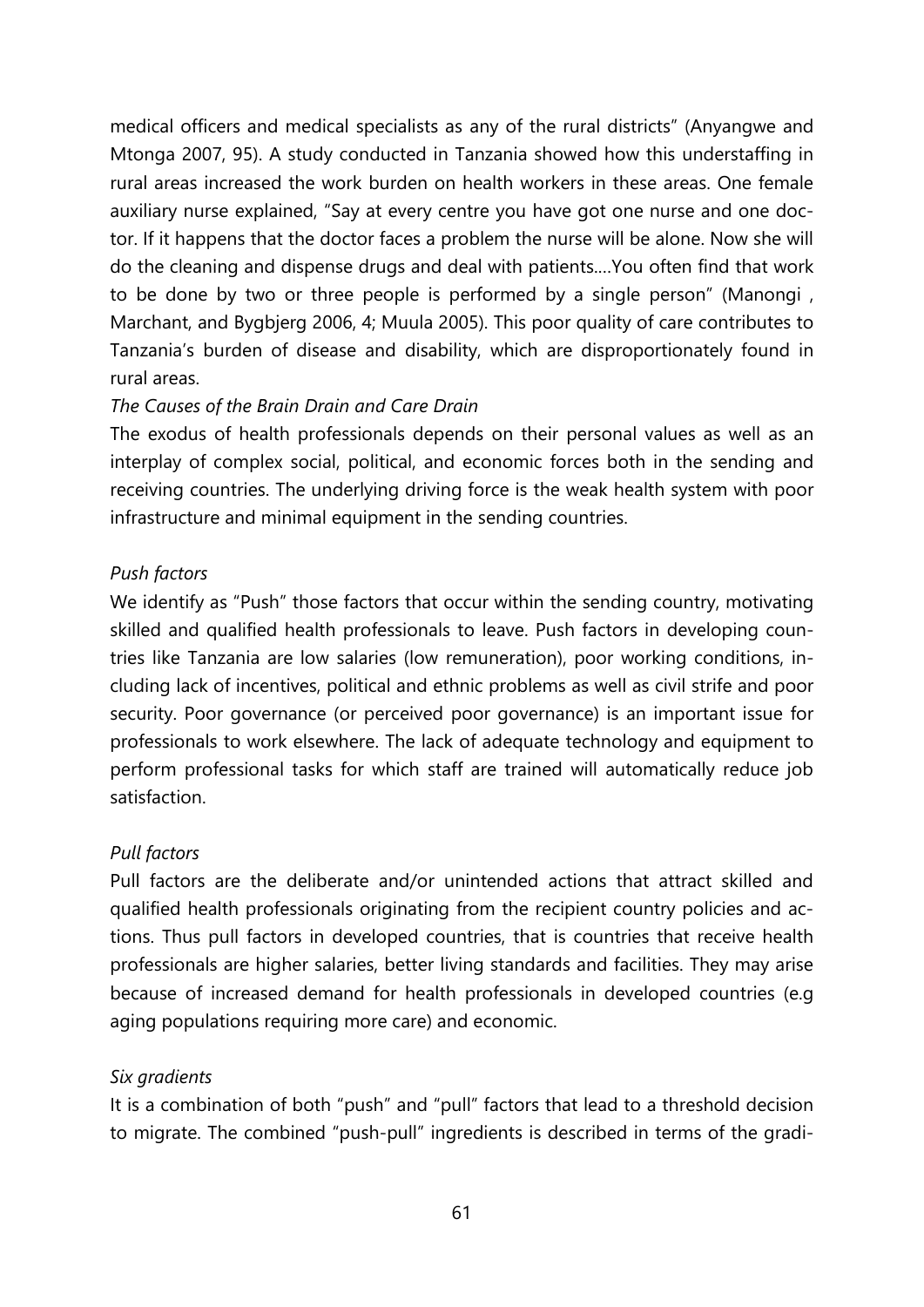medical officers and medical specialists as any of the rural districts" (Anyangwe and Mtonga 2007, 95). A study conducted in Tanzania showed how this understaffing in rural areas increased the work burden on health workers in these areas. One female auxiliary nurse explained, "Say at every centre you have got one nurse and one doctor. If it happens that the doctor faces a problem the nurse will be alone. Now she will do the cleaning and dispense drugs and deal with patients….You often find that work to be done by two or three people is performed by a single person" (Manongi , Marchant, and Bygbjerg 2006, 4; Muula 2005). This poor quality of care contributes to Tanzania's burden of disease and disability, which are disproportionately found in rural areas.

*The Causes of the Brain Drain and Care Drain*

The exodus of health professionals depends on their personal values as well as an interplay of complex social, political, and economic forces both in the sending and receiving countries. The underlying driving force is the weak health system with poor infrastructure and minimal equipment in the sending countries.

*Push factors*

We identify as "Push" those factors that occur within the sending country, motivating skilled and qualified health professionals to leave. Push factors in developing countries like Tanzania are low salaries (low remuneration), poor working conditions, including lack of incentives, political and ethnic problems as well as civil strife and poor security. Poor governance (or perceived poor governance) is an important issue for professionals to work elsewhere. The lack of adequate technology and equipment to perform professional tasks for which staff are trained will automatically reduce job satisfaction.

*Pull factors*

Pull factors are the deliberate and/or unintended actions that attract skilled and qualified health professionals originating from the recipient country policies and actions. Thus pull factors in developed countries, that is countries that receive health professionals are higher salaries, better living standards and facilities. They may arise because of increased demand for health professionals in developed countries (e.g aging populations requiring more care) and economic.

*Six gradients*

It is a combination of both "push" and "pull" factors that lead to a threshold decision to migrate. The combined "push-pull" ingredients is described in terms of the gradi-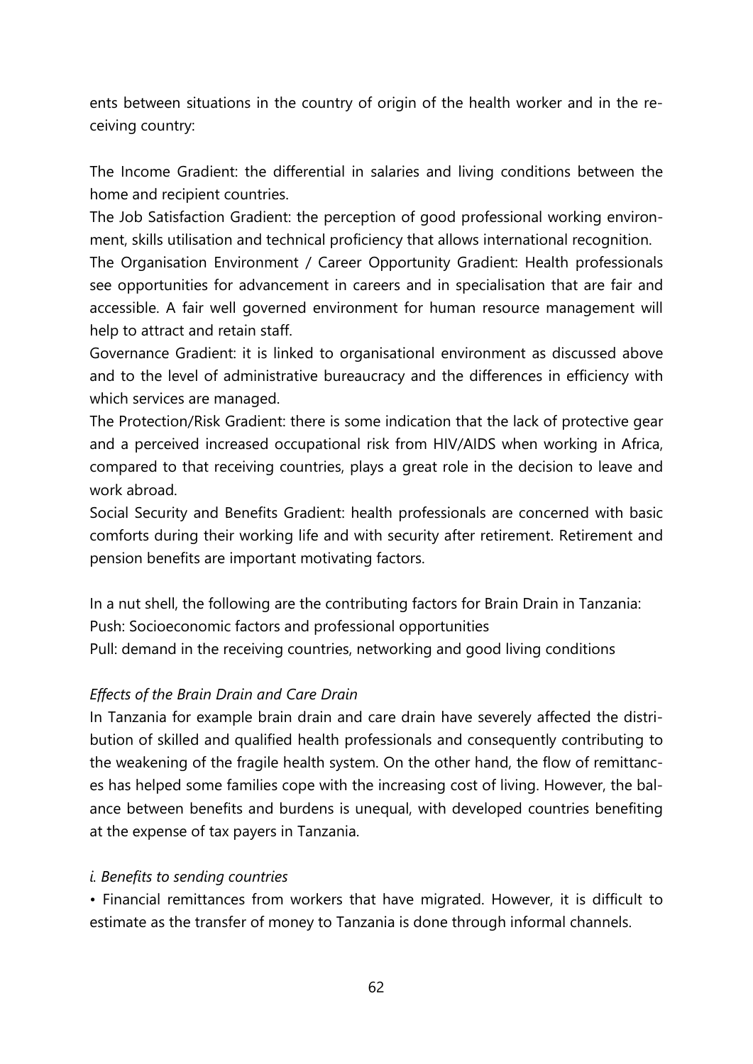ents between situations in the country of origin of the health worker and in the receiving country:

The Income Gradient: the differential in salaries and living conditions between the home and recipient countries.
The Job Satisfaction Gradient: the perception of good professional working environment, skills utilisation and technical proficiency that allows international recognition.
The Organisation Environment / Career Opportunity Gradient: Health professionals see opportunities for advancement in careers and in specialisation that are fair and accessible. A fair well governed environment for human resource management will help to attract and retain staff.
Governance Gradient: it is linked to organisational environment as discussed above and to the level of administrative bureaucracy and the differences in efficiency with which services are managed.
The Protection/Risk Gradient: there is some indication that the lack of protective gear and a perceived increased occupational risk from HIV/AIDS when working in Africa, compared to that receiving countries, plays a great role in the decision to leave and work abroad.
Social Security and Benefits Gradient: health professionals are concerned with basic comforts during their working life and with security after retirement. Retirement and pension benefits are important motivating factors.

In a nut shell, the following are the contributing factors for Brain Drain in Tanzania:
Push: Socioeconomic factors and professional opportunities
Pull: demand in the receiving countries, networking and good living conditions

*Effects of the Brain Drain and Care Drain*
In Tanzania for example brain drain and care drain have severely affected the distribution of skilled and qualified health professionals and consequently contributing to the weakening of the fragile health system. On the other hand, the flow of remittances has helped some families cope with the increasing cost of living. However, the balance between benefits and burdens is unequal, with developed countries benefiting at the expense of tax payers in Tanzania.

*i. Benefits to sending countries*
• Financial remittances from workers that have migrated. However, it is difficult to estimate as the transfer of money to Tanzania is done through informal channels.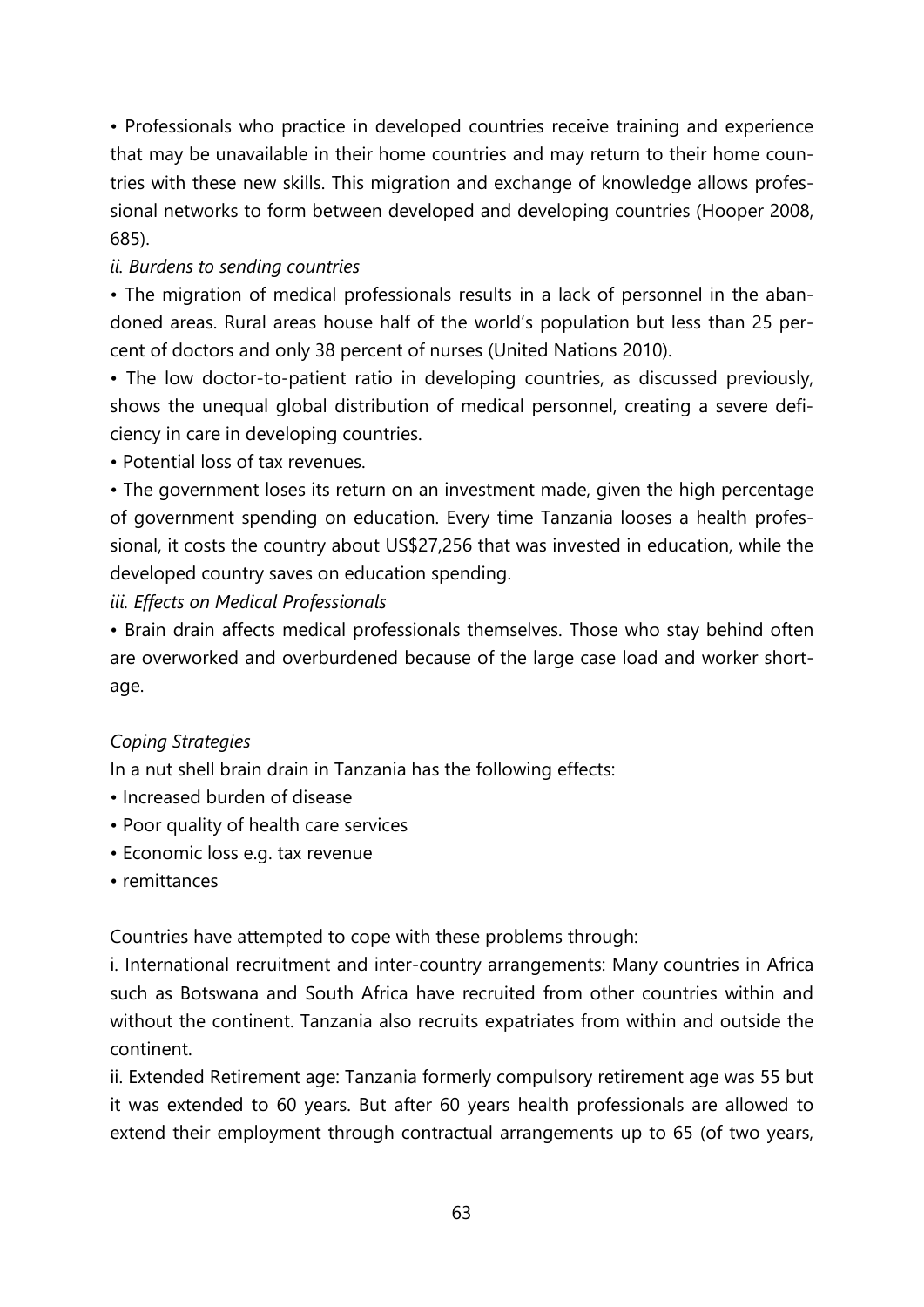- Professionals who practice in developed countries receive training and experience that may be unavailable in their home countries and may return to their home countries with these new skills. This migration and exchange of knowledge allows professional networks to form between developed and developing countries (Hooper 2008, 685).

*ii. Burdens to sending countries*

- The migration of medical professionals results in a lack of personnel in the abandoned areas. Rural areas house half of the world's population but less than 25 percent of doctors and only 38 percent of nurses (United Nations 2010).
- The low doctor-to-patient ratio in developing countries, as discussed previously, shows the unequal global distribution of medical personnel, creating a severe deficiency in care in developing countries.
- Potential loss of tax revenues.
- The government loses its return on an investment made, given the high percentage of government spending on education. Every time Tanzania looses a health professional, it costs the country about US$27,256 that was invested in education, while the developed country saves on education spending.

*iii. Effects on Medical Professionals*

- Brain drain affects medical professionals themselves. Those who stay behind often are overworked and overburdened because of the large case load and worker shortage.

*Coping Strategies*

In a nut shell brain drain in Tanzania has the following effects:

- Increased burden of disease
- Poor quality of health care services
- Economic loss e.g. tax revenue
- remittances

Countries have attempted to cope with these problems through:

i. International recruitment and inter-country arrangements: Many countries in Africa such as Botswana and South Africa have recruited from other countries within and without the continent. Tanzania also recruits expatriates from within and outside the continent.

ii. Extended Retirement age: Tanzania formerly compulsory retirement age was 55 but it was extended to 60 years. But after 60 years health professionals are allowed to extend their employment through contractual arrangements up to 65 (of two years,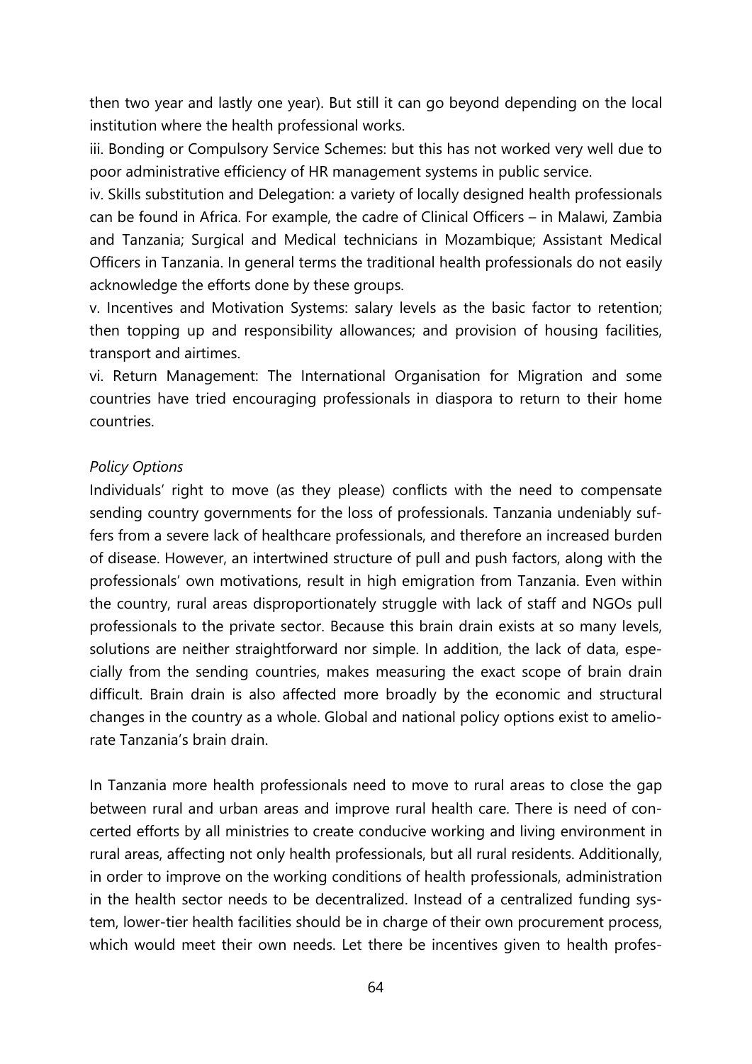then two year and lastly one year). But still it can go beyond depending on the local institution where the health professional works.

iii. Bonding or Compulsory Service Schemes: but this has not worked very well due to poor administrative efficiency of HR management systems in public service.

iv. Skills substitution and Delegation: a variety of locally designed health professionals can be found in Africa. For example, the cadre of Clinical Officers – in Malawi, Zambia and Tanzania; Surgical and Medical technicians in Mozambique; Assistant Medical Officers in Tanzania. In general terms the traditional health professionals do not easily acknowledge the efforts done by these groups.

v. Incentives and Motivation Systems: salary levels as the basic factor to retention; then topping up and responsibility allowances; and provision of housing facilities, transport and airtimes.

vi. Return Management: The International Organisation for Migration and some countries have tried encouraging professionals in diaspora to return to their home countries.

*Policy Options*

Individuals' right to move (as they please) conflicts with the need to compensate sending country governments for the loss of professionals. Tanzania undeniably suffers from a severe lack of healthcare professionals, and therefore an increased burden of disease. However, an intertwined structure of pull and push factors, along with the professionals' own motivations, result in high emigration from Tanzania. Even within the country, rural areas disproportionately struggle with lack of staff and NGOs pull professionals to the private sector. Because this brain drain exists at so many levels, solutions are neither straightforward nor simple. In addition, the lack of data, especially from the sending countries, makes measuring the exact scope of brain drain difficult. Brain drain is also affected more broadly by the economic and structural changes in the country as a whole. Global and national policy options exist to ameliorate Tanzania's brain drain.

In Tanzania more health professionals need to move to rural areas to close the gap between rural and urban areas and improve rural health care. There is need of concerted efforts by all ministries to create conducive working and living environment in rural areas, affecting not only health professionals, but all rural residents. Additionally, in order to improve on the working conditions of health professionals, administration in the health sector needs to be decentralized. Instead of a centralized funding system, lower-tier health facilities should be in charge of their own procurement process, which would meet their own needs. Let there be incentives given to health profes-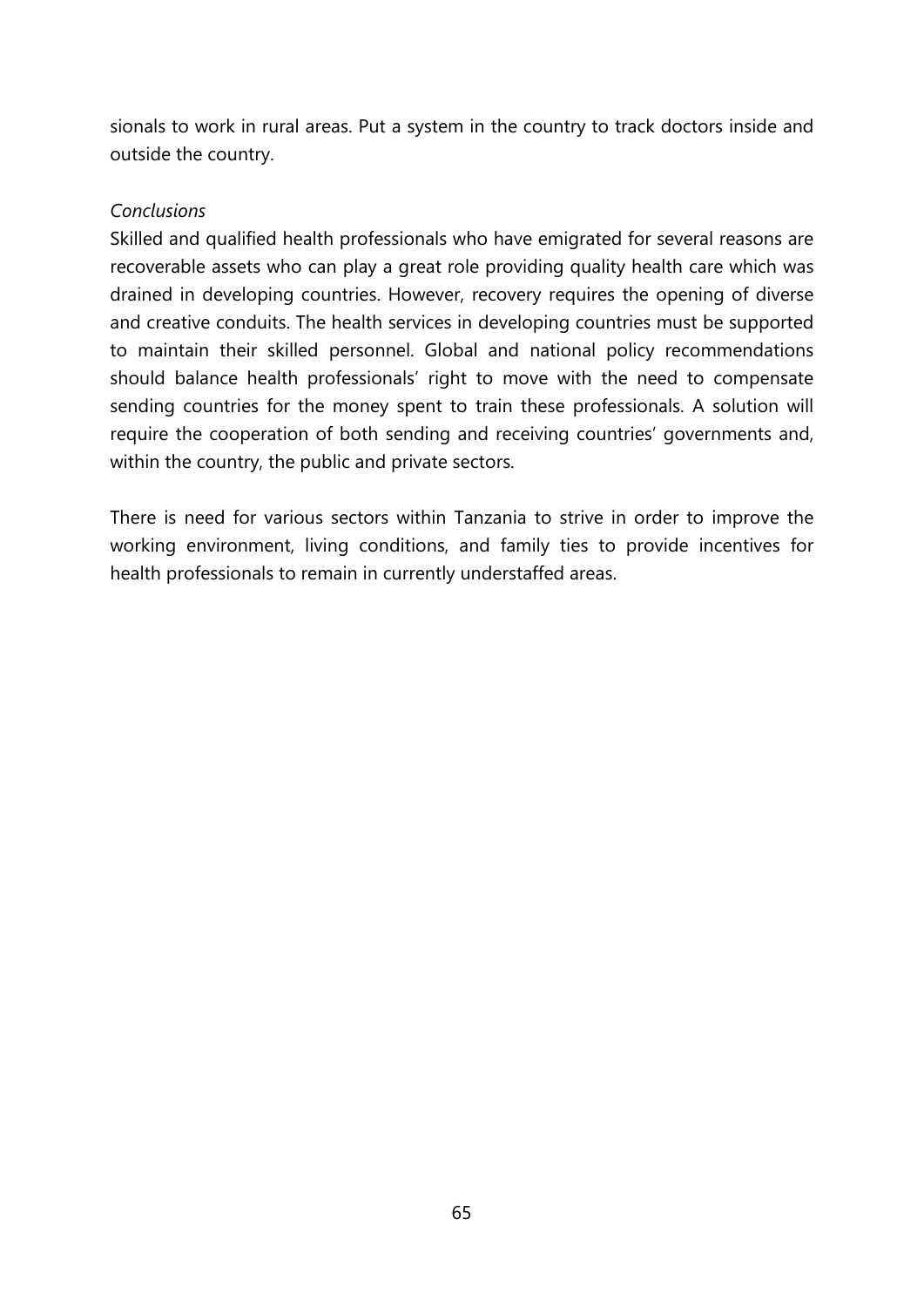sionals to work in rural areas. Put a system in the country to track doctors inside and outside the country.

*Conclusions*

Skilled and qualified health professionals who have emigrated for several reasons are recoverable assets who can play a great role providing quality health care which was drained in developing countries. However, recovery requires the opening of diverse and creative conduits. The health services in developing countries must be supported to maintain their skilled personnel. Global and national policy recommendations should balance health professionals' right to move with the need to compensate sending countries for the money spent to train these professionals. A solution will require the cooperation of both sending and receiving countries' governments and, within the country, the public and private sectors.

There is need for various sectors within Tanzania to strive in order to improve the working environment, living conditions, and family ties to provide incentives for health professionals to remain in currently understaffed areas.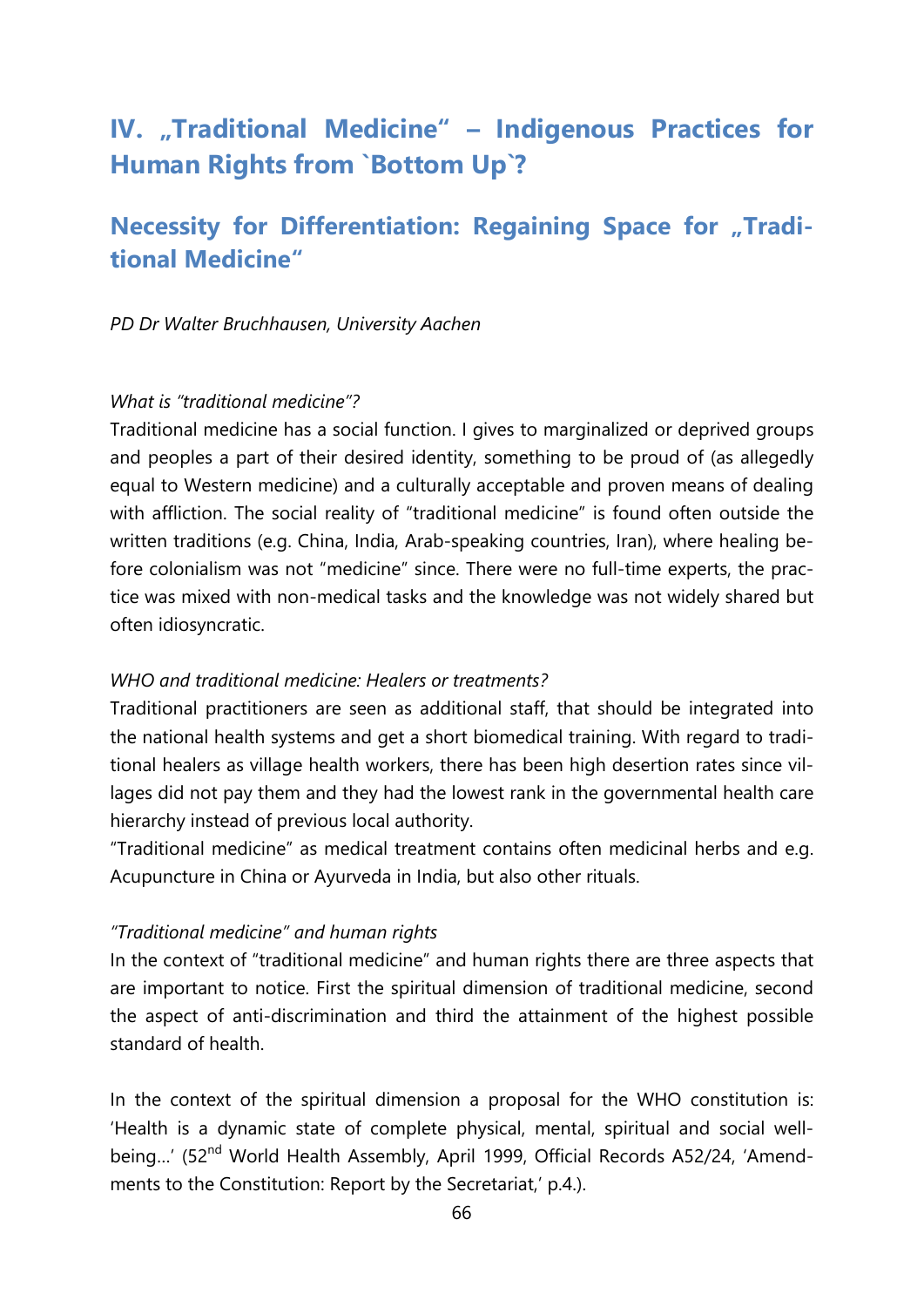# IV. „Traditional Medicine" – Indigenous Practices for Human Rights from `Bottom Up`?

## Necessity for Differentiation: Regaining Space for „Traditional Medicine"

*PD Dr Walter Bruchhausen, University Aachen*

*What is "traditional medicine"?*

Traditional medicine has a social function. I gives to marginalized or deprived groups and peoples a part of their desired identity, something to be proud of (as allegedly equal to Western medicine) and a culturally acceptable and proven means of dealing with affliction. The social reality of "traditional medicine" is found often outside the written traditions (e.g. China, India, Arab-speaking countries, Iran), where healing before colonialism was not "medicine" since. There were no full-time experts, the practice was mixed with non-medical tasks and the knowledge was not widely shared but often idiosyncratic.

*WHO and traditional medicine: Healers or treatments?*

Traditional practitioners are seen as additional staff, that should be integrated into the national health systems and get a short biomedical training. With regard to traditional healers as village health workers, there has been high desertion rates since villages did not pay them and they had the lowest rank in the governmental health care hierarchy instead of previous local authority.

"Traditional medicine" as medical treatment contains often medicinal herbs and e.g. Acupuncture in China or Ayurveda in India, but also other rituals.

*"Traditional medicine" and human rights*

In the context of "traditional medicine" and human rights there are three aspects that are important to notice. First the spiritual dimension of traditional medicine, second the aspect of anti-discrimination and third the attainment of the highest possible standard of health.

In the context of the spiritual dimension a proposal for the WHO constitution is: 'Health is a dynamic state of complete physical, mental, spiritual and social well-being…' (52nd World Health Assembly, April 1999, Official Records A52/24, 'Amendments to the Constitution: Report by the Secretariat,' p.4.).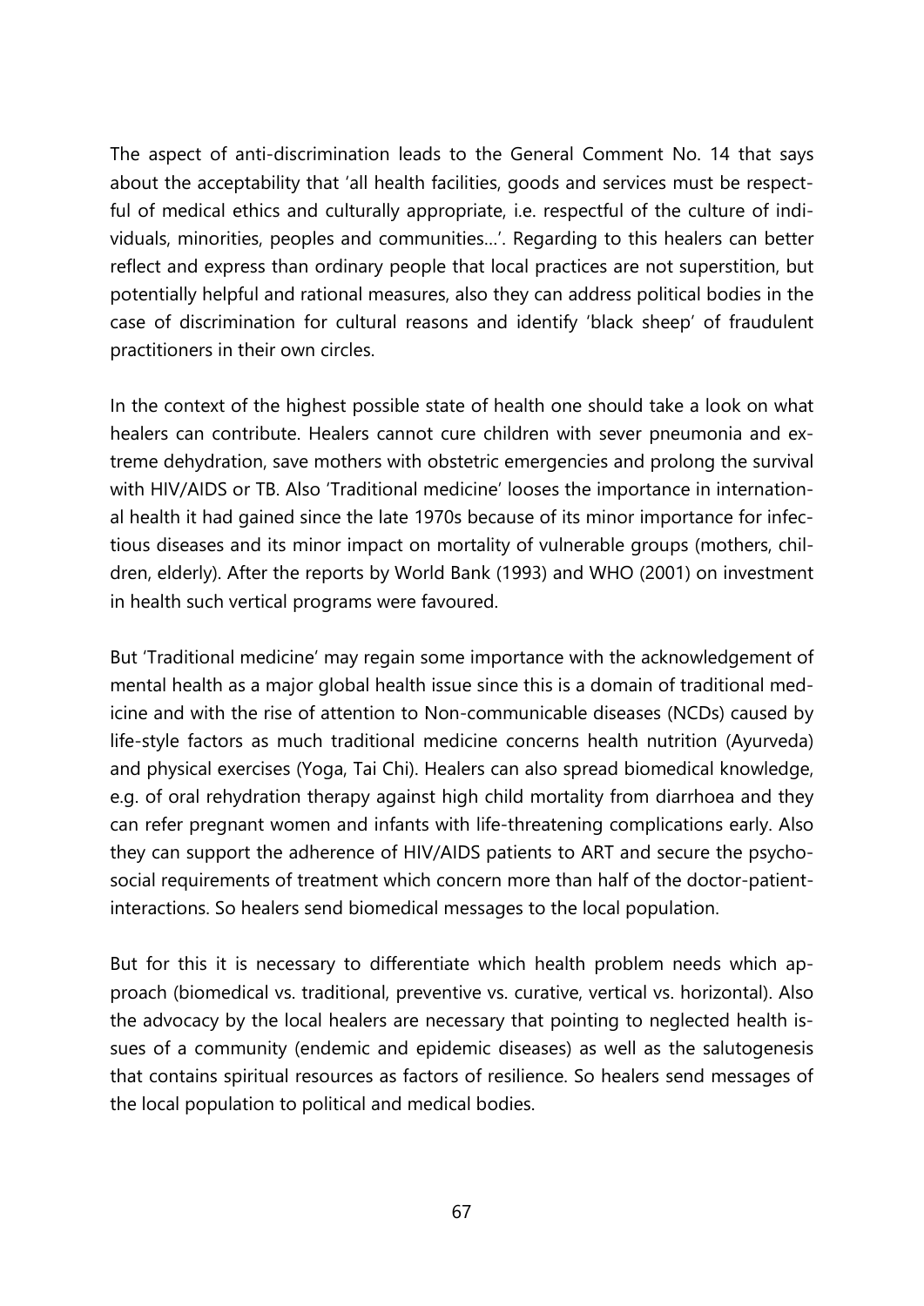The aspect of anti-discrimination leads to the General Comment No. 14 that says about the acceptability that 'all health facilities, goods and services must be respectful of medical ethics and culturally appropriate, i.e. respectful of the culture of individuals, minorities, peoples and communities…'. Regarding to this healers can better reflect and express than ordinary people that local practices are not superstition, but potentially helpful and rational measures, also they can address political bodies in the case of discrimination for cultural reasons and identify 'black sheep' of fraudulent practitioners in their own circles.

In the context of the highest possible state of health one should take a look on what healers can contribute. Healers cannot cure children with sever pneumonia and extreme dehydration, save mothers with obstetric emergencies and prolong the survival with HIV/AIDS or TB. Also 'Traditional medicine' looses the importance in international health it had gained since the late 1970s because of its minor importance for infectious diseases and its minor impact on mortality of vulnerable groups (mothers, children, elderly). After the reports by World Bank (1993) and WHO (2001) on investment in health such vertical programs were favoured.

But 'Traditional medicine' may regain some importance with the acknowledgement of mental health as a major global health issue since this is a domain of traditional medicine and with the rise of attention to Non-communicable diseases (NCDs) caused by life-style factors as much traditional medicine concerns health nutrition (Ayurveda) and physical exercises (Yoga, Tai Chi). Healers can also spread biomedical knowledge, e.g. of oral rehydration therapy against high child mortality from diarrhoea and they can refer pregnant women and infants with life-threatening complications early. Also they can support the adherence of HIV/AIDS patients to ART and secure the psychosocial requirements of treatment which concern more than half of the doctor-patient-interactions. So healers send biomedical messages to the local population.

But for this it is necessary to differentiate which health problem needs which approach (biomedical vs. traditional, preventive vs. curative, vertical vs. horizontal). Also the advocacy by the local healers are necessary that pointing to neglected health issues of a community (endemic and epidemic diseases) as well as the salutogenesis that contains spiritual resources as factors of resilience. So healers send messages of the local population to political and medical bodies.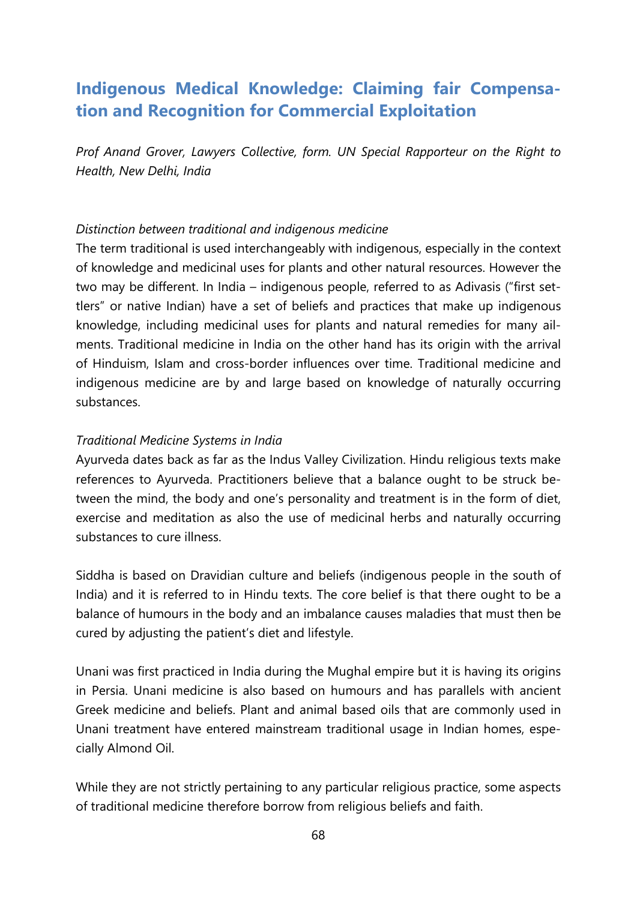## Indigenous Medical Knowledge: Claiming fair Compensation and Recognition for Commercial Exploitation

*Prof Anand Grover, Lawyers Collective, form. UN Special Rapporteur on the Right to Health, New Delhi, India*

*Distinction between traditional and indigenous medicine*

The term traditional is used interchangeably with indigenous, especially in the context of knowledge and medicinal uses for plants and other natural resources. However the two may be different. In India – indigenous people, referred to as Adivasis ("first settlers" or native Indian) have a set of beliefs and practices that make up indigenous knowledge, including medicinal uses for plants and natural remedies for many ailments. Traditional medicine in India on the other hand has its origin with the arrival of Hinduism, Islam and cross-border influences over time. Traditional medicine and indigenous medicine are by and large based on knowledge of naturally occurring substances.

*Traditional Medicine Systems in India*

Ayurveda dates back as far as the Indus Valley Civilization. Hindu religious texts make references to Ayurveda. Practitioners believe that a balance ought to be struck between the mind, the body and one's personality and treatment is in the form of diet, exercise and meditation as also the use of medicinal herbs and naturally occurring substances to cure illness.

Siddha is based on Dravidian culture and beliefs (indigenous people in the south of India) and it is referred to in Hindu texts. The core belief is that there ought to be a balance of humours in the body and an imbalance causes maladies that must then be cured by adjusting the patient's diet and lifestyle.

Unani was first practiced in India during the Mughal empire but it is having its origins in Persia. Unani medicine is also based on humours and has parallels with ancient Greek medicine and beliefs. Plant and animal based oils that are commonly used in Unani treatment have entered mainstream traditional usage in Indian homes, especially Almond Oil.

While they are not strictly pertaining to any particular religious practice, some aspects of traditional medicine therefore borrow from religious beliefs and faith.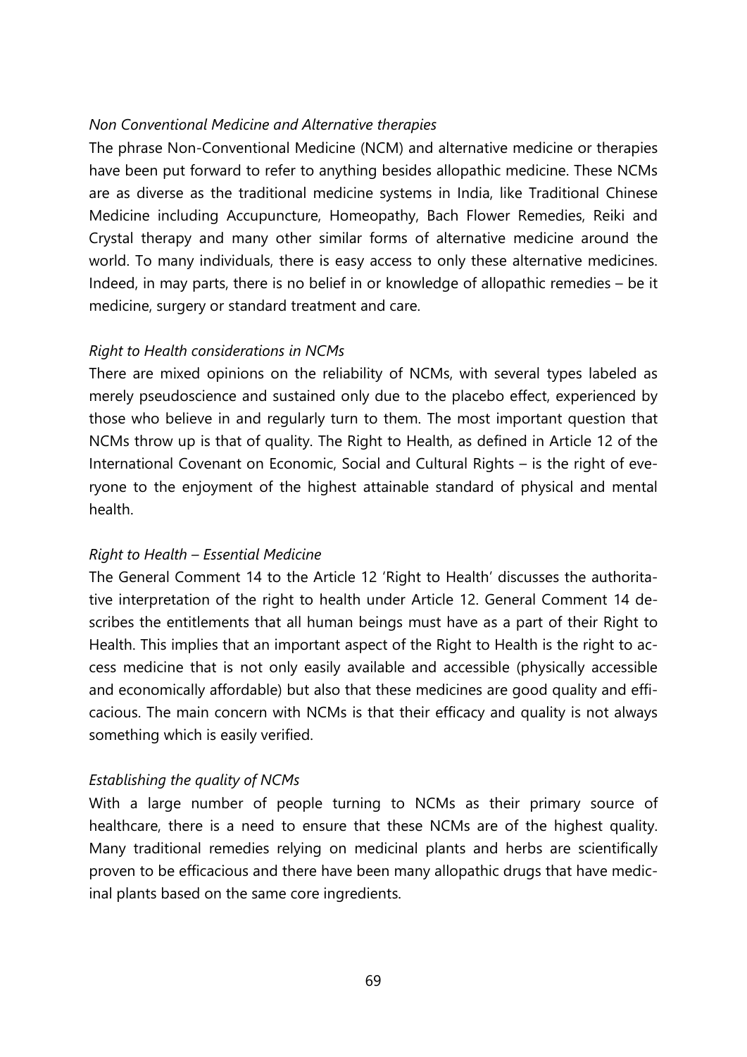*Non Conventional Medicine and Alternative therapies*

The phrase Non-Conventional Medicine (NCM) and alternative medicine or therapies have been put forward to refer to anything besides allopathic medicine. These NCMs are as diverse as the traditional medicine systems in India, like Traditional Chinese Medicine including Accupuncture, Homeopathy, Bach Flower Remedies, Reiki and Crystal therapy and many other similar forms of alternative medicine around the world. To many individuals, there is easy access to only these alternative medicines. Indeed, in may parts, there is no belief in or knowledge of allopathic remedies – be it medicine, surgery or standard treatment and care.

*Right to Health considerations in NCMs*

There are mixed opinions on the reliability of NCMs, with several types labeled as merely pseudoscience and sustained only due to the placebo effect, experienced by those who believe in and regularly turn to them. The most important question that NCMs throw up is that of quality. The Right to Health, as defined in Article 12 of the International Covenant on Economic, Social and Cultural Rights – is the right of everyone to the enjoyment of the highest attainable standard of physical and mental health.

*Right to Health – Essential Medicine*

The General Comment 14 to the Article 12 'Right to Health' discusses the authoritative interpretation of the right to health under Article 12. General Comment 14 describes the entitlements that all human beings must have as a part of their Right to Health. This implies that an important aspect of the Right to Health is the right to access medicine that is not only easily available and accessible (physically accessible and economically affordable) but also that these medicines are good quality and efficacious. The main concern with NCMs is that their efficacy and quality is not always something which is easily verified.

*Establishing the quality of NCMs*

With a large number of people turning to NCMs as their primary source of healthcare, there is a need to ensure that these NCMs are of the highest quality. Many traditional remedies relying on medicinal plants and herbs are scientifically proven to be efficacious and there have been many allopathic drugs that have medicinal plants based on the same core ingredients.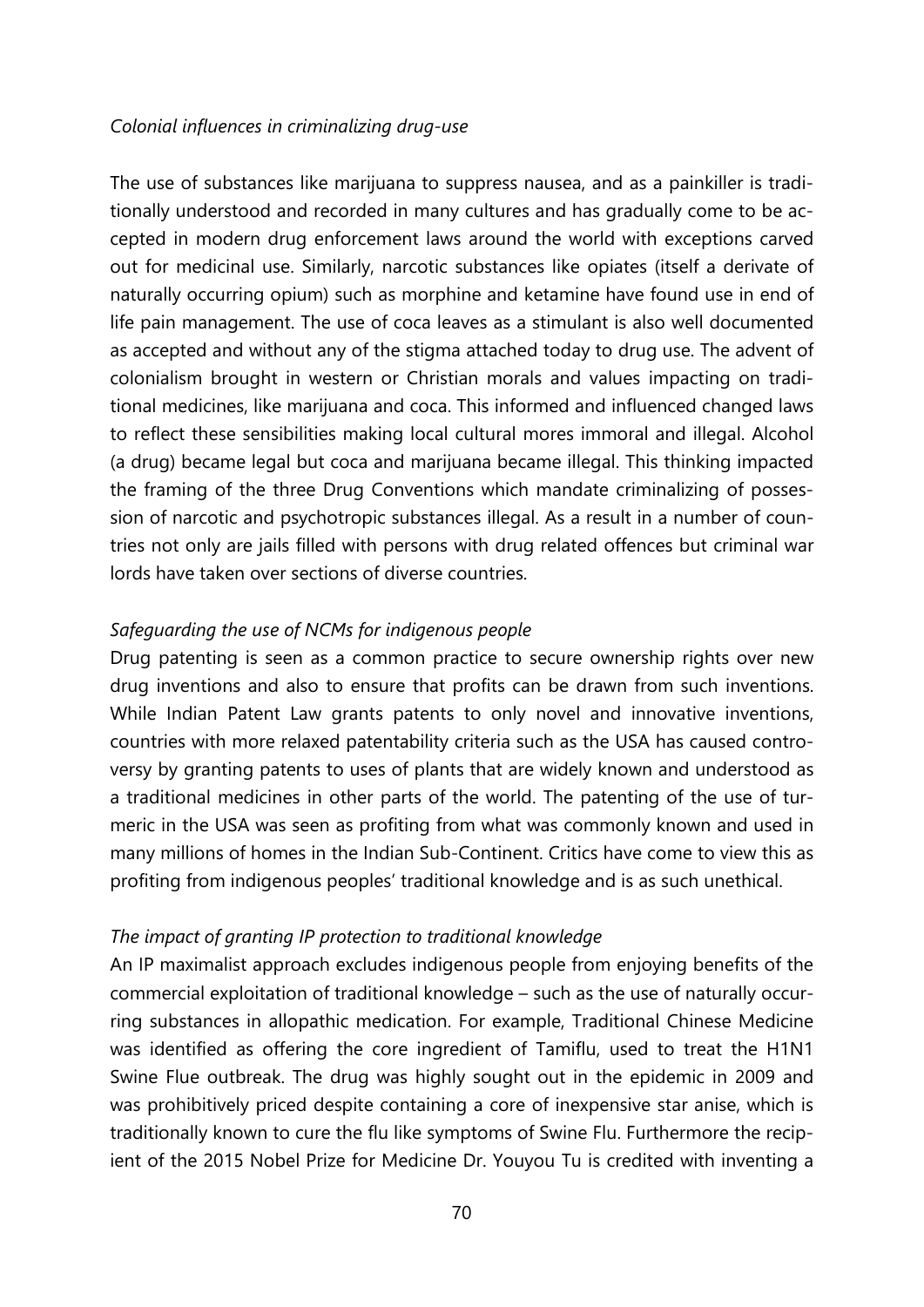*Colonial influences in criminalizing drug-use*

The use of substances like marijuana to suppress nausea, and as a painkiller is traditionally understood and recorded in many cultures and has gradually come to be accepted in modern drug enforcement laws around the world with exceptions carved out for medicinal use. Similarly, narcotic substances like opiates (itself a derivate of naturally occurring opium) such as morphine and ketamine have found use in end of life pain management. The use of coca leaves as a stimulant is also well documented as accepted and without any of the stigma attached today to drug use. The advent of colonialism brought in western or Christian morals and values impacting on traditional medicines, like marijuana and coca. This informed and influenced changed laws to reflect these sensibilities making local cultural mores immoral and illegal. Alcohol (a drug) became legal but coca and marijuana became illegal. This thinking impacted the framing of the three Drug Conventions which mandate criminalizing of possession of narcotic and psychotropic substances illegal. As a result in a number of countries not only are jails filled with persons with drug related offences but criminal war lords have taken over sections of diverse countries.

*Safeguarding the use of NCMs for indigenous people*

Drug patenting is seen as a common practice to secure ownership rights over new drug inventions and also to ensure that profits can be drawn from such inventions. While Indian Patent Law grants patents to only novel and innovative inventions, countries with more relaxed patentability criteria such as the USA has caused controversy by granting patents to uses of plants that are widely known and understood as a traditional medicines in other parts of the world. The patenting of the use of turmeric in the USA was seen as profiting from what was commonly known and used in many millions of homes in the Indian Sub-Continent. Critics have come to view this as profiting from indigenous peoples' traditional knowledge and is as such unethical.

*The impact of granting IP protection to traditional knowledge*

An IP maximalist approach excludes indigenous people from enjoying benefits of the commercial exploitation of traditional knowledge – such as the use of naturally occurring substances in allopathic medication. For example, Traditional Chinese Medicine was identified as offering the core ingredient of Tamiflu, used to treat the H1N1 Swine Flue outbreak. The drug was highly sought out in the epidemic in 2009 and was prohibitively priced despite containing a core of inexpensive star anise, which is traditionally known to cure the flu like symptoms of Swine Flu. Furthermore the recipient of the 2015 Nobel Prize for Medicine Dr. Youyou Tu is credited with inventing a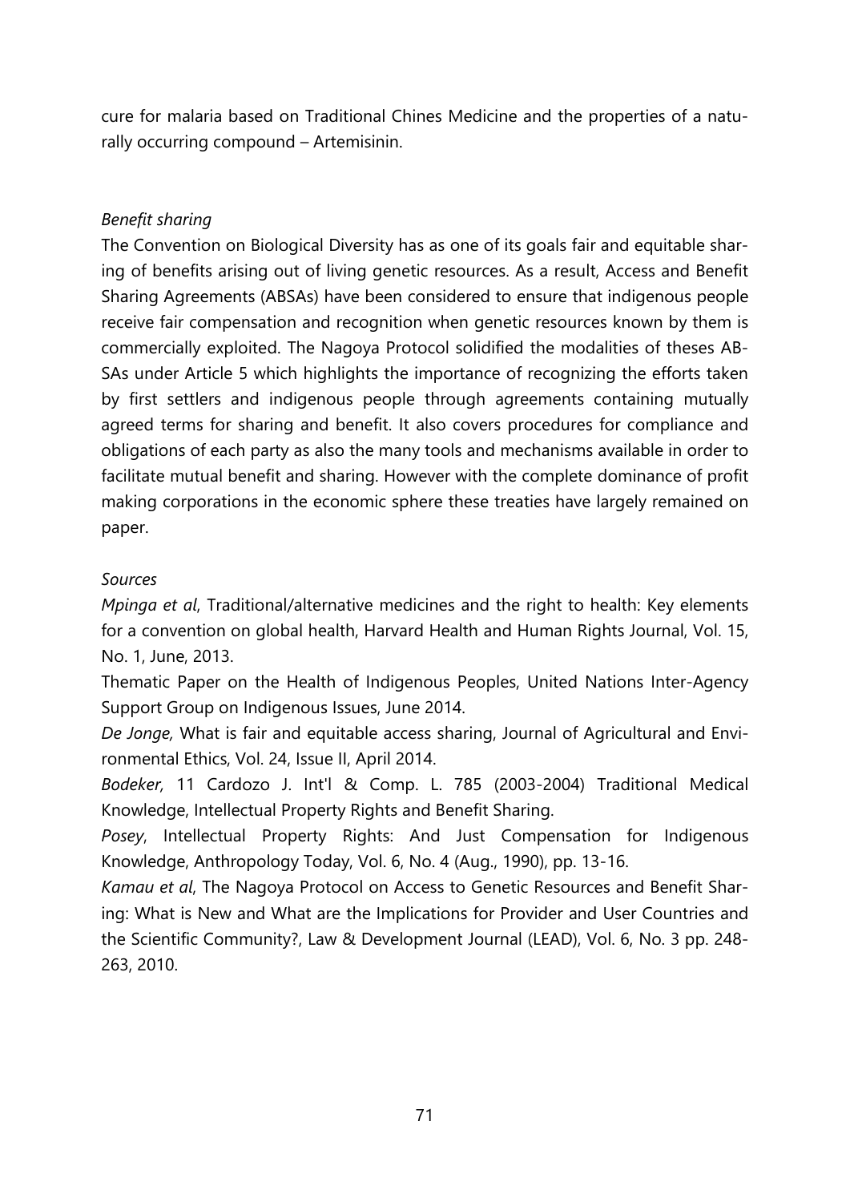cure for malaria based on Traditional Chines Medicine and the properties of a naturally occurring compound – Artemisinin.

*Benefit sharing*

The Convention on Biological Diversity has as one of its goals fair and equitable sharing of benefits arising out of living genetic resources. As a result, Access and Benefit Sharing Agreements (ABSAs) have been considered to ensure that indigenous people receive fair compensation and recognition when genetic resources known by them is commercially exploited. The Nagoya Protocol solidified the modalities of theses ABSAs under Article 5 which highlights the importance of recognizing the efforts taken by first settlers and indigenous people through agreements containing mutually agreed terms for sharing and benefit. It also covers procedures for compliance and obligations of each party as also the many tools and mechanisms available in order to facilitate mutual benefit and sharing. However with the complete dominance of profit making corporations in the economic sphere these treaties have largely remained on paper.

*Sources*

*Mpinga et al*, Traditional/alternative medicines and the right to health: Key elements for a convention on global health, Harvard Health and Human Rights Journal, Vol. 15, No. 1, June, 2013.

Thematic Paper on the Health of Indigenous Peoples, United Nations Inter-Agency Support Group on Indigenous Issues, June 2014.

*De Jonge,* What is fair and equitable access sharing, Journal of Agricultural and Environmental Ethics, Vol. 24, Issue II, April 2014.

*Bodeker*, 11 Cardozo J. Int'l & Comp. L. 785 (2003-2004) Traditional Medical Knowledge, Intellectual Property Rights and Benefit Sharing.

*Posey*, Intellectual Property Rights: And Just Compensation for Indigenous Knowledge, Anthropology Today, Vol. 6, No. 4 (Aug., 1990), pp. 13-16.

*Kamau et al*, The Nagoya Protocol on Access to Genetic Resources and Benefit Sharing: What is New and What are the Implications for Provider and User Countries and the Scientific Community?, Law & Development Journal (LEAD), Vol. 6, No. 3 pp. 248-263, 2010.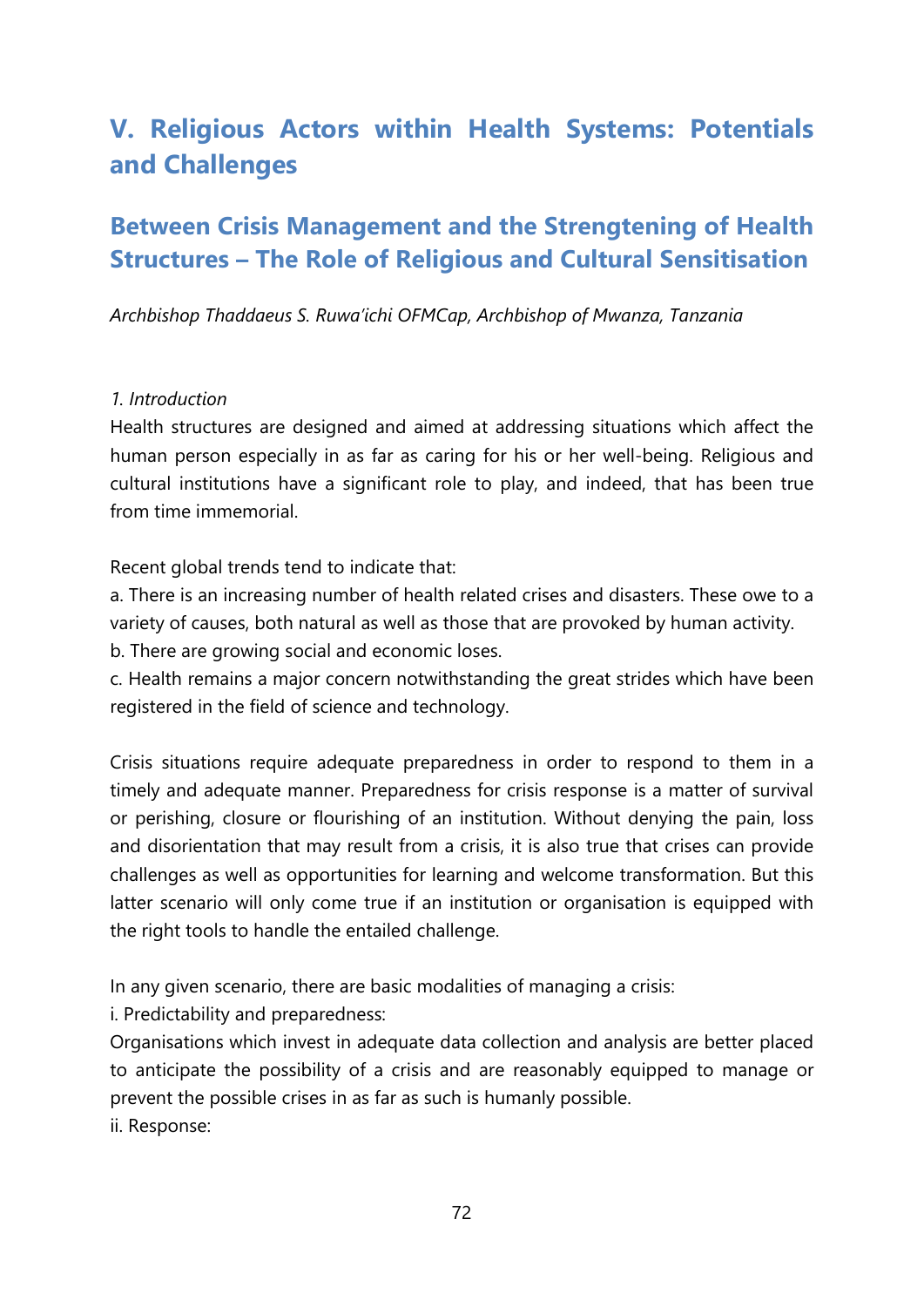# V. Religious Actors within Health Systems: Potentials and Challenges

## Between Crisis Management and the Strengtening of Health Structures – The Role of Religious and Cultural Sensitisation

*Archbishop Thaddaeus S. Ruwa'ichi OFMCap, Archbishop of Mwanza, Tanzania*

*1. Introduction*

Health structures are designed and aimed at addressing situations which affect the human person especially in as far as caring for his or her well-being. Religious and cultural institutions have a significant role to play, and indeed, that has been true from time immemorial.

Recent global trends tend to indicate that:

a. There is an increasing number of health related crises and disasters. These owe to a variety of causes, both natural as well as those that are provoked by human activity.

b. There are growing social and economic loses.

c. Health remains a major concern notwithstanding the great strides which have been registered in the field of science and technology.

Crisis situations require adequate preparedness in order to respond to them in a timely and adequate manner. Preparedness for crisis response is a matter of survival or perishing, closure or flourishing of an institution. Without denying the pain, loss and disorientation that may result from a crisis, it is also true that crises can provide challenges as well as opportunities for learning and welcome transformation. But this latter scenario will only come true if an institution or organisation is equipped with the right tools to handle the entailed challenge.

In any given scenario, there are basic modalities of managing a crisis:

i. Predictability and preparedness:

Organisations which invest in adequate data collection and analysis are better placed to anticipate the possibility of a crisis and are reasonably equipped to manage or prevent the possible crises in as far as such is humanly possible.

ii. Response: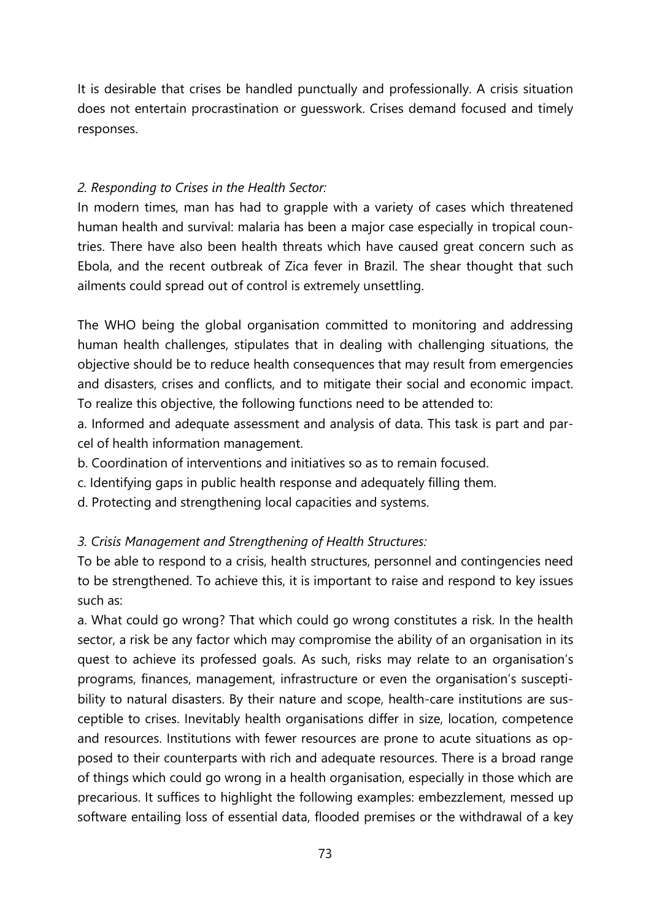It is desirable that crises be handled punctually and professionally. A crisis situation does not entertain procrastination or guesswork. Crises demand focused and timely responses.

*2. Responding to Crises in the Health Sector:*

In modern times, man has had to grapple with a variety of cases which threatened human health and survival: malaria has been a major case especially in tropical countries. There have also been health threats which have caused great concern such as Ebola, and the recent outbreak of Zica fever in Brazil. The shear thought that such ailments could spread out of control is extremely unsettling.

The WHO being the global organisation committed to monitoring and addressing human health challenges, stipulates that in dealing with challenging situations, the objective should be to reduce health consequences that may result from emergencies and disasters, crises and conflicts, and to mitigate their social and economic impact. To realize this objective, the following functions need to be attended to:

a. Informed and adequate assessment and analysis of data. This task is part and parcel of health information management.

b. Coordination of interventions and initiatives so as to remain focused.

c. Identifying gaps in public health response and adequately filling them.

d. Protecting and strengthening local capacities and systems.

*3. Crisis Management and Strengthening of Health Structures:*

To be able to respond to a crisis, health structures, personnel and contingencies need to be strengthened. To achieve this, it is important to raise and respond to key issues such as:

a. What could go wrong? That which could go wrong constitutes a risk. In the health sector, a risk be any factor which may compromise the ability of an organisation in its quest to achieve its professed goals. As such, risks may relate to an organisation's programs, finances, management, infrastructure or even the organisation's susceptibility to natural disasters. By their nature and scope, health-care institutions are susceptible to crises. Inevitably health organisations differ in size, location, competence and resources. Institutions with fewer resources are prone to acute situations as opposed to their counterparts with rich and adequate resources. There is a broad range of things which could go wrong in a health organisation, especially in those which are precarious. It suffices to highlight the following examples: embezzlement, messed up software entailing loss of essential data, flooded premises or the withdrawal of a key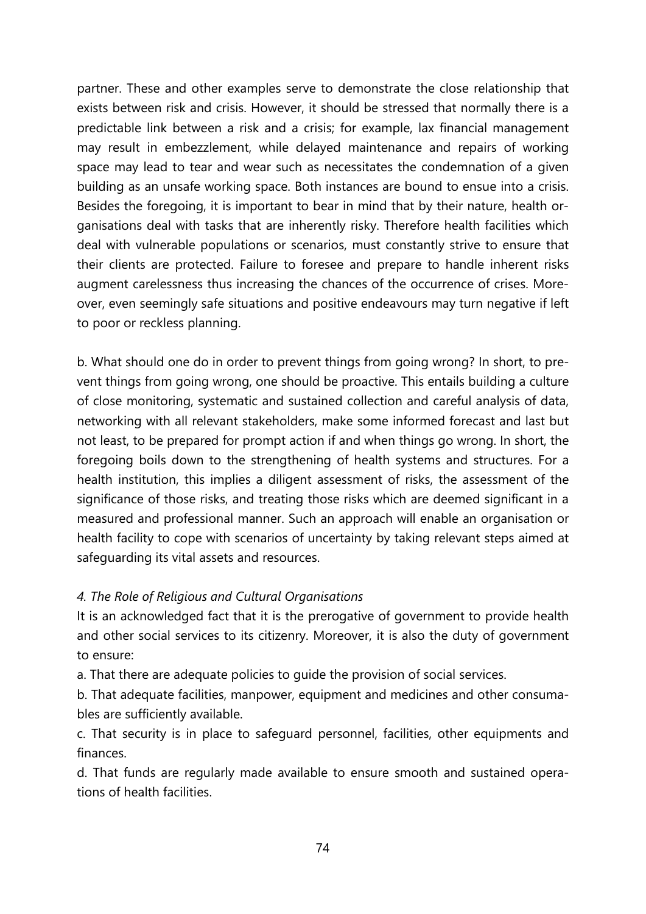partner. These and other examples serve to demonstrate the close relationship that exists between risk and crisis. However, it should be stressed that normally there is a predictable link between a risk and a crisis; for example, lax financial management may result in embezzlement, while delayed maintenance and repairs of working space may lead to tear and wear such as necessitates the condemnation of a given building as an unsafe working space. Both instances are bound to ensue into a crisis. Besides the foregoing, it is important to bear in mind that by their nature, health organisations deal with tasks that are inherently risky. Therefore health facilities which deal with vulnerable populations or scenarios, must constantly strive to ensure that their clients are protected. Failure to foresee and prepare to handle inherent risks augment carelessness thus increasing the chances of the occurrence of crises. Moreover, even seemingly safe situations and positive endeavours may turn negative if left to poor or reckless planning.

b. What should one do in order to prevent things from going wrong? In short, to prevent things from going wrong, one should be proactive. This entails building a culture of close monitoring, systematic and sustained collection and careful analysis of data, networking with all relevant stakeholders, make some informed forecast and last but not least, to be prepared for prompt action if and when things go wrong. In short, the foregoing boils down to the strengthening of health systems and structures. For a health institution, this implies a diligent assessment of risks, the assessment of the significance of those risks, and treating those risks which are deemed significant in a measured and professional manner. Such an approach will enable an organisation or health facility to cope with scenarios of uncertainty by taking relevant steps aimed at safeguarding its vital assets and resources.

*4. The Role of Religious and Cultural Organisations*

It is an acknowledged fact that it is the prerogative of government to provide health and other social services to its citizenry. Moreover, it is also the duty of government to ensure:

a. That there are adequate policies to guide the provision of social services.

b. That adequate facilities, manpower, equipment and medicines and other consumables are sufficiently available.

c. That security is in place to safeguard personnel, facilities, other equipments and finances.

d. That funds are regularly made available to ensure smooth and sustained operations of health facilities.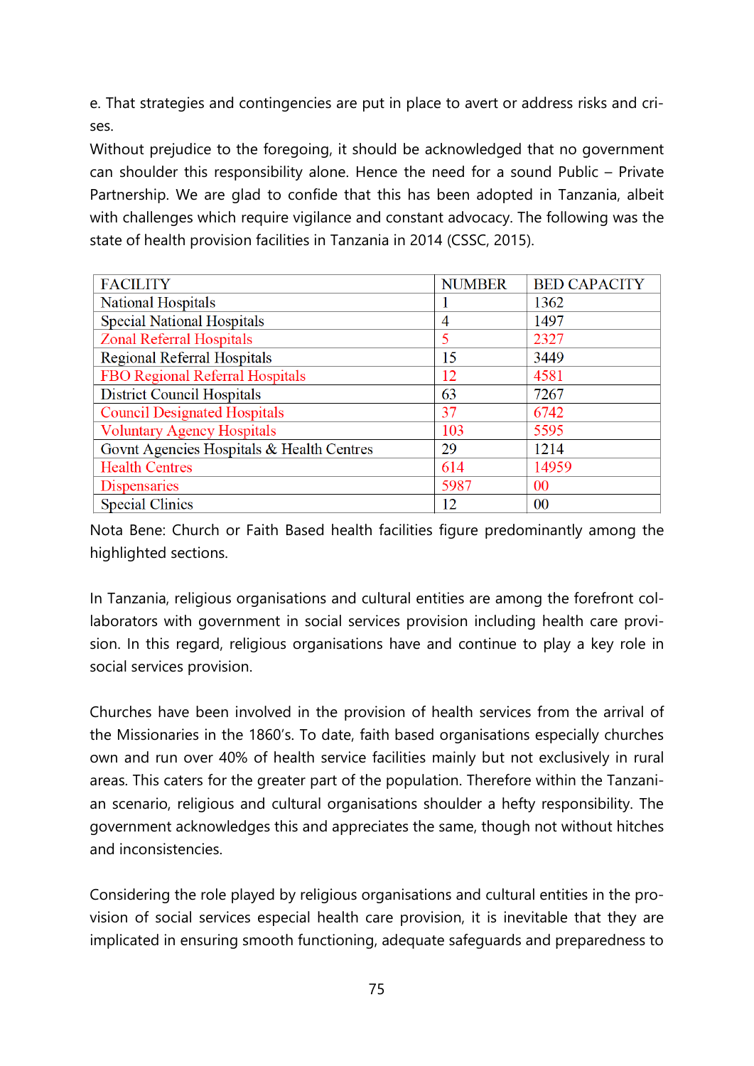e. That strategies and contingencies are put in place to avert or address risks and crises.

Without prejudice to the foregoing, it should be acknowledged that no government can shoulder this responsibility alone. Hence the need for a sound Public – Private Partnership. We are glad to confide that this has been adopted in Tanzania, albeit with challenges which require vigilance and constant advocacy. The following was the state of health provision facilities in Tanzania in 2014 (CSSC, 2015).

| FACILITY | NUMBER | BED CAPACITY |
|---|---|---|
| National Hospitals | 1 | 1362 |
| Special National Hospitals | 4 | 1497 |
| Zonal Referral Hospitals | 5 | 2327 |
| Regional Referral Hospitals | 15 | 3449 |
| FBO Regional Referral Hospitals | 12 | 4581 |
| District Council Hospitals | 63 | 7267 |
| Council Designated Hospitals | 37 | 6742 |
| Voluntary Agency Hospitals | 103 | 5595 |
| Govnt Agencies Hospitals & Health Centres | 29 | 1214 |
| Health Centres | 614 | 14959 |
| Dispensaries | 5987 | 00 |
| Special Clinics | 12 | 00 |

Nota Bene: Church or Faith Based health facilities figure predominantly among the highlighted sections.

In Tanzania, religious organisations and cultural entities are among the forefront collaborators with government in social services provision including health care provision. In this regard, religious organisations have and continue to play a key role in social services provision.

Churches have been involved in the provision of health services from the arrival of the Missionaries in the 1860's. To date, faith based organisations especially churches own and run over 40% of health service facilities mainly but not exclusively in rural areas. This caters for the greater part of the population. Therefore within the Tanzanian scenario, religious and cultural organisations shoulder a hefty responsibility. The government acknowledges this and appreciates the same, though not without hitches and inconsistencies.

Considering the role played by religious organisations and cultural entities in the provision of social services especial health care provision, it is inevitable that they are implicated in ensuring smooth functioning, adequate safeguards and preparedness to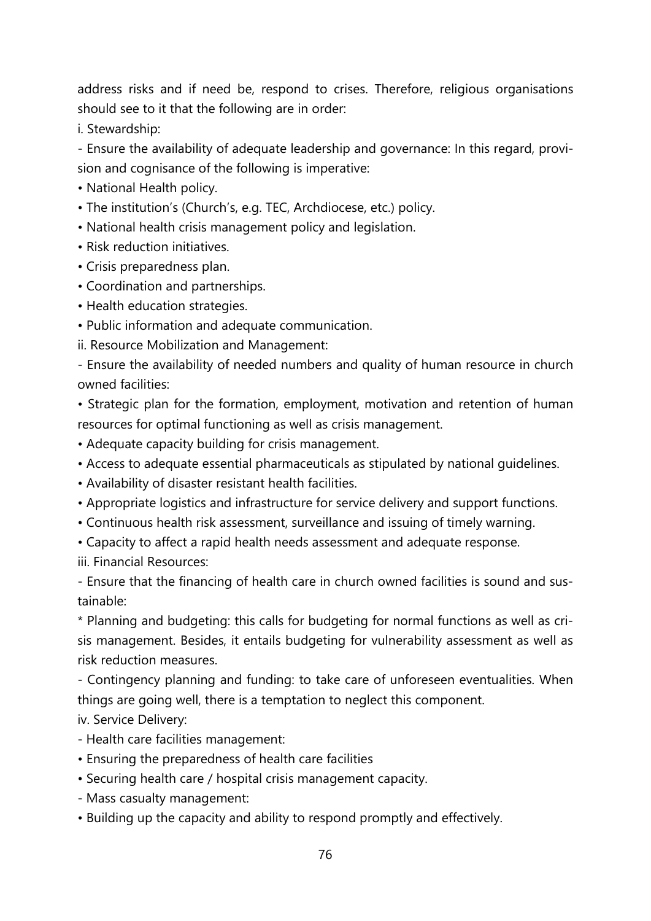address risks and if need be, respond to crises. Therefore, religious organisations should see to it that the following are in order:

i. Stewardship:

- Ensure the availability of adequate leadership and governance: In this regard, provision and cognisance of the following is imperative:
  - National Health policy.
  - The institution's (Church's, e.g. TEC, Archdiocese, etc.) policy.
  - National health crisis management policy and legislation.
  - Risk reduction initiatives.
  - Crisis preparedness plan.
  - Coordination and partnerships.
  - Health education strategies.
  - Public information and adequate communication.

ii. Resource Mobilization and Management:

- Ensure the availability of needed numbers and quality of human resource in church owned facilities:
  - Strategic plan for the formation, employment, motivation and retention of human resources for optimal functioning as well as crisis management.
  - Adequate capacity building for crisis management.
  - Access to adequate essential pharmaceuticals as stipulated by national guidelines.
  - Availability of disaster resistant health facilities.
  - Appropriate logistics and infrastructure for service delivery and support functions.
  - Continuous health risk assessment, surveillance and issuing of timely warning.
  - Capacity to affect a rapid health needs assessment and adequate response.

iii. Financial Resources:

- Ensure that the financing of health care in church owned facilities is sound and sustainable:

* Planning and budgeting: this calls for budgeting for normal functions as well as crisis management. Besides, it entails budgeting for vulnerability assessment as well as risk reduction measures.

- Contingency planning and funding: to take care of unforeseen eventualities. When things are going well, there is a temptation to neglect this component.

iv. Service Delivery:

- Health care facilities management:
  - Ensuring the preparedness of health care facilities
  - Securing health care / hospital crisis management capacity.
- Mass casualty management:
  - Building up the capacity and ability to respond promptly and effectively.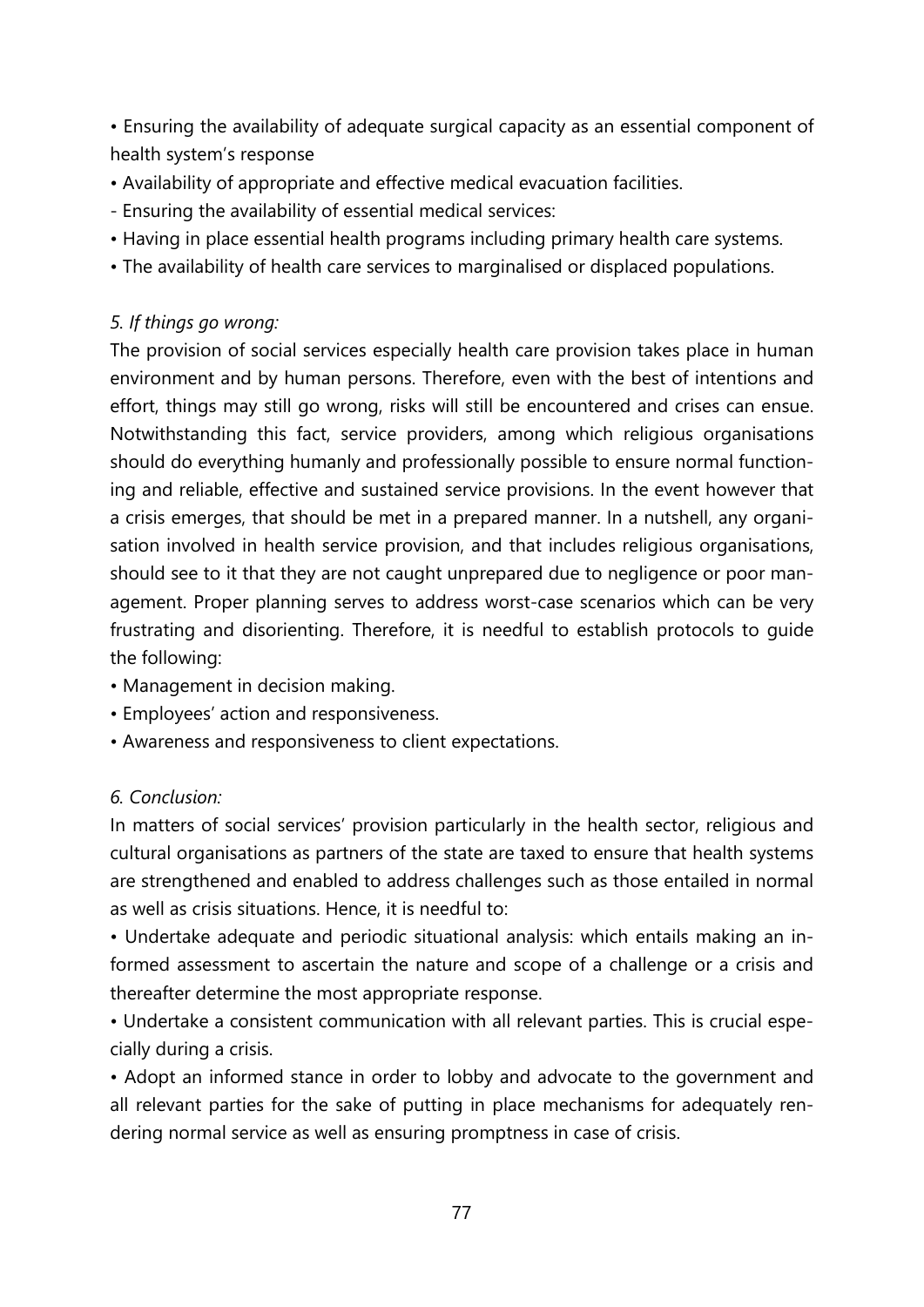- Ensuring the availability of adequate surgical capacity as an essential component of health system's response
- Availability of appropriate and effective medical evacuation facilities.

- Ensuring the availability of essential medical services:

- Having in place essential health programs including primary health care systems.
- The availability of health care services to marginalised or displaced populations.

*5. If things go wrong:*

The provision of social services especially health care provision takes place in human environment and by human persons. Therefore, even with the best of intentions and effort, things may still go wrong, risks will still be encountered and crises can ensue. Notwithstanding this fact, service providers, among which religious organisations should do everything humanly and professionally possible to ensure normal functioning and reliable, effective and sustained service provisions. In the event however that a crisis emerges, that should be met in a prepared manner. In a nutshell, any organisation involved in health service provision, and that includes religious organisations, should see to it that they are not caught unprepared due to negligence or poor management. Proper planning serves to address worst-case scenarios which can be very frustrating and disorienting. Therefore, it is needful to establish protocols to guide the following:

- Management in decision making.
- Employees' action and responsiveness.
- Awareness and responsiveness to client expectations.

*6. Conclusion:*

In matters of social services' provision particularly in the health sector, religious and cultural organisations as partners of the state are taxed to ensure that health systems are strengthened and enabled to address challenges such as those entailed in normal as well as crisis situations. Hence, it is needful to:

- Undertake adequate and periodic situational analysis: which entails making an informed assessment to ascertain the nature and scope of a challenge or a crisis and thereafter determine the most appropriate response.
- Undertake a consistent communication with all relevant parties. This is crucial especially during a crisis.
- Adopt an informed stance in order to lobby and advocate to the government and all relevant parties for the sake of putting in place mechanisms for adequately rendering normal service as well as ensuring promptness in case of crisis.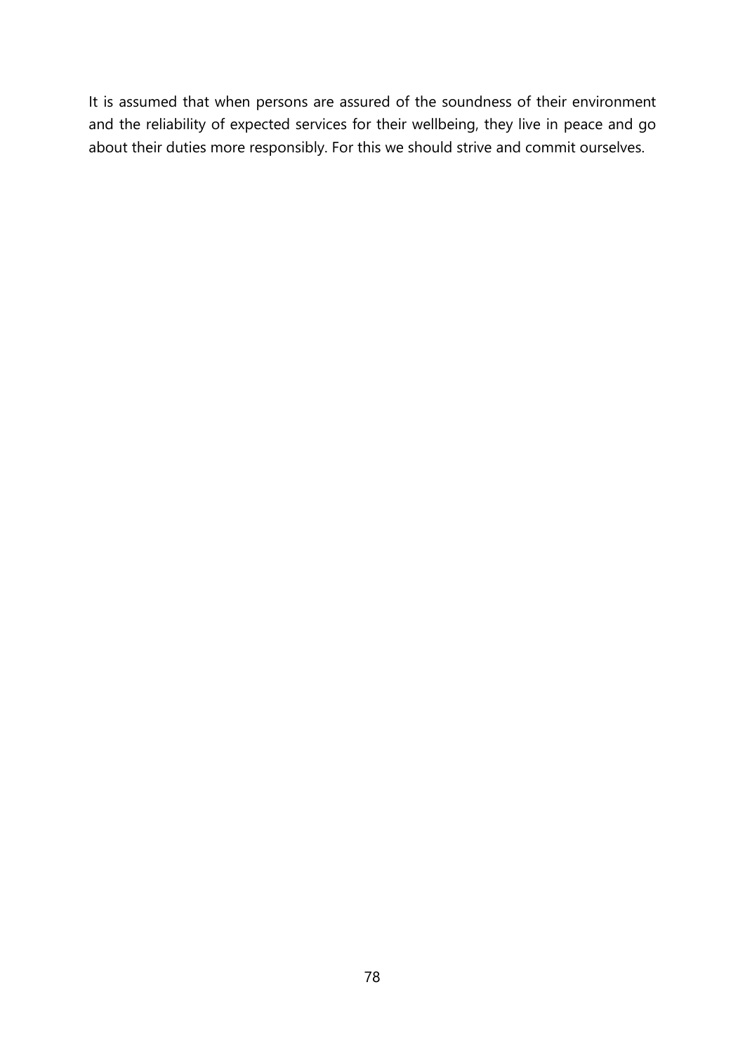It is assumed that when persons are assured of the soundness of their environment and the reliability of expected services for their wellbeing, they live in peace and go about their duties more responsibly. For this we should strive and commit ourselves.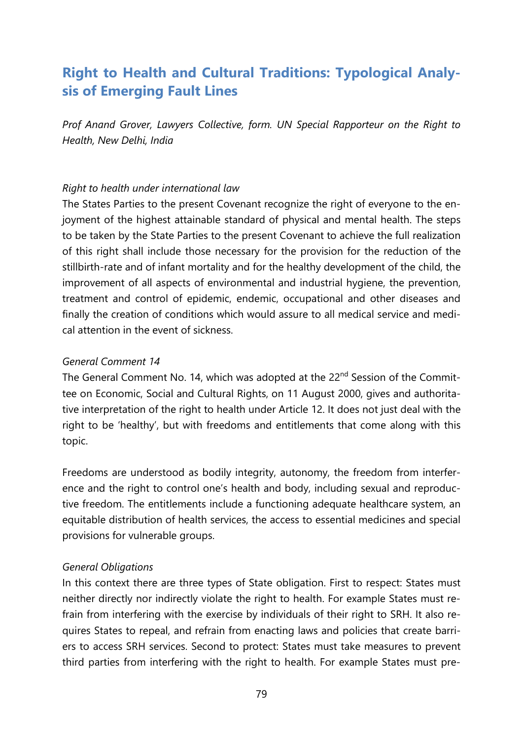## Right to Health and Cultural Traditions: Typological Analysis of Emerging Fault Lines

*Prof Anand Grover, Lawyers Collective, form. UN Special Rapporteur on the Right to Health, New Delhi, India*

*Right to health under international law*

The States Parties to the present Covenant recognize the right of everyone to the enjoyment of the highest attainable standard of physical and mental health. The steps to be taken by the State Parties to the present Covenant to achieve the full realization of this right shall include those necessary for the provision for the reduction of the stillbirth-rate and of infant mortality and for the healthy development of the child, the improvement of all aspects of environmental and industrial hygiene, the prevention, treatment and control of epidemic, endemic, occupational and other diseases and finally the creation of conditions which would assure to all medical service and medical attention in the event of sickness.

*General Comment 14*

The General Comment No. 14, which was adopted at the 22nd Session of the Committee on Economic, Social and Cultural Rights, on 11 August 2000, gives and authoritative interpretation of the right to health under Article 12. It does not just deal with the right to be 'healthy', but with freedoms and entitlements that come along with this topic.

Freedoms are understood as bodily integrity, autonomy, the freedom from interference and the right to control one's health and body, including sexual and reproductive freedom. The entitlements include a functioning adequate healthcare system, an equitable distribution of health services, the access to essential medicines and special provisions for vulnerable groups.

*General Obligations*

In this context there are three types of State obligation. First to respect: States must neither directly nor indirectly violate the right to health. For example States must refrain from interfering with the exercise by individuals of their right to SRH. It also requires States to repeal, and refrain from enacting laws and policies that create barriers to access SRH services. Second to protect: States must take measures to prevent third parties from interfering with the right to health. For example States must pre-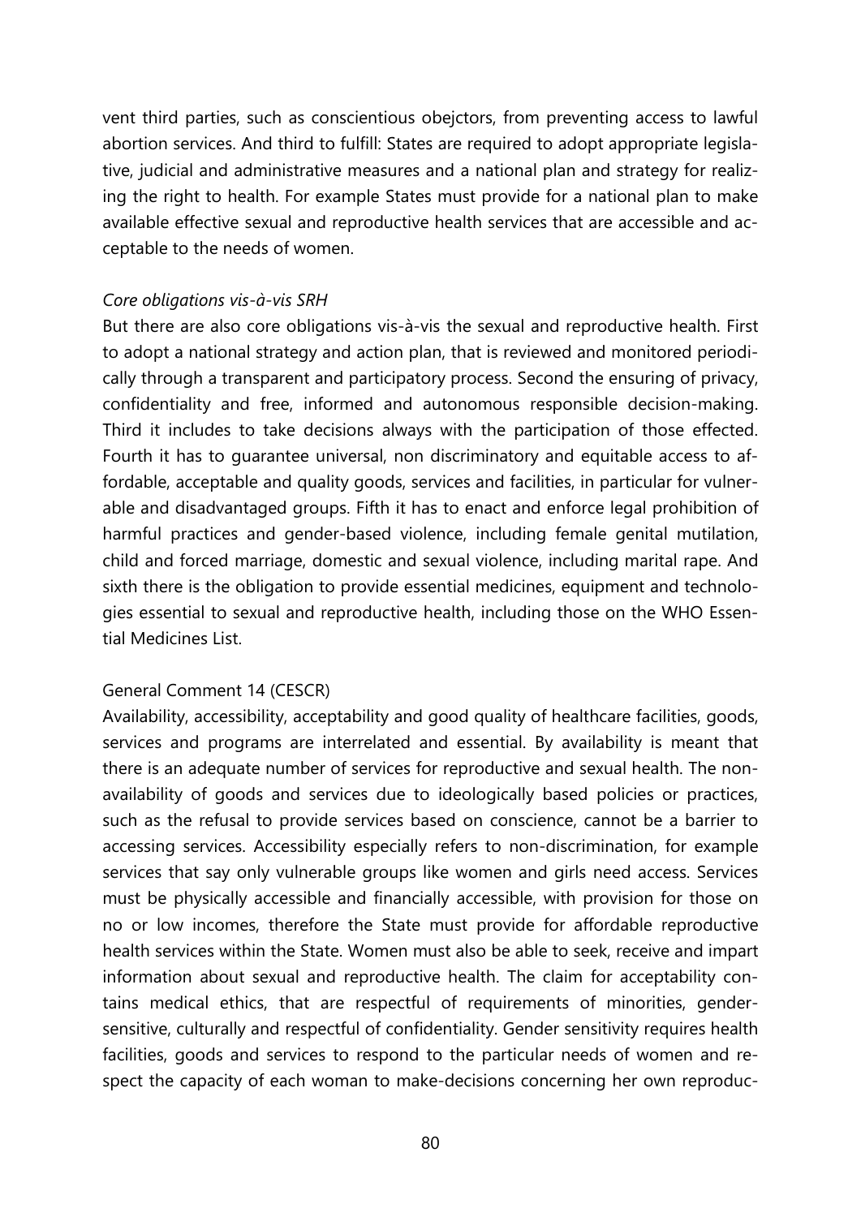vent third parties, such as conscientious obejctors, from preventing access to lawful abortion services. And third to fulfill: States are required to adopt appropriate legislative, judicial and administrative measures and a national plan and strategy for realizing the right to health. For example States must provide for a national plan to make available effective sexual and reproductive health services that are accessible and acceptable to the needs of women.

*Core obligations vis-à-vis SRH*

But there are also core obligations vis-à-vis the sexual and reproductive health. First to adopt a national strategy and action plan, that is reviewed and monitored periodically through a transparent and participatory process. Second the ensuring of privacy, confidentiality and free, informed and autonomous responsible decision-making. Third it includes to take decisions always with the participation of those effected. Fourth it has to guarantee universal, non discriminatory and equitable access to affordable, acceptable and quality goods, services and facilities, in particular for vulnerable and disadvantaged groups. Fifth it has to enact and enforce legal prohibition of harmful practices and gender-based violence, including female genital mutilation, child and forced marriage, domestic and sexual violence, including marital rape. And sixth there is the obligation to provide essential medicines, equipment and technologies essential to sexual and reproductive health, including those on the WHO Essential Medicines List.

General Comment 14 (CESCR)

Availability, accessibility, acceptability and good quality of healthcare facilities, goods, services and programs are interrelated and essential. By availability is meant that there is an adequate number of services for reproductive and sexual health. The non-availability of goods and services due to ideologically based policies or practices, such as the refusal to provide services based on conscience, cannot be a barrier to accessing services. Accessibility especially refers to non-discrimination, for example services that say only vulnerable groups like women and girls need access. Services must be physically accessible and financially accessible, with provision for those on no or low incomes, therefore the State must provide for affordable reproductive health services within the State. Women must also be able to seek, receive and impart information about sexual and reproductive health. The claim for acceptability contains medical ethics, that are respectful of requirements of minorities, gender-sensitive, culturally and respectful of confidentiality. Gender sensitivity requires health facilities, goods and services to respond to the particular needs of women and respect the capacity of each woman to make-decisions concerning her own reproduc-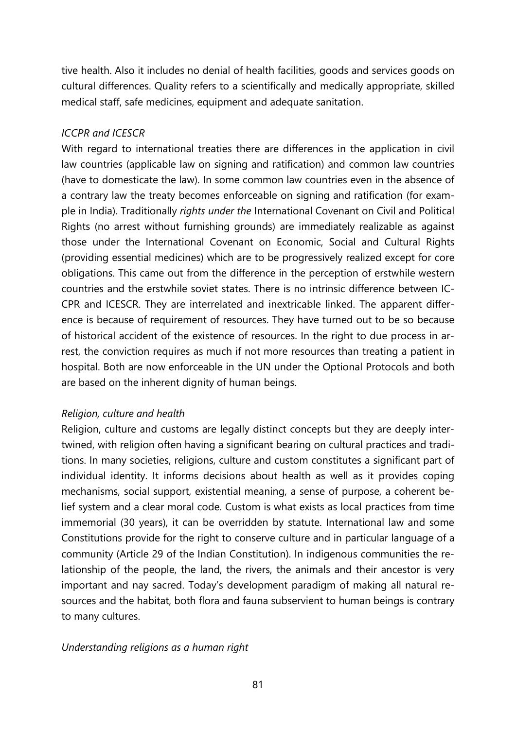tive health. Also it includes no denial of health facilities, goods and services goods on cultural differences. Quality refers to a scientifically and medically appropriate, skilled medical staff, safe medicines, equipment and adequate sanitation.

*ICCPR and ICESCR*

With regard to international treaties there are differences in the application in civil law countries (applicable law on signing and ratification) and common law countries (have to domesticate the law). In some common law countries even in the absence of a contrary law the treaty becomes enforceable on signing and ratification (for example in India). Traditionally *rights under the* International Covenant on Civil and Political Rights (no arrest without furnishing grounds) are immediately realizable as against those under the International Covenant on Economic, Social and Cultural Rights (providing essential medicines) which are to be progressively realized except for core obligations. This came out from the difference in the perception of erstwhile western countries and the erstwhile soviet states. There is no intrinsic difference between ICCPR and ICESCR. They are interrelated and inextricable linked. The apparent difference is because of requirement of resources. They have turned out to be so because of historical accident of the existence of resources. In the right to due process in arrest, the conviction requires as much if not more resources than treating a patient in hospital. Both are now enforceable in the UN under the Optional Protocols and both are based on the inherent dignity of human beings.

*Religion, culture and health*

Religion, culture and customs are legally distinct concepts but they are deeply intertwined, with religion often having a significant bearing on cultural practices and traditions. In many societies, religions, culture and custom constitutes a significant part of individual identity. It informs decisions about health as well as it provides coping mechanisms, social support, existential meaning, a sense of purpose, a coherent belief system and a clear moral code. Custom is what exists as local practices from time immemorial (30 years), it can be overridden by statute. International law and some Constitutions provide for the right to conserve culture and in particular language of a community (Article 29 of the Indian Constitution). In indigenous communities the relationship of the people, the land, the rivers, the animals and their ancestor is very important and nay sacred. Today's development paradigm of making all natural resources and the habitat, both flora and fauna subservient to human beings is contrary to many cultures.

*Understanding religions as a human right*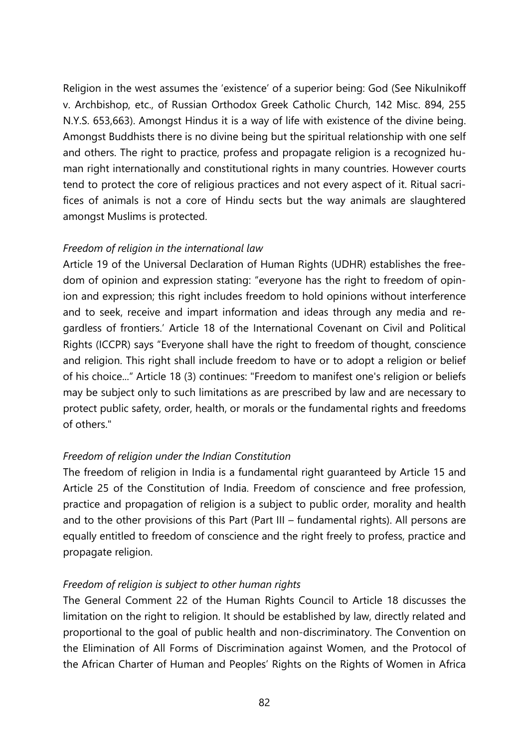Religion in the west assumes the 'existence' of a superior being: God (See Nikulnikoff v. Archbishop, etc., of Russian Orthodox Greek Catholic Church, 142 Misc. 894, 255 N.Y.S. 653,663). Amongst Hindus it is a way of life with existence of the divine being. Amongst Buddhists there is no divine being but the spiritual relationship with one self and others. The right to practice, profess and propagate religion is a recognized human right internationally and constitutional rights in many countries. However courts tend to protect the core of religious practices and not every aspect of it. Ritual sacrifices of animals is not a core of Hindu sects but the way animals are slaughtered amongst Muslims is protected.

*Freedom of religion in the international law*

Article 19 of the Universal Declaration of Human Rights (UDHR) establishes the freedom of opinion and expression stating: "everyone has the right to freedom of opinion and expression; this right includes freedom to hold opinions without interference and to seek, receive and impart information and ideas through any media and regardless of frontiers.' Article 18 of the International Covenant on Civil and Political Rights (ICCPR) says "Everyone shall have the right to freedom of thought, conscience and religion. This right shall include freedom to have or to adopt a religion or belief of his choice..." Article 18 (3) continues: "Freedom to manifest one's religion or beliefs may be subject only to such limitations as are prescribed by law and are necessary to protect public safety, order, health, or morals or the fundamental rights and freedoms of others."

*Freedom of religion under the Indian Constitution*

The freedom of religion in India is a fundamental right guaranteed by Article 15 and Article 25 of the Constitution of India. Freedom of conscience and free profession, practice and propagation of religion is a subject to public order, morality and health and to the other provisions of this Part (Part III – fundamental rights). All persons are equally entitled to freedom of conscience and the right freely to profess, practice and propagate religion.

*Freedom of religion is subject to other human rights*

The General Comment 22 of the Human Rights Council to Article 18 discusses the limitation on the right to religion. It should be established by law, directly related and proportional to the goal of public health and non-discriminatory. The Convention on the Elimination of All Forms of Discrimination against Women, and the Protocol of the African Charter of Human and Peoples' Rights on the Rights of Women in Africa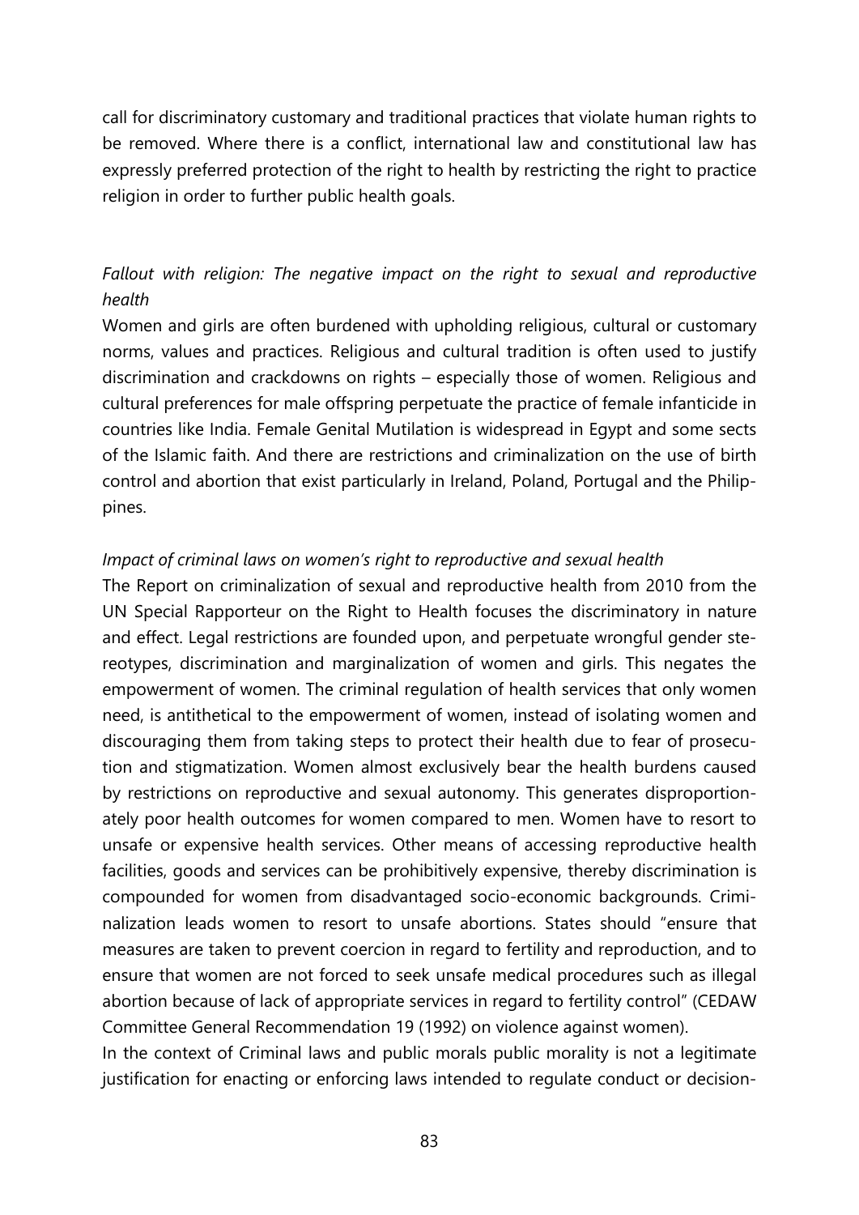call for discriminatory customary and traditional practices that violate human rights to be removed. Where there is a conflict, international law and constitutional law has expressly preferred protection of the right to health by restricting the right to practice religion in order to further public health goals.

*Fallout with religion: The negative impact on the right to sexual and reproductive health*

Women and girls are often burdened with upholding religious, cultural or customary norms, values and practices. Religious and cultural tradition is often used to justify discrimination and crackdowns on rights – especially those of women. Religious and cultural preferences for male offspring perpetuate the practice of female infanticide in countries like India. Female Genital Mutilation is widespread in Egypt and some sects of the Islamic faith. And there are restrictions and criminalization on the use of birth control and abortion that exist particularly in Ireland, Poland, Portugal and the Philippines.

*Impact of criminal laws on women's right to reproductive and sexual health*

The Report on criminalization of sexual and reproductive health from 2010 from the UN Special Rapporteur on the Right to Health focuses the discriminatory in nature and effect. Legal restrictions are founded upon, and perpetuate wrongful gender stereotypes, discrimination and marginalization of women and girls. This negates the empowerment of women. The criminal regulation of health services that only women need, is antithetical to the empowerment of women, instead of isolating women and discouraging them from taking steps to protect their health due to fear of prosecution and stigmatization. Women almost exclusively bear the health burdens caused by restrictions on reproductive and sexual autonomy. This generates disproportionately poor health outcomes for women compared to men. Women have to resort to unsafe or expensive health services. Other means of accessing reproductive health facilities, goods and services can be prohibitively expensive, thereby discrimination is compounded for women from disadvantaged socio-economic backgrounds. Criminalization leads women to resort to unsafe abortions. States should "ensure that measures are taken to prevent coercion in regard to fertility and reproduction, and to ensure that women are not forced to seek unsafe medical procedures such as illegal abortion because of lack of appropriate services in regard to fertility control" (CEDAW Committee General Recommendation 19 (1992) on violence against women).

In the context of Criminal laws and public morals public morality is not a legitimate justification for enacting or enforcing laws intended to regulate conduct or decision-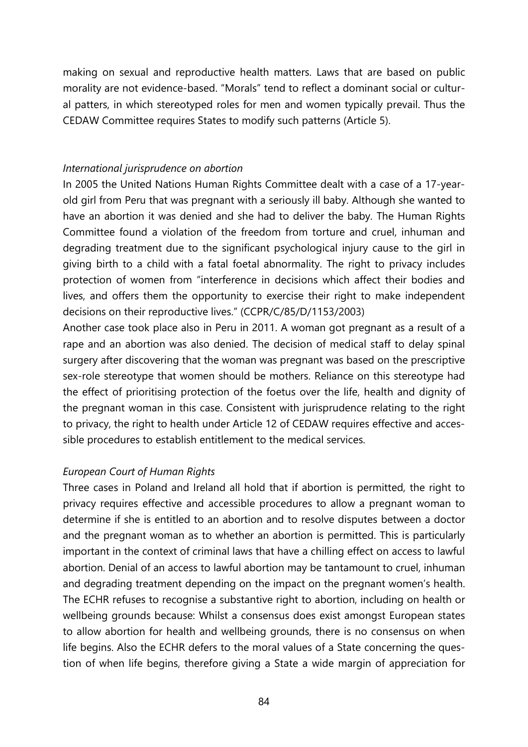making on sexual and reproductive health matters. Laws that are based on public morality are not evidence-based. "Morals" tend to reflect a dominant social or cultural patters, in which stereotyped roles for men and women typically prevail. Thus the CEDAW Committee requires States to modify such patterns (Article 5).

*International jurisprudence on abortion*

In 2005 the United Nations Human Rights Committee dealt with a case of a 17-year-old girl from Peru that was pregnant with a seriously ill baby. Although she wanted to have an abortion it was denied and she had to deliver the baby. The Human Rights Committee found a violation of the freedom from torture and cruel, inhuman and degrading treatment due to the significant psychological injury cause to the girl in giving birth to a child with a fatal foetal abnormality. The right to privacy includes protection of women from "interference in decisions which affect their bodies and lives, and offers them the opportunity to exercise their right to make independent decisions on their reproductive lives." (CCPR/C/85/D/1153/2003)

Another case took place also in Peru in 2011. A woman got pregnant as a result of a rape and an abortion was also denied. The decision of medical staff to delay spinal surgery after discovering that the woman was pregnant was based on the prescriptive sex-role stereotype that women should be mothers. Reliance on this stereotype had the effect of prioritising protection of the foetus over the life, health and dignity of the pregnant woman in this case. Consistent with jurisprudence relating to the right to privacy, the right to health under Article 12 of CEDAW requires effective and accessible procedures to establish entitlement to the medical services.

*European Court of Human Rights*

Three cases in Poland and Ireland all hold that if abortion is permitted, the right to privacy requires effective and accessible procedures to allow a pregnant woman to determine if she is entitled to an abortion and to resolve disputes between a doctor and the pregnant woman as to whether an abortion is permitted. This is particularly important in the context of criminal laws that have a chilling effect on access to lawful abortion. Denial of an access to lawful abortion may be tantamount to cruel, inhuman and degrading treatment depending on the impact on the pregnant women's health. The ECHR refuses to recognise a substantive right to abortion, including on health or wellbeing grounds because: Whilst a consensus does exist amongst European states to allow abortion for health and wellbeing grounds, there is no consensus on when life begins. Also the ECHR defers to the moral values of a State concerning the question of when life begins, therefore giving a State a wide margin of appreciation for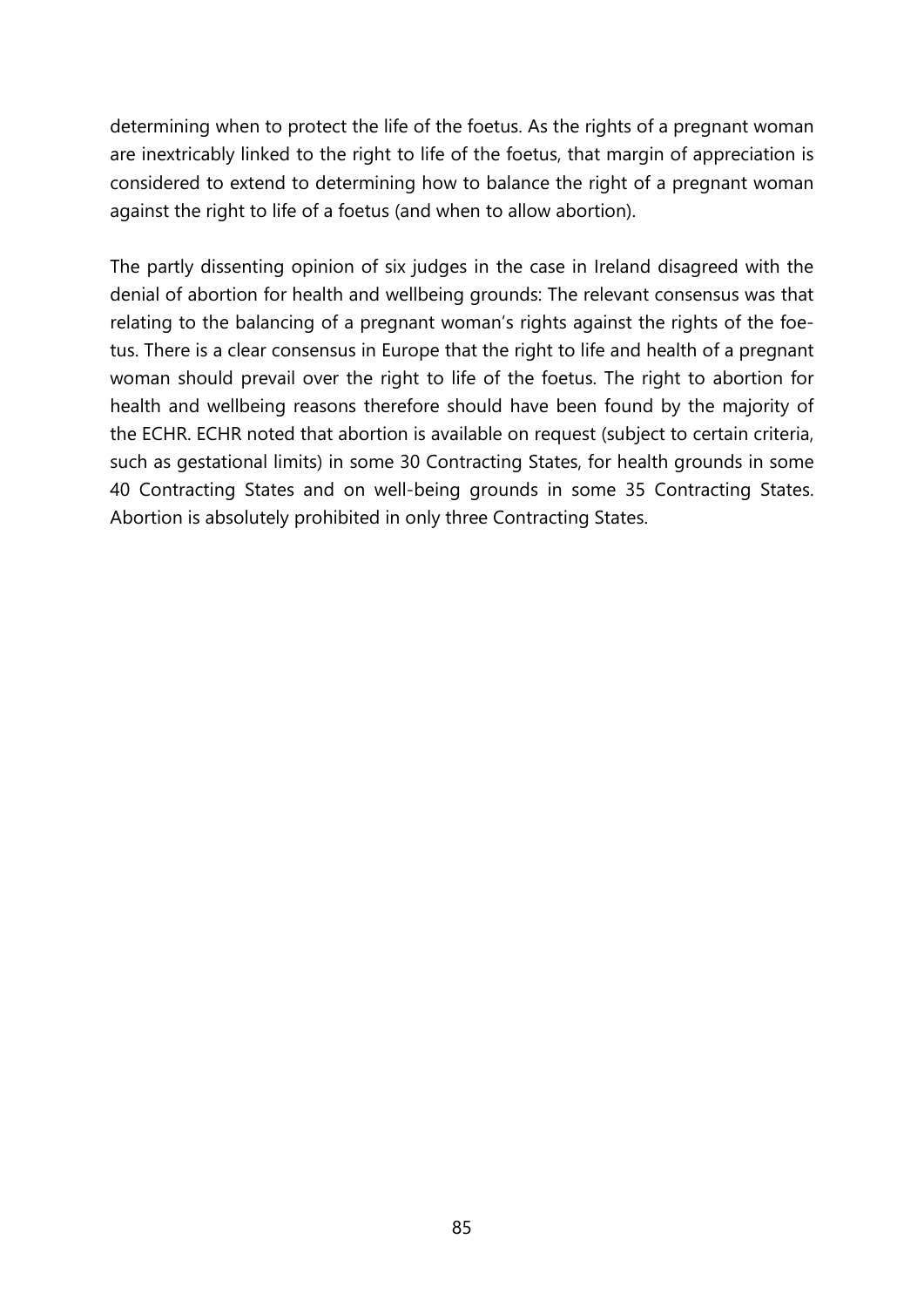determining when to protect the life of the foetus. As the rights of a pregnant woman are inextricably linked to the right to life of the foetus, that margin of appreciation is considered to extend to determining how to balance the right of a pregnant woman against the right to life of a foetus (and when to allow abortion).

The partly dissenting opinion of six judges in the case in Ireland disagreed with the denial of abortion for health and wellbeing grounds: The relevant consensus was that relating to the balancing of a pregnant woman's rights against the rights of the foetus. There is a clear consensus in Europe that the right to life and health of a pregnant woman should prevail over the right to life of the foetus. The right to abortion for health and wellbeing reasons therefore should have been found by the majority of the ECHR. ECHR noted that abortion is available on request (subject to certain criteria, such as gestational limits) in some 30 Contracting States, for health grounds in some 40 Contracting States and on well-being grounds in some 35 Contracting States. Abortion is absolutely prohibited in only three Contracting States.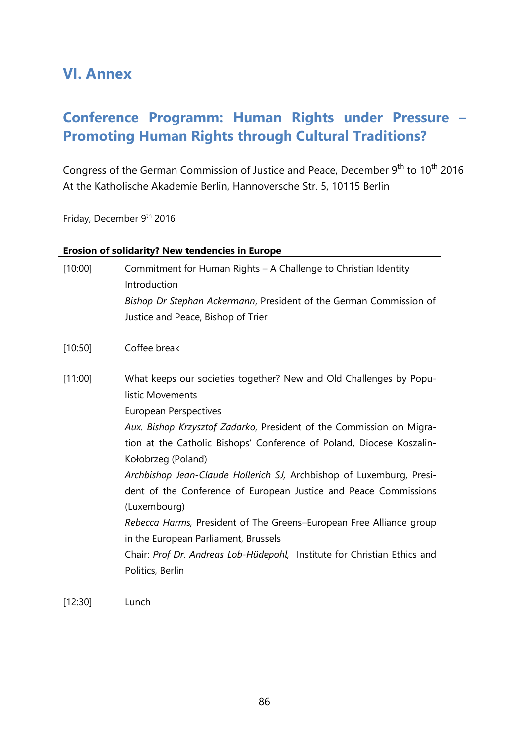# VI. Annex

## Conference Programm: Human Rights under Pressure – Promoting Human Rights through Cultural Traditions?

Congress of the German Commission of Justice and Peace, December 9th to 10th 2016
At the Katholische Akademie Berlin, Hannoversche Str. 5, 10115 Berlin

Friday, December 9th 2016

**Erosion of solidarity? New tendencies in Europe**

| | |
|---|---|
| [10:00] | Commitment for Human Rights – A Challenge to Christian Identity<br>Introduction<br>*Bishop Dr Stephan Ackermann*, President of the German Commission of Justice and Peace, Bishop of Trier |
| [10:50] | Coffee break |
| [11:00] | What keeps our societies together? New and Old Challenges by Populistic Movements<br>European Perspectives<br>*Aux. Bishop Krzysztof Zadarko*, President of the Commission on Migration at the Catholic Bishops' Conference of Poland, Diocese Koszalin-Kołobrzeg (Poland)<br>*Archbishop Jean-Claude Hollerich SJ,* Archbishop of Luxemburg, President of the Conference of European Justice and Peace Commissions (Luxembourg)<br>*Rebecca Harms,* President of The Greens–European Free Alliance group in the European Parliament, Brussels<br>Chair: *Prof Dr. Andreas Lob-Hüdepohl,* Institute for Christian Ethics and Politics, Berlin |
| [12:30] | Lunch |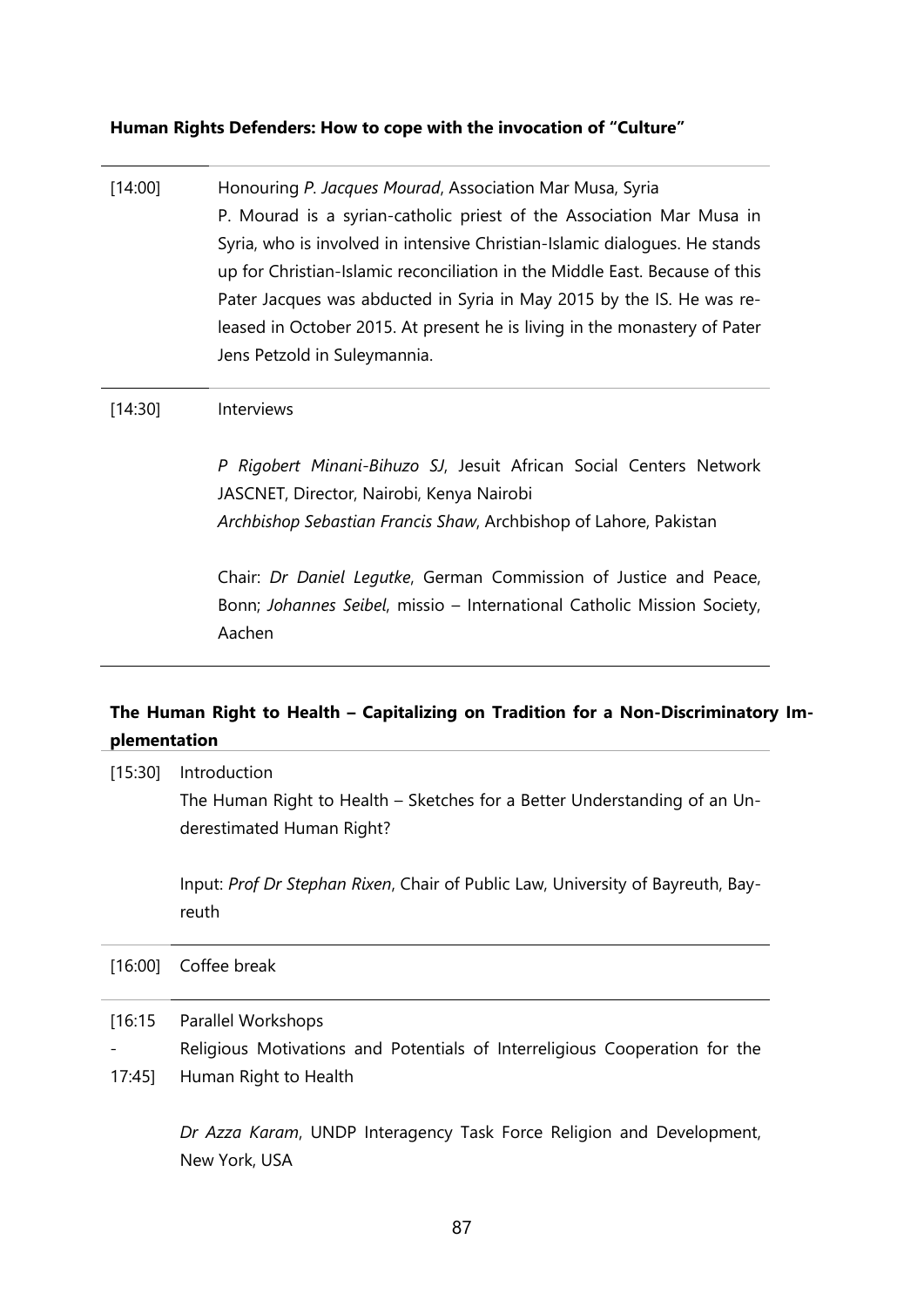**Human Rights Defenders: How to cope with the invocation of "Culture"**

[14:00] Honouring *P. Jacques Mourad*, Association Mar Musa, Syria

P. Mourad is a syrian-catholic priest of the Association Mar Musa in Syria, who is involved in intensive Christian-Islamic dialogues. He stands up for Christian-Islamic reconciliation in the Middle East. Because of this Pater Jacques was abducted in Syria in May 2015 by the IS. He was released in October 2015. At present he is living in the monastery of Pater Jens Petzold in Suleymannia.

[14:30] Interviews

*P Rigobert Minani-Bihuzo SJ*, Jesuit African Social Centers Network JASCNET, Director, Nairobi, Kenya Nairobi
*Archbishop Sebastian Francis Shaw*, Archbishop of Lahore, Pakistan

Chair: *Dr Daniel Legutke*, German Commission of Justice and Peace, Bonn; *Johannes Seibel*, missio – International Catholic Mission Society, Aachen

**The Human Right to Health – Capitalizing on Tradition for a Non-Discriminatory Implementation**

[15:30] Introduction

The Human Right to Health – Sketches for a Better Understanding of an Underestimated Human Right?

Input: *Prof Dr Stephan Rixen*, Chair of Public Law, University of Bayreuth, Bayreuth

[16:00] Coffee break

[16:15 - 17:45] Parallel Workshops

Religious Motivations and Potentials of Interreligious Cooperation for the Human Right to Health

*Dr Azza Karam*, UNDP Interagency Task Force Religion and Development, New York, USA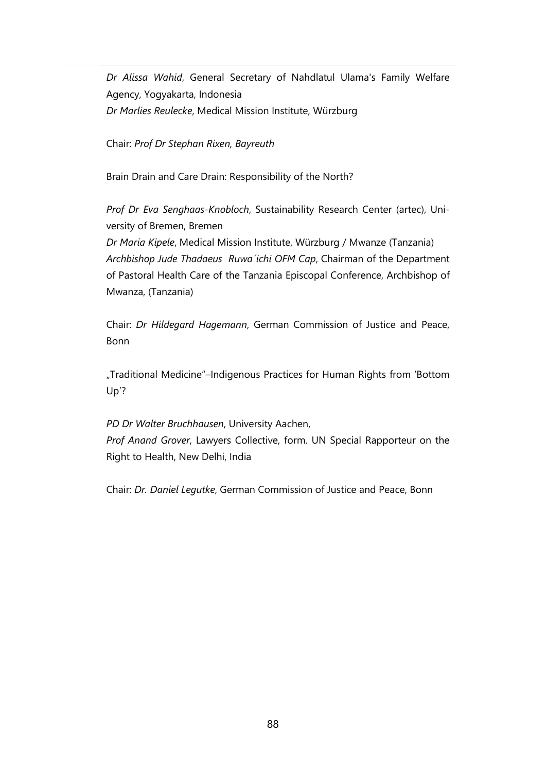*Dr Alissa Wahid*, General Secretary of Nahdlatul Ulama's Family Welfare Agency, Yogyakarta, Indonesia
*Dr Marlies Reulecke*, Medical Mission Institute, Würzburg

Chair: *Prof Dr Stephan Rixen, Bayreuth*

Brain Drain and Care Drain: Responsibility of the North?

*Prof Dr Eva Senghaas-Knobloch*, Sustainability Research Center (artec), University of Bremen, Bremen
*Dr Maria Kipele*, Medical Mission Institute, Würzburg / Mwanze (Tanzania)
*Archbishop Jude Thadaeus Ruwa´ichi OFM Cap*, Chairman of the Department of Pastoral Health Care of the Tanzania Episcopal Conference, Archbishop of Mwanza, (Tanzania)

Chair: *Dr Hildegard Hagemann*, German Commission of Justice and Peace, Bonn

„Traditional Medicine"–Indigenous Practices for Human Rights from 'Bottom Up'?

*PD Dr Walter Bruchhausen*, University Aachen,
*Prof Anand Grover*, Lawyers Collective, form. UN Special Rapporteur on the Right to Health, New Delhi, India

Chair: *Dr. Daniel Legutke*, German Commission of Justice and Peace, Bonn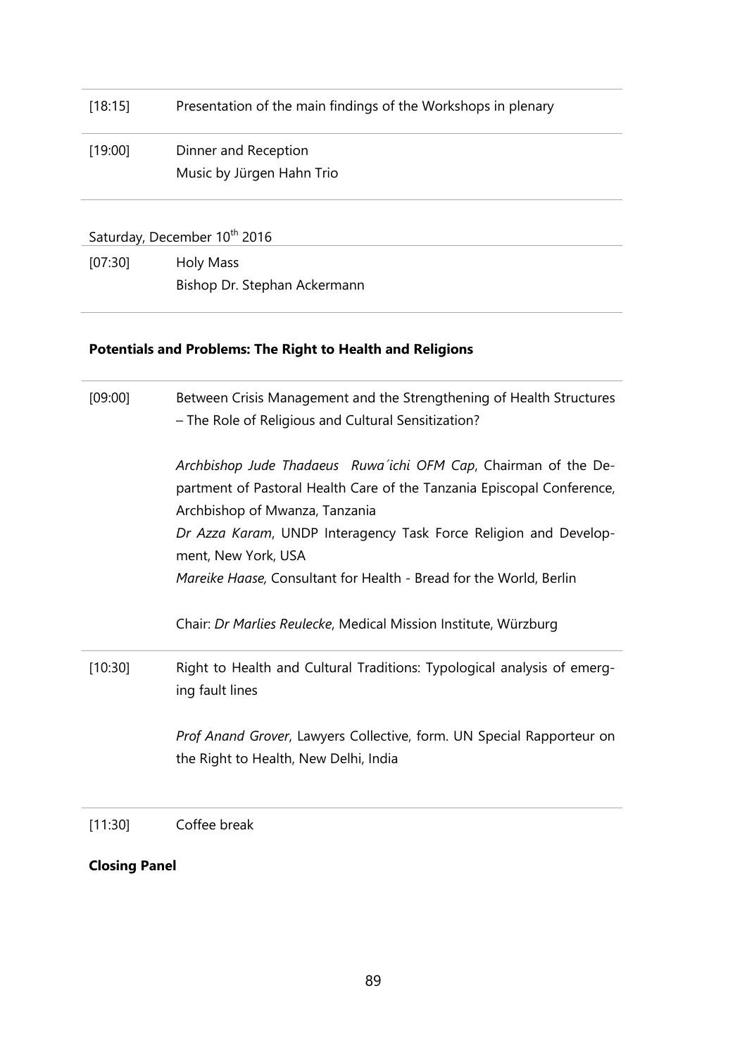| | |
|---|---|
| [18:15] | Presentation of the main findings of the Workshops in plenary |
| [19:00] | Dinner and Reception<br>Music by Jürgen Hahn Trio |

Saturday, December 10th 2016

| | |
|---|---|
| [07:30] | Holy Mass<br>Bishop Dr. Stephan Ackermann |

**Potentials and Problems: The Right to Health and Religions**

| | |
|---|---|
| [09:00] | Between Crisis Management and the Strengthening of Health Structures – The Role of Religious and Cultural Sensitization?<br><br>*Archbishop Jude Thadaeus Ruwa´ichi OFM Cap*, Chairman of the Department of Pastoral Health Care of the Tanzania Episcopal Conference, Archbishop of Mwanza, Tanzania<br>*Dr Azza Karam*, UNDP Interagency Task Force Religion and Development, New York, USA<br>*Mareike Haase,* Consultant for Health - Bread for the World, Berlin<br><br>Chair: *Dr Marlies Reulecke*, Medical Mission Institute, Würzburg |
| [10:30] | Right to Health and Cultural Traditions: Typological analysis of emerging fault lines<br><br>*Prof Anand Grover*, Lawyers Collective, form. UN Special Rapporteur on the Right to Health, New Delhi, India |
| [11:30] | Coffee break |

**Closing Panel**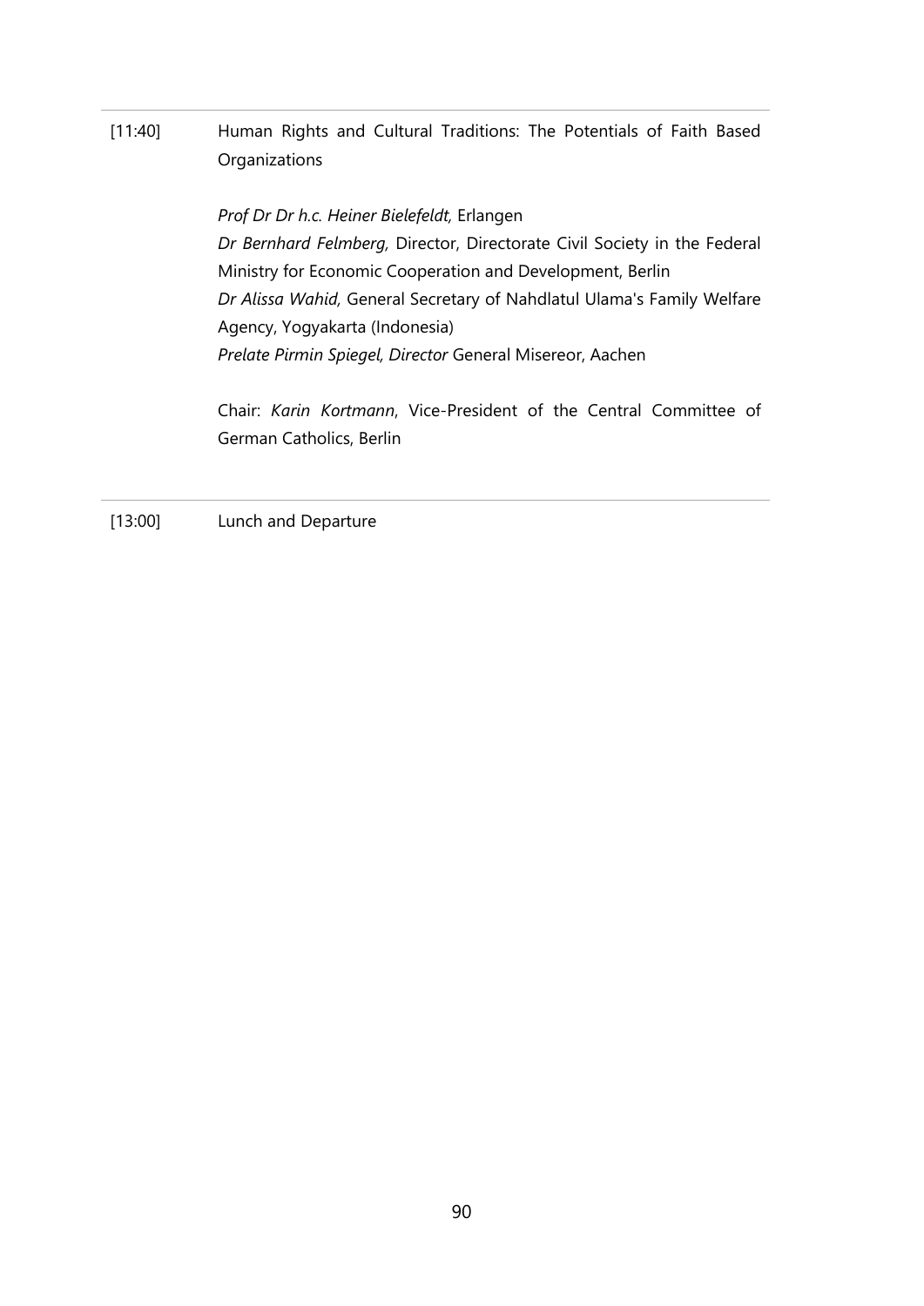---

[11:40] Human Rights and Cultural Traditions: The Potentials of Faith Based Organizations

*Prof Dr Dr h.c. Heiner Bielefeldt,* Erlangen
*Dr Bernhard Felmberg,* Director, Directorate Civil Society in the Federal Ministry for Economic Cooperation and Development, Berlin
*Dr Alissa Wahid,* General Secretary of Nahdlatul Ulama's Family Welfare Agency, Yogyakarta (Indonesia)
*Prelate Pirmin Spiegel, Director* General Misereor, Aachen

Chair: *Karin Kortmann*, Vice-President of the Central Committee of German Catholics, Berlin

---

[13:00] Lunch and Departure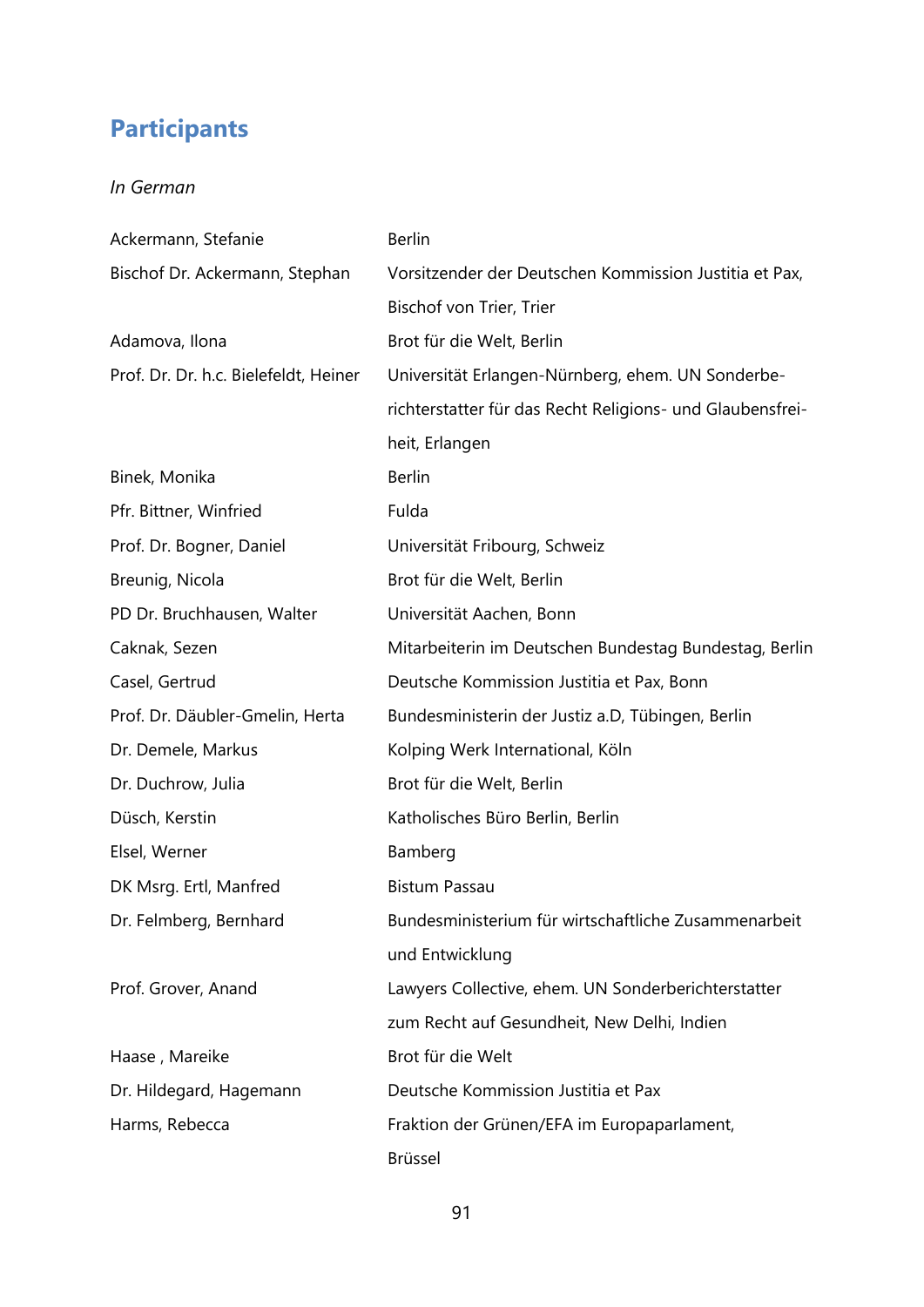## Participants

*In German*

| | |
|---|---|
| Ackermann, Stefanie | Berlin |
| Bischof Dr. Ackermann, Stephan | Vorsitzender der Deutschen Kommission Justitia et Pax, Bischof von Trier, Trier |
| Adamova, Ilona | Brot für die Welt, Berlin |
| Prof. Dr. Dr. h.c. Bielefeldt, Heiner | Universität Erlangen-Nürnberg, ehem. UN Sonderbe-richterstatter für das Recht Religions- und Glaubensfrei-heit, Erlangen |
| Binek, Monika | Berlin |
| Pfr. Bittner, Winfried | Fulda |
| Prof. Dr. Bogner, Daniel | Universität Fribourg, Schweiz |
| Breunig, Nicola | Brot für die Welt, Berlin |
| PD Dr. Bruchhausen, Walter | Universität Aachen, Bonn |
| Caknak, Sezen | Mitarbeiterin im Deutschen Bundestag Bundestag, Berlin |
| Casel, Gertrud | Deutsche Kommission Justitia et Pax, Bonn |
| Prof. Dr. Däubler-Gmelin, Herta | Bundesministerin der Justiz a.D, Tübingen, Berlin |
| Dr. Demele, Markus | Kolping Werk International, Köln |
| Dr. Duchrow, Julia | Brot für die Welt, Berlin |
| Düsch, Kerstin | Katholisches Büro Berlin, Berlin |
| Elsel, Werner | Bamberg |
| DK Msrg. Ertl, Manfred | Bistum Passau |
| Dr. Felmberg, Bernhard | Bundesministerium für wirtschaftliche Zusammenarbeit und Entwicklung |
| Prof. Grover, Anand | Lawyers Collective, ehem. UN Sonderberichterstatter zum Recht auf Gesundheit, New Delhi, Indien |
| Haase , Mareike | Brot für die Welt |
| Dr. Hildegard, Hagemann | Deutsche Kommission Justitia et Pax |
| Harms, Rebecca | Fraktion der Grünen/EFA im Europaparlament, Brüssel |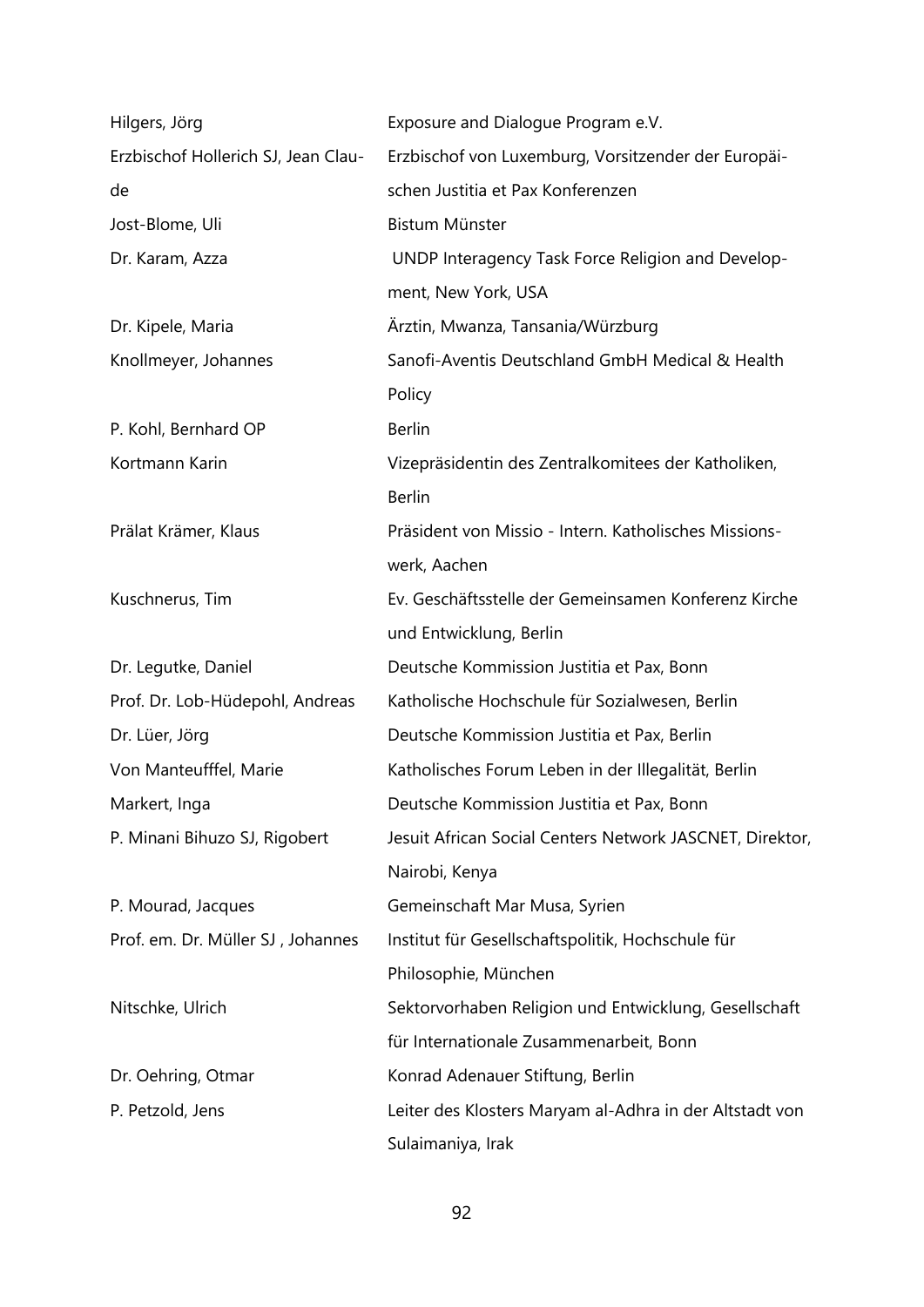| | |
|---|---|
| Hilgers, Jörg | Exposure and Dialogue Program e.V. |
| Erzbischof Hollerich SJ, Jean Claude | Erzbischof von Luxemburg, Vorsitzender der Europäischen Justitia et Pax Konferenzen |
| Jost-Blome, Uli | Bistum Münster |
| Dr. Karam, Azza | UNDP Interagency Task Force Religion and Development, New York, USA |
| Dr. Kipele, Maria | Ärztin, Mwanza, Tansania/Würzburg |
| Knollmeyer, Johannes | Sanofi-Aventis Deutschland GmbH Medical & Health Policy |
| P. Kohl, Bernhard OP | Berlin |
| Kortmann Karin | Vizepräsidentin des Zentralkomitees der Katholiken, Berlin |
| Prälat Krämer, Klaus | Präsident von Missio - Intern. Katholisches Missionswerk, Aachen |
| Kuschnerus, Tim | Ev. Geschäftsstelle der Gemeinsamen Konferenz Kirche und Entwicklung, Berlin |
| Dr. Legutke, Daniel | Deutsche Kommission Justitia et Pax, Bonn |
| Prof. Dr. Lob-Hüdepohl, Andreas | Katholische Hochschule für Sozialwesen, Berlin |
| Dr. Lüer, Jörg | Deutsche Kommission Justitia et Pax, Berlin |
| Von Manteufffel, Marie | Katholisches Forum Leben in der Illegalität, Berlin |
| Markert, Inga | Deutsche Kommission Justitia et Pax, Bonn |
| P. Minani Bihuzo SJ, Rigobert | Jesuit African Social Centers Network JASCNET, Direktor, Nairobi, Kenya |
| P. Mourad, Jacques | Gemeinschaft Mar Musa, Syrien |
| Prof. em. Dr. Müller SJ , Johannes | Institut für Gesellschaftspolitik, Hochschule für Philosophie, München |
| Nitschke, Ulrich | Sektorvorhaben Religion und Entwicklung, Gesellschaft für Internationale Zusammenarbeit, Bonn |
| Dr. Oehring, Otmar | Konrad Adenauer Stiftung, Berlin |
| P. Petzold, Jens | Leiter des Klosters Maryam al-Adhra in der Altstadt von Sulaimaniya, Irak |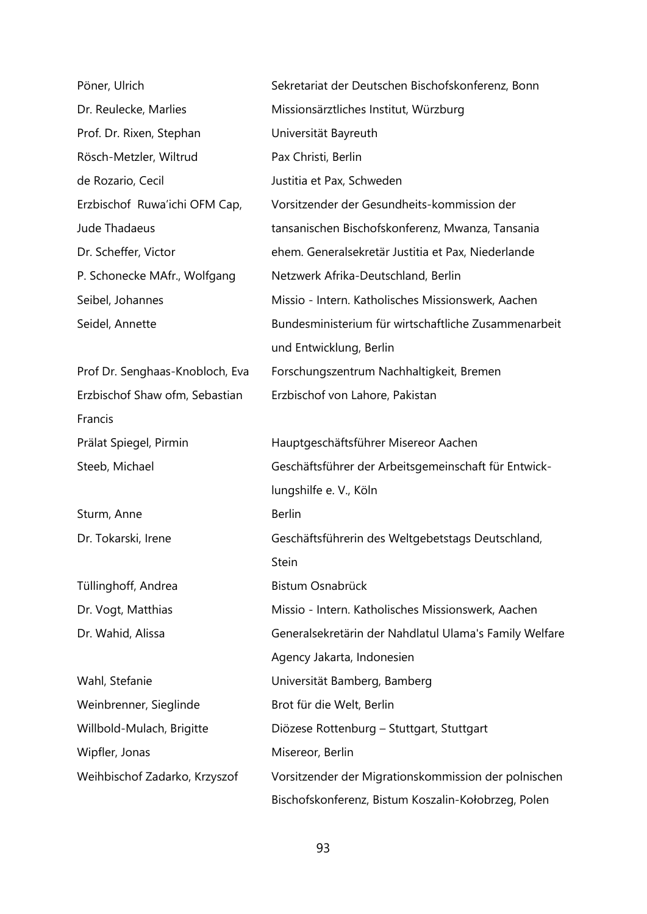| | |
|---|---|
| Pöner, Ulrich | Sekretariat der Deutschen Bischofskonferenz, Bonn |
| Dr. Reulecke, Marlies | Missionsärztliches Institut, Würzburg |
| Prof. Dr. Rixen, Stephan | Universität Bayreuth |
| Rösch-Metzler, Wiltrud | Pax Christi, Berlin |
| de Rozario, Cecil | Justitia et Pax, Schweden |
| Erzbischof Ruwa'ichi OFM Cap, Jude Thadaeus | Vorsitzender der Gesundheits-kommission der tansanischen Bischofskonferenz, Mwanza, Tansania |
| Dr. Scheffer, Victor | ehem. Generalsekretär Justitia et Pax, Niederlande |
| P. Schonecke MAfr., Wolfgang | Netzwerk Afrika-Deutschland, Berlin |
| Seibel, Johannes | Missio - Intern. Katholisches Missionswerk, Aachen |
| Seidel, Annette | Bundesministerium für wirtschaftliche Zusammenarbeit und Entwicklung, Berlin |
| Prof Dr. Senghaas-Knobloch, Eva | Forschungszentrum Nachhaltigkeit, Bremen |
| Erzbischof Shaw ofm, Sebastian Francis | Erzbischof von Lahore, Pakistan |
| Prälat Spiegel, Pirmin | Hauptgeschäftsführer Misereor Aachen |
| Steeb, Michael | Geschäftsführer der Arbeitsgemeinschaft für Entwicklungshilfe e. V., Köln |
| Sturm, Anne | Berlin |
| Dr. Tokarski, Irene | Geschäftsführerin des Weltgebetstags Deutschland, Stein |
| Tüllinghoff, Andrea | Bistum Osnabrück |
| Dr. Vogt, Matthias | Missio - Intern. Katholisches Missionswerk, Aachen |
| Dr. Wahid, Alissa | Generalsekretärin der Nahdlatul Ulama's Family Welfare Agency Jakarta, Indonesien |
| Wahl, Stefanie | Universität Bamberg, Bamberg |
| Weinbrenner, Sieglinde | Brot für die Welt, Berlin |
| Willbold-Mulach, Brigitte | Diözese Rottenburg – Stuttgart, Stuttgart |
| Wipfler, Jonas | Misereor, Berlin |
| Weihbischof Zadarko, Krzyszof | Vorsitzender der Migrationskommission der polnischen Bischofskonferenz, Bistum Koszalin-Kołobrzeg, Polen |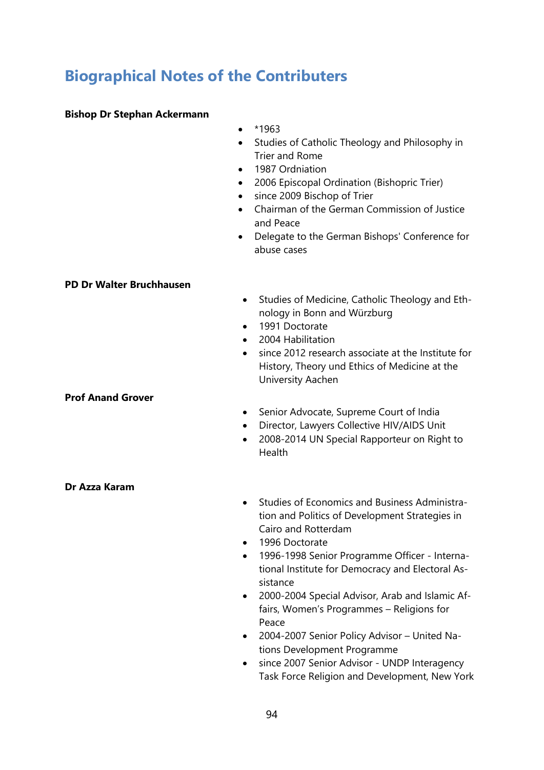# Biographical Notes of the Contributers

**Bishop Dr Stephan Ackermann**

- *1963
- Studies of Catholic Theology and Philosophy in Trier and Rome
- 1987 Ordniation
- 2006 Episcopal Ordination (Bishopric Trier)
- since 2009 Bischop of Trier
- Chairman of the German Commission of Justice and Peace
- Delegate to the German Bishops' Conference for abuse cases

**PD Dr Walter Bruchhausen**

- Studies of Medicine, Catholic Theology and Ethnology in Bonn and Würzburg
- 1991 Doctorate
- 2004 Habilitation
- since 2012 research associate at the Institute for History, Theory und Ethics of Medicine at the University Aachen

**Prof Anand Grover**

- Senior Advocate, Supreme Court of India
- Director, Lawyers Collective HIV/AIDS Unit
- 2008-2014 UN Special Rapporteur on Right to Health

**Dr Azza Karam**

- Studies of Economics and Business Administration and Politics of Development Strategies in Cairo and Rotterdam
- 1996 Doctorate
- 1996-1998 Senior Programme Officer - International Institute for Democracy and Electoral Assistance
- 2000-2004 Special Advisor, Arab and Islamic Affairs, Women's Programmes – Religions for Peace
- 2004-2007 Senior Policy Advisor – United Nations Development Programme
- since 2007 Senior Advisor - UNDP Interagency Task Force Religion and Development, New York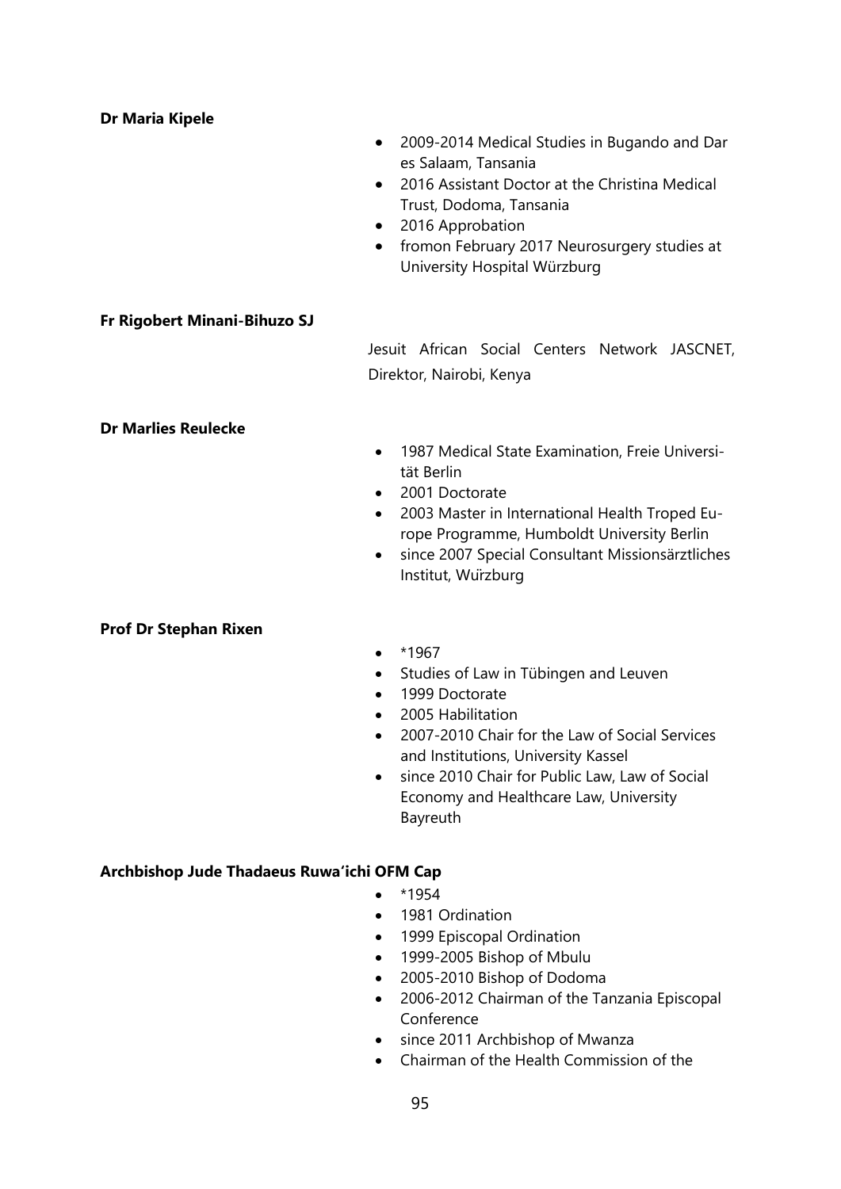**Dr Maria Kipele**

- 2009-2014 Medical Studies in Bugando and Dar es Salaam, Tansania
- 2016 Assistant Doctor at the Christina Medical Trust, Dodoma, Tansania
- 2016 Approbation
- fromon February 2017 Neurosurgery studies at University Hospital Würzburg

**Fr Rigobert Minani-Bihuzo SJ**

Jesuit African Social Centers Network JASCNET, Direktor, Nairobi, Kenya

**Dr Marlies Reulecke**

- 1987 Medical State Examination, Freie Universität Berlin
- 2001 Doctorate
- 2003 Master in International Health Troped Europe Programme, Humboldt University Berlin
- since 2007 Special Consultant Missionsärztliches Institut, Würzburg

**Prof Dr Stephan Rixen**

- *1967
- Studies of Law in Tübingen and Leuven
- 1999 Doctorate
- 2005 Habilitation
- 2007-2010 Chair for the Law of Social Services and Institutions, University Kassel
- since 2010 Chair for Public Law, Law of Social Economy and Healthcare Law, University Bayreuth

**Archbishop Jude Thadaeus Ruwa'ichi OFM Cap**

- *1954
- 1981 Ordination
- 1999 Episcopal Ordination
- 1999-2005 Bishop of Mbulu
- 2005-2010 Bishop of Dodoma
- 2006-2012 Chairman of the Tanzania Episcopal Conference
- since 2011 Archbishop of Mwanza
- Chairman of the Health Commission of the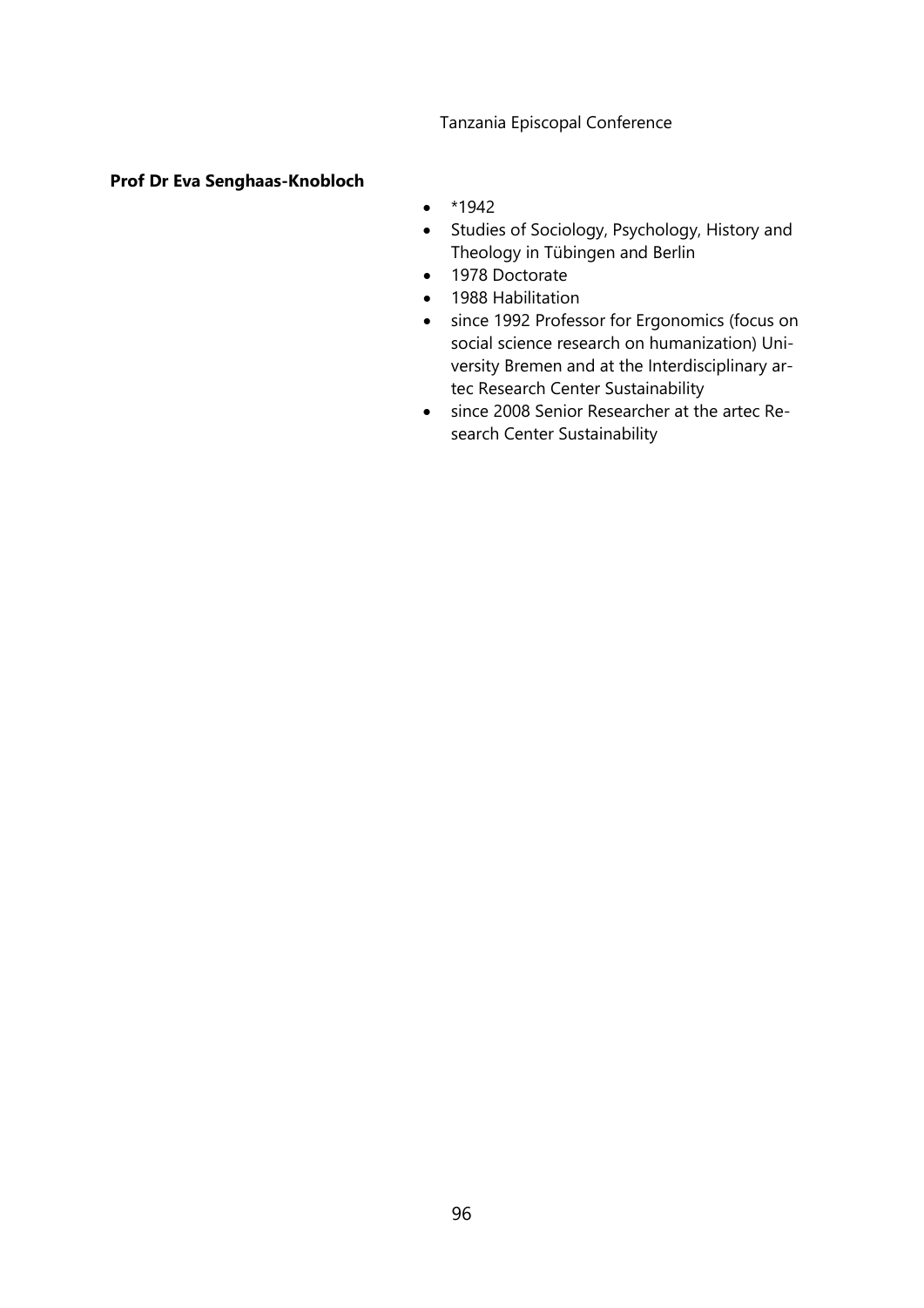Tanzania Episcopal Conference

**Prof Dr Eva Senghaas-Knobloch**

- *1942
- Studies of Sociology, Psychology, History and Theology in Tübingen and Berlin
- 1978 Doctorate
- 1988 Habilitation
- since 1992 Professor for Ergonomics (focus on social science research on humanization) University Bremen and at the Interdisciplinary artec Research Center Sustainability
- since 2008 Senior Researcher at the artec Research Center Sustainability